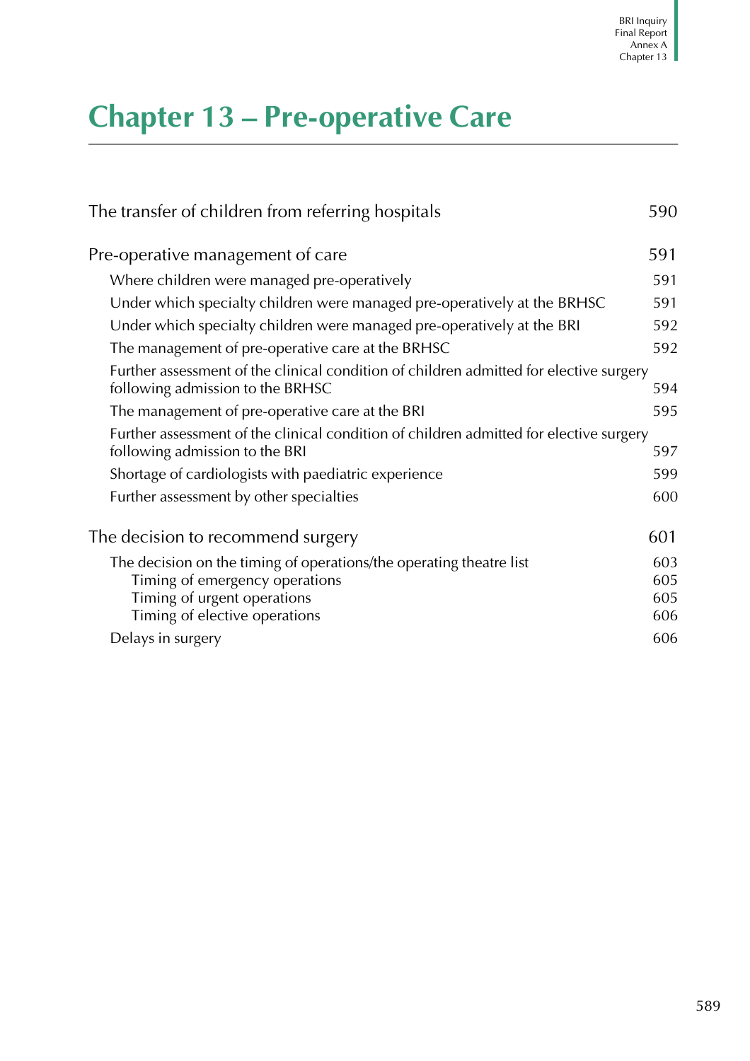# Chapter 13 – Pre-operative Care

| | |
|---|---|
| The transfer of children from referring hospitals | 590 |
| Pre-operative management of care | 591 |
| Where children were managed pre-operatively | 591 |
| Under which specialty children were managed pre-operatively at the BRHSC | 591 |
| Under which specialty children were managed pre-operatively at the BRI | 592 |
| The management of pre-operative care at the BRHSC | 592 |
| Further assessment of the clinical condition of children admitted for elective surgery following admission to the BRHSC | 594 |
| The management of pre-operative care at the BRI | 595 |
| Further assessment of the clinical condition of children admitted for elective surgery following admission to the BRI | 597 |
| Shortage of cardiologists with paediatric experience | 599 |
| Further assessment by other specialties | 600 |
| The decision to recommend surgery | 601 |
| The decision on the timing of operations/the operating theatre list | 603 |
| Timing of emergency operations | 605 |
| Timing of urgent operations | 605 |
| Timing of elective operations | 606 |
| Delays in surgery | 606 |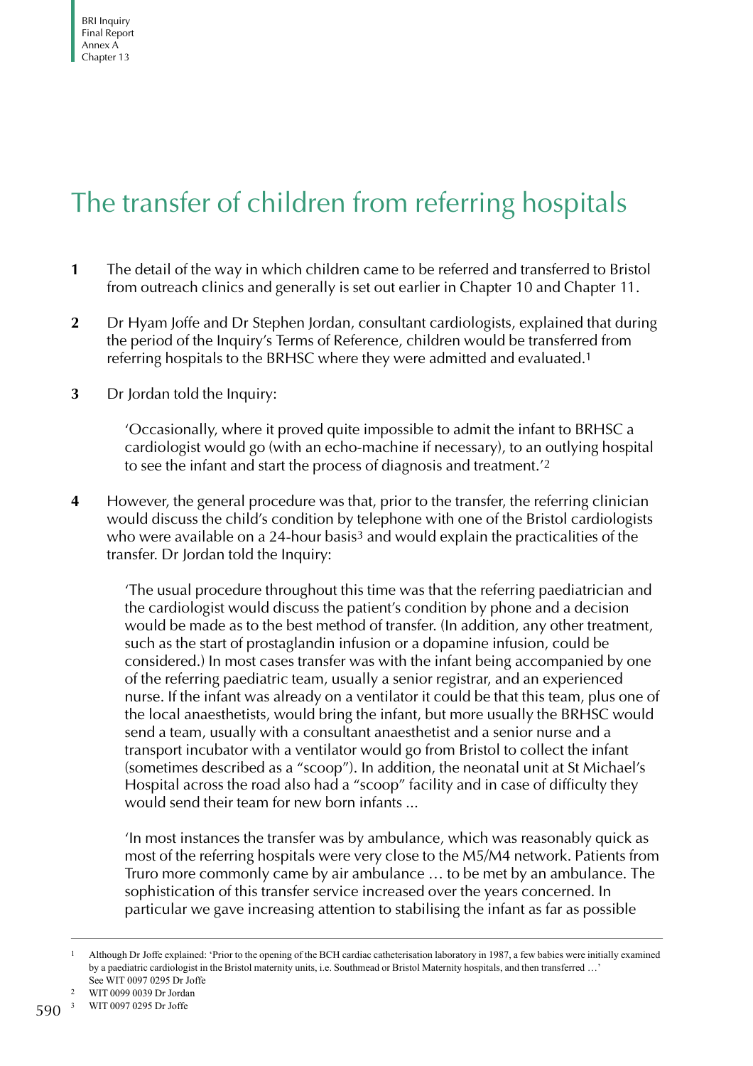# The transfer of children from referring hospitals

**1** The detail of the way in which children came to be referred and transferred to Bristol from outreach clinics and generally is set out earlier in Chapter 10 and Chapter 11.

**2** Dr Hyam Joffe and Dr Stephen Jordan, consultant cardiologists, explained that during the period of the Inquiry's Terms of Reference, children would be transferred from referring hospitals to the BRHSC where they were admitted and evaluated.[1]

**3** Dr Jordan told the Inquiry:

> 'Occasionally, where it proved quite impossible to admit the infant to BRHSC a cardiologist would go (with an echo-machine if necessary), to an outlying hospital to see the infant and start the process of diagnosis and treatment.'[2]

**4** However, the general procedure was that, prior to the transfer, the referring clinician would discuss the child's condition by telephone with one of the Bristol cardiologists who were available on a 24-hour basis[3] and would explain the practicalities of the transfer. Dr Jordan told the Inquiry:

> 'The usual procedure throughout this time was that the referring paediatrician and the cardiologist would discuss the patient's condition by phone and a decision would be made as to the best method of transfer. (In addition, any other treatment, such as the start of prostaglandin infusion or a dopamine infusion, could be considered.) In most cases transfer was with the infant being accompanied by one of the referring paediatric team, usually a senior registrar, and an experienced nurse. If the infant was already on a ventilator it could be that this team, plus one of the local anaesthetists, would bring the infant, but more usually the BRHSC would send a team, usually with a consultant anaesthetist and a senior nurse and a transport incubator with a ventilator would go from Bristol to collect the infant (sometimes described as a "scoop"). In addition, the neonatal unit at St Michael's Hospital across the road also had a "scoop" facility and in case of difficulty they would send their team for new born infants ...
>
> 'In most instances the transfer was by ambulance, which was reasonably quick as most of the referring hospitals were very close to the M5/M4 network. Patients from Truro more commonly came by air ambulance … to be met by an ambulance. The sophistication of this transfer service increased over the years concerned. In particular we gave increasing attention to stabilising the infant as far as possible

---

1 Although Dr Joffe explained: 'Prior to the opening of the BCH cardiac catheterisation laboratory in 1987, a few babies were initially examined by a paediatric cardiologist in the Bristol maternity units, i.e. Southmead or Bristol Maternity hospitals, and then transferred …' See WIT 0097 0295 Dr Joffe

2 WIT 0099 0039 Dr Jordan

3 WIT 0097 0295 Dr Joffe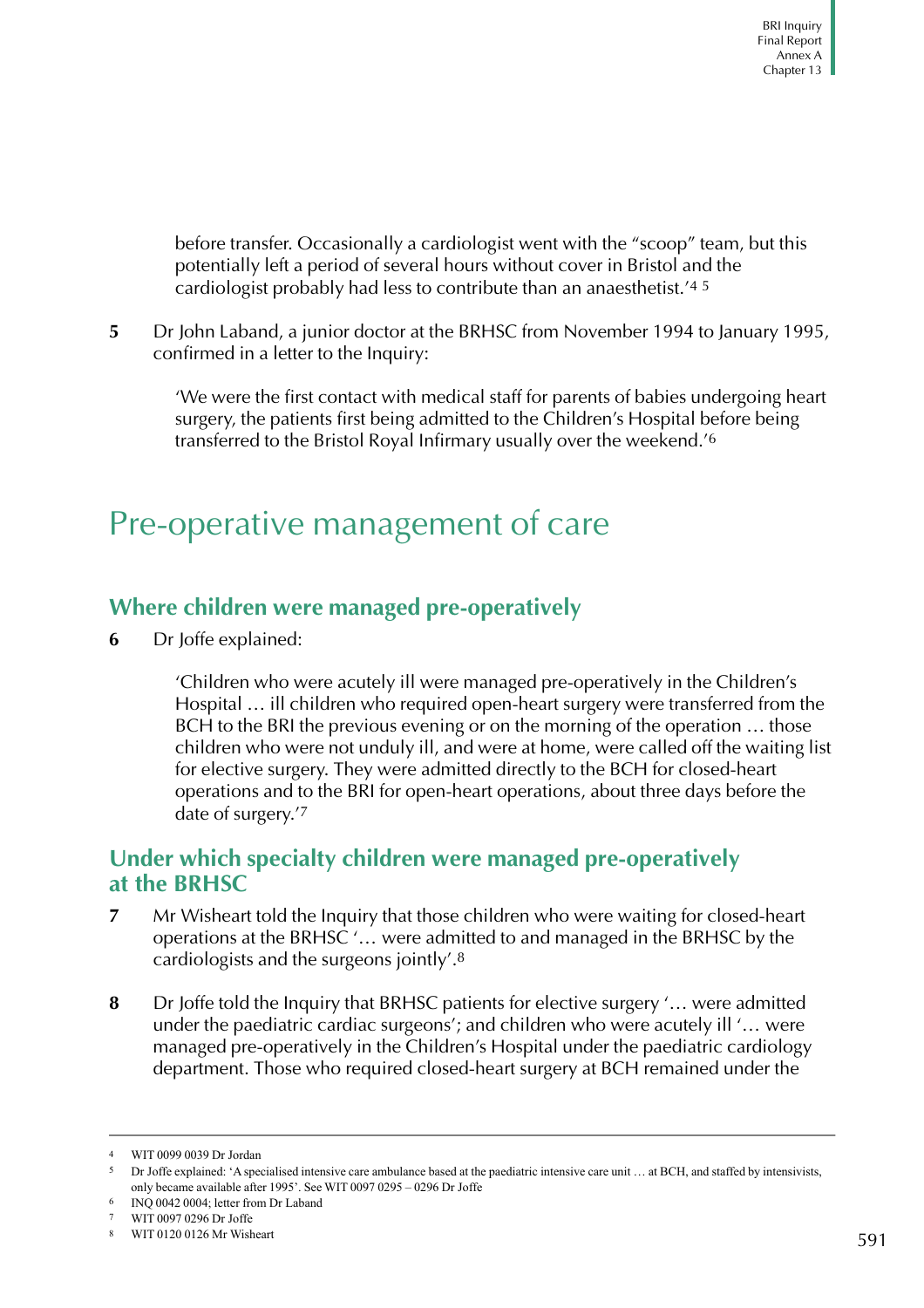before transfer. Occasionally a cardiologist went with the "scoop" team, but this potentially left a period of several hours without cover in Bristol and the cardiologist probably had less to contribute than an anaesthetist.'[4] [5]

**5** Dr John Laband, a junior doctor at the BRHSC from November 1994 to January 1995, confirmed in a letter to the Inquiry:

> 'We were the first contact with medical staff for parents of babies undergoing heart surgery, the patients first being admitted to the Children's Hospital before being transferred to the Bristol Royal Infirmary usually over the weekend.'[6]

# Pre-operative management of care

## Where children were managed pre-operatively

**6** Dr Joffe explained:

> 'Children who were acutely ill were managed pre-operatively in the Children's Hospital … ill children who required open-heart surgery were transferred from the BCH to the BRI the previous evening or on the morning of the operation … those children who were not unduly ill, and were at home, were called off the waiting list for elective surgery. They were admitted directly to the BCH for closed-heart operations and to the BRI for open-heart operations, about three days before the date of surgery.'[7]

## Under which specialty children were managed pre-operatively at the BRHSC

**7** Mr Wisheart told the Inquiry that those children who were waiting for closed-heart operations at the BRHSC '… were admitted to and managed in the BRHSC by the cardiologists and the surgeons jointly'.[8]

**8** Dr Joffe told the Inquiry that BRHSC patients for elective surgery '… were admitted under the paediatric cardiac surgeons'; and children who were acutely ill '… were managed pre-operatively in the Children's Hospital under the paediatric cardiology department. Those who required closed-heart surgery at BCH remained under the

---

[4] WIT 0099 0039 Dr Jordan

[5] Dr Joffe explained: 'A specialised intensive care ambulance based at the paediatric intensive care unit … at BCH, and staffed by intensivists, only became available after 1995'. See WIT 0097 0295 – 0296 Dr Joffe

[6] INQ 0042 0004; letter from Dr Laband

[7] WIT 0097 0296 Dr Joffe

[8] WIT 0120 0126 Mr Wisheart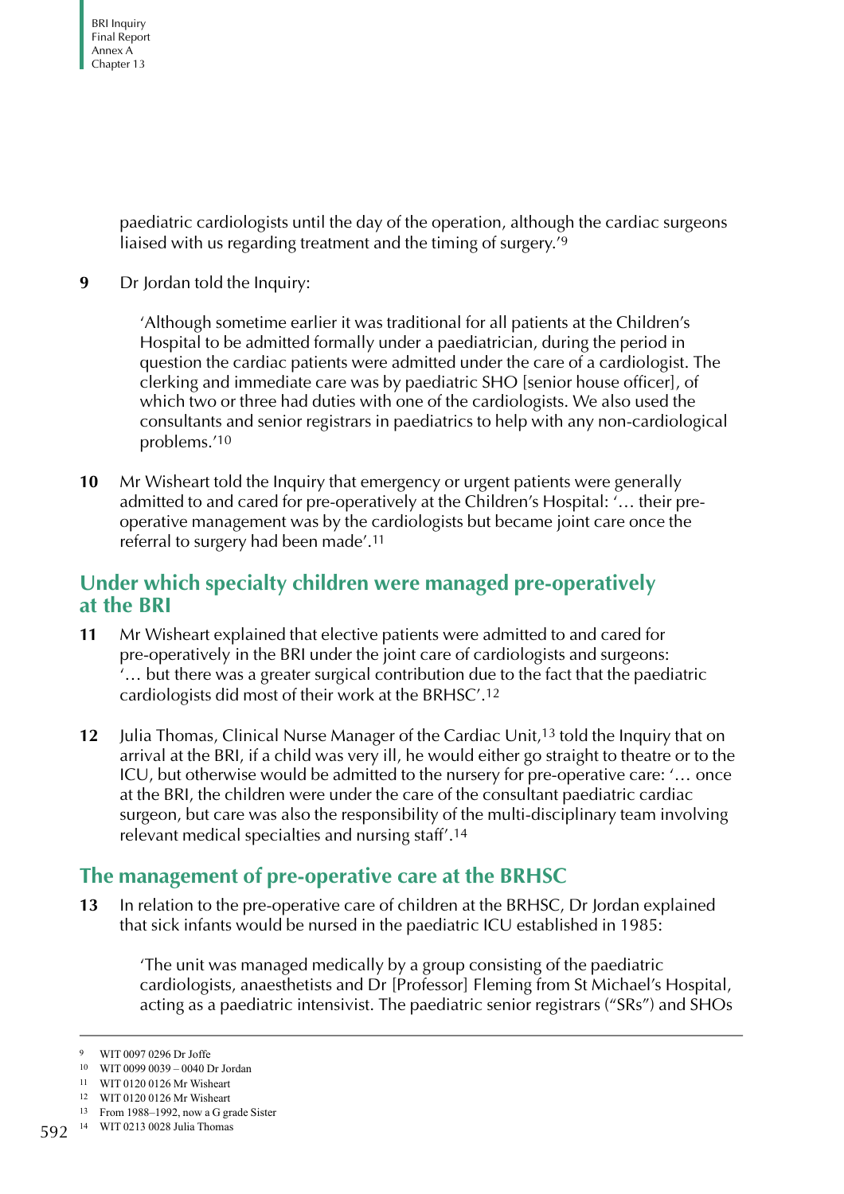paediatric cardiologists until the day of the operation, although the cardiac surgeons liaised with us regarding treatment and the timing of surgery.'[9]

**9** Dr Jordan told the Inquiry:

> 'Although sometime earlier it was traditional for all patients at the Children's Hospital to be admitted formally under a paediatrician, during the period in question the cardiac patients were admitted under the care of a cardiologist. The clerking and immediate care was by paediatric SHO [senior house officer], of which two or three had duties with one of the cardiologists. We also used the consultants and senior registrars in paediatrics to help with any non-cardiological problems.'[10]

**10** Mr Wisheart told the Inquiry that emergency or urgent patients were generally admitted to and cared for pre-operatively at the Children's Hospital: '… their pre-operative management was by the cardiologists but became joint care once the referral to surgery had been made'.[11]

## Under which specialty children were managed pre-operatively at the BRI

**11** Mr Wisheart explained that elective patients were admitted to and cared for pre-operatively in the BRI under the joint care of cardiologists and surgeons: '… but there was a greater surgical contribution due to the fact that the paediatric cardiologists did most of their work at the BRHSC'.[12]

**12** Julia Thomas, Clinical Nurse Manager of the Cardiac Unit,[13] told the Inquiry that on arrival at the BRI, if a child was very ill, he would either go straight to theatre or to the ICU, but otherwise would be admitted to the nursery for pre-operative care: '… once at the BRI, the children were under the care of the consultant paediatric cardiac surgeon, but care was also the responsibility of the multi-disciplinary team involving relevant medical specialties and nursing staff'.[14]

## The management of pre-operative care at the BRHSC

**13** In relation to the pre-operative care of children at the BRHSC, Dr Jordan explained that sick infants would be nursed in the paediatric ICU established in 1985:

> 'The unit was managed medically by a group consisting of the paediatric cardiologists, anaesthetists and Dr [Professor] Fleming from St Michael's Hospital, acting as a paediatric intensivist. The paediatric senior registrars ("SRs") and SHOs

---

9 WIT 0097 0296 Dr Joffe
10 WIT 0099 0039 – 0040 Dr Jordan
11 WIT 0120 0126 Mr Wisheart
12 WIT 0120 0126 Mr Wisheart
13 From 1988–1992, now a G grade Sister
14 WIT 0213 0028 Julia Thomas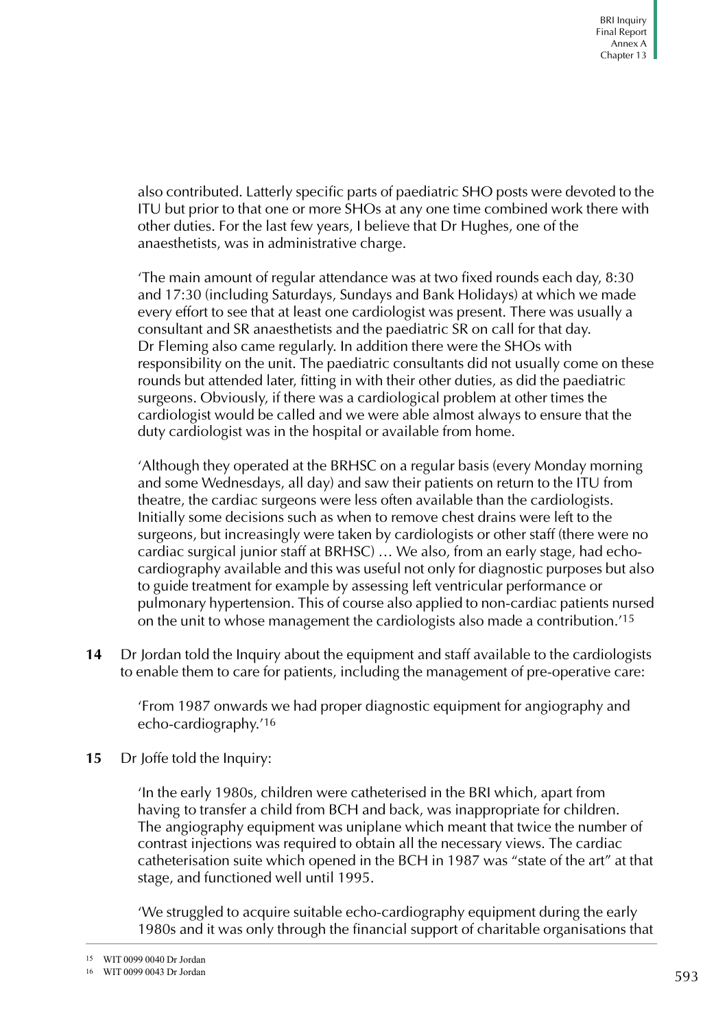also contributed. Latterly specific parts of paediatric SHO posts were devoted to the ITU but prior to that one or more SHOs at any one time combined work there with other duties. For the last few years, I believe that Dr Hughes, one of the anaesthetists, was in administrative charge.

'The main amount of regular attendance was at two fixed rounds each day, 8:30 and 17:30 (including Saturdays, Sundays and Bank Holidays) at which we made every effort to see that at least one cardiologist was present. There was usually a consultant and SR anaesthetists and the paediatric SR on call for that day. Dr Fleming also came regularly. In addition there were the SHOs with responsibility on the unit. The paediatric consultants did not usually come on these rounds but attended later, fitting in with their other duties, as did the paediatric surgeons. Obviously, if there was a cardiological problem at other times the cardiologist would be called and we were able almost always to ensure that the duty cardiologist was in the hospital or available from home.

'Although they operated at the BRHSC on a regular basis (every Monday morning and some Wednesdays, all day) and saw their patients on return to the ITU from theatre, the cardiac surgeons were less often available than the cardiologists. Initially some decisions such as when to remove chest drains were left to the surgeons, but increasingly were taken by cardiologists or other staff (there were no cardiac surgical junior staff at BRHSC) … We also, from an early stage, had echo-cardiography available and this was useful not only for diagnostic purposes but also to guide treatment for example by assessing left ventricular performance or pulmonary hypertension. This of course also applied to non-cardiac patients nursed on the unit to whose management the cardiologists also made a contribution.'[15]

**14** Dr Jordan told the Inquiry about the equipment and staff available to the cardiologists to enable them to care for patients, including the management of pre-operative care:

'From 1987 onwards we had proper diagnostic equipment for angiography and echo-cardiography.'[16]

**15** Dr Joffe told the Inquiry:

'In the early 1980s, children were catheterised in the BRI which, apart from having to transfer a child from BCH and back, was inappropriate for children. The angiography equipment was uniplane which meant that twice the number of contrast injections was required to obtain all the necessary views. The cardiac catheterisation suite which opened in the BCH in 1987 was "state of the art" at that stage, and functioned well until 1995.

'We struggled to acquire suitable echo-cardiography equipment during the early 1980s and it was only through the financial support of charitable organisations that

---

[15] WIT 0099 0040 Dr Jordan

[16] WIT 0099 0043 Dr Jordan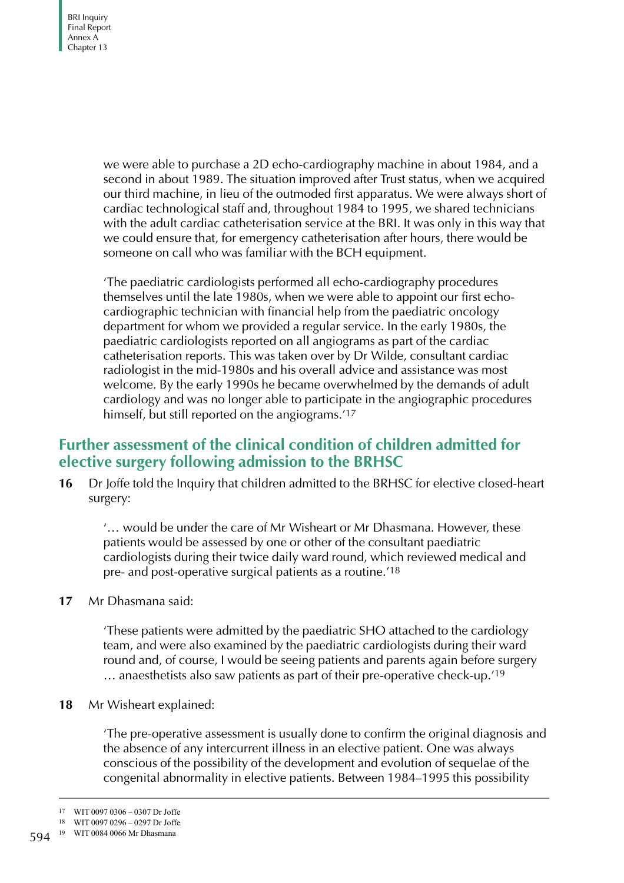we were able to purchase a 2D echo-cardiography machine in about 1984, and a second in about 1989. The situation improved after Trust status, when we acquired our third machine, in lieu of the outmoded first apparatus. We were always short of cardiac technological staff and, throughout 1984 to 1995, we shared technicians with the adult cardiac catheterisation service at the BRI. It was only in this way that we could ensure that, for emergency catheterisation after hours, there would be someone on call who was familiar with the BCH equipment.

'The paediatric cardiologists performed all echo-cardiography procedures themselves until the late 1980s, when we were able to appoint our first echo-cardiographic technician with financial help from the paediatric oncology department for whom we provided a regular service. In the early 1980s, the paediatric cardiologists reported on all angiograms as part of the cardiac catheterisation reports. This was taken over by Dr Wilde, consultant cardiac radiologist in the mid-1980s and his overall advice and assistance was most welcome. By the early 1990s he became overwhelmed by the demands of adult cardiology and was no longer able to participate in the angiographic procedures himself, but still reported on the angiograms.'[17]

## Further assessment of the clinical condition of children admitted for elective surgery following admission to the BRHSC

**16** Dr Joffe told the Inquiry that children admitted to the BRHSC for elective closed-heart surgery:

> '… would be under the care of Mr Wisheart or Mr Dhasmana. However, these patients would be assessed by one or other of the consultant paediatric cardiologists during their twice daily ward round, which reviewed medical and pre- and post-operative surgical patients as a routine.'[18]

**17** Mr Dhasmana said:

> 'These patients were admitted by the paediatric SHO attached to the cardiology team, and were also examined by the paediatric cardiologists during their ward round and, of course, I would be seeing patients and parents again before surgery … anaesthetists also saw patients as part of their pre-operative check-up.'[19]

**18** Mr Wisheart explained:

> 'The pre-operative assessment is usually done to confirm the original diagnosis and the absence of any intercurrent illness in an elective patient. One was always conscious of the possibility of the development and evolution of sequelae of the congenital abnormality in elective patients. Between 1984–1995 this possibility

---

[17] WIT 0097 0306 – 0307 Dr Joffe

[18] WIT 0097 0296 – 0297 Dr Joffe

[19] WIT 0084 0066 Mr Dhasmana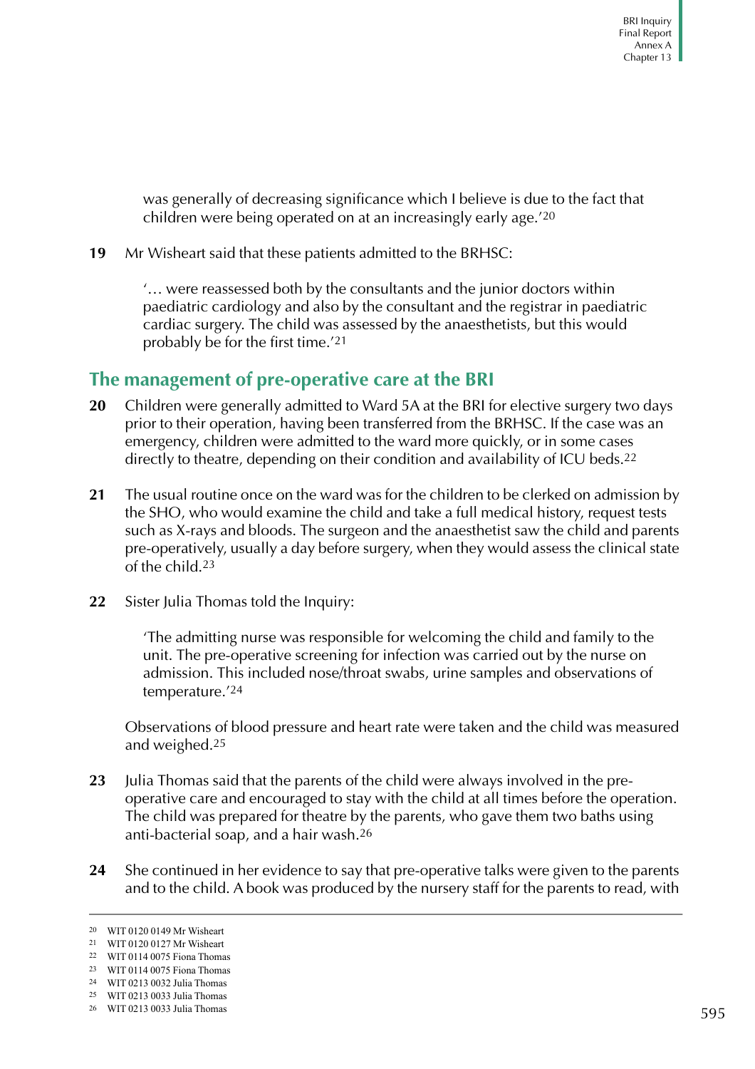was generally of decreasing significance which I believe is due to the fact that children were being operated on at an increasingly early age.'[20]

**19** Mr Wisheart said that these patients admitted to the BRHSC:

> '… were reassessed both by the consultants and the junior doctors within paediatric cardiology and also by the consultant and the registrar in paediatric cardiac surgery. The child was assessed by the anaesthetists, but this would probably be for the first time.'[21]

## The management of pre-operative care at the BRI

**20** Children were generally admitted to Ward 5A at the BRI for elective surgery two days prior to their operation, having been transferred from the BRHSC. If the case was an emergency, children were admitted to the ward more quickly, or in some cases directly to theatre, depending on their condition and availability of ICU beds.[22]

**21** The usual routine once on the ward was for the children to be clerked on admission by the SHO, who would examine the child and take a full medical history, request tests such as X-rays and bloods. The surgeon and the anaesthetist saw the child and parents pre-operatively, usually a day before surgery, when they would assess the clinical state of the child.[23]

**22** Sister Julia Thomas told the Inquiry:

> 'The admitting nurse was responsible for welcoming the child and family to the unit. The pre-operative screening for infection was carried out by the nurse on admission. This included nose/throat swabs, urine samples and observations of temperature.'[24]

Observations of blood pressure and heart rate were taken and the child was measured and weighed.[25]

**23** Julia Thomas said that the parents of the child were always involved in the pre-operative care and encouraged to stay with the child at all times before the operation. The child was prepared for theatre by the parents, who gave them two baths using anti-bacterial soap, and a hair wash.[26]

**24** She continued in her evidence to say that pre-operative talks were given to the parents and to the child. A book was produced by the nursery staff for the parents to read, with

---

20 WIT 0120 0149 Mr Wisheart
21 WIT 0120 0127 Mr Wisheart
22 WIT 0114 0075 Fiona Thomas
23 WIT 0114 0075 Fiona Thomas
24 WIT 0213 0032 Julia Thomas
25 WIT 0213 0033 Julia Thomas
26 WIT 0213 0033 Julia Thomas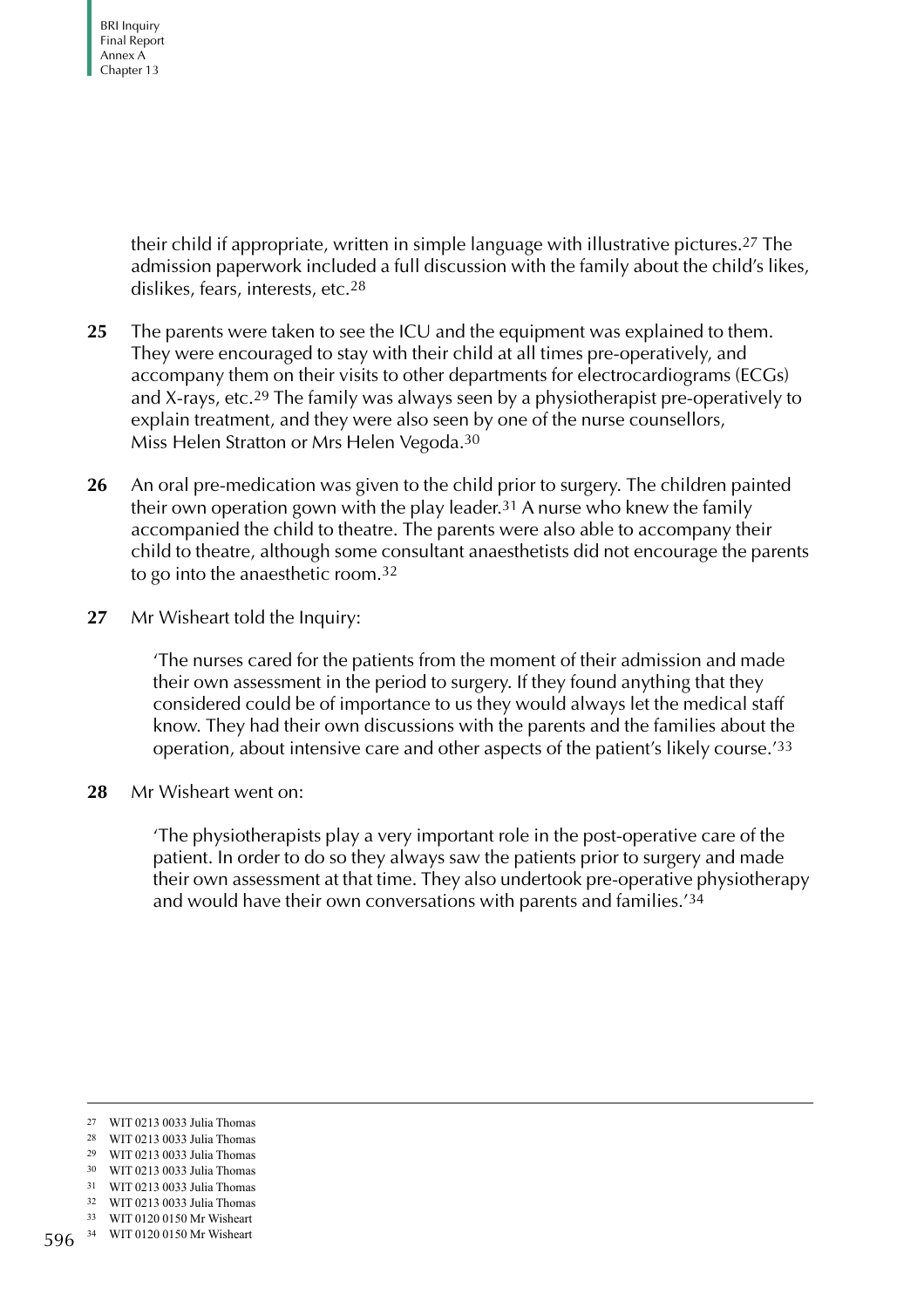their child if appropriate, written in simple language with illustrative pictures.[27] The admission paperwork included a full discussion with the family about the child's likes, dislikes, fears, interests, etc.[28]

**25** The parents were taken to see the ICU and the equipment was explained to them. They were encouraged to stay with their child at all times pre-operatively, and accompany them on their visits to other departments for electrocardiograms (ECGs) and X-rays, etc.[29] The family was always seen by a physiotherapist pre-operatively to explain treatment, and they were also seen by one of the nurse counsellors, Miss Helen Stratton or Mrs Helen Vegoda.[30]

**26** An oral pre-medication was given to the child prior to surgery. The children painted their own operation gown with the play leader.[31] A nurse who knew the family accompanied the child to theatre. The parents were also able to accompany their child to theatre, although some consultant anaesthetists did not encourage the parents to go into the anaesthetic room.[32]

**27** Mr Wisheart told the Inquiry:

> 'The nurses cared for the patients from the moment of their admission and made their own assessment in the period to surgery. If they found anything that they considered could be of importance to us they would always let the medical staff know. They had their own discussions with the parents and the families about the operation, about intensive care and other aspects of the patient's likely course.'[33]

**28** Mr Wisheart went on:

> 'The physiotherapists play a very important role in the post-operative care of the patient. In order to do so they always saw the patients prior to surgery and made their own assessment at that time. They also undertook pre-operative physiotherapy and would have their own conversations with parents and families.'[34]

---

27 WIT 0213 0033 Julia Thomas
28 WIT 0213 0033 Julia Thomas
29 WIT 0213 0033 Julia Thomas
30 WIT 0213 0033 Julia Thomas
31 WIT 0213 0033 Julia Thomas
32 WIT 0213 0033 Julia Thomas
33 WIT 0120 0150 Mr Wisheart
34 WIT 0120 0150 Mr Wisheart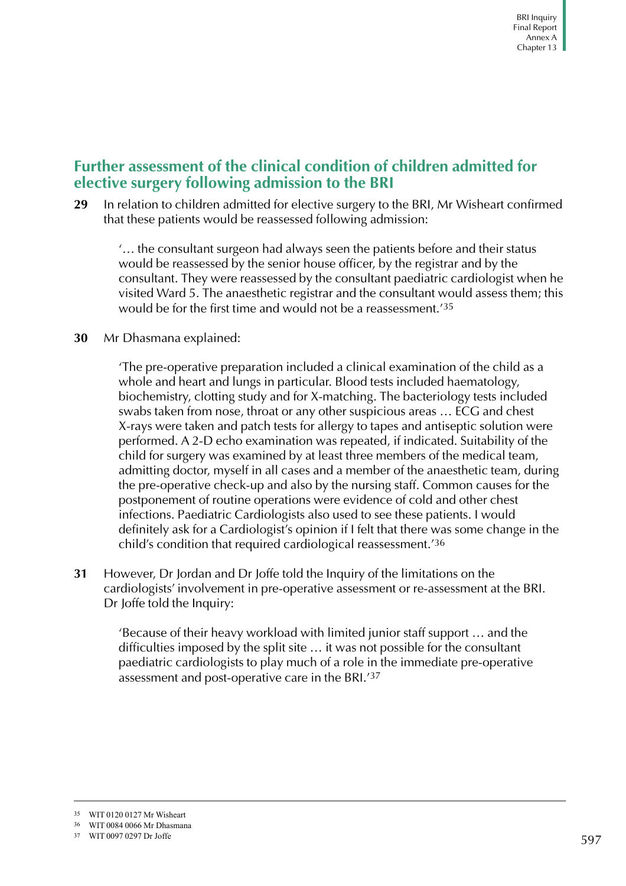## Further assessment of the clinical condition of children admitted for elective surgery following admission to the BRI

**29** In relation to children admitted for elective surgery to the BRI, Mr Wisheart confirmed that these patients would be reassessed following admission:

> '… the consultant surgeon had always seen the patients before and their status would be reassessed by the senior house officer, by the registrar and by the consultant. They were reassessed by the consultant paediatric cardiologist when he visited Ward 5. The anaesthetic registrar and the consultant would assess them; this would be for the first time and would not be a reassessment.'[35]

**30** Mr Dhasmana explained:

> 'The pre-operative preparation included a clinical examination of the child as a whole and heart and lungs in particular. Blood tests included haematology, biochemistry, clotting study and for X-matching. The bacteriology tests included swabs taken from nose, throat or any other suspicious areas … ECG and chest X-rays were taken and patch tests for allergy to tapes and antiseptic solution were performed. A 2-D echo examination was repeated, if indicated. Suitability of the child for surgery was examined by at least three members of the medical team, admitting doctor, myself in all cases and a member of the anaesthetic team, during the pre-operative check-up and also by the nursing staff. Common causes for the postponement of routine operations were evidence of cold and other chest infections. Paediatric Cardiologists also used to see these patients. I would definitely ask for a Cardiologist's opinion if I felt that there was some change in the child's condition that required cardiological reassessment.'[36]

**31** However, Dr Jordan and Dr Joffe told the Inquiry of the limitations on the cardiologists' involvement in pre-operative assessment or re-assessment at the BRI. Dr Joffe told the Inquiry:

> 'Because of their heavy workload with limited junior staff support … and the difficulties imposed by the split site … it was not possible for the consultant paediatric cardiologists to play much of a role in the immediate pre-operative assessment and post-operative care in the BRI.'[37]

---

[35] WIT 0120 0127 Mr Wisheart

[36] WIT 0084 0066 Mr Dhasmana

[37] WIT 0097 0297 Dr Joffe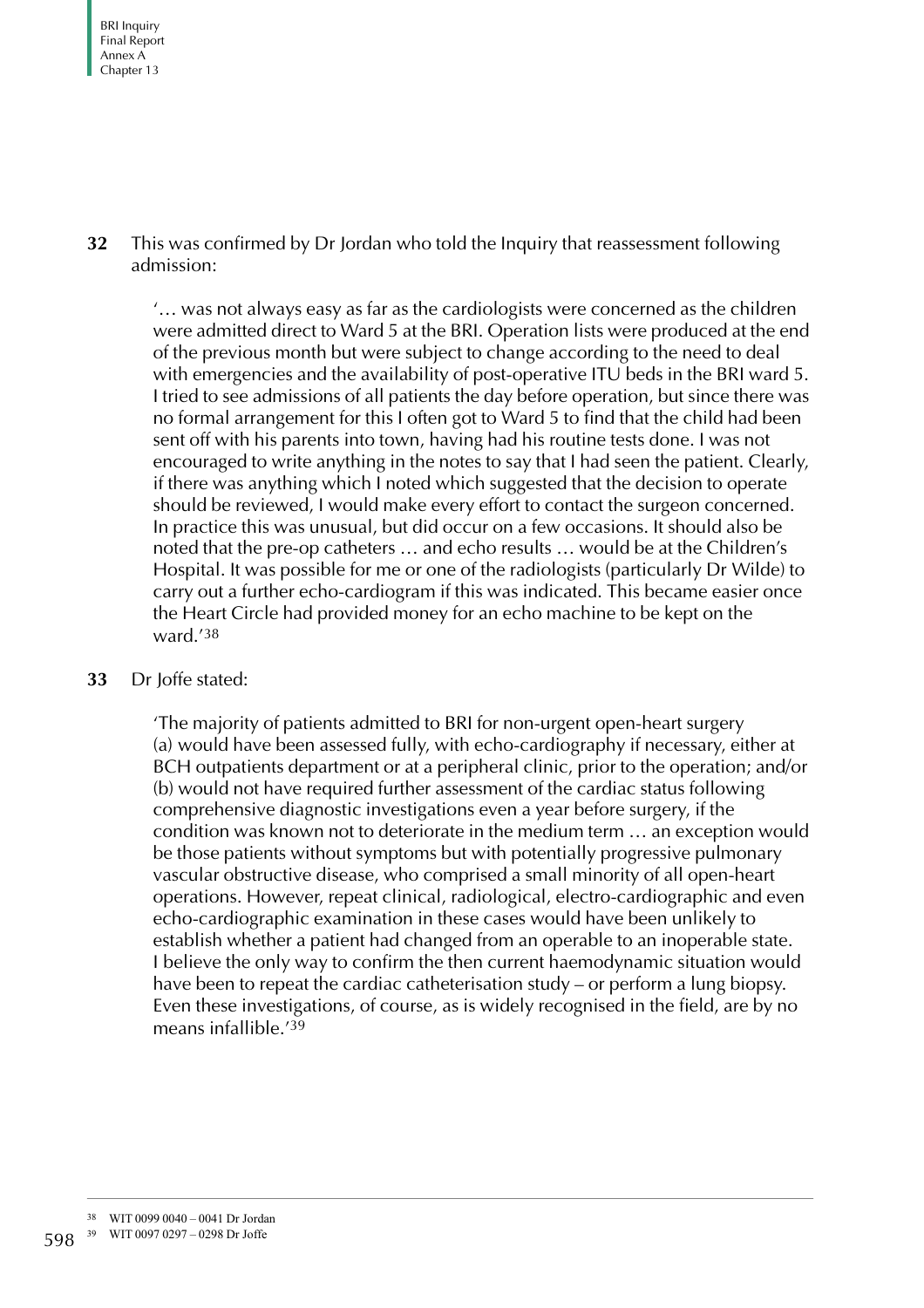**32** This was confirmed by Dr Jordan who told the Inquiry that reassessment following admission:

> '… was not always easy as far as the cardiologists were concerned as the children were admitted direct to Ward 5 at the BRI. Operation lists were produced at the end of the previous month but were subject to change according to the need to deal with emergencies and the availability of post-operative ITU beds in the BRI ward 5. I tried to see admissions of all patients the day before operation, but since there was no formal arrangement for this I often got to Ward 5 to find that the child had been sent off with his parents into town, having had his routine tests done. I was not encouraged to write anything in the notes to say that I had seen the patient. Clearly, if there was anything which I noted which suggested that the decision to operate should be reviewed, I would make every effort to contact the surgeon concerned. In practice this was unusual, but did occur on a few occasions. It should also be noted that the pre-op catheters … and echo results … would be at the Children's Hospital. It was possible for me or one of the radiologists (particularly Dr Wilde) to carry out a further echo-cardiogram if this was indicated. This became easier once the Heart Circle had provided money for an echo machine to be kept on the ward.'[38]

**33** Dr Joffe stated:

> 'The majority of patients admitted to BRI for non-urgent open-heart surgery (a) would have been assessed fully, with echo-cardiography if necessary, either at BCH outpatients department or at a peripheral clinic, prior to the operation; and/or (b) would not have required further assessment of the cardiac status following comprehensive diagnostic investigations even a year before surgery, if the condition was known not to deteriorate in the medium term … an exception would be those patients without symptoms but with potentially progressive pulmonary vascular obstructive disease, who comprised a small minority of all open-heart operations. However, repeat clinical, radiological, electro-cardiographic and even echo-cardiographic examination in these cases would have been unlikely to establish whether a patient had changed from an operable to an inoperable state. I believe the only way to confirm the then current haemodynamic situation would have been to repeat the cardiac catheterisation study – or perform a lung biopsy. Even these investigations, of course, as is widely recognised in the field, are by no means infallible.'[39]

---

[38] WIT 0099 0040 – 0041 Dr Jordan

[39] WIT 0097 0297 – 0298 Dr Joffe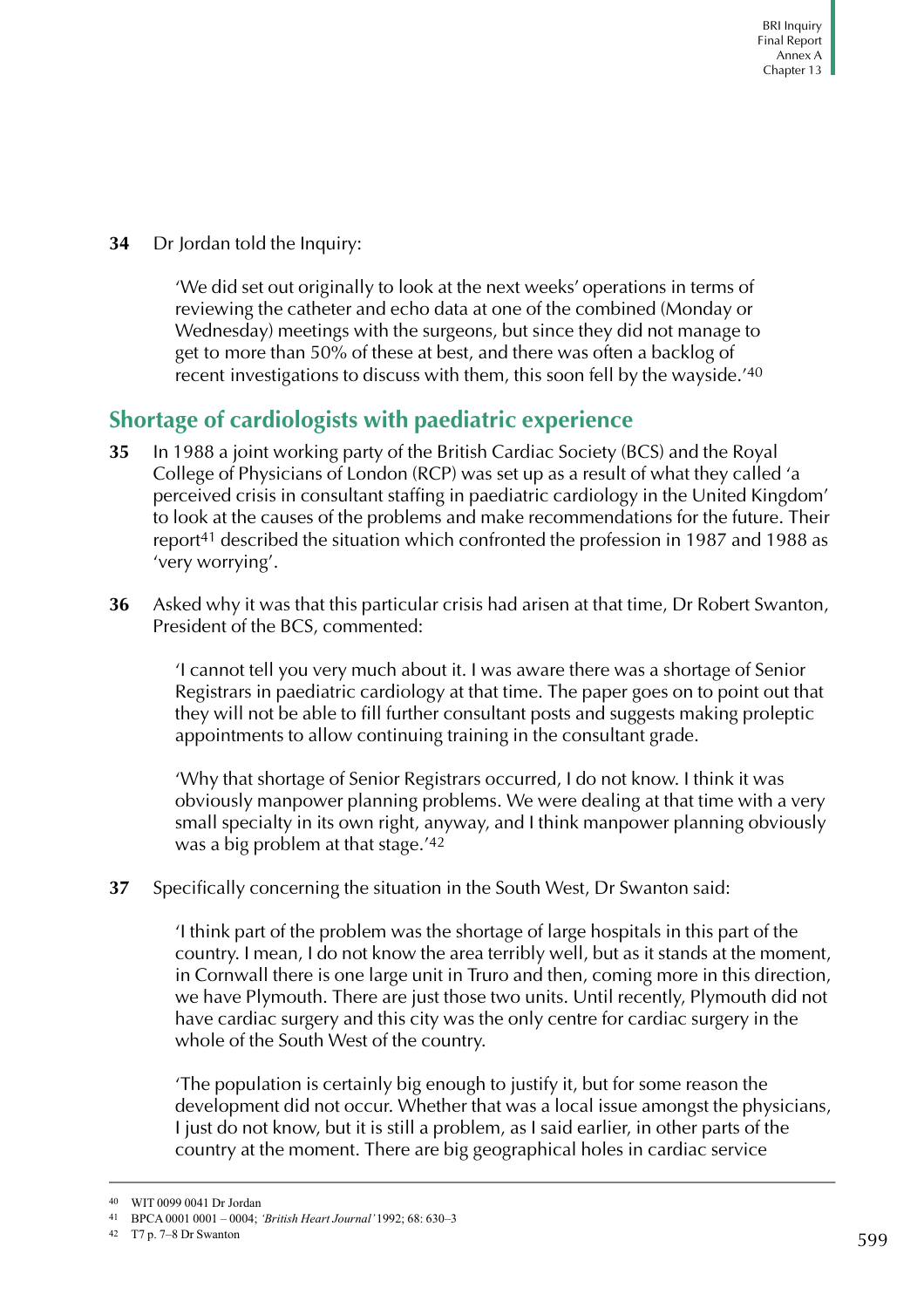**34** Dr Jordan told the Inquiry:

> 'We did set out originally to look at the next weeks' operations in terms of reviewing the catheter and echo data at one of the combined (Monday or Wednesday) meetings with the surgeons, but since they did not manage to get to more than 50% of these at best, and there was often a backlog of recent investigations to discuss with them, this soon fell by the wayside.'[40]

## Shortage of cardiologists with paediatric experience

**35** In 1988 a joint working party of the British Cardiac Society (BCS) and the Royal College of Physicians of London (RCP) was set up as a result of what they called 'a perceived crisis in consultant staffing in paediatric cardiology in the United Kingdom' to look at the causes of the problems and make recommendations for the future. Their report[41] described the situation which confronted the profession in 1987 and 1988 as 'very worrying'.

**36** Asked why it was that this particular crisis had arisen at that time, Dr Robert Swanton, President of the BCS, commented:

> 'I cannot tell you very much about it. I was aware there was a shortage of Senior Registrars in paediatric cardiology at that time. The paper goes on to point out that they will not be able to fill further consultant posts and suggests making proleptic appointments to allow continuing training in the consultant grade.
>
> 'Why that shortage of Senior Registrars occurred, I do not know. I think it was obviously manpower planning problems. We were dealing at that time with a very small specialty in its own right, anyway, and I think manpower planning obviously was a big problem at that stage.'[42]

**37** Specifically concerning the situation in the South West, Dr Swanton said:

> 'I think part of the problem was the shortage of large hospitals in this part of the country. I mean, I do not know the area terribly well, but as it stands at the moment, in Cornwall there is one large unit in Truro and then, coming more in this direction, we have Plymouth. There are just those two units. Until recently, Plymouth did not have cardiac surgery and this city was the only centre for cardiac surgery in the whole of the South West of the country.
>
> 'The population is certainly big enough to justify it, but for some reason the development did not occur. Whether that was a local issue amongst the physicians, I just do not know, but it is still a problem, as I said earlier, in other parts of the country at the moment. There are big geographical holes in cardiac service

---

40 WIT 0099 0041 Dr Jordan

41 BPCA 0001 0001 – 0004; *'British Heart Journal'* 1992; 68: 630–3

42 T7 p. 7–8 Dr Swanton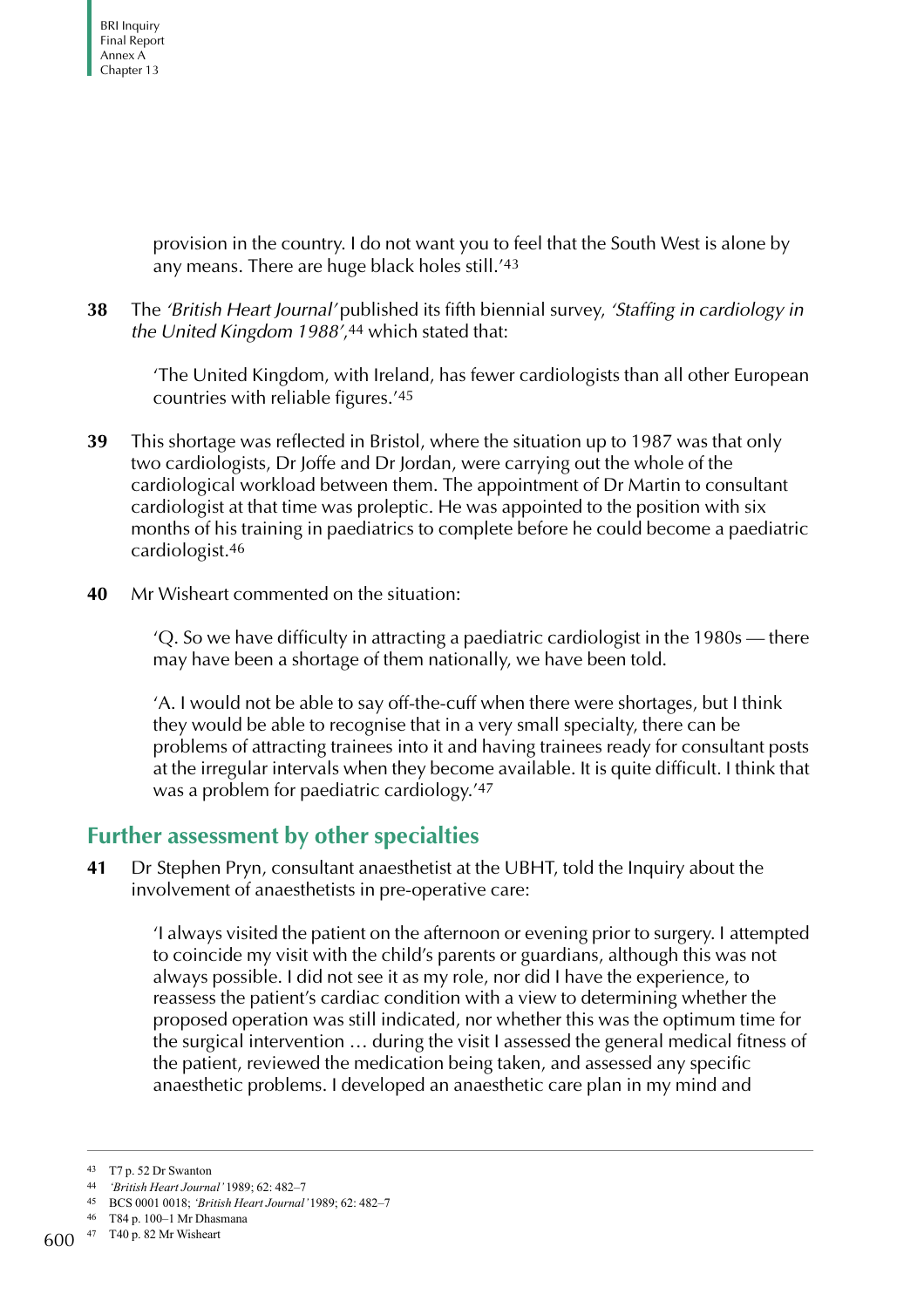> provision in the country. I do not want you to feel that the South West is alone by any means. There are huge black holes still.'[43]

**38** The *'British Heart Journal'* published its fifth biennial survey, *'Staffing in cardiology in the United Kingdom 1988'*,[44] which stated that:

> 'The United Kingdom, with Ireland, has fewer cardiologists than all other European countries with reliable figures.'[45]

**39** This shortage was reflected in Bristol, where the situation up to 1987 was that only two cardiologists, Dr Joffe and Dr Jordan, were carrying out the whole of the cardiological workload between them. The appointment of Dr Martin to consultant cardiologist at that time was proleptic. He was appointed to the position with six months of his training in paediatrics to complete before he could become a paediatric cardiologist.[46]

**40** Mr Wisheart commented on the situation:

> 'Q. So we have difficulty in attracting a paediatric cardiologist in the 1980s — there may have been a shortage of them nationally, we have been told.
>
> 'A. I would not be able to say off-the-cuff when there were shortages, but I think they would be able to recognise that in a very small specialty, there can be problems of attracting trainees into it and having trainees ready for consultant posts at the irregular intervals when they become available. It is quite difficult. I think that was a problem for paediatric cardiology.'[47]

## Further assessment by other specialties

**41** Dr Stephen Pryn, consultant anaesthetist at the UBHT, told the Inquiry about the involvement of anaesthetists in pre-operative care:

> 'I always visited the patient on the afternoon or evening prior to surgery. I attempted to coincide my visit with the child's parents or guardians, although this was not always possible. I did not see it as my role, nor did I have the experience, to reassess the patient's cardiac condition with a view to determining whether the proposed operation was still indicated, nor whether this was the optimum time for the surgical intervention … during the visit I assessed the general medical fitness of the patient, reviewed the medication being taken, and assessed any specific anaesthetic problems. I developed an anaesthetic care plan in my mind and

---

43 T7 p. 52 Dr Swanton

44 *'British Heart Journal'* 1989; 62: 482–7

45 BCS 0001 0018; *'British Heart Journal'* 1989; 62: 482–7

46 T84 p. 100–1 Mr Dhasmana

47 T40 p. 82 Mr Wisheart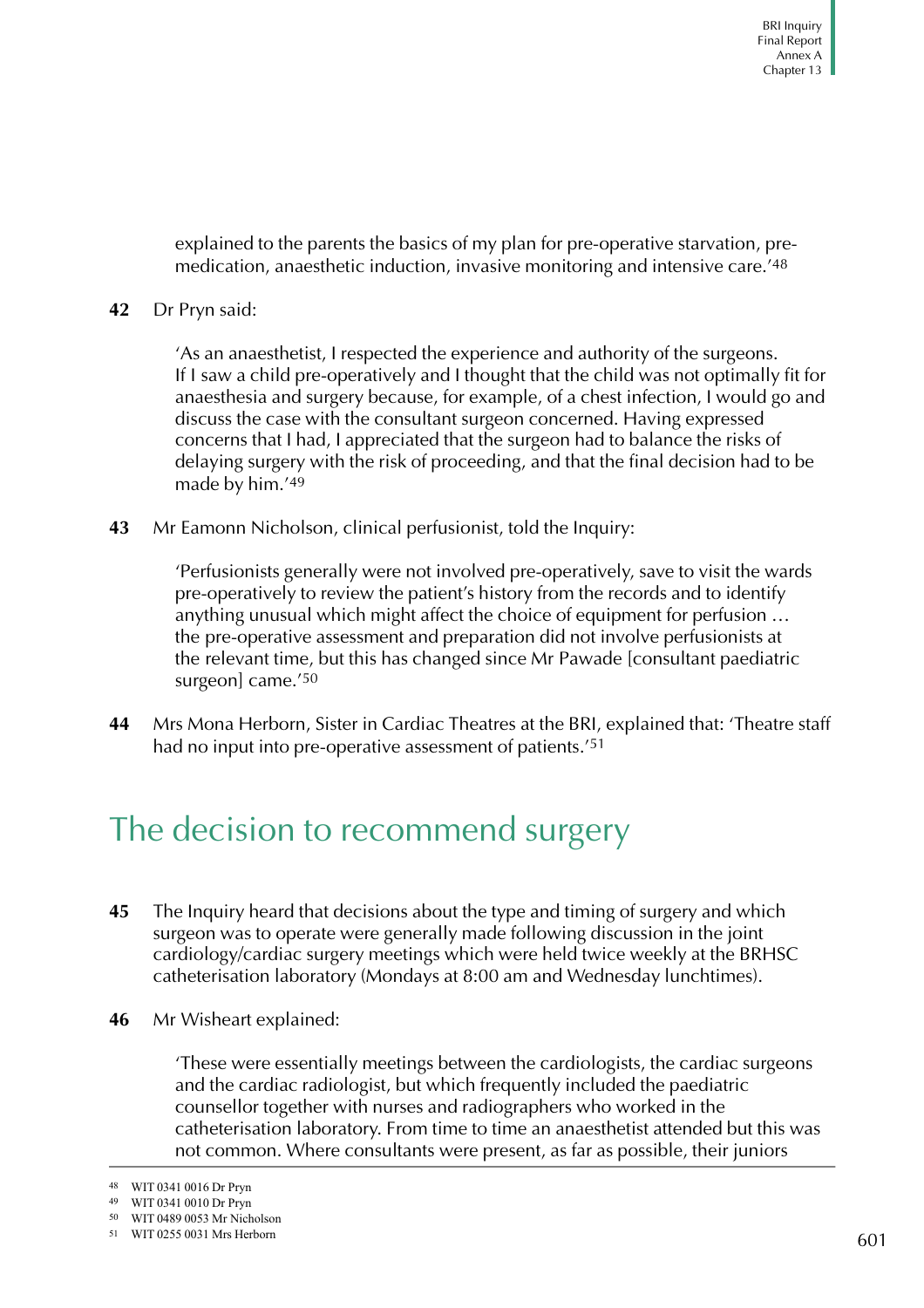explained to the parents the basics of my plan for pre-operative starvation, pre-medication, anaesthetic induction, invasive monitoring and intensive care.'[48]

**42** Dr Pryn said:

> 'As an anaesthetist, I respected the experience and authority of the surgeons. If I saw a child pre-operatively and I thought that the child was not optimally fit for anaesthesia and surgery because, for example, of a chest infection, I would go and discuss the case with the consultant surgeon concerned. Having expressed concerns that I had, I appreciated that the surgeon had to balance the risks of delaying surgery with the risk of proceeding, and that the final decision had to be made by him.'[49]

**43** Mr Eamonn Nicholson, clinical perfusionist, told the Inquiry:

> 'Perfusionists generally were not involved pre-operatively, save to visit the wards pre-operatively to review the patient's history from the records and to identify anything unusual which might affect the choice of equipment for perfusion … the pre-operative assessment and preparation did not involve perfusionists at the relevant time, but this has changed since Mr Pawade [consultant paediatric surgeon] came.'[50]

**44** Mrs Mona Herborn, Sister in Cardiac Theatres at the BRI, explained that: 'Theatre staff had no input into pre-operative assessment of patients.'[51]

## The decision to recommend surgery

**45** The Inquiry heard that decisions about the type and timing of surgery and which surgeon was to operate were generally made following discussion in the joint cardiology/cardiac surgery meetings which were held twice weekly at the BRHSC catheterisation laboratory (Mondays at 8:00 am and Wednesday lunchtimes).

**46** Mr Wisheart explained:

> 'These were essentially meetings between the cardiologists, the cardiac surgeons and the cardiac radiologist, but which frequently included the paediatric counsellor together with nurses and radiographers who worked in the catheterisation laboratory. From time to time an anaesthetist attended but this was not common. Where consultants were present, as far as possible, their juniors

---

[48] WIT 0341 0016 Dr Pryn

[49] WIT 0341 0010 Dr Pryn

[50] WIT 0489 0053 Mr Nicholson

[51] WIT 0255 0031 Mrs Herborn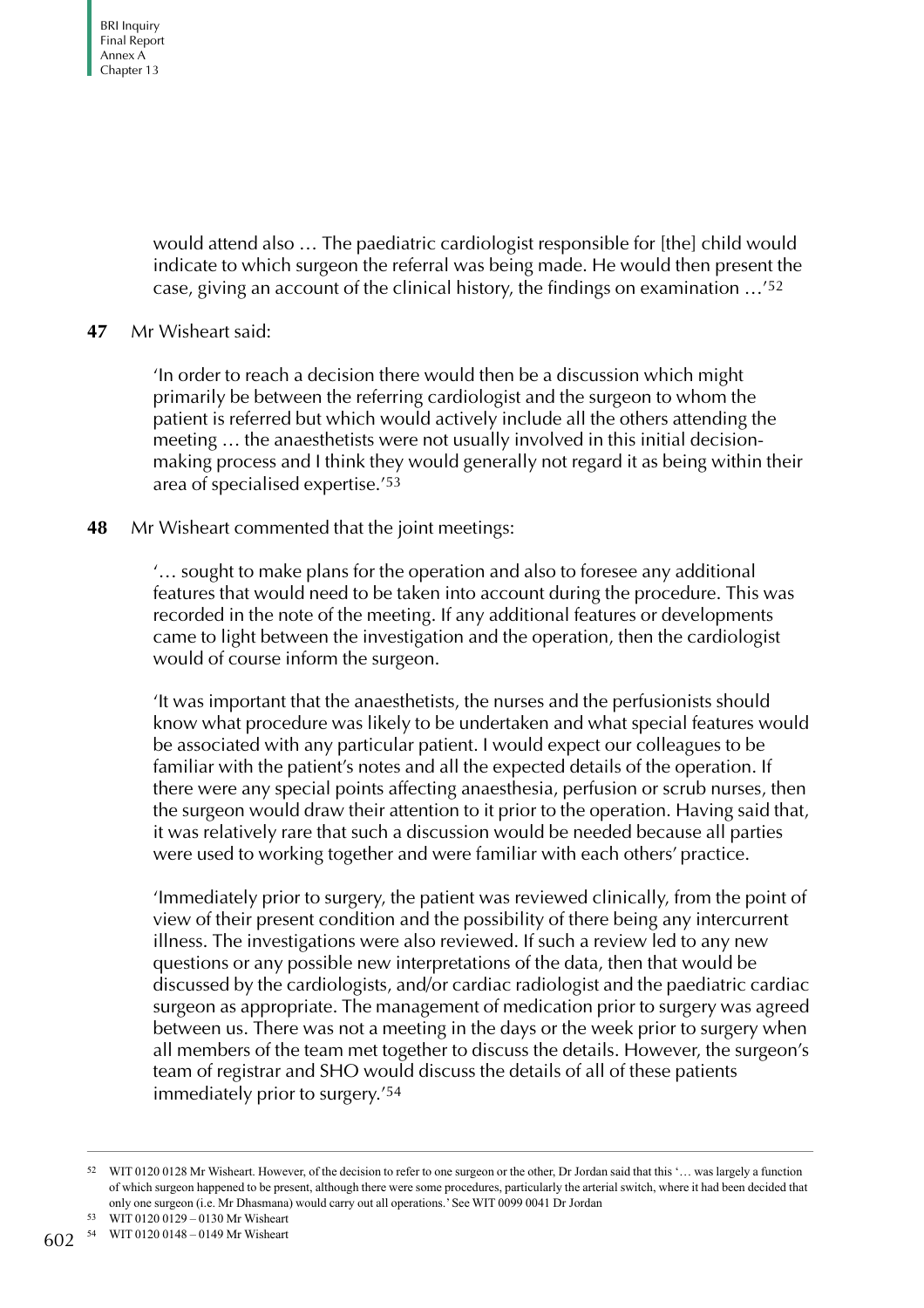would attend also … The paediatric cardiologist responsible for [the] child would indicate to which surgeon the referral was being made. He would then present the case, giving an account of the clinical history, the findings on examination …'[52]

**47** Mr Wisheart said:

> 'In order to reach a decision there would then be a discussion which might primarily be between the referring cardiologist and the surgeon to whom the patient is referred but which would actively include all the others attending the meeting … the anaesthetists were not usually involved in this initial decision-making process and I think they would generally not regard it as being within their area of specialised expertise.'[53]

**48** Mr Wisheart commented that the joint meetings:

> '… sought to make plans for the operation and also to foresee any additional features that would need to be taken into account during the procedure. This was recorded in the note of the meeting. If any additional features or developments came to light between the investigation and the operation, then the cardiologist would of course inform the surgeon.
>
> 'It was important that the anaesthetists, the nurses and the perfusionists should know what procedure was likely to be undertaken and what special features would be associated with any particular patient. I would expect our colleagues to be familiar with the patient's notes and all the expected details of the operation. If there were any special points affecting anaesthesia, perfusion or scrub nurses, then the surgeon would draw their attention to it prior to the operation. Having said that, it was relatively rare that such a discussion would be needed because all parties were used to working together and were familiar with each others' practice.
>
> 'Immediately prior to surgery, the patient was reviewed clinically, from the point of view of their present condition and the possibility of there being any intercurrent illness. The investigations were also reviewed. If such a review led to any new questions or any possible new interpretations of the data, then that would be discussed by the cardiologists, and/or cardiac radiologist and the paediatric cardiac surgeon as appropriate. The management of medication prior to surgery was agreed between us. There was not a meeting in the days or the week prior to surgery when all members of the team met together to discuss the details. However, the surgeon's team of registrar and SHO would discuss the details of all of these patients immediately prior to surgery.'[54]

---

[52] WIT 0120 0128 Mr Wisheart. However, of the decision to refer to one surgeon or the other, Dr Jordan said that this '… was largely a function of which surgeon happened to be present, although there were some procedures, particularly the arterial switch, where it had been decided that only one surgeon (i.e. Mr Dhasmana) would carry out all operations.' See WIT 0099 0041 Dr Jordan

[53] WIT 0120 0129 – 0130 Mr Wisheart

[54] WIT 0120 0148 – 0149 Mr Wisheart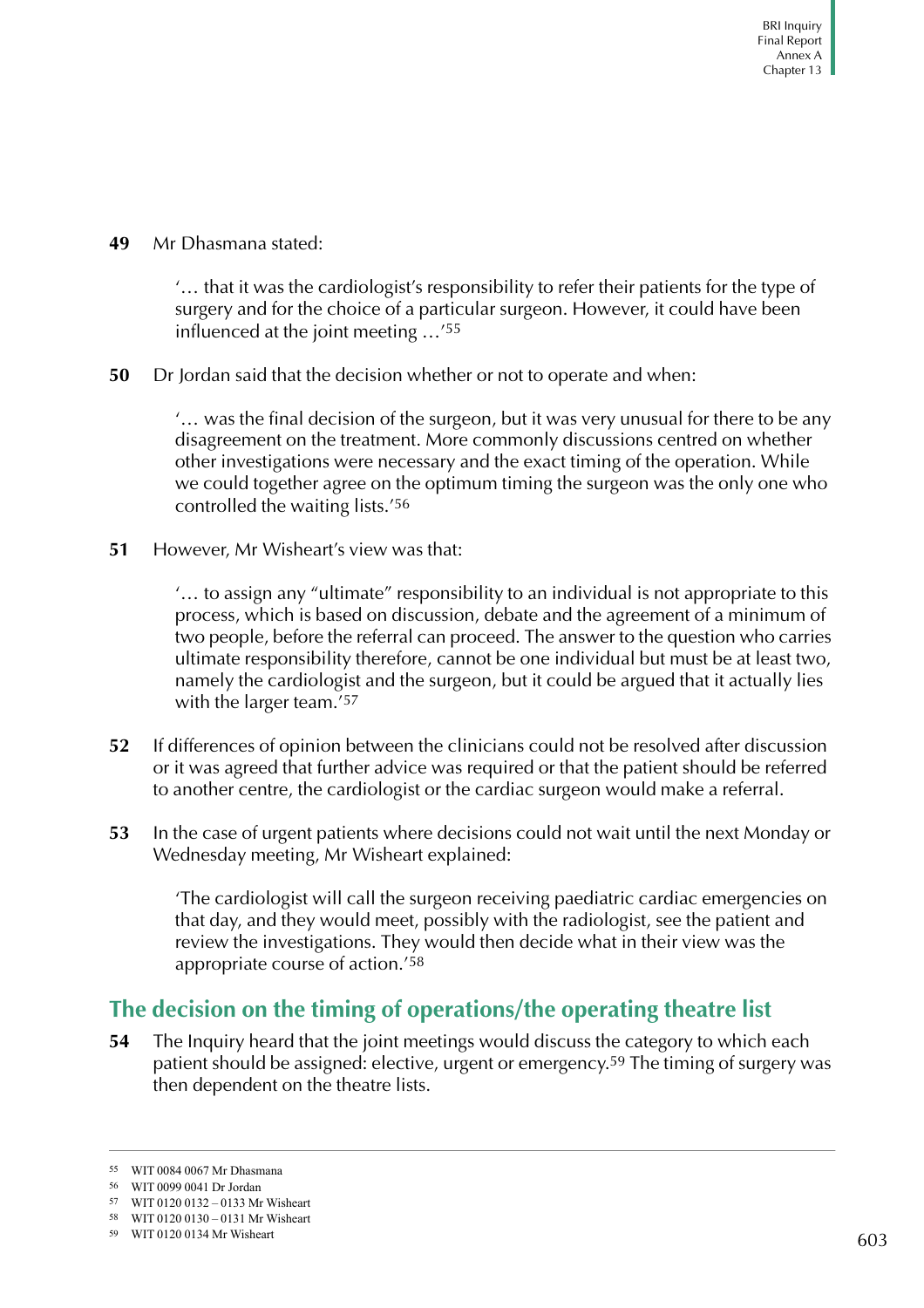**49** Mr Dhasmana stated:

> '… that it was the cardiologist's responsibility to refer their patients for the type of surgery and for the choice of a particular surgeon. However, it could have been influenced at the joint meeting …'[55]

**50** Dr Jordan said that the decision whether or not to operate and when:

> '… was the final decision of the surgeon, but it was very unusual for there to be any disagreement on the treatment. More commonly discussions centred on whether other investigations were necessary and the exact timing of the operation. While we could together agree on the optimum timing the surgeon was the only one who controlled the waiting lists.'[56]

**51** However, Mr Wisheart's view was that:

> '… to assign any "ultimate" responsibility to an individual is not appropriate to this process, which is based on discussion, debate and the agreement of a minimum of two people, before the referral can proceed. The answer to the question who carries ultimate responsibility therefore, cannot be one individual but must be at least two, namely the cardiologist and the surgeon, but it could be argued that it actually lies with the larger team.'[57]

**52** If differences of opinion between the clinicians could not be resolved after discussion or it was agreed that further advice was required or that the patient should be referred to another centre, the cardiologist or the cardiac surgeon would make a referral.

**53** In the case of urgent patients where decisions could not wait until the next Monday or Wednesday meeting, Mr Wisheart explained:

> 'The cardiologist will call the surgeon receiving paediatric cardiac emergencies on that day, and they would meet, possibly with the radiologist, see the patient and review the investigations. They would then decide what in their view was the appropriate course of action.'[58]

## The decision on the timing of operations/the operating theatre list

**54** The Inquiry heard that the joint meetings would discuss the category to which each patient should be assigned: elective, urgent or emergency.[59] The timing of surgery was then dependent on the theatre lists.

---

55 WIT 0084 0067 Mr Dhasmana
56 WIT 0099 0041 Dr Jordan
57 WIT 0120 0132 – 0133 Mr Wisheart
58 WIT 0120 0130 – 0131 Mr Wisheart
59 WIT 0120 0134 Mr Wisheart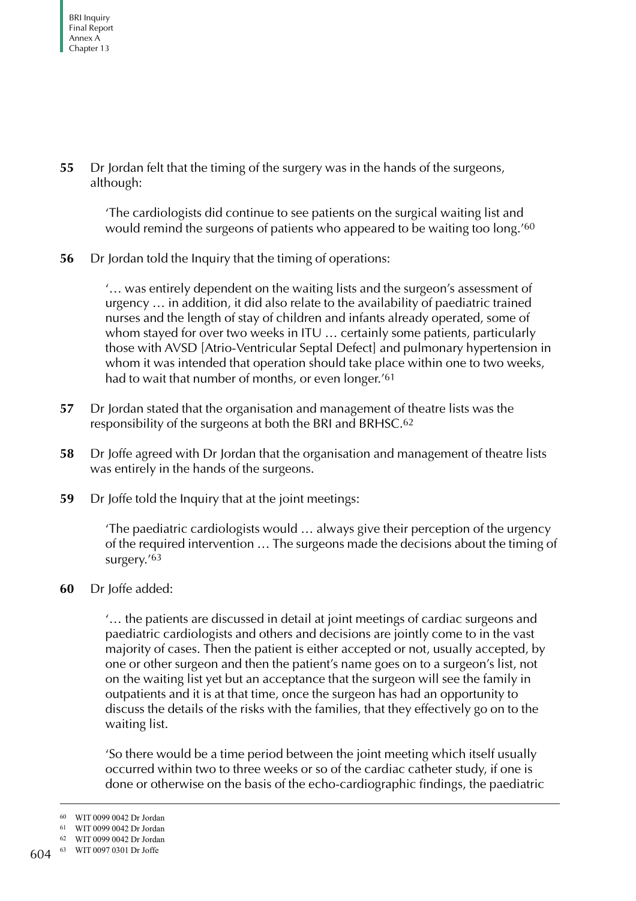**55** Dr Jordan felt that the timing of the surgery was in the hands of the surgeons, although:

> 'The cardiologists did continue to see patients on the surgical waiting list and would remind the surgeons of patients who appeared to be waiting too long.'[60]

**56** Dr Jordan told the Inquiry that the timing of operations:

> '… was entirely dependent on the waiting lists and the surgeon's assessment of urgency … in addition, it did also relate to the availability of paediatric trained nurses and the length of stay of children and infants already operated, some of whom stayed for over two weeks in ITU … certainly some patients, particularly those with AVSD [Atrio-Ventricular Septal Defect] and pulmonary hypertension in whom it was intended that operation should take place within one to two weeks, had to wait that number of months, or even longer.'[61]

**57** Dr Jordan stated that the organisation and management of theatre lists was the responsibility of the surgeons at both the BRI and BRHSC.[62]

**58** Dr Joffe agreed with Dr Jordan that the organisation and management of theatre lists was entirely in the hands of the surgeons.

**59** Dr Joffe told the Inquiry that at the joint meetings:

> 'The paediatric cardiologists would … always give their perception of the urgency of the required intervention … The surgeons made the decisions about the timing of surgery.'[63]

**60** Dr Joffe added:

> '… the patients are discussed in detail at joint meetings of cardiac surgeons and paediatric cardiologists and others and decisions are jointly come to in the vast majority of cases. Then the patient is either accepted or not, usually accepted, by one or other surgeon and then the patient's name goes on to a surgeon's list, not on the waiting list yet but an acceptance that the surgeon will see the family in outpatients and it is at that time, once the surgeon has had an opportunity to discuss the details of the risks with the families, that they effectively go on to the waiting list.
>
> 'So there would be a time period between the joint meeting which itself usually occurred within two to three weeks or so of the cardiac catheter study, if one is done or otherwise on the basis of the echo-cardiographic findings, the paediatric

---

60 WIT 0099 0042 Dr Jordan

61 WIT 0099 0042 Dr Jordan

62 WIT 0099 0042 Dr Jordan

63 WIT 0097 0301 Dr Joffe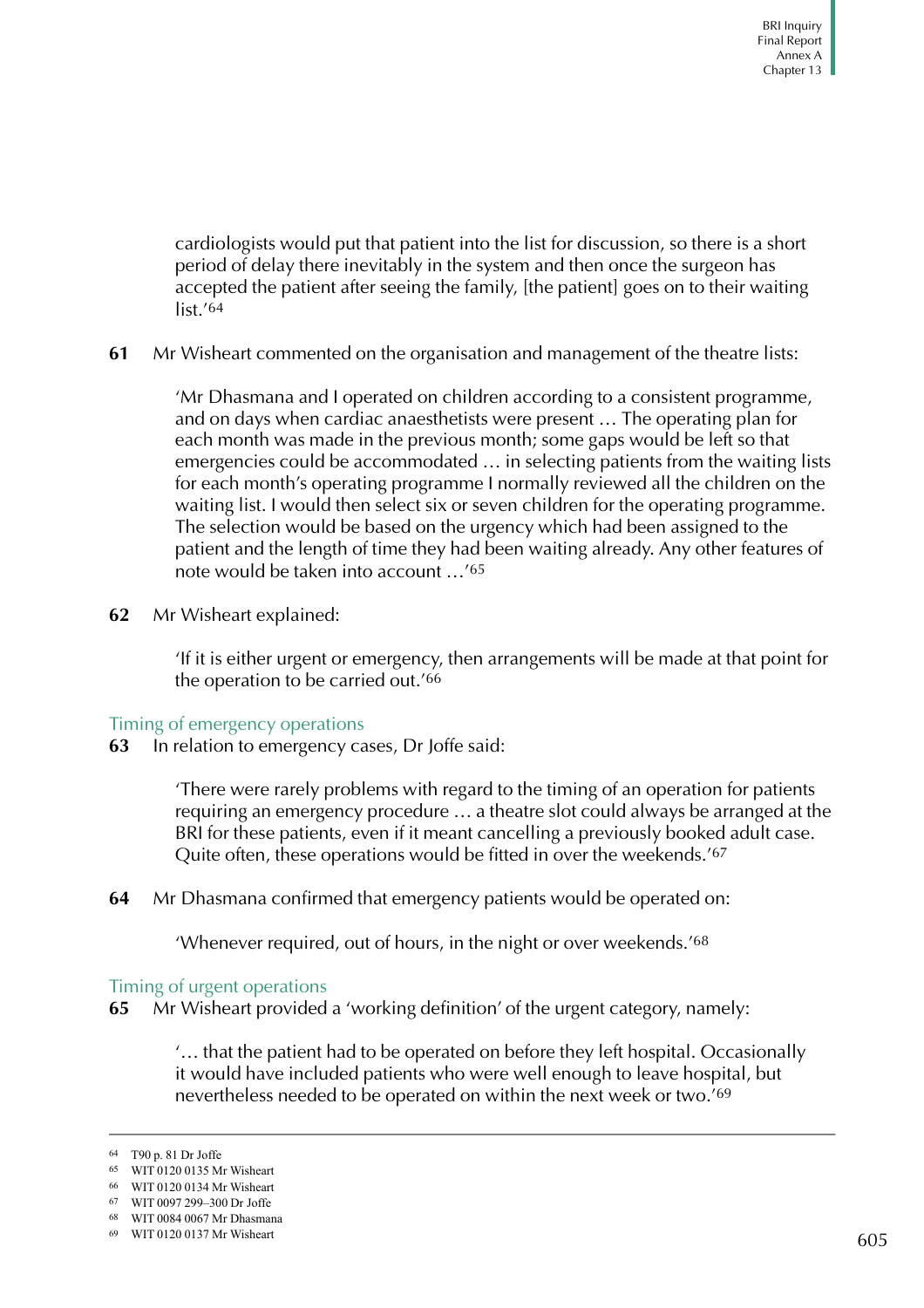cardiologists would put that patient into the list for discussion, so there is a short period of delay there inevitably in the system and then once the surgeon has accepted the patient after seeing the family, [the patient] goes on to their waiting list.'[64]

**61** Mr Wisheart commented on the organisation and management of the theatre lists:

> 'Mr Dhasmana and I operated on children according to a consistent programme, and on days when cardiac anaesthetists were present … The operating plan for each month was made in the previous month; some gaps would be left so that emergencies could be accommodated … in selecting patients from the waiting lists for each month's operating programme I normally reviewed all the children on the waiting list. I would then select six or seven children for the operating programme. The selection would be based on the urgency which had been assigned to the patient and the length of time they had been waiting already. Any other features of note would be taken into account …'[65]

**62** Mr Wisheart explained:

> 'If it is either urgent or emergency, then arrangements will be made at that point for the operation to be carried out.'[66]

### Timing of emergency operations

**63** In relation to emergency cases, Dr Joffe said:

> 'There were rarely problems with regard to the timing of an operation for patients requiring an emergency procedure … a theatre slot could always be arranged at the BRI for these patients, even if it meant cancelling a previously booked adult case. Quite often, these operations would be fitted in over the weekends.'[67]

**64** Mr Dhasmana confirmed that emergency patients would be operated on:

> 'Whenever required, out of hours, in the night or over weekends.'[68]

### Timing of urgent operations

**65** Mr Wisheart provided a 'working definition' of the urgent category, namely:

> '… that the patient had to be operated on before they left hospital. Occasionally it would have included patients who were well enough to leave hospital, but nevertheless needed to be operated on within the next week or two.'[69]

---

64 T90 p. 81 Dr Joffe
65 WIT 0120 0135 Mr Wisheart
66 WIT 0120 0134 Mr Wisheart
67 WIT 0097 299–300 Dr Joffe
68 WIT 0084 0067 Mr Dhasmana
69 WIT 0120 0137 Mr Wisheart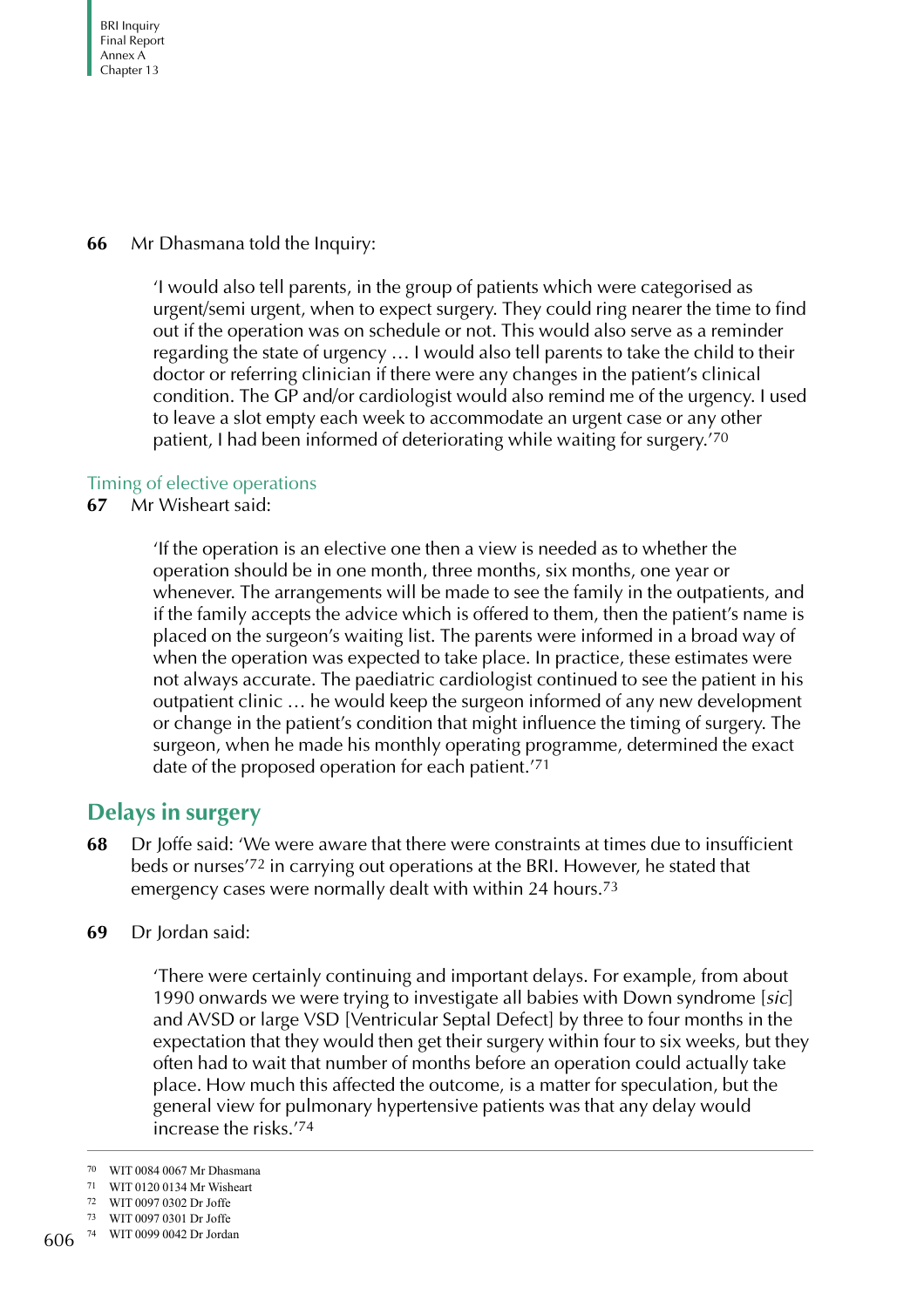**66** Mr Dhasmana told the Inquiry:

> 'I would also tell parents, in the group of patients which were categorised as urgent/semi urgent, when to expect surgery. They could ring nearer the time to find out if the operation was on schedule or not. This would also serve as a reminder regarding the state of urgency … I would also tell parents to take the child to their doctor or referring clinician if there were any changes in the patient's clinical condition. The GP and/or cardiologist would also remind me of the urgency. I used to leave a slot empty each week to accommodate an urgent case or any other patient, I had been informed of deteriorating while waiting for surgery.'[70]

### Timing of elective operations

**67** Mr Wisheart said:

> 'If the operation is an elective one then a view is needed as to whether the operation should be in one month, three months, six months, one year or whenever. The arrangements will be made to see the family in the outpatients, and if the family accepts the advice which is offered to them, then the patient's name is placed on the surgeon's waiting list. The parents were informed in a broad way of when the operation was expected to take place. In practice, these estimates were not always accurate. The paediatric cardiologist continued to see the patient in his outpatient clinic … he would keep the surgeon informed of any new development or change in the patient's condition that might influence the timing of surgery. The surgeon, when he made his monthly operating programme, determined the exact date of the proposed operation for each patient.'[71]

## Delays in surgery

**68** Dr Joffe said: 'We were aware that there were constraints at times due to insufficient beds or nurses'[72] in carrying out operations at the BRI. However, he stated that emergency cases were normally dealt with within 24 hours.[73]

**69** Dr Jordan said:

> 'There were certainly continuing and important delays. For example, from about 1990 onwards we were trying to investigate all babies with Down syndrome [*sic*] and AVSD or large VSD [Ventricular Septal Defect] by three to four months in the expectation that they would then get their surgery within four to six weeks, but they often had to wait that number of months before an operation could actually take place. How much this affected the outcome, is a matter for speculation, but the general view for pulmonary hypertensive patients was that any delay would increase the risks.'[74]

---

[70] WIT 0084 0067 Mr Dhasmana
[71] WIT 0120 0134 Mr Wisheart
[72] WIT 0097 0302 Dr Joffe
[73] WIT 0097 0301 Dr Joffe
[74] WIT 0099 0042 Dr Jordan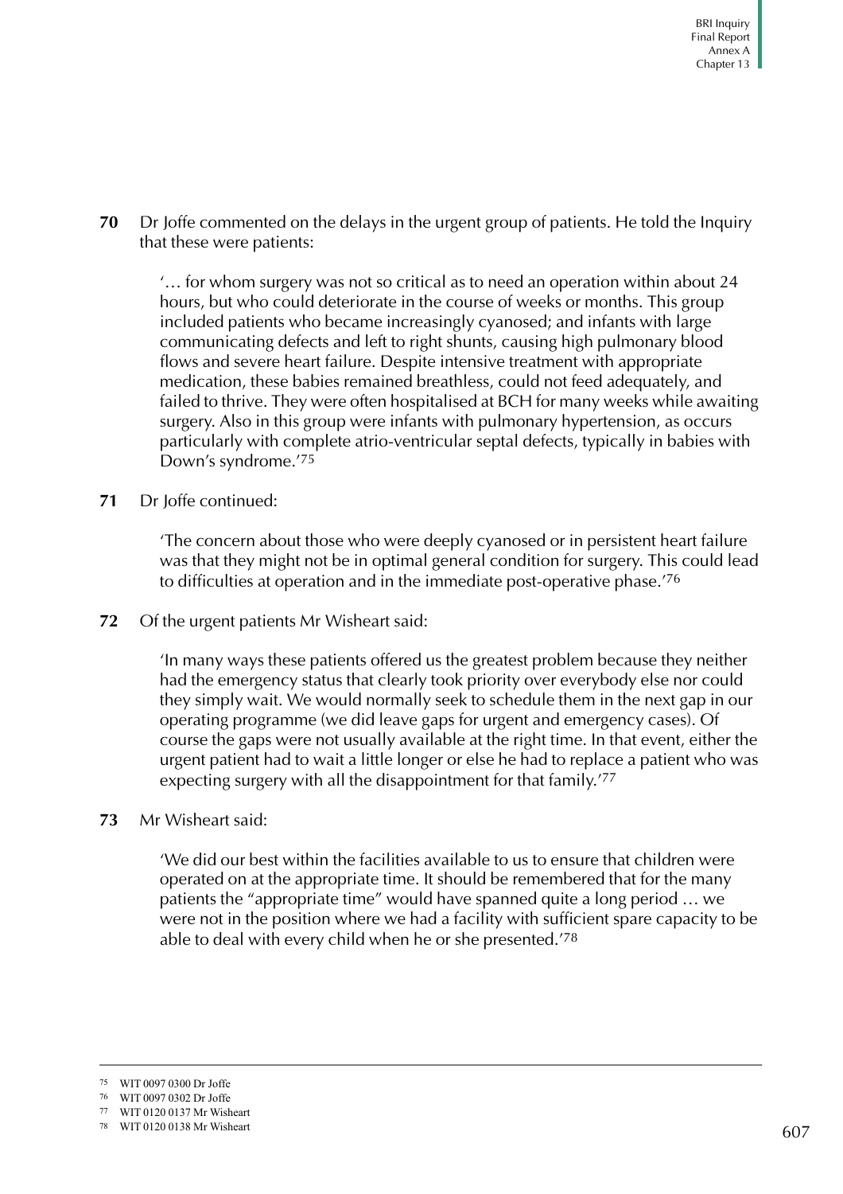**70** Dr Joffe commented on the delays in the urgent group of patients. He told the Inquiry that these were patients:

> '… for whom surgery was not so critical as to need an operation within about 24 hours, but who could deteriorate in the course of weeks or months. This group included patients who became increasingly cyanosed; and infants with large communicating defects and left to right shunts, causing high pulmonary blood flows and severe heart failure. Despite intensive treatment with appropriate medication, these babies remained breathless, could not feed adequately, and failed to thrive. They were often hospitalised at BCH for many weeks while awaiting surgery. Also in this group were infants with pulmonary hypertension, as occurs particularly with complete atrio-ventricular septal defects, typically in babies with Down's syndrome.'[75]

**71** Dr Joffe continued:

> 'The concern about those who were deeply cyanosed or in persistent heart failure was that they might not be in optimal general condition for surgery. This could lead to difficulties at operation and in the immediate post-operative phase.'[76]

**72** Of the urgent patients Mr Wisheart said:

> 'In many ways these patients offered us the greatest problem because they neither had the emergency status that clearly took priority over everybody else nor could they simply wait. We would normally seek to schedule them in the next gap in our operating programme (we did leave gaps for urgent and emergency cases). Of course the gaps were not usually available at the right time. In that event, either the urgent patient had to wait a little longer or else he had to replace a patient who was expecting surgery with all the disappointment for that family.'[77]

**73** Mr Wisheart said:

> 'We did our best within the facilities available to us to ensure that children were operated on at the appropriate time. It should be remembered that for the many patients the "appropriate time" would have spanned quite a long period … we were not in the position where we had a facility with sufficient spare capacity to be able to deal with every child when he or she presented.'[78]

---

[75] WIT 0097 0300 Dr Joffe

[76] WIT 0097 0302 Dr Joffe

[77] WIT 0120 0137 Mr Wisheart

[78] WIT 0120 0138 Mr Wisheart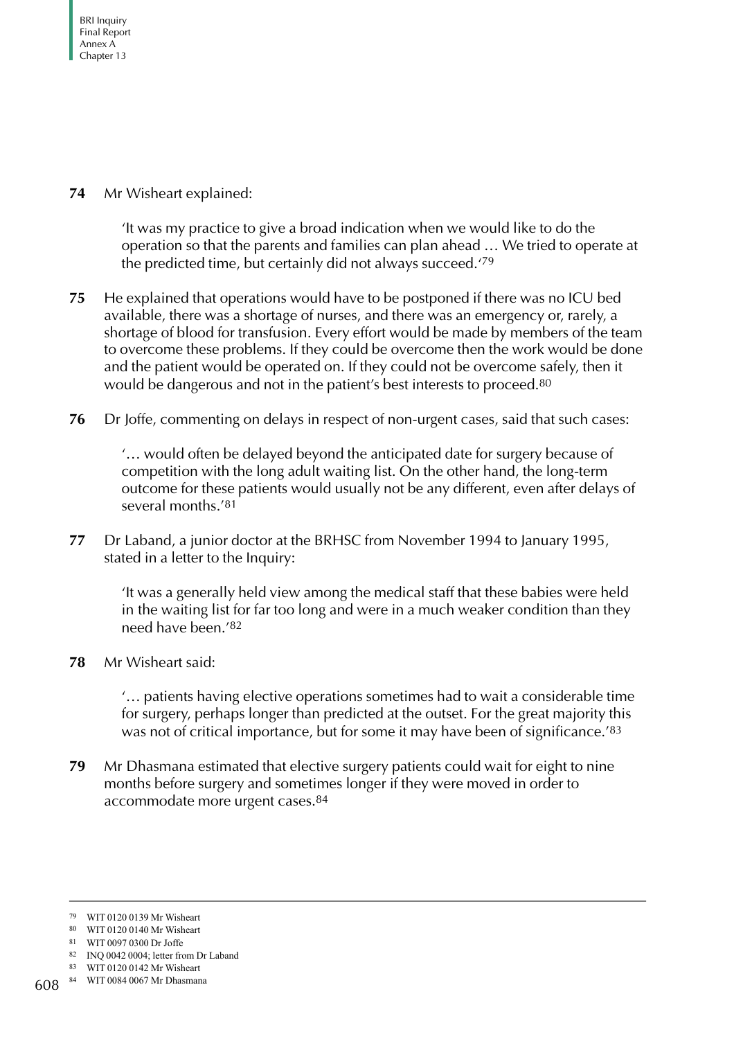**74** Mr Wisheart explained:

> 'It was my practice to give a broad indication when we would like to do the operation so that the parents and families can plan ahead … We tried to operate at the predicted time, but certainly did not always succeed.'[79]

**75** He explained that operations would have to be postponed if there was no ICU bed available, there was a shortage of nurses, and there was an emergency or, rarely, a shortage of blood for transfusion. Every effort would be made by members of the team to overcome these problems. If they could be overcome then the work would be done and the patient would be operated on. If they could not be overcome safely, then it would be dangerous and not in the patient's best interests to proceed.[80]

**76** Dr Joffe, commenting on delays in respect of non-urgent cases, said that such cases:

> '… would often be delayed beyond the anticipated date for surgery because of competition with the long adult waiting list. On the other hand, the long-term outcome for these patients would usually not be any different, even after delays of several months.'[81]

**77** Dr Laband, a junior doctor at the BRHSC from November 1994 to January 1995, stated in a letter to the Inquiry:

> 'It was a generally held view among the medical staff that these babies were held in the waiting list for far too long and were in a much weaker condition than they need have been.'[82]

**78** Mr Wisheart said:

> '… patients having elective operations sometimes had to wait a considerable time for surgery, perhaps longer than predicted at the outset. For the great majority this was not of critical importance, but for some it may have been of significance.'[83]

**79** Mr Dhasmana estimated that elective surgery patients could wait for eight to nine months before surgery and sometimes longer if they were moved in order to accommodate more urgent cases.[84]

---

79 WIT 0120 0139 Mr Wisheart

80 WIT 0120 0140 Mr Wisheart

81 WIT 0097 0300 Dr Joffe

82 INQ 0042 0004; letter from Dr Laband

83 WIT 0120 0142 Mr Wisheart

84 WIT 0084 0067 Mr Dhasmana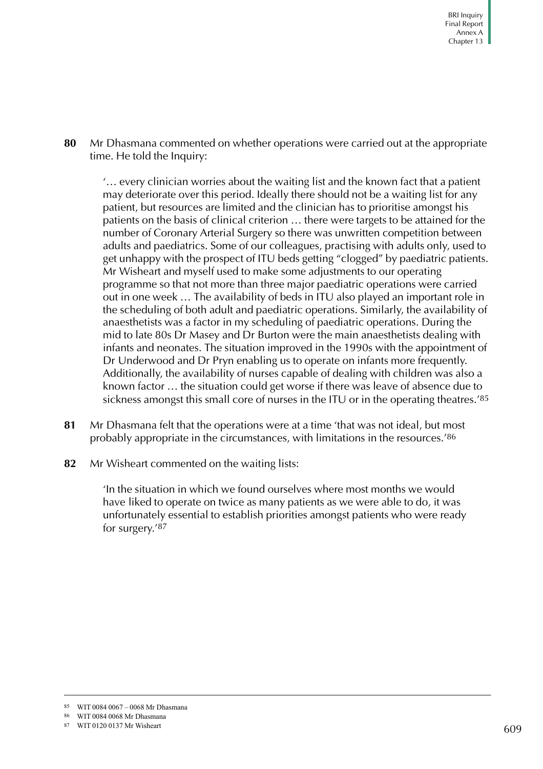**80** Mr Dhasmana commented on whether operations were carried out at the appropriate time. He told the Inquiry:

> '… every clinician worries about the waiting list and the known fact that a patient may deteriorate over this period. Ideally there should not be a waiting list for any patient, but resources are limited and the clinician has to prioritise amongst his patients on the basis of clinical criterion … there were targets to be attained for the number of Coronary Arterial Surgery so there was unwritten competition between adults and paediatrics. Some of our colleagues, practising with adults only, used to get unhappy with the prospect of ITU beds getting "clogged" by paediatric patients. Mr Wisheart and myself used to make some adjustments to our operating programme so that not more than three major paediatric operations were carried out in one week … The availability of beds in ITU also played an important role in the scheduling of both adult and paediatric operations. Similarly, the availability of anaesthetists was a factor in my scheduling of paediatric operations. During the mid to late 80s Dr Masey and Dr Burton were the main anaesthetists dealing with infants and neonates. The situation improved in the 1990s with the appointment of Dr Underwood and Dr Pryn enabling us to operate on infants more frequently. Additionally, the availability of nurses capable of dealing with children was also a known factor … the situation could get worse if there was leave of absence due to sickness amongst this small core of nurses in the ITU or in the operating theatres.'[85]

**81** Mr Dhasmana felt that the operations were at a time 'that was not ideal, but most probably appropriate in the circumstances, with limitations in the resources.'[86]

**82** Mr Wisheart commented on the waiting lists:

> 'In the situation in which we found ourselves where most months we would have liked to operate on twice as many patients as we were able to do, it was unfortunately essential to establish priorities amongst patients who were ready for surgery.'[87]

---

[85] WIT 0084 0067 – 0068 Mr Dhasmana

[86] WIT 0084 0068 Mr Dhasmana

[87] WIT 0120 0137 Mr Wisheart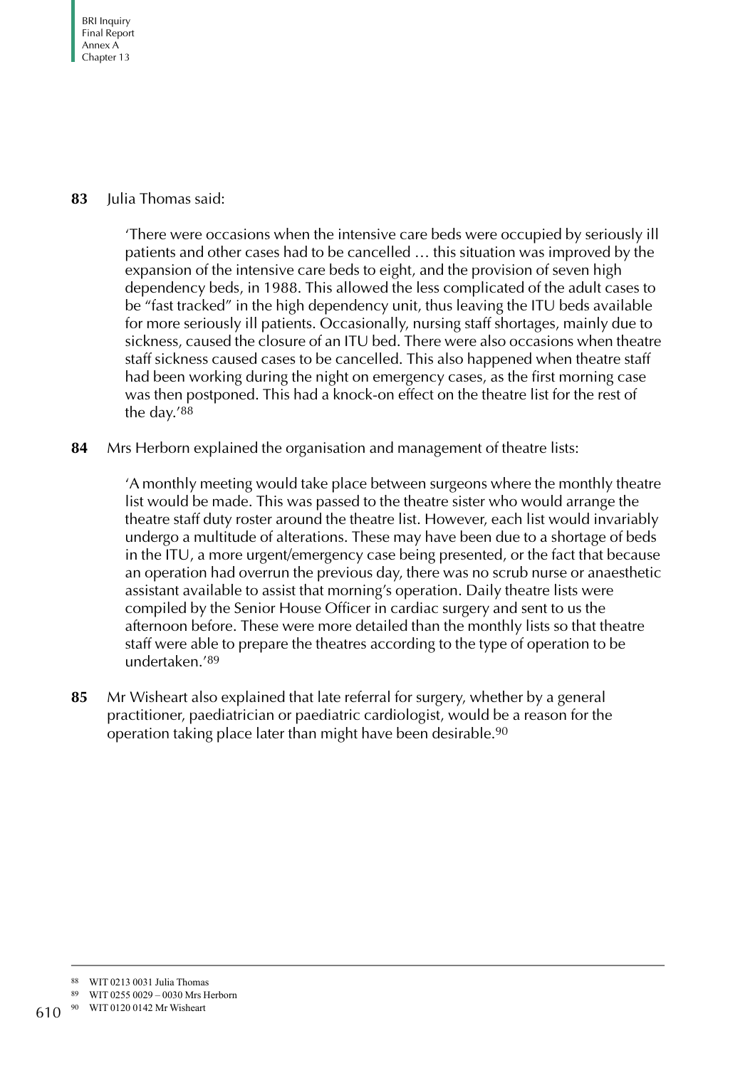**83** Julia Thomas said:

> 'There were occasions when the intensive care beds were occupied by seriously ill patients and other cases had to be cancelled … this situation was improved by the expansion of the intensive care beds to eight, and the provision of seven high dependency beds, in 1988. This allowed the less complicated of the adult cases to be "fast tracked" in the high dependency unit, thus leaving the ITU beds available for more seriously ill patients. Occasionally, nursing staff shortages, mainly due to sickness, caused the closure of an ITU bed. There were also occasions when theatre staff sickness caused cases to be cancelled. This also happened when theatre staff had been working during the night on emergency cases, as the first morning case was then postponed. This had a knock-on effect on the theatre list for the rest of the day.'[88]

**84** Mrs Herborn explained the organisation and management of theatre lists:

> 'A monthly meeting would take place between surgeons where the monthly theatre list would be made. This was passed to the theatre sister who would arrange the theatre staff duty roster around the theatre list. However, each list would invariably undergo a multitude of alterations. These may have been due to a shortage of beds in the ITU, a more urgent/emergency case being presented, or the fact that because an operation had overrun the previous day, there was no scrub nurse or anaesthetic assistant available to assist that morning's operation. Daily theatre lists were compiled by the Senior House Officer in cardiac surgery and sent to us the afternoon before. These were more detailed than the monthly lists so that theatre staff were able to prepare the theatres according to the type of operation to be undertaken.'[89]

**85** Mr Wisheart also explained that late referral for surgery, whether by a general practitioner, paediatrician or paediatric cardiologist, would be a reason for the operation taking place later than might have been desirable.[90]

---

[88] WIT 0213 0031 Julia Thomas

[89] WIT 0255 0029 – 0030 Mrs Herborn

[90] WIT 0120 0142 Mr Wisheart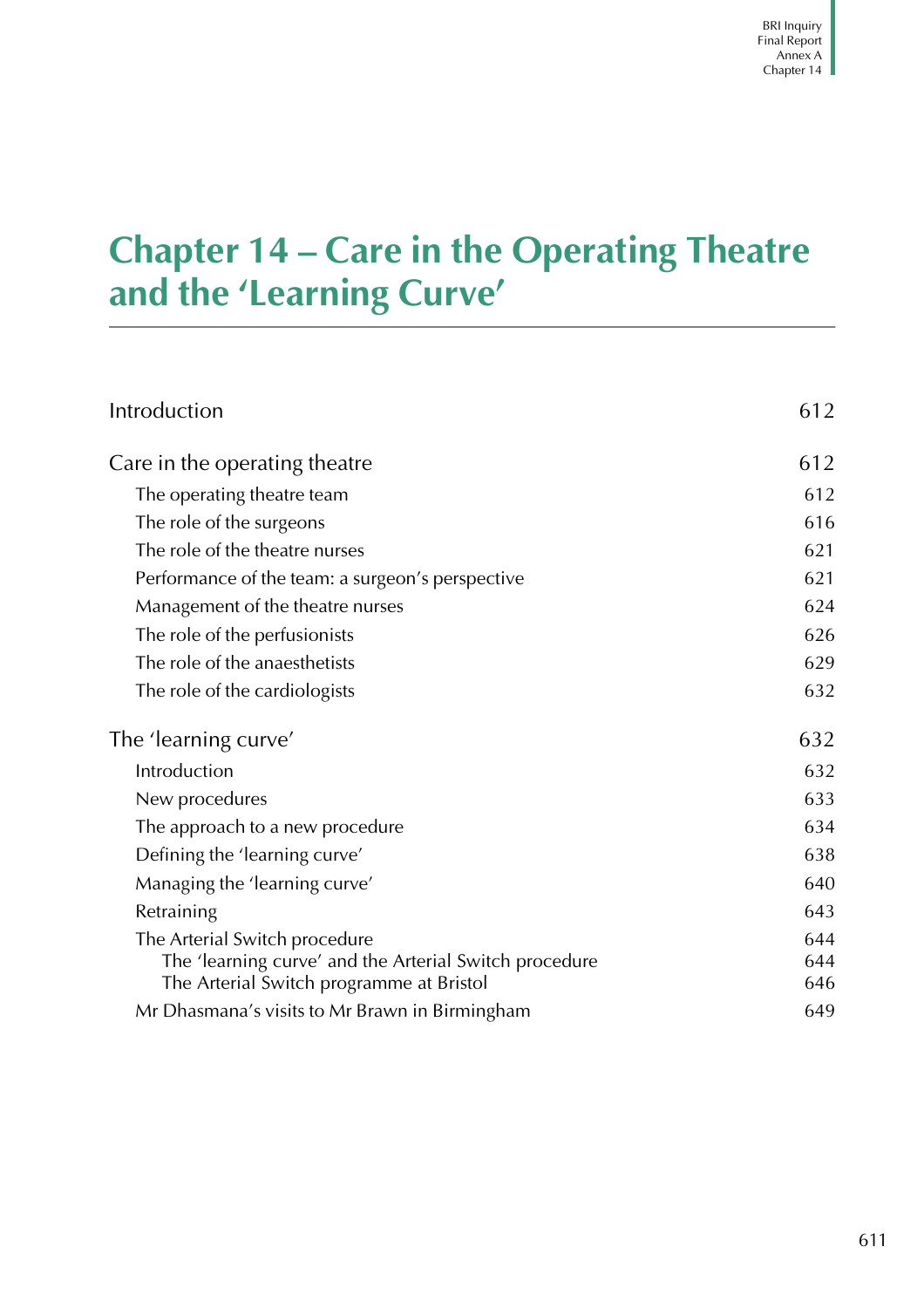# Chapter 14 – Care in the Operating Theatre and the 'Learning Curve'

| | |
|---|---|
| Introduction | 612 |
| **Care in the operating theatre** | 612 |
| The operating theatre team | 612 |
| The role of the surgeons | 616 |
| The role of the theatre nurses | 621 |
| Performance of the team: a surgeon's perspective | 621 |
| Management of the theatre nurses | 624 |
| The role of the perfusionists | 626 |
| The role of the anaesthetists | 629 |
| The role of the cardiologists | 632 |
| **The 'learning curve'** | 632 |
| Introduction | 632 |
| New procedures | 633 |
| The approach to a new procedure | 634 |
| Defining the 'learning curve' | 638 |
| Managing the 'learning curve' | 640 |
| Retraining | 643 |
| The Arterial Switch procedure | 644 |
| The 'learning curve' and the Arterial Switch procedure | 644 |
| The Arterial Switch programme at Bristol | 646 |
| Mr Dhasmana's visits to Mr Brawn in Birmingham | 649 |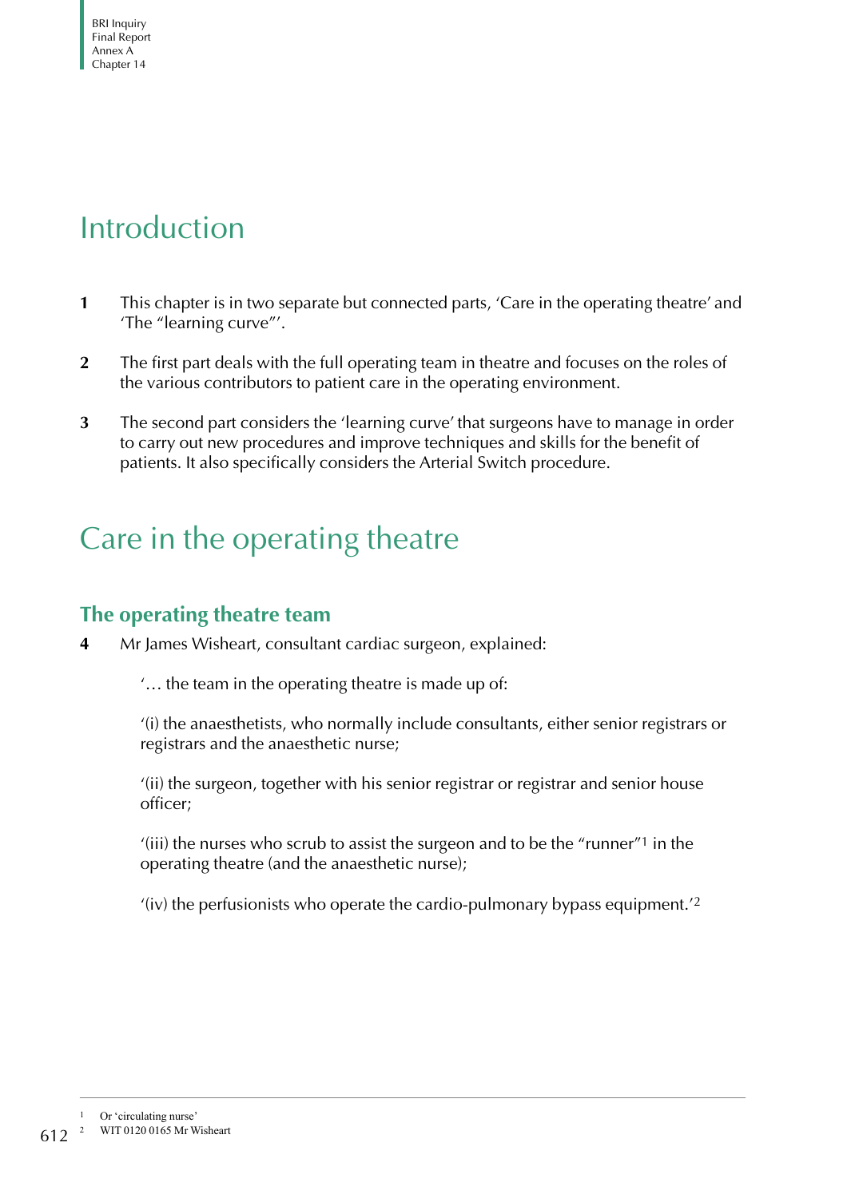# Introduction

**1** This chapter is in two separate but connected parts, 'Care in the operating theatre' and 'The "learning curve"'.

**2** The first part deals with the full operating team in theatre and focuses on the roles of the various contributors to patient care in the operating environment.

**3** The second part considers the 'learning curve' that surgeons have to manage in order to carry out new procedures and improve techniques and skills for the benefit of patients. It also specifically considers the Arterial Switch procedure.

# Care in the operating theatre

## The operating theatre team

**4** Mr James Wisheart, consultant cardiac surgeon, explained:

> '… the team in the operating theatre is made up of:
>
> '(i) the anaesthetists, who normally include consultants, either senior registrars or registrars and the anaesthetic nurse;
>
> '(ii) the surgeon, together with his senior registrar or registrar and senior house officer;
>
> '(iii) the nurses who scrub to assist the surgeon and to be the "runner"[1] in the operating theatre (and the anaesthetic nurse);
>
> '(iv) the perfusionists who operate the cardio-pulmonary bypass equipment.'[2]

---

1 Or 'circulating nurse'

2 WIT 0120 0165 Mr Wisheart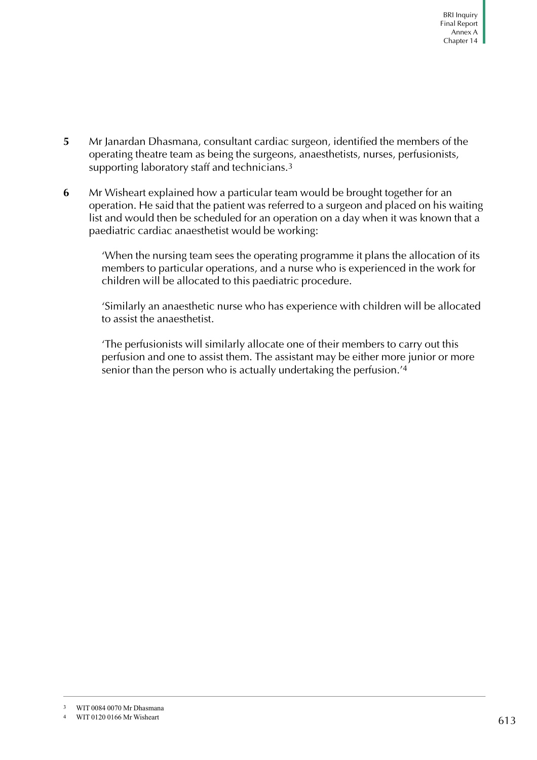**5** Mr Janardan Dhasmana, consultant cardiac surgeon, identified the members of the operating theatre team as being the surgeons, anaesthetists, nurses, perfusionists, supporting laboratory staff and technicians.[3]

**6** Mr Wisheart explained how a particular team would be brought together for an operation. He said that the patient was referred to a surgeon and placed on his waiting list and would then be scheduled for an operation on a day when it was known that a paediatric cardiac anaesthetist would be working:

> 'When the nursing team sees the operating programme it plans the allocation of its members to particular operations, and a nurse who is experienced in the work for children will be allocated to this paediatric procedure.
>
> 'Similarly an anaesthetic nurse who has experience with children will be allocated to assist the anaesthetist.
>
> 'The perfusionists will similarly allocate one of their members to carry out this perfusion and one to assist them. The assistant may be either more junior or more senior than the person who is actually undertaking the perfusion.'[4]

---

[3] WIT 0084 0070 Mr Dhasmana

[4] WIT 0120 0166 Mr Wisheart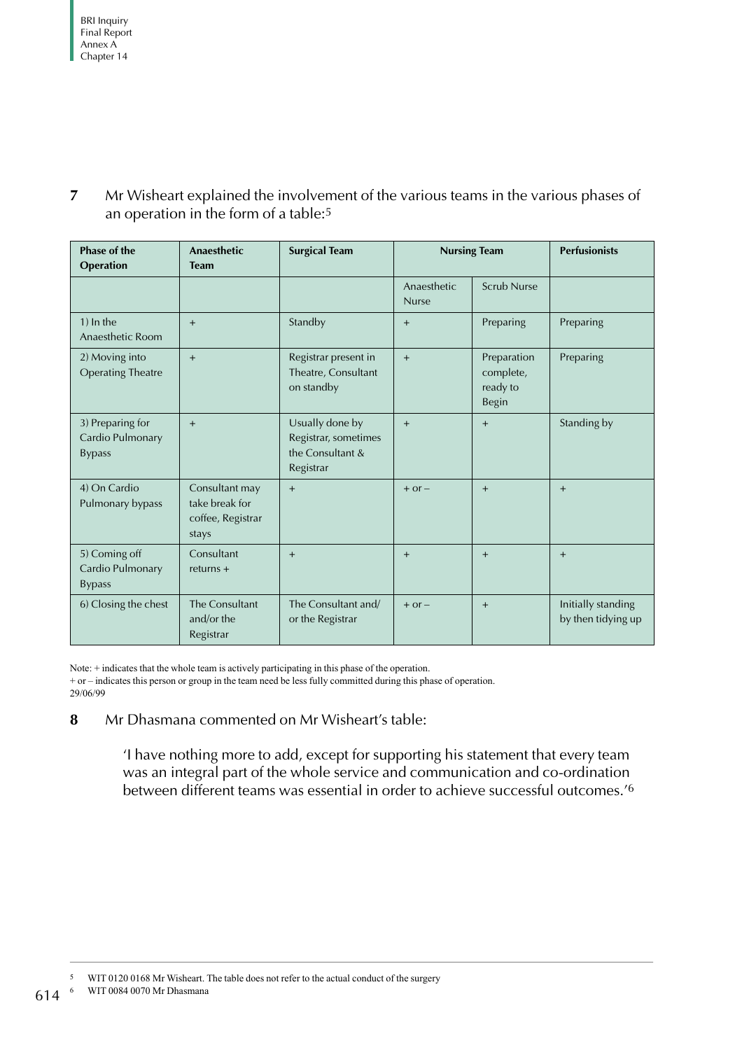**7** Mr Wisheart explained the involvement of the various teams in the various phases of an operation in the form of a table:[5]

| Phase of the Operation | Anaesthetic Team | Surgical Team | Nursing Team | | Perfusionists |
|---|---|---|---|---|---|
| | | | Anaesthetic Nurse | Scrub Nurse | |
| 1) In the Anaesthetic Room | + | Standby | + | Preparing | Preparing |
| 2) Moving into Operating Theatre | + | Registrar present in Theatre, Consultant on standby | + | Preparation complete, ready to Begin | Preparing |
| 3) Preparing for Cardio Pulmonary Bypass | + | Usually done by Registrar, sometimes the Consultant & Registrar | + | + | Standing by |
| 4) On Cardio Pulmonary bypass | Consultant may take break for coffee, Registrar stays | + | + or – | + | + |
| 5) Coming off Cardio Pulmonary Bypass | Consultant returns + | + | + | + | + |
| 6) Closing the chest | The Consultant and/or the Registrar | The Consultant and/ or the Registrar | + or – | + | Initially standing by then tidying up |

Note: + indicates that the whole team is actively participating in this phase of the operation.
+ or – indicates this person or group in the team need be less fully committed during this phase of operation.
29/06/99

**8** Mr Dhasmana commented on Mr Wisheart's table:

> 'I have nothing more to add, except for supporting his statement that every team was an integral part of the whole service and communication and co-ordination between different teams was essential in order to achieve successful outcomes.'[6]

---

[5] WIT 0120 0168 Mr Wisheart. The table does not refer to the actual conduct of the surgery

[6] WIT 0084 0070 Mr Dhasmana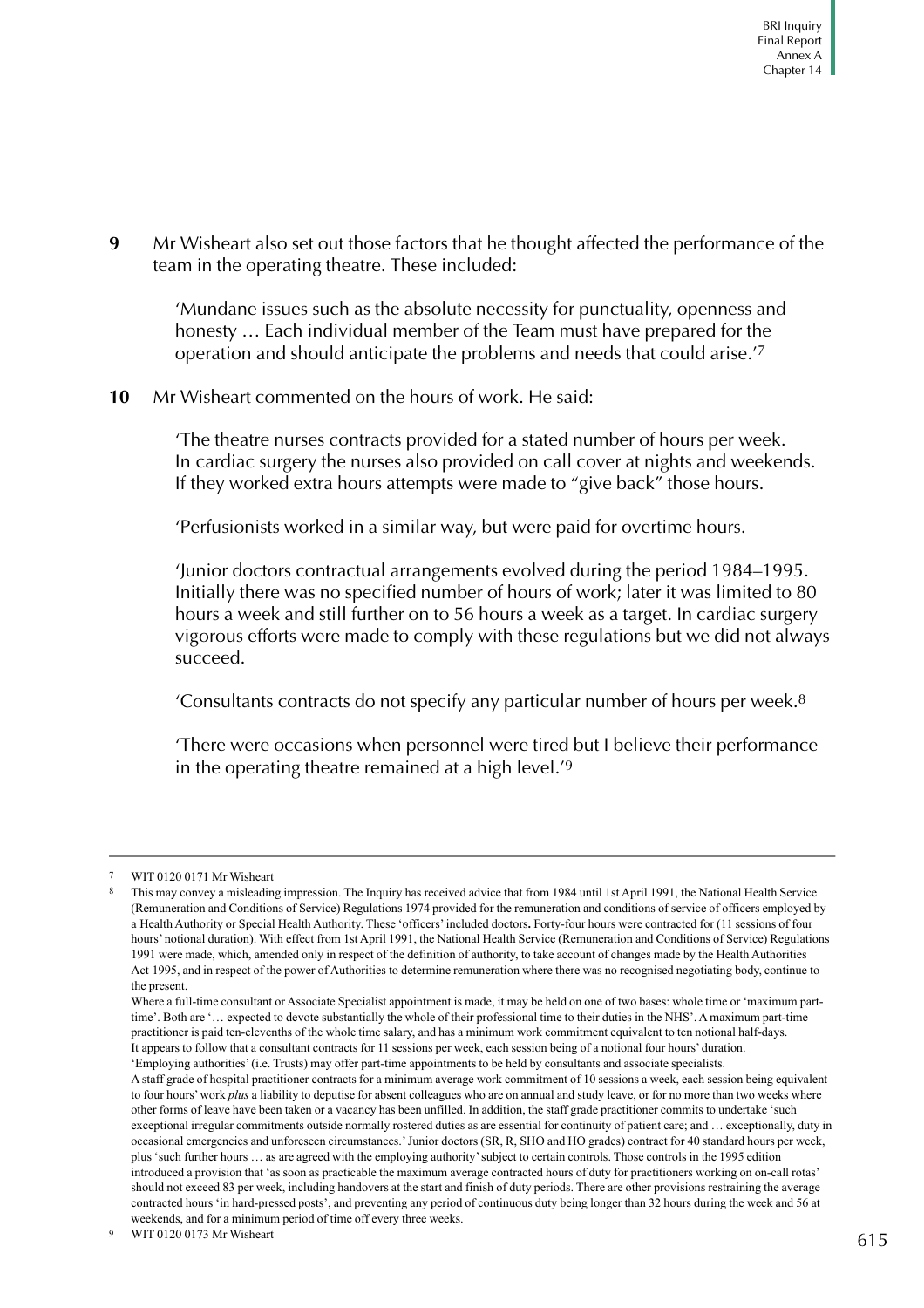**9** Mr Wisheart also set out those factors that he thought affected the performance of the team in the operating theatre. These included:

> 'Mundane issues such as the absolute necessity for punctuality, openness and honesty … Each individual member of the Team must have prepared for the operation and should anticipate the problems and needs that could arise.'[7]

**10** Mr Wisheart commented on the hours of work. He said:

> 'The theatre nurses contracts provided for a stated number of hours per week. In cardiac surgery the nurses also provided on call cover at nights and weekends. If they worked extra hours attempts were made to "give back" those hours.
>
> 'Perfusionists worked in a similar way, but were paid for overtime hours.
>
> 'Junior doctors contractual arrangements evolved during the period 1984–1995. Initially there was no specified number of hours of work; later it was limited to 80 hours a week and still further on to 56 hours a week as a target. In cardiac surgery vigorous efforts were made to comply with these regulations but we did not always succeed.
>
> 'Consultants contracts do not specify any particular number of hours per week.[8]
>
> 'There were occasions when personnel were tired but I believe their performance in the operating theatre remained at a high level.'[9]

---

[7] WIT 0120 0171 Mr Wisheart

[8] This may convey a misleading impression. The Inquiry has received advice that from 1984 until 1st April 1991, the National Health Service (Remuneration and Conditions of Service) Regulations 1974 provided for the remuneration and conditions of service of officers employed by a Health Authority or Special Health Authority. These 'officers' included doctors**.** Forty-four hours were contracted for (11 sessions of four hours' notional duration). With effect from 1st April 1991, the National Health Service (Remuneration and Conditions of Service) Regulations 1991 were made, which, amended only in respect of the definition of authority, to take account of changes made by the Health Authorities Act 1995, and in respect of the power of Authorities to determine remuneration where there was no recognised negotiating body, continue to the present.
Where a full-time consultant or Associate Specialist appointment is made, it may be held on one of two bases: whole time or 'maximum part-time'. Both are '… expected to devote substantially the whole of their professional time to their duties in the NHS'. A maximum part-time practitioner is paid ten-elevenths of the whole time salary, and has a minimum work commitment equivalent to ten notional half-days. It appears to follow that a consultant contracts for 11 sessions per week, each session being of a notional four hours' duration.
'Employing authorities' (i.e. Trusts) may offer part-time appointments to be held by consultants and associate specialists.
A staff grade of hospital practitioner contracts for a minimum average work commitment of 10 sessions a week, each session being equivalent to four hours' work *plus* a liability to deputise for absent colleagues who are on annual and study leave, or for no more than two weeks where other forms of leave have been taken or a vacancy has been unfilled. In addition, the staff grade practitioner commits to undertake 'such exceptional irregular commitments outside normally rostered duties as are essential for continuity of patient care; and … exceptionally, duty in occasional emergencies and unforeseen circumstances.' Junior doctors (SR, R, SHO and HO grades) contract for 40 standard hours per week, plus 'such further hours … as are agreed with the employing authority' subject to certain controls. Those controls in the 1995 edition introduced a provision that 'as soon as practicable the maximum average contracted hours of duty for practitioners working on on-call rotas' should not exceed 83 per week, including handovers at the start and finish of duty periods. There are other provisions restraining the average contracted hours 'in hard-pressed posts', and preventing any period of continuous duty being longer than 32 hours during the week and 56 at weekends, and for a minimum period of time off every three weeks.

[9] WIT 0120 0173 Mr Wisheart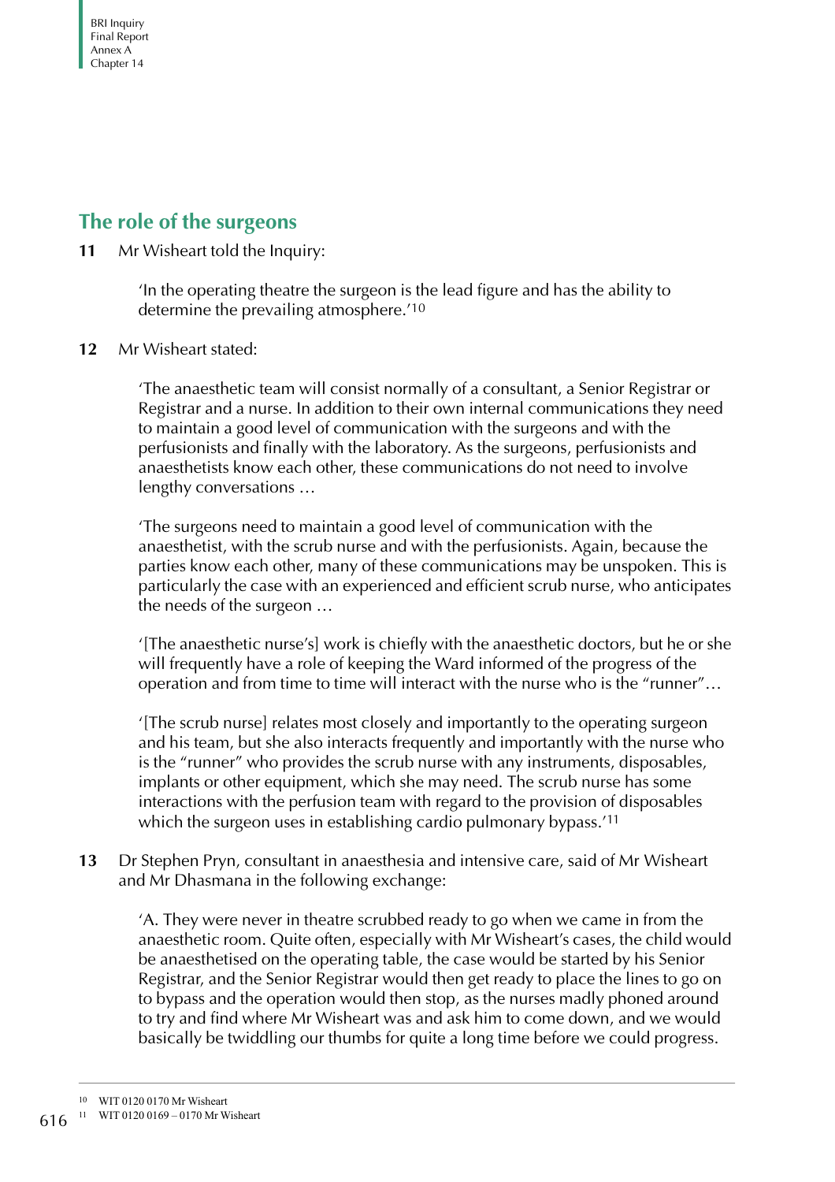## The role of the surgeons

**11** Mr Wisheart told the Inquiry:

> 'In the operating theatre the surgeon is the lead figure and has the ability to determine the prevailing atmosphere.'[10]

**12** Mr Wisheart stated:

> 'The anaesthetic team will consist normally of a consultant, a Senior Registrar or Registrar and a nurse. In addition to their own internal communications they need to maintain a good level of communication with the surgeons and with the perfusionists and finally with the laboratory. As the surgeons, perfusionists and anaesthetists know each other, these communications do not need to involve lengthy conversations …
>
> 'The surgeons need to maintain a good level of communication with the anaesthetist, with the scrub nurse and with the perfusionists. Again, because the parties know each other, many of these communications may be unspoken. This is particularly the case with an experienced and efficient scrub nurse, who anticipates the needs of the surgeon …
>
> '[The anaesthetic nurse's] work is chiefly with the anaesthetic doctors, but he or she will frequently have a role of keeping the Ward informed of the progress of the operation and from time to time will interact with the nurse who is the "runner"…
>
> '[The scrub nurse] relates most closely and importantly to the operating surgeon and his team, but she also interacts frequently and importantly with the nurse who is the "runner" who provides the scrub nurse with any instruments, disposables, implants or other equipment, which she may need. The scrub nurse has some interactions with the perfusion team with regard to the provision of disposables which the surgeon uses in establishing cardio pulmonary bypass.'[11]

**13** Dr Stephen Pryn, consultant in anaesthesia and intensive care, said of Mr Wisheart and Mr Dhasmana in the following exchange:

> 'A. They were never in theatre scrubbed ready to go when we came in from the anaesthetic room. Quite often, especially with Mr Wisheart's cases, the child would be anaesthetised on the operating table, the case would be started by his Senior Registrar, and the Senior Registrar would then get ready to place the lines to go on to bypass and the operation would then stop, as the nurses madly phoned around to try and find where Mr Wisheart was and ask him to come down, and we would basically be twiddling our thumbs for quite a long time before we could progress.

---

[10] WIT 0120 0170 Mr Wisheart

[11] WIT 0120 0169 – 0170 Mr Wisheart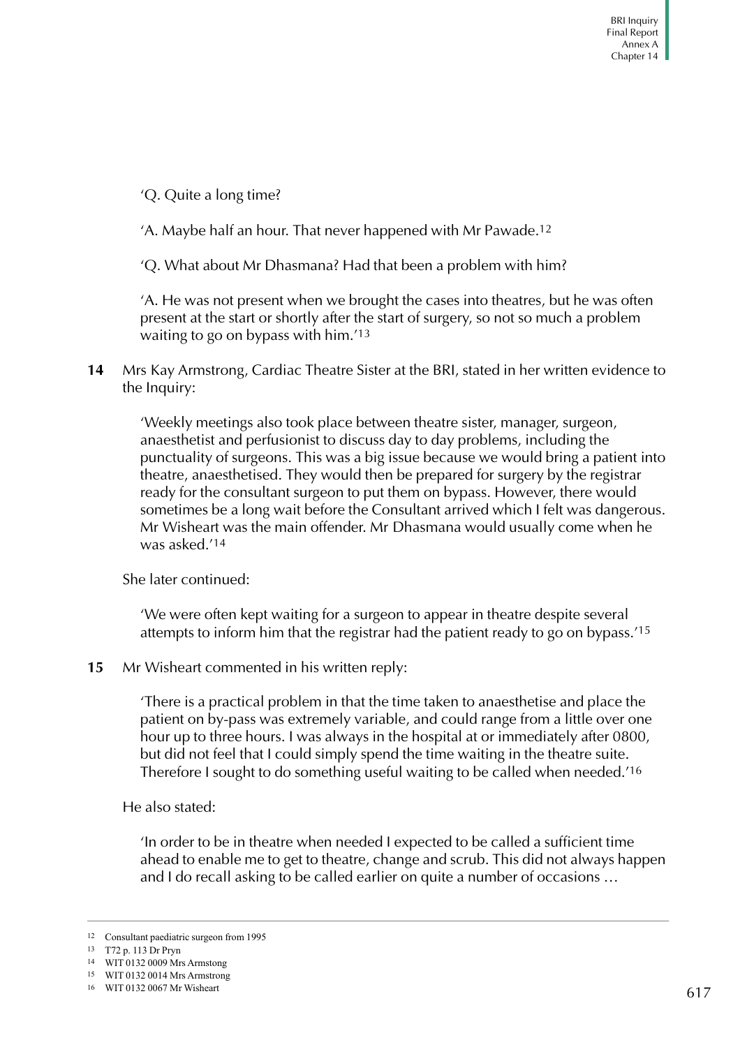'Q. Quite a long time?

'A. Maybe half an hour. That never happened with Mr Pawade.[12]

'Q. What about Mr Dhasmana? Had that been a problem with him?

'A. He was not present when we brought the cases into theatres, but he was often present at the start or shortly after the start of surgery, so not so much a problem waiting to go on bypass with him.'[13]

**14** Mrs Kay Armstrong, Cardiac Theatre Sister at the BRI, stated in her written evidence to the Inquiry:

> 'Weekly meetings also took place between theatre sister, manager, surgeon, anaesthetist and perfusionist to discuss day to day problems, including the punctuality of surgeons. This was a big issue because we would bring a patient into theatre, anaesthetised. They would then be prepared for surgery by the registrar ready for the consultant surgeon to put them on bypass. However, there would sometimes be a long wait before the Consultant arrived which I felt was dangerous. Mr Wisheart was the main offender. Mr Dhasmana would usually come when he was asked.'[14]

She later continued:

> 'We were often kept waiting for a surgeon to appear in theatre despite several attempts to inform him that the registrar had the patient ready to go on bypass.'[15]

**15** Mr Wisheart commented in his written reply:

> 'There is a practical problem in that the time taken to anaesthetise and place the patient on by-pass was extremely variable, and could range from a little over one hour up to three hours. I was always in the hospital at or immediately after 0800, but did not feel that I could simply spend the time waiting in the theatre suite. Therefore I sought to do something useful waiting to be called when needed.'[16]

He also stated:

> 'In order to be in theatre when needed I expected to be called a sufficient time ahead to enable me to get to theatre, change and scrub. This did not always happen and I do recall asking to be called earlier on quite a number of occasions …

---

[12] Consultant paediatric surgeon from 1995

[13] T72 p. 113 Dr Pryn

[14] WIT 0132 0009 Mrs Armstong

[15] WIT 0132 0014 Mrs Armstrong

[16] WIT 0132 0067 Mr Wisheart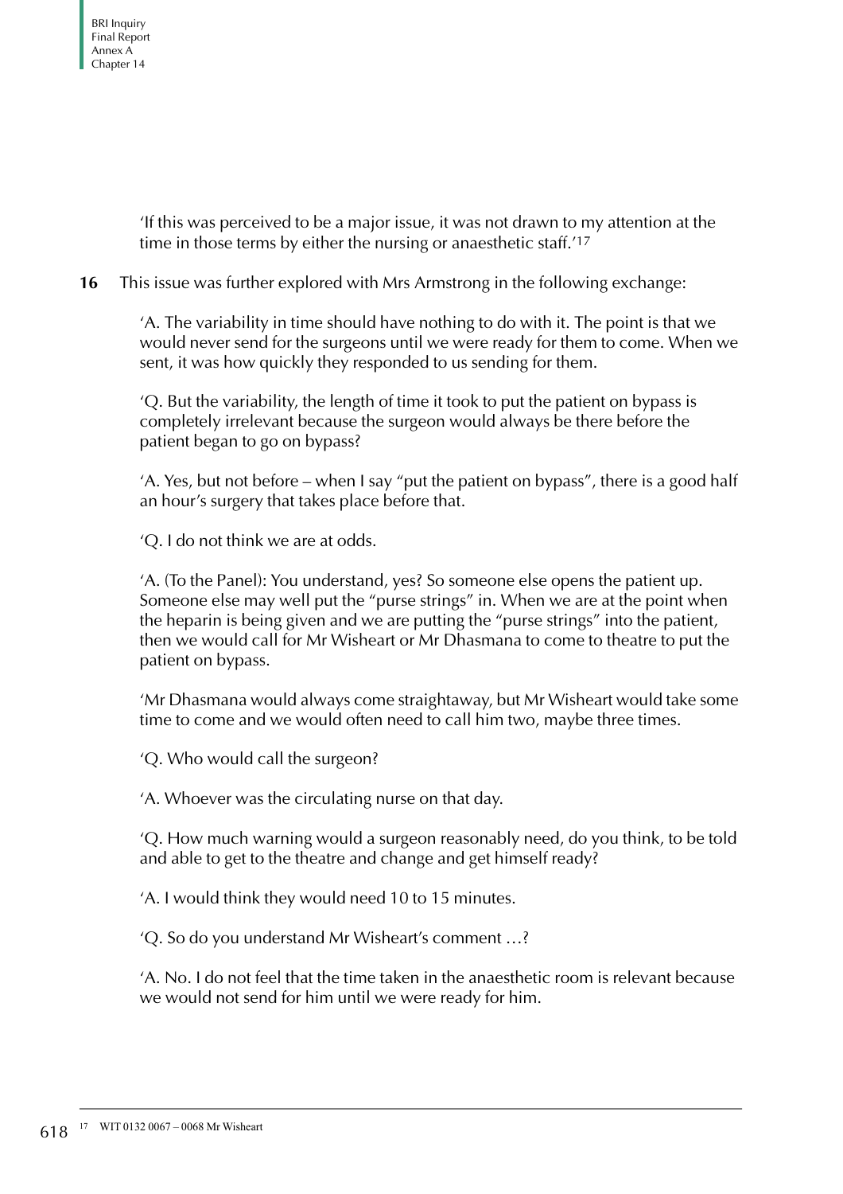'If this was perceived to be a major issue, it was not drawn to my attention at the time in those terms by either the nursing or anaesthetic staff.'[17]

**16** This issue was further explored with Mrs Armstrong in the following exchange:

> 'A. The variability in time should have nothing to do with it. The point is that we would never send for the surgeons until we were ready for them to come. When we sent, it was how quickly they responded to us sending for them.
>
> 'Q. But the variability, the length of time it took to put the patient on bypass is completely irrelevant because the surgeon would always be there before the patient began to go on bypass?
>
> 'A. Yes, but not before – when I say "put the patient on bypass", there is a good half an hour's surgery that takes place before that.
>
> 'Q. I do not think we are at odds.
>
> 'A. (To the Panel): You understand, yes? So someone else opens the patient up. Someone else may well put the "purse strings" in. When we are at the point when the heparin is being given and we are putting the "purse strings" into the patient, then we would call for Mr Wisheart or Mr Dhasmana to come to theatre to put the patient on bypass.
>
> 'Mr Dhasmana would always come straightaway, but Mr Wisheart would take some time to come and we would often need to call him two, maybe three times.
>
> 'Q. Who would call the surgeon?
>
> 'A. Whoever was the circulating nurse on that day.
>
> 'Q. How much warning would a surgeon reasonably need, do you think, to be told and able to get to the theatre and change and get himself ready?
>
> 'A. I would think they would need 10 to 15 minutes.
>
> 'Q. So do you understand Mr Wisheart's comment …?
>
> 'A. No. I do not feel that the time taken in the anaesthetic room is relevant because we would not send for him until we were ready for him.

[17] WIT 0132 0067 – 0068 Mr Wisheart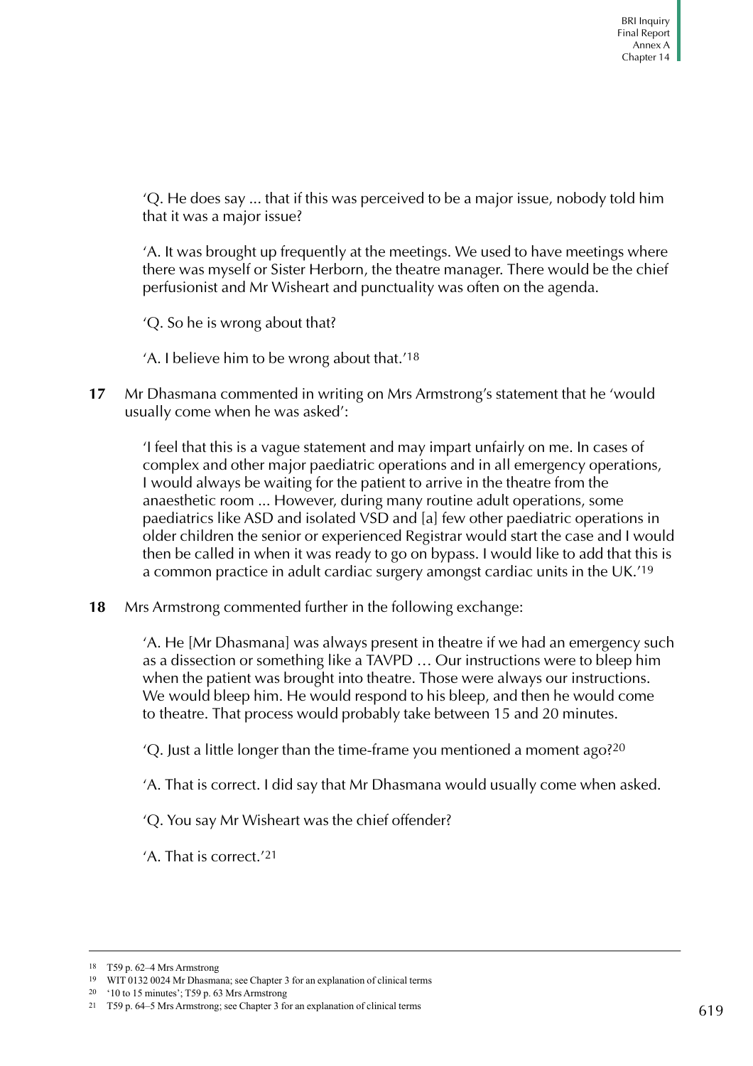> 'Q. He does say ... that if this was perceived to be a major issue, nobody told him that it was a major issue?
>
> 'A. It was brought up frequently at the meetings. We used to have meetings where there was myself or Sister Herborn, the theatre manager. There would be the chief perfusionist and Mr Wisheart and punctuality was often on the agenda.
>
> 'Q. So he is wrong about that?
>
> 'A. I believe him to be wrong about that.'[18]

**17** Mr Dhasmana commented in writing on Mrs Armstrong's statement that he 'would usually come when he was asked':

> 'I feel that this is a vague statement and may impart unfairly on me. In cases of complex and other major paediatric operations and in all emergency operations, I would always be waiting for the patient to arrive in the theatre from the anaesthetic room ... However, during many routine adult operations, some paediatrics like ASD and isolated VSD and [a] few other paediatric operations in older children the senior or experienced Registrar would start the case and I would then be called in when it was ready to go on bypass. I would like to add that this is a common practice in adult cardiac surgery amongst cardiac units in the UK.'[19]

**18** Mrs Armstrong commented further in the following exchange:

> 'A. He [Mr Dhasmana] was always present in theatre if we had an emergency such as a dissection or something like a TAVPD … Our instructions were to bleep him when the patient was brought into theatre. Those were always our instructions. We would bleep him. He would respond to his bleep, and then he would come to theatre. That process would probably take between 15 and 20 minutes.
>
> 'Q. Just a little longer than the time-frame you mentioned a moment ago?[20]
>
> 'A. That is correct. I did say that Mr Dhasmana would usually come when asked.
>
> 'Q. You say Mr Wisheart was the chief offender?
>
> 'A. That is correct.'[21]

---

[18] T59 p. 62–4 Mrs Armstrong

[19] WIT 0132 0024 Mr Dhasmana; see Chapter 3 for an explanation of clinical terms

[20] '10 to 15 minutes'; T59 p. 63 Mrs Armstrong

[21] T59 p. 64–5 Mrs Armstrong; see Chapter 3 for an explanation of clinical terms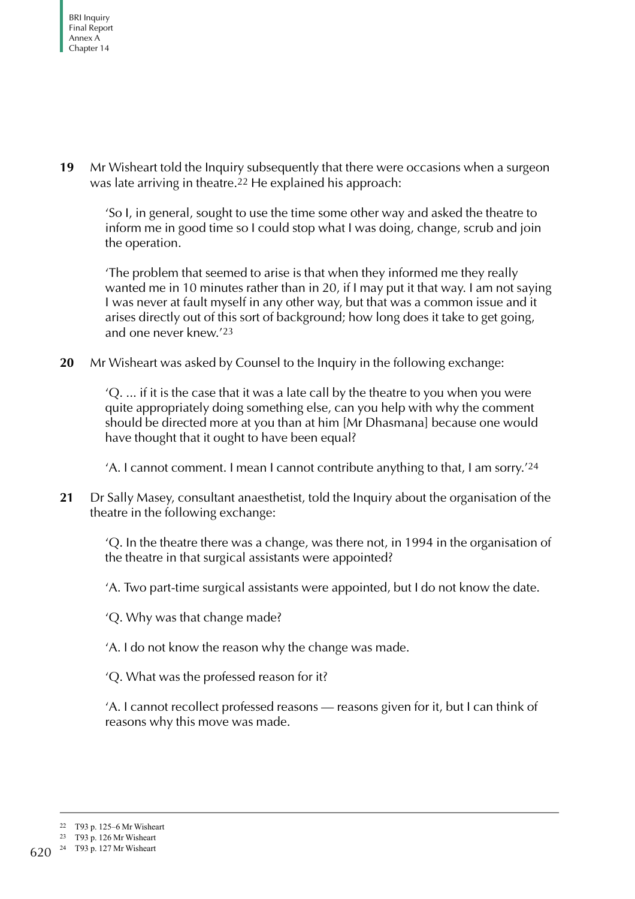**19** Mr Wisheart told the Inquiry subsequently that there were occasions when a surgeon was late arriving in theatre.[22] He explained his approach:

> 'So I, in general, sought to use the time some other way and asked the theatre to inform me in good time so I could stop what I was doing, change, scrub and join the operation.
>
> 'The problem that seemed to arise is that when they informed me they really wanted me in 10 minutes rather than in 20, if I may put it that way. I am not saying I was never at fault myself in any other way, but that was a common issue and it arises directly out of this sort of background; how long does it take to get going, and one never knew.'[23]

**20** Mr Wisheart was asked by Counsel to the Inquiry in the following exchange:

> 'Q. ... if it is the case that it was a late call by the theatre to you when you were quite appropriately doing something else, can you help with why the comment should be directed more at you than at him [Mr Dhasmana] because one would have thought that it ought to have been equal?
>
> 'A. I cannot comment. I mean I cannot contribute anything to that, I am sorry.'[24]

**21** Dr Sally Masey, consultant anaesthetist, told the Inquiry about the organisation of the theatre in the following exchange:

> 'Q. In the theatre there was a change, was there not, in 1994 in the organisation of the theatre in that surgical assistants were appointed?
>
> 'A. Two part-time surgical assistants were appointed, but I do not know the date.
>
> 'Q. Why was that change made?
>
> 'A. I do not know the reason why the change was made.
>
> 'Q. What was the professed reason for it?
>
> 'A. I cannot recollect professed reasons — reasons given for it, but I can think of reasons why this move was made.

---

[22] T93 p. 125–6 Mr Wisheart

[23] T93 p. 126 Mr Wisheart

[24] T93 p. 127 Mr Wisheart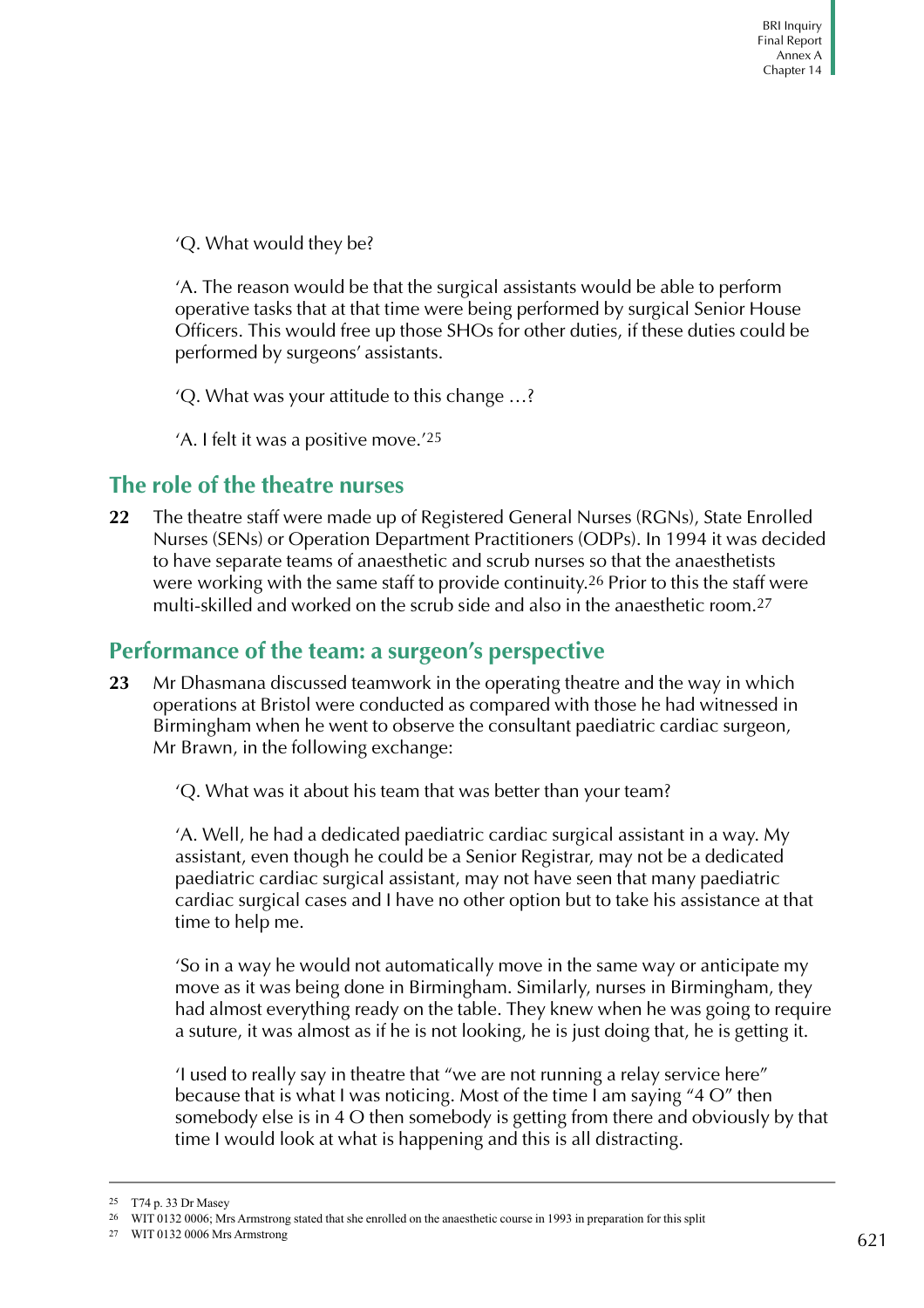'Q. What would they be?

'A. The reason would be that the surgical assistants would be able to perform operative tasks that at that time were being performed by surgical Senior House Officers. This would free up those SHOs for other duties, if these duties could be performed by surgeons' assistants.

'Q. What was your attitude to this change …?

'A. I felt it was a positive move.'[25]

## The role of the theatre nurses

**22** The theatre staff were made up of Registered General Nurses (RGNs), State Enrolled Nurses (SENs) or Operation Department Practitioners (ODPs). In 1994 it was decided to have separate teams of anaesthetic and scrub nurses so that the anaesthetists were working with the same staff to provide continuity.[26] Prior to this the staff were multi-skilled and worked on the scrub side and also in the anaesthetic room.[27]

## Performance of the team: a surgeon's perspective

**23** Mr Dhasmana discussed teamwork in the operating theatre and the way in which operations at Bristol were conducted as compared with those he had witnessed in Birmingham when he went to observe the consultant paediatric cardiac surgeon, Mr Brawn, in the following exchange:

'Q. What was it about his team that was better than your team?

'A. Well, he had a dedicated paediatric cardiac surgical assistant in a way. My assistant, even though he could be a Senior Registrar, may not be a dedicated paediatric cardiac surgical assistant, may not have seen that many paediatric cardiac surgical cases and I have no other option but to take his assistance at that time to help me.

'So in a way he would not automatically move in the same way or anticipate my move as it was being done in Birmingham. Similarly, nurses in Birmingham, they had almost everything ready on the table. They knew when he was going to require a suture, it was almost as if he is not looking, he is just doing that, he is getting it.

'I used to really say in theatre that "we are not running a relay service here" because that is what I was noticing. Most of the time I am saying "4 O" then somebody else is in 4 O then somebody is getting from there and obviously by that time I would look at what is happening and this is all distracting.

---

[25] T74 p. 33 Dr Masey

[26] WIT 0132 0006; Mrs Armstrong stated that she enrolled on the anaesthetic course in 1993 in preparation for this split

[27] WIT 0132 0006 Mrs Armstrong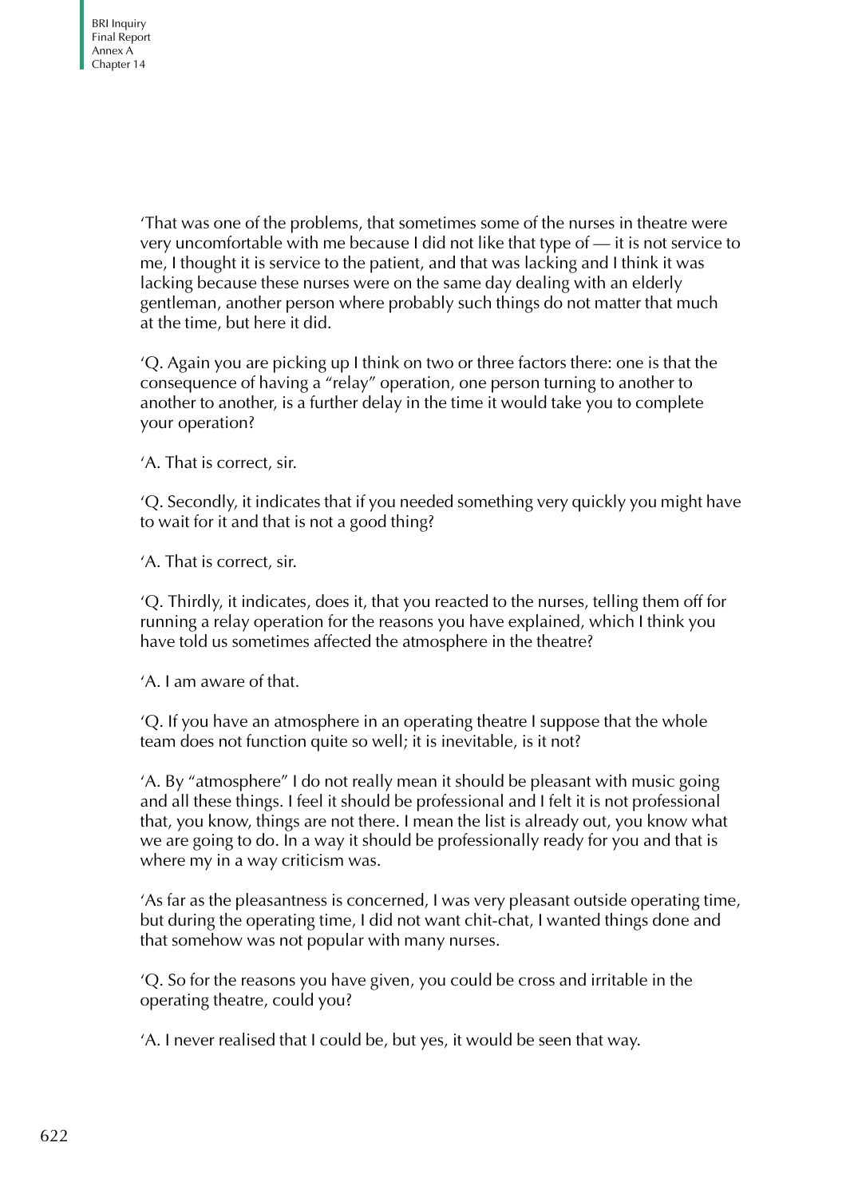'That was one of the problems, that sometimes some of the nurses in theatre were very uncomfortable with me because I did not like that type of — it is not service to me, I thought it is service to the patient, and that was lacking and I think it was lacking because these nurses were on the same day dealing with an elderly gentleman, another person where probably such things do not matter that much at the time, but here it did.

'Q. Again you are picking up I think on two or three factors there: one is that the consequence of having a "relay" operation, one person turning to another to another to another, is a further delay in the time it would take you to complete your operation?

'A. That is correct, sir.

'Q. Secondly, it indicates that if you needed something very quickly you might have to wait for it and that is not a good thing?

'A. That is correct, sir.

'Q. Thirdly, it indicates, does it, that you reacted to the nurses, telling them off for running a relay operation for the reasons you have explained, which I think you have told us sometimes affected the atmosphere in the theatre?

'A. I am aware of that.

'Q. If you have an atmosphere in an operating theatre I suppose that the whole team does not function quite so well; it is inevitable, is it not?

'A. By "atmosphere" I do not really mean it should be pleasant with music going and all these things. I feel it should be professional and I felt it is not professional that, you know, things are not there. I mean the list is already out, you know what we are going to do. In a way it should be professionally ready for you and that is where my in a way criticism was.

'As far as the pleasantness is concerned, I was very pleasant outside operating time, but during the operating time, I did not want chit-chat, I wanted things done and that somehow was not popular with many nurses.

'Q. So for the reasons you have given, you could be cross and irritable in the operating theatre, could you?

'A. I never realised that I could be, but yes, it would be seen that way.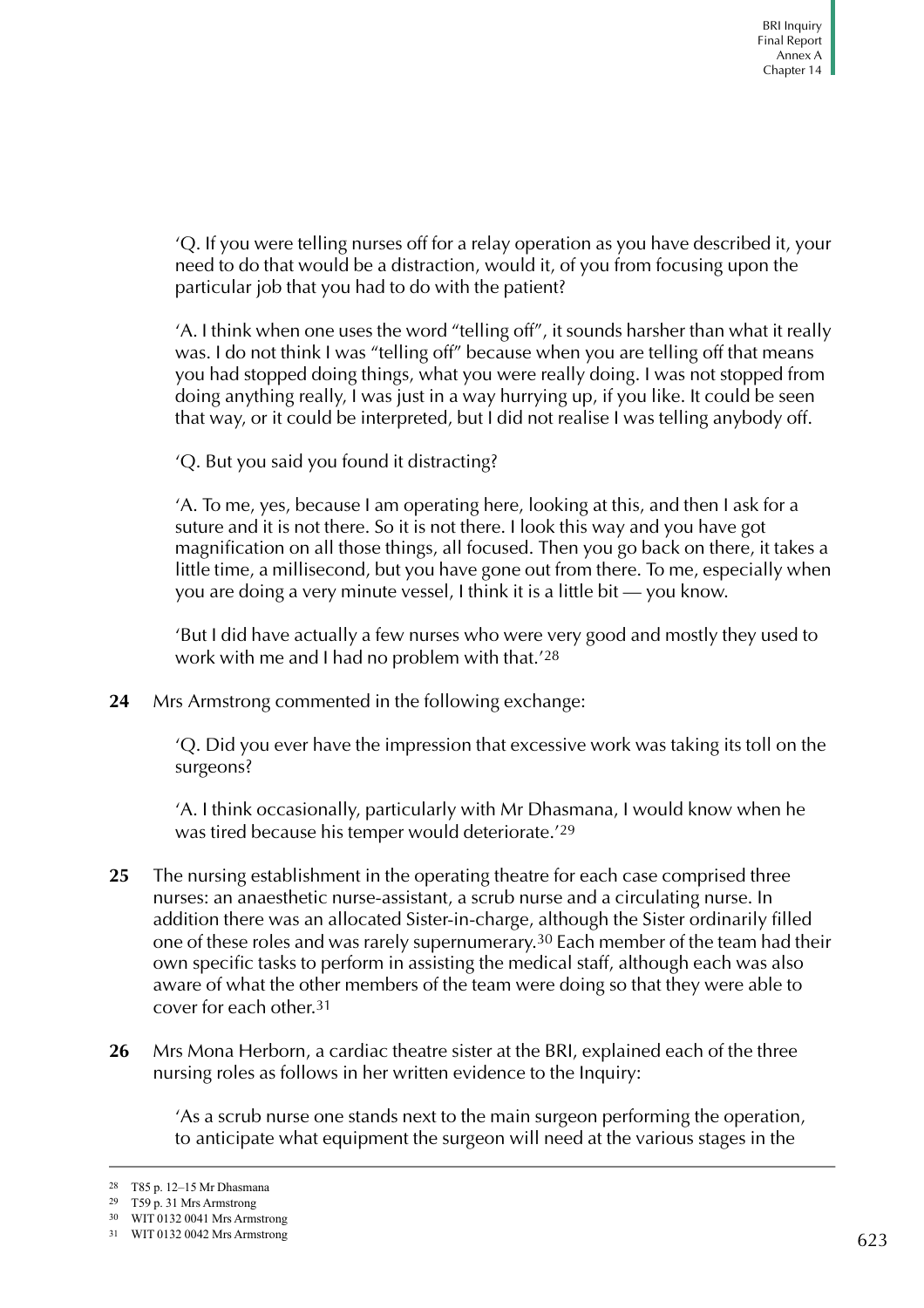'Q. If you were telling nurses off for a relay operation as you have described it, your need to do that would be a distraction, would it, of you from focusing upon the particular job that you had to do with the patient?

'A. I think when one uses the word "telling off", it sounds harsher than what it really was. I do not think I was "telling off" because when you are telling off that means you had stopped doing things, what you were really doing. I was not stopped from doing anything really, I was just in a way hurrying up, if you like. It could be seen that way, or it could be interpreted, but I did not realise I was telling anybody off.

'Q. But you said you found it distracting?

'A. To me, yes, because I am operating here, looking at this, and then I ask for a suture and it is not there. So it is not there. I look this way and you have got magnification on all those things, all focused. Then you go back on there, it takes a little time, a millisecond, but you have gone out from there. To me, especially when you are doing a very minute vessel, I think it is a little bit — you know.

'But I did have actually a few nurses who were very good and mostly they used to work with me and I had no problem with that.'[28]

**24** Mrs Armstrong commented in the following exchange:

'Q. Did you ever have the impression that excessive work was taking its toll on the surgeons?

'A. I think occasionally, particularly with Mr Dhasmana, I would know when he was tired because his temper would deteriorate.'[29]

**25** The nursing establishment in the operating theatre for each case comprised three nurses: an anaesthetic nurse-assistant, a scrub nurse and a circulating nurse. In addition there was an allocated Sister-in-charge, although the Sister ordinarily filled one of these roles and was rarely supernumerary.[30] Each member of the team had their own specific tasks to perform in assisting the medical staff, although each was also aware of what the other members of the team were doing so that they were able to cover for each other.[31]

**26** Mrs Mona Herborn, a cardiac theatre sister at the BRI, explained each of the three nursing roles as follows in her written evidence to the Inquiry:

'As a scrub nurse one stands next to the main surgeon performing the operation, to anticipate what equipment the surgeon will need at the various stages in the

---

28 T85 p. 12–15 Mr Dhasmana

29 T59 p. 31 Mrs Armstrong

30 WIT 0132 0041 Mrs Armstrong

31 WIT 0132 0042 Mrs Armstrong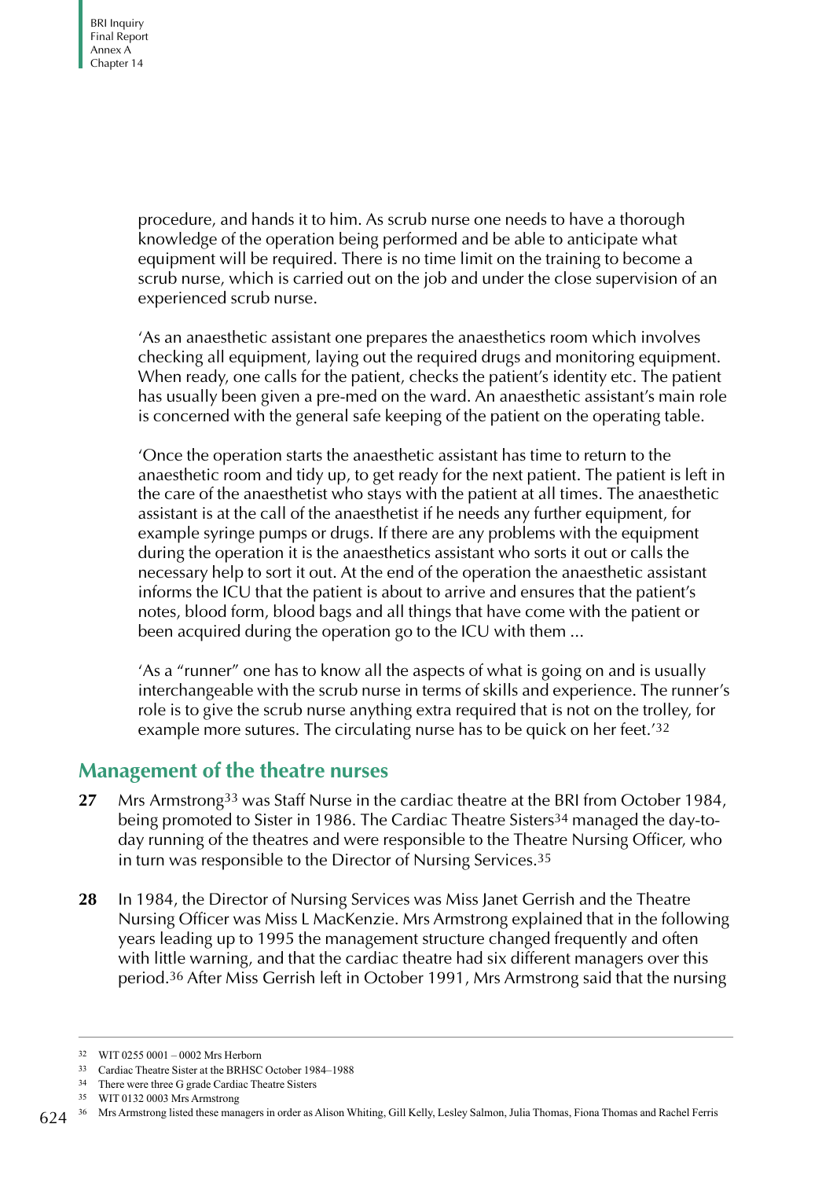procedure, and hands it to him. As scrub nurse one needs to have a thorough knowledge of the operation being performed and be able to anticipate what equipment will be required. There is no time limit on the training to become a scrub nurse, which is carried out on the job and under the close supervision of an experienced scrub nurse.

'As an anaesthetic assistant one prepares the anaesthetics room which involves checking all equipment, laying out the required drugs and monitoring equipment. When ready, one calls for the patient, checks the patient's identity etc. The patient has usually been given a pre-med on the ward. An anaesthetic assistant's main role is concerned with the general safe keeping of the patient on the operating table.

'Once the operation starts the anaesthetic assistant has time to return to the anaesthetic room and tidy up, to get ready for the next patient. The patient is left in the care of the anaesthetist who stays with the patient at all times. The anaesthetic assistant is at the call of the anaesthetist if he needs any further equipment, for example syringe pumps or drugs. If there are any problems with the equipment during the operation it is the anaesthetics assistant who sorts it out or calls the necessary help to sort it out. At the end of the operation the anaesthetic assistant informs the ICU that the patient is about to arrive and ensures that the patient's notes, blood form, blood bags and all things that have come with the patient or been acquired during the operation go to the ICU with them ...

'As a "runner" one has to know all the aspects of what is going on and is usually interchangeable with the scrub nurse in terms of skills and experience. The runner's role is to give the scrub nurse anything extra required that is not on the trolley, for example more sutures. The circulating nurse has to be quick on her feet.'[32]

## Management of the theatre nurses

**27** Mrs Armstrong[33] was Staff Nurse in the cardiac theatre at the BRI from October 1984, being promoted to Sister in 1986. The Cardiac Theatre Sisters[34] managed the day-to-day running of the theatres and were responsible to the Theatre Nursing Officer, who in turn was responsible to the Director of Nursing Services.[35]

**28** In 1984, the Director of Nursing Services was Miss Janet Gerrish and the Theatre Nursing Officer was Miss L MacKenzie. Mrs Armstrong explained that in the following years leading up to 1995 the management structure changed frequently and often with little warning, and that the cardiac theatre had six different managers over this period.[36] After Miss Gerrish left in October 1991, Mrs Armstrong said that the nursing

---

[32] WIT 0255 0001 – 0002 Mrs Herborn

[33] Cardiac Theatre Sister at the BRHSC October 1984–1988

[34] There were three G grade Cardiac Theatre Sisters

[35] WIT 0132 0003 Mrs Armstrong

[36] Mrs Armstrong listed these managers in order as Alison Whiting, Gill Kelly, Lesley Salmon, Julia Thomas, Fiona Thomas and Rachel Ferris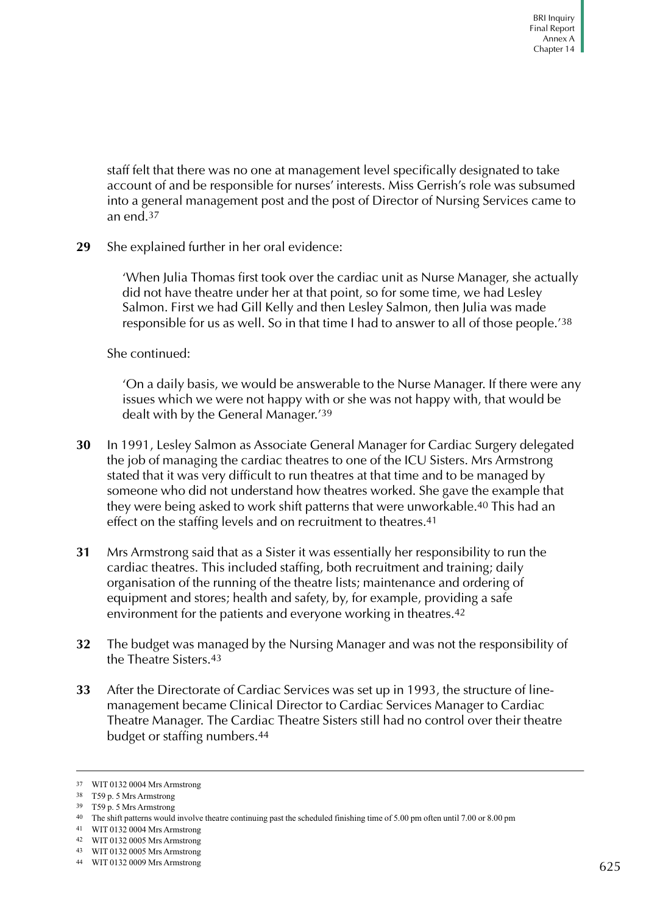staff felt that there was no one at management level specifically designated to take account of and be responsible for nurses' interests. Miss Gerrish's role was subsumed into a general management post and the post of Director of Nursing Services came to an end.[37]

**29** She explained further in her oral evidence:

> 'When Julia Thomas first took over the cardiac unit as Nurse Manager, she actually did not have theatre under her at that point, so for some time, we had Lesley Salmon. First we had Gill Kelly and then Lesley Salmon, then Julia was made responsible for us as well. So in that time I had to answer to all of those people.'[38]

She continued:

> 'On a daily basis, we would be answerable to the Nurse Manager. If there were any issues which we were not happy with or she was not happy with, that would be dealt with by the General Manager.'[39]

**30** In 1991, Lesley Salmon as Associate General Manager for Cardiac Surgery delegated the job of managing the cardiac theatres to one of the ICU Sisters. Mrs Armstrong stated that it was very difficult to run theatres at that time and to be managed by someone who did not understand how theatres worked. She gave the example that they were being asked to work shift patterns that were unworkable.[40] This had an effect on the staffing levels and on recruitment to theatres.[41]

**31** Mrs Armstrong said that as a Sister it was essentially her responsibility to run the cardiac theatres. This included staffing, both recruitment and training; daily organisation of the running of the theatre lists; maintenance and ordering of equipment and stores; health and safety, by, for example, providing a safe environment for the patients and everyone working in theatres.[42]

**32** The budget was managed by the Nursing Manager and was not the responsibility of the Theatre Sisters.[43]

**33** After the Directorate of Cardiac Services was set up in 1993, the structure of line-management became Clinical Director to Cardiac Services Manager to Cardiac Theatre Manager. The Cardiac Theatre Sisters still had no control over their theatre budget or staffing numbers.[44]

---

[37] WIT 0132 0004 Mrs Armstrong

[38] T59 p. 5 Mrs Armstrong

[39] T59 p. 5 Mrs Armstrong

[40] The shift patterns would involve theatre continuing past the scheduled finishing time of 5.00 pm often until 7.00 or 8.00 pm

[41] WIT 0132 0004 Mrs Armstrong

[42] WIT 0132 0005 Mrs Armstrong

[43] WIT 0132 0005 Mrs Armstrong

[44] WIT 0132 0009 Mrs Armstrong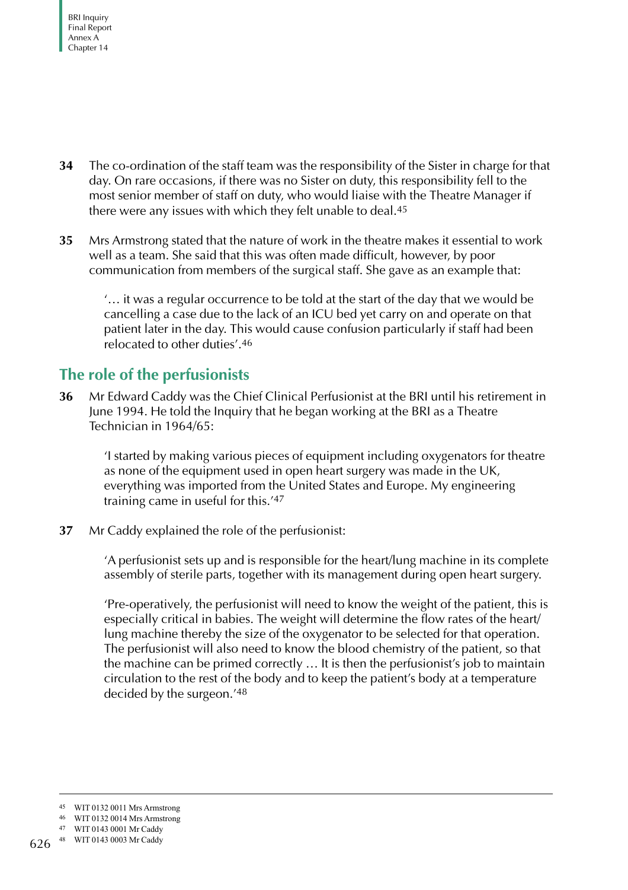34 The co-ordination of the staff team was the responsibility of the Sister in charge for that day. On rare occasions, if there was no Sister on duty, this responsibility fell to the most senior member of staff on duty, who would liaise with the Theatre Manager if there were any issues with which they felt unable to deal.[45]

35 Mrs Armstrong stated that the nature of work in the theatre makes it essential to work well as a team. She said that this was often made difficult, however, by poor communication from members of the surgical staff. She gave as an example that:

> '… it was a regular occurrence to be told at the start of the day that we would be cancelling a case due to the lack of an ICU bed yet carry on and operate on that patient later in the day. This would cause confusion particularly if staff had been relocated to other duties'.[46]

## The role of the perfusionists

36 Mr Edward Caddy was the Chief Clinical Perfusionist at the BRI until his retirement in June 1994. He told the Inquiry that he began working at the BRI as a Theatre Technician in 1964/65:

> 'I started by making various pieces of equipment including oxygenators for theatre as none of the equipment used in open heart surgery was made in the UK, everything was imported from the United States and Europe. My engineering training came in useful for this.'[47]

37 Mr Caddy explained the role of the perfusionist:

> 'A perfusionist sets up and is responsible for the heart/lung machine in its complete assembly of sterile parts, together with its management during open heart surgery.
>
> 'Pre-operatively, the perfusionist will need to know the weight of the patient, this is especially critical in babies. The weight will determine the flow rates of the heart/lung machine thereby the size of the oxygenator to be selected for that operation. The perfusionist will also need to know the blood chemistry of the patient, so that the machine can be primed correctly … It is then the perfusionist's job to maintain circulation to the rest of the body and to keep the patient's body at a temperature decided by the surgeon.'[48]

---

45 WIT 0132 0011 Mrs Armstrong
46 WIT 0132 0014 Mrs Armstrong
47 WIT 0143 0001 Mr Caddy
48 WIT 0143 0003 Mr Caddy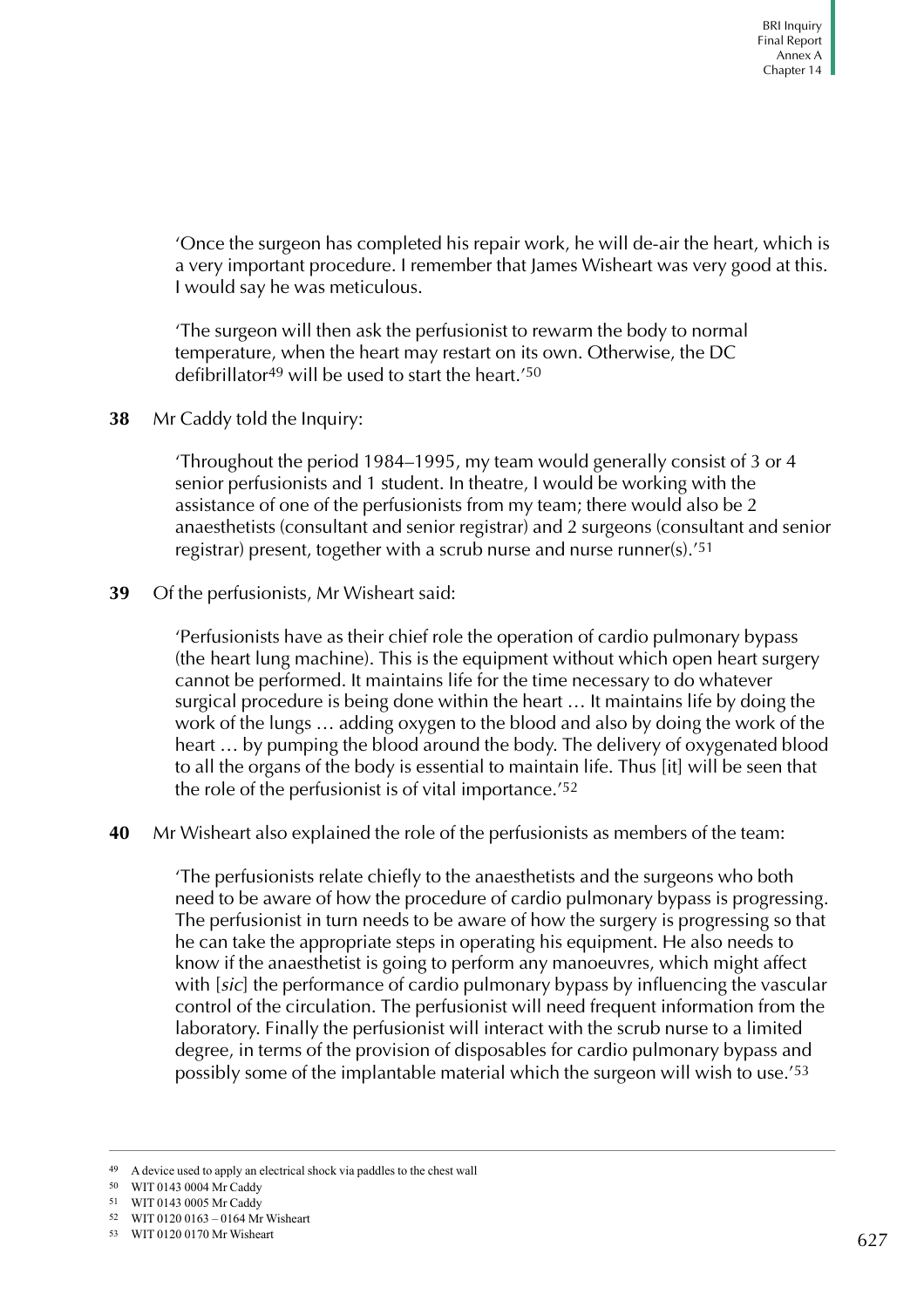'Once the surgeon has completed his repair work, he will de-air the heart, which is a very important procedure. I remember that James Wisheart was very good at this. I would say he was meticulous.

'The surgeon will then ask the perfusionist to rewarm the body to normal temperature, when the heart may restart on its own. Otherwise, the DC defibrillator[49] will be used to start the heart.'[50]

**38** Mr Caddy told the Inquiry:

'Throughout the period 1984–1995, my team would generally consist of 3 or 4 senior perfusionists and 1 student. In theatre, I would be working with the assistance of one of the perfusionists from my team; there would also be 2 anaesthetists (consultant and senior registrar) and 2 surgeons (consultant and senior registrar) present, together with a scrub nurse and nurse runner(s).'[51]

**39** Of the perfusionists, Mr Wisheart said:

'Perfusionists have as their chief role the operation of cardio pulmonary bypass (the heart lung machine). This is the equipment without which open heart surgery cannot be performed. It maintains life for the time necessary to do whatever surgical procedure is being done within the heart … It maintains life by doing the work of the lungs … adding oxygen to the blood and also by doing the work of the heart … by pumping the blood around the body. The delivery of oxygenated blood to all the organs of the body is essential to maintain life. Thus [it] will be seen that the role of the perfusionist is of vital importance.'[52]

**40** Mr Wisheart also explained the role of the perfusionists as members of the team:

'The perfusionists relate chiefly to the anaesthetists and the surgeons who both need to be aware of how the procedure of cardio pulmonary bypass is progressing. The perfusionist in turn needs to be aware of how the surgery is progressing so that he can take the appropriate steps in operating his equipment. He also needs to know if the anaesthetist is going to perform any manoeuvres, which might affect with [*sic*] the performance of cardio pulmonary bypass by influencing the vascular control of the circulation. The perfusionist will need frequent information from the laboratory. Finally the perfusionist will interact with the scrub nurse to a limited degree, in terms of the provision of disposables for cardio pulmonary bypass and possibly some of the implantable material which the surgeon will wish to use.'[53]

---

[49] A device used to apply an electrical shock via paddles to the chest wall

[50] WIT 0143 0004 Mr Caddy

[51] WIT 0143 0005 Mr Caddy

[52] WIT 0120 0163 – 0164 Mr Wisheart

[53] WIT 0120 0170 Mr Wisheart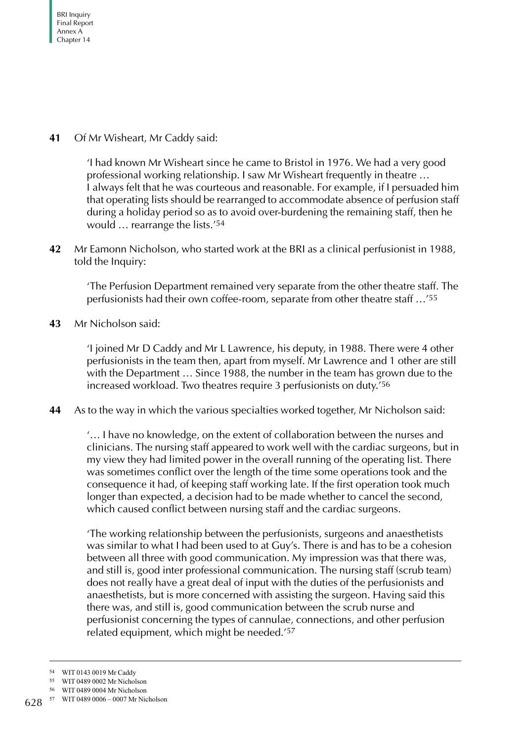**41** Of Mr Wisheart, Mr Caddy said:

> 'I had known Mr Wisheart since he came to Bristol in 1976. We had a very good professional working relationship. I saw Mr Wisheart frequently in theatre … I always felt that he was courteous and reasonable. For example, if I persuaded him that operating lists should be rearranged to accommodate absence of perfusion staff during a holiday period so as to avoid over-burdening the remaining staff, then he would … rearrange the lists.'[54]

**42** Mr Eamonn Nicholson, who started work at the BRI as a clinical perfusionist in 1988, told the Inquiry:

> 'The Perfusion Department remained very separate from the other theatre staff. The perfusionists had their own coffee-room, separate from other theatre staff …'[55]

**43** Mr Nicholson said:

> 'I joined Mr D Caddy and Mr L Lawrence, his deputy, in 1988. There were 4 other perfusionists in the team then, apart from myself. Mr Lawrence and 1 other are still with the Department … Since 1988, the number in the team has grown due to the increased workload. Two theatres require 3 perfusionists on duty.'[56]

**44** As to the way in which the various specialties worked together, Mr Nicholson said:

> '… I have no knowledge, on the extent of collaboration between the nurses and clinicians. The nursing staff appeared to work well with the cardiac surgeons, but in my view they had limited power in the overall running of the operating list. There was sometimes conflict over the length of the time some operations took and the consequence it had, of keeping staff working late. If the first operation took much longer than expected, a decision had to be made whether to cancel the second, which caused conflict between nursing staff and the cardiac surgeons.
>
> 'The working relationship between the perfusionists, surgeons and anaesthetists was similar to what I had been used to at Guy's. There is and has to be a cohesion between all three with good communication. My impression was that there was, and still is, good inter professional communication. The nursing staff (scrub team) does not really have a great deal of input with the duties of the perfusionists and anaesthetists, but is more concerned with assisting the surgeon. Having said this there was, and still is, good communication between the scrub nurse and perfusionist concerning the types of cannulae, connections, and other perfusion related equipment, which might be needed.'[57]

---

[54] WIT 0143 0019 Mr Caddy

[55] WIT 0489 0002 Mr Nicholson

[56] WIT 0489 0004 Mr Nicholson

[57] WIT 0489 0006 – 0007 Mr Nicholson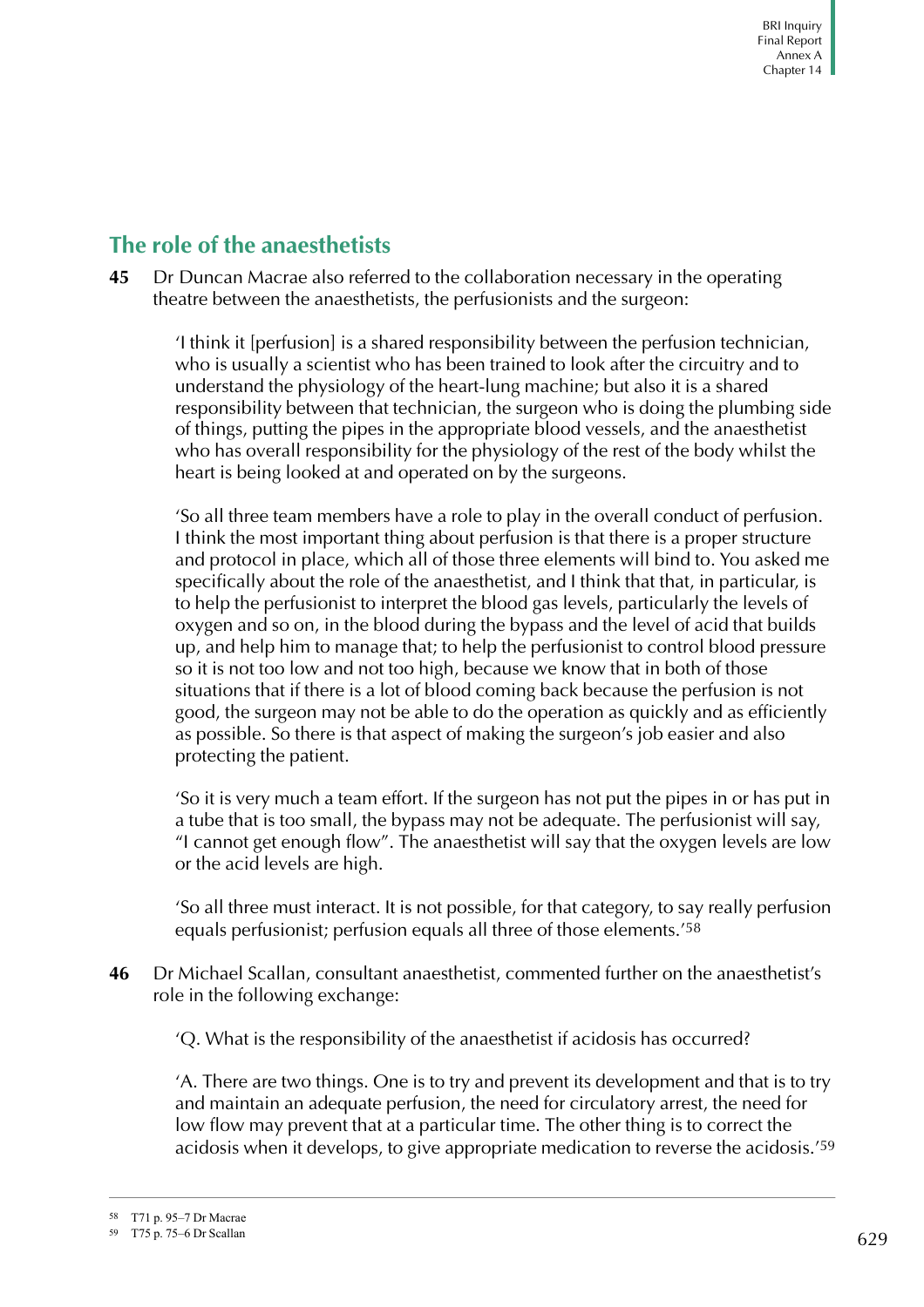## The role of the anaesthetists

**45** Dr Duncan Macrae also referred to the collaboration necessary in the operating theatre between the anaesthetists, the perfusionists and the surgeon:

> 'I think it [perfusion] is a shared responsibility between the perfusion technician, who is usually a scientist who has been trained to look after the circuitry and to understand the physiology of the heart-lung machine; but also it is a shared responsibility between that technician, the surgeon who is doing the plumbing side of things, putting the pipes in the appropriate blood vessels, and the anaesthetist who has overall responsibility for the physiology of the rest of the body whilst the heart is being looked at and operated on by the surgeons.
>
> 'So all three team members have a role to play in the overall conduct of perfusion. I think the most important thing about perfusion is that there is a proper structure and protocol in place, which all of those three elements will bind to. You asked me specifically about the role of the anaesthetist, and I think that that, in particular, is to help the perfusionist to interpret the blood gas levels, particularly the levels of oxygen and so on, in the blood during the bypass and the level of acid that builds up, and help him to manage that; to help the perfusionist to control blood pressure so it is not too low and not too high, because we know that in both of those situations that if there is a lot of blood coming back because the perfusion is not good, the surgeon may not be able to do the operation as quickly and as efficiently as possible. So there is that aspect of making the surgeon's job easier and also protecting the patient.
>
> 'So it is very much a team effort. If the surgeon has not put the pipes in or has put in a tube that is too small, the bypass may not be adequate. The perfusionist will say, "I cannot get enough flow". The anaesthetist will say that the oxygen levels are low or the acid levels are high.
>
> 'So all three must interact. It is not possible, for that category, to say really perfusion equals perfusionist; perfusion equals all three of those elements.'[58]

**46** Dr Michael Scallan, consultant anaesthetist, commented further on the anaesthetist's role in the following exchange:

> 'Q. What is the responsibility of the anaesthetist if acidosis has occurred?
>
> 'A. There are two things. One is to try and prevent its development and that is to try and maintain an adequate perfusion, the need for circulatory arrest, the need for low flow may prevent that at a particular time. The other thing is to correct the acidosis when it develops, to give appropriate medication to reverse the acidosis.'[59]

---

[58] T71 p. 95–7 Dr Macrae

[59] T75 p. 75–6 Dr Scallan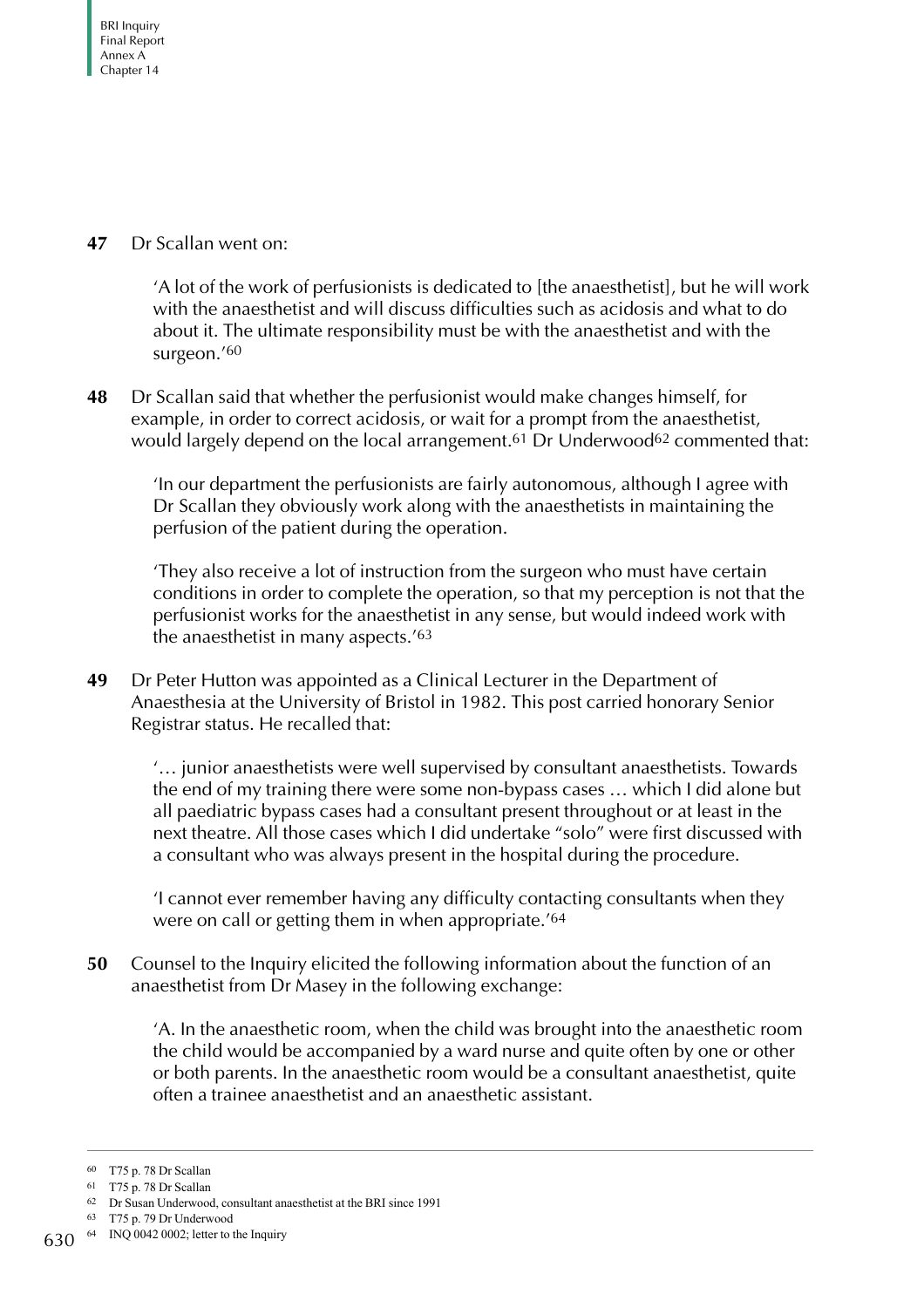**47** Dr Scallan went on:

> 'A lot of the work of perfusionists is dedicated to [the anaesthetist], but he will work with the anaesthetist and will discuss difficulties such as acidosis and what to do about it. The ultimate responsibility must be with the anaesthetist and with the surgeon.'[60]

**48** Dr Scallan said that whether the perfusionist would make changes himself, for example, in order to correct acidosis, or wait for a prompt from the anaesthetist, would largely depend on the local arrangement.[61] Dr Underwood[62] commented that:

> 'In our department the perfusionists are fairly autonomous, although I agree with Dr Scallan they obviously work along with the anaesthetists in maintaining the perfusion of the patient during the operation.
>
> 'They also receive a lot of instruction from the surgeon who must have certain conditions in order to complete the operation, so that my perception is not that the perfusionist works for the anaesthetist in any sense, but would indeed work with the anaesthetist in many aspects.'[63]

**49** Dr Peter Hutton was appointed as a Clinical Lecturer in the Department of Anaesthesia at the University of Bristol in 1982. This post carried honorary Senior Registrar status. He recalled that:

> '… junior anaesthetists were well supervised by consultant anaesthetists. Towards the end of my training there were some non-bypass cases … which I did alone but all paediatric bypass cases had a consultant present throughout or at least in the next theatre. All those cases which I did undertake "solo" were first discussed with a consultant who was always present in the hospital during the procedure.
>
> 'I cannot ever remember having any difficulty contacting consultants when they were on call or getting them in when appropriate.'[64]

**50** Counsel to the Inquiry elicited the following information about the function of an anaesthetist from Dr Masey in the following exchange:

> 'A. In the anaesthetic room, when the child was brought into the anaesthetic room the child would be accompanied by a ward nurse and quite often by one or other or both parents. In the anaesthetic room would be a consultant anaesthetist, quite often a trainee anaesthetist and an anaesthetic assistant.

---

[60] T75 p. 78 Dr Scallan

[61] T75 p. 78 Dr Scallan

[62] Dr Susan Underwood, consultant anaesthetist at the BRI since 1991

[63] T75 p. 79 Dr Underwood

[64] INQ 0042 0002; letter to the Inquiry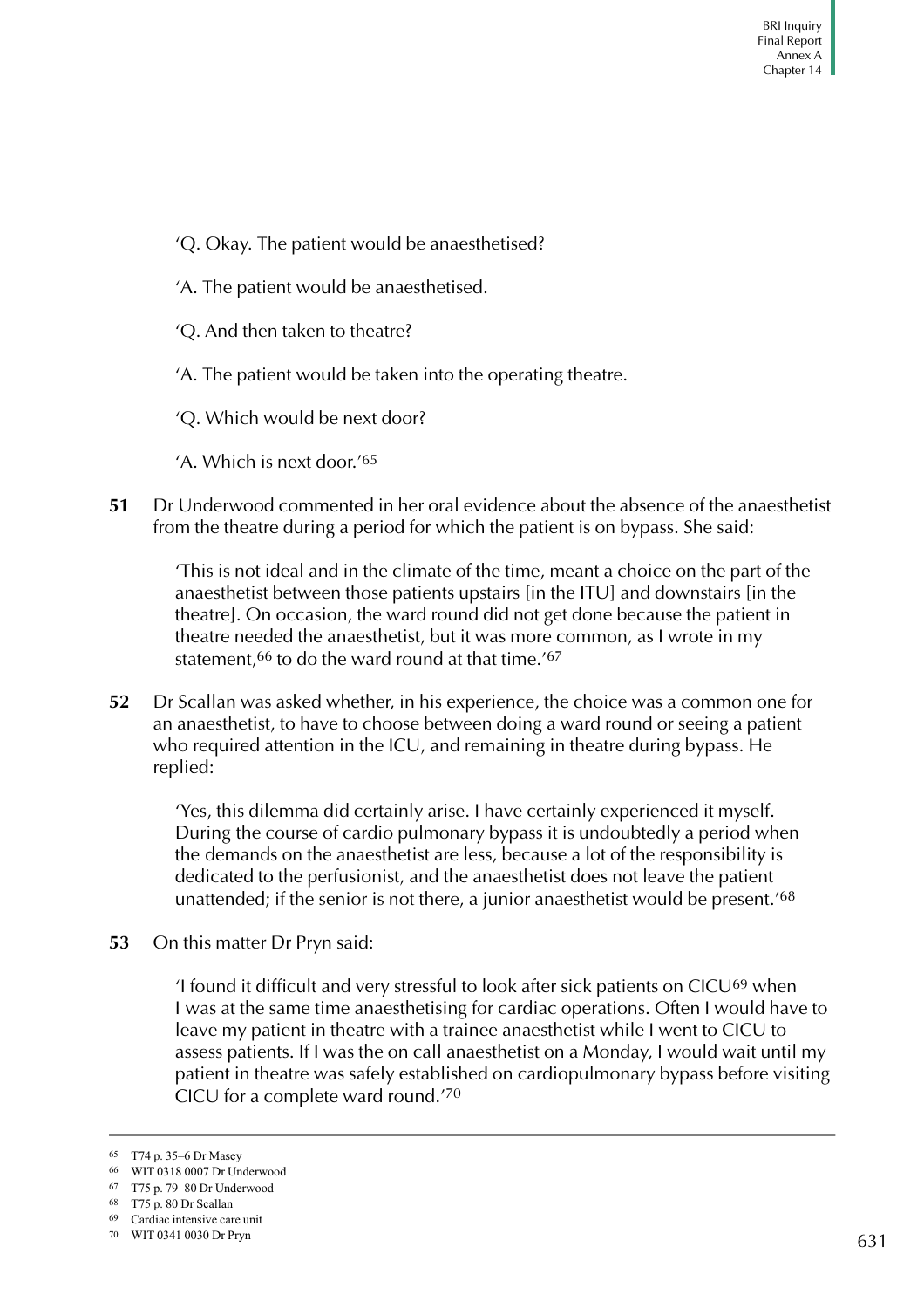'Q. Okay. The patient would be anaesthetised?

'A. The patient would be anaesthetised.

'Q. And then taken to theatre?

'A. The patient would be taken into the operating theatre.

'Q. Which would be next door?

'A. Which is next door.'[65]

**51** Dr Underwood commented in her oral evidence about the absence of the anaesthetist from the theatre during a period for which the patient is on bypass. She said:

> 'This is not ideal and in the climate of the time, meant a choice on the part of the anaesthetist between those patients upstairs [in the ITU] and downstairs [in the theatre]. On occasion, the ward round did not get done because the patient in theatre needed the anaesthetist, but it was more common, as I wrote in my statement,[66] to do the ward round at that time.'[67]

**52** Dr Scallan was asked whether, in his experience, the choice was a common one for an anaesthetist, to have to choose between doing a ward round or seeing a patient who required attention in the ICU, and remaining in theatre during bypass. He replied:

> 'Yes, this dilemma did certainly arise. I have certainly experienced it myself. During the course of cardio pulmonary bypass it is undoubtedly a period when the demands on the anaesthetist are less, because a lot of the responsibility is dedicated to the perfusionist, and the anaesthetist does not leave the patient unattended; if the senior is not there, a junior anaesthetist would be present.'[68]

**53** On this matter Dr Pryn said:

> 'I found it difficult and very stressful to look after sick patients on CICU[69] when I was at the same time anaesthetising for cardiac operations. Often I would have to leave my patient in theatre with a trainee anaesthetist while I went to CICU to assess patients. If I was the on call anaesthetist on a Monday, I would wait until my patient in theatre was safely established on cardiopulmonary bypass before visiting CICU for a complete ward round.'[70]

---

65 T74 p. 35–6 Dr Masey

66 WIT 0318 0007 Dr Underwood

67 T75 p. 79–80 Dr Underwood

68 T75 p. 80 Dr Scallan

69 Cardiac intensive care unit

70 WIT 0341 0030 Dr Pryn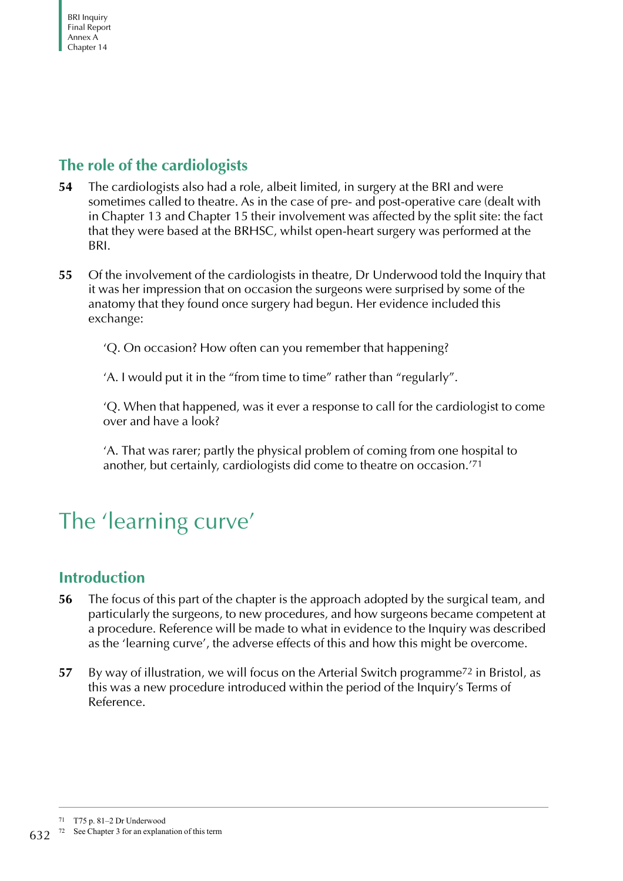## The role of the cardiologists

**54** The cardiologists also had a role, albeit limited, in surgery at the BRI and were sometimes called to theatre. As in the case of pre- and post-operative care (dealt with in Chapter 13 and Chapter 15 their involvement was affected by the split site: the fact that they were based at the BRHSC, whilst open-heart surgery was performed at the BRI.

**55** Of the involvement of the cardiologists in theatre, Dr Underwood told the Inquiry that it was her impression that on occasion the surgeons were surprised by some of the anatomy that they found once surgery had begun. Her evidence included this exchange:

> 'Q. On occasion? How often can you remember that happening?
>
> 'A. I would put it in the "from time to time" rather than "regularly".
>
> 'Q. When that happened, was it ever a response to call for the cardiologist to come over and have a look?
>
> 'A. That was rarer; partly the physical problem of coming from one hospital to another, but certainly, cardiologists did come to theatre on occasion.'[71]

# The 'learning curve'

## Introduction

**56** The focus of this part of the chapter is the approach adopted by the surgical team, and particularly the surgeons, to new procedures, and how surgeons became competent at a procedure. Reference will be made to what in evidence to the Inquiry was described as the 'learning curve', the adverse effects of this and how this might be overcome.

**57** By way of illustration, we will focus on the Arterial Switch programme[72] in Bristol, as this was a new procedure introduced within the period of the Inquiry's Terms of Reference.

---

[71] T75 p. 81–2 Dr Underwood

[72] See Chapter 3 for an explanation of this term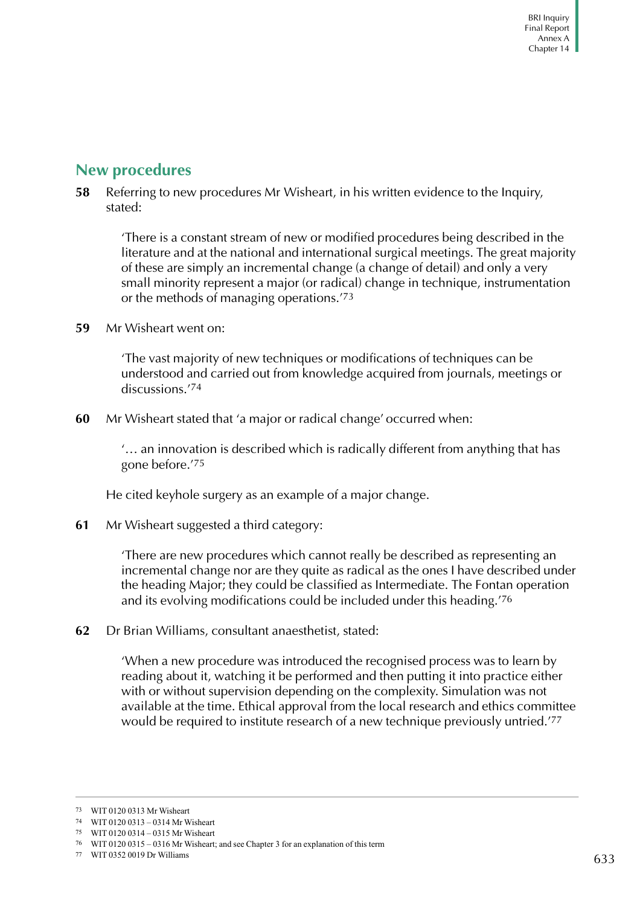## New procedures

**58** Referring to new procedures Mr Wisheart, in his written evidence to the Inquiry, stated:

> 'There is a constant stream of new or modified procedures being described in the literature and at the national and international surgical meetings. The great majority of these are simply an incremental change (a change of detail) and only a very small minority represent a major (or radical) change in technique, instrumentation or the methods of managing operations.'[73]

**59** Mr Wisheart went on:

> 'The vast majority of new techniques or modifications of techniques can be understood and carried out from knowledge acquired from journals, meetings or discussions.'[74]

**60** Mr Wisheart stated that 'a major or radical change' occurred when:

> '… an innovation is described which is radically different from anything that has gone before.'[75]

He cited keyhole surgery as an example of a major change.

**61** Mr Wisheart suggested a third category:

> 'There are new procedures which cannot really be described as representing an incremental change nor are they quite as radical as the ones I have described under the heading Major; they could be classified as Intermediate. The Fontan operation and its evolving modifications could be included under this heading.'[76]

**62** Dr Brian Williams, consultant anaesthetist, stated:

> 'When a new procedure was introduced the recognised process was to learn by reading about it, watching it be performed and then putting it into practice either with or without supervision depending on the complexity. Simulation was not available at the time. Ethical approval from the local research and ethics committee would be required to institute research of a new technique previously untried.'[77]

---

73 WIT 0120 0313 Mr Wisheart

74 WIT 0120 0313 – 0314 Mr Wisheart

75 WIT 0120 0314 – 0315 Mr Wisheart

76 WIT 0120 0315 – 0316 Mr Wisheart; and see Chapter 3 for an explanation of this term

77 WIT 0352 0019 Dr Williams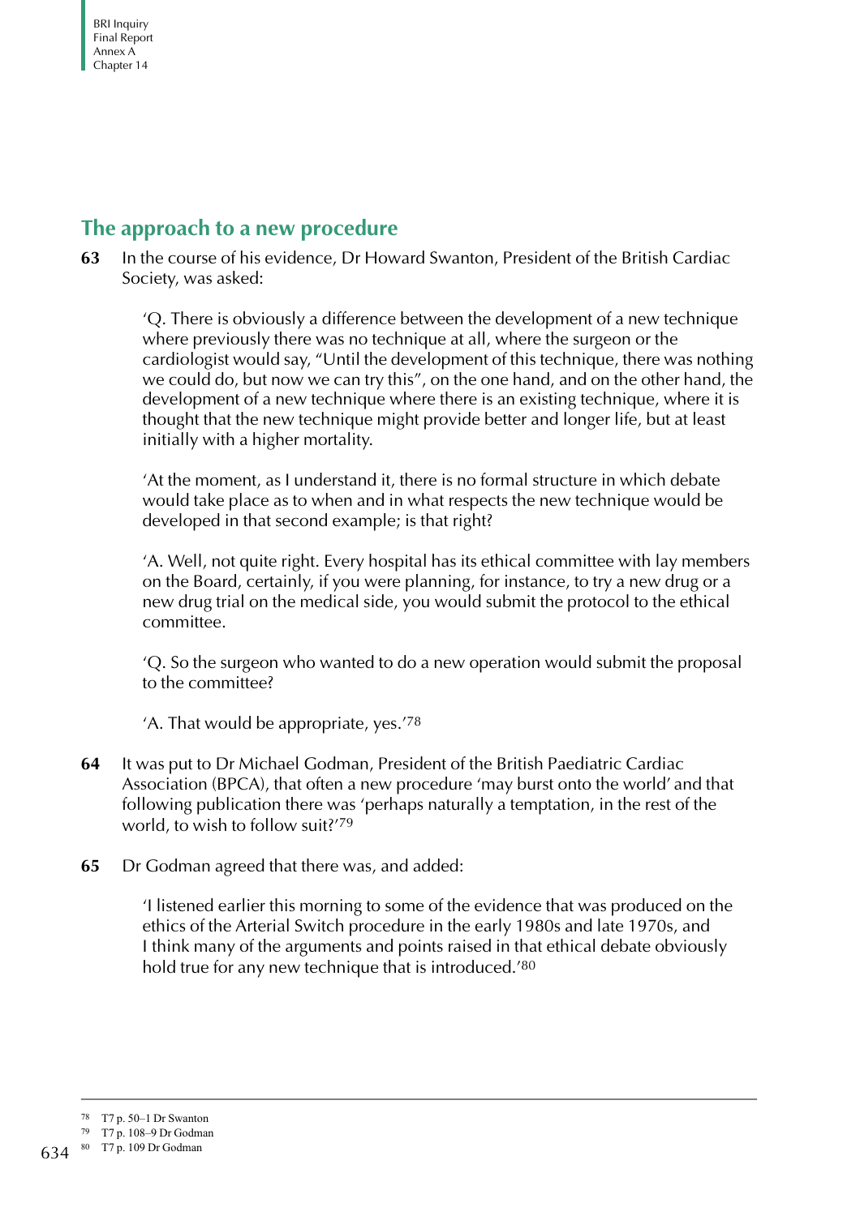## The approach to a new procedure

**63** In the course of his evidence, Dr Howard Swanton, President of the British Cardiac Society, was asked:

> 'Q. There is obviously a difference between the development of a new technique where previously there was no technique at all, where the surgeon or the cardiologist would say, "Until the development of this technique, there was nothing we could do, but now we can try this", on the one hand, and on the other hand, the development of a new technique where there is an existing technique, where it is thought that the new technique might provide better and longer life, but at least initially with a higher mortality.
>
> 'At the moment, as I understand it, there is no formal structure in which debate would take place as to when and in what respects the new technique would be developed in that second example; is that right?
>
> 'A. Well, not quite right. Every hospital has its ethical committee with lay members on the Board, certainly, if you were planning, for instance, to try a new drug or a new drug trial on the medical side, you would submit the protocol to the ethical committee.
>
> 'Q. So the surgeon who wanted to do a new operation would submit the proposal to the committee?
>
> 'A. That would be appropriate, yes.'[78]

**64** It was put to Dr Michael Godman, President of the British Paediatric Cardiac Association (BPCA), that often a new procedure 'may burst onto the world' and that following publication there was 'perhaps naturally a temptation, in the rest of the world, to wish to follow suit?'[79]

**65** Dr Godman agreed that there was, and added:

> 'I listened earlier this morning to some of the evidence that was produced on the ethics of the Arterial Switch procedure in the early 1980s and late 1970s, and I think many of the arguments and points raised in that ethical debate obviously hold true for any new technique that is introduced.'[80]

---

[78] T7 p. 50–1 Dr Swanton

[79] T7 p. 108–9 Dr Godman

[80] T7 p. 109 Dr Godman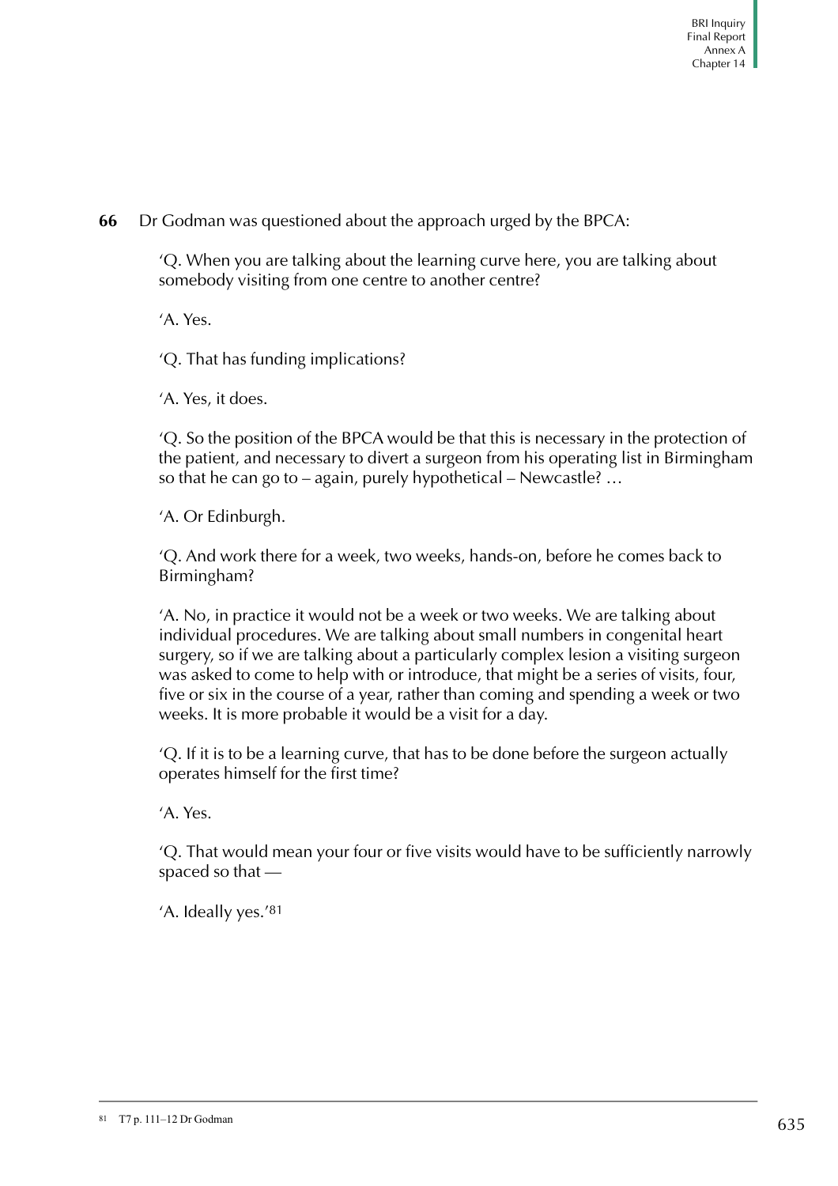**66** Dr Godman was questioned about the approach urged by the BPCA:

> 'Q. When you are talking about the learning curve here, you are talking about somebody visiting from one centre to another centre?
>
> 'A. Yes.
>
> 'Q. That has funding implications?
>
> 'A. Yes, it does.
>
> 'Q. So the position of the BPCA would be that this is necessary in the protection of the patient, and necessary to divert a surgeon from his operating list in Birmingham so that he can go to – again, purely hypothetical – Newcastle? …
>
> 'A. Or Edinburgh.
>
> 'Q. And work there for a week, two weeks, hands-on, before he comes back to Birmingham?
>
> 'A. No, in practice it would not be a week or two weeks. We are talking about individual procedures. We are talking about small numbers in congenital heart surgery, so if we are talking about a particularly complex lesion a visiting surgeon was asked to come to help with or introduce, that might be a series of visits, four, five or six in the course of a year, rather than coming and spending a week or two weeks. It is more probable it would be a visit for a day.
>
> 'Q. If it is to be a learning curve, that has to be done before the surgeon actually operates himself for the first time?
>
> 'A. Yes.
>
> 'Q. That would mean your four or five visits would have to be sufficiently narrowly spaced so that —
>
> 'A. Ideally yes.'[81]

[81] T7 p. 111–12 Dr Godman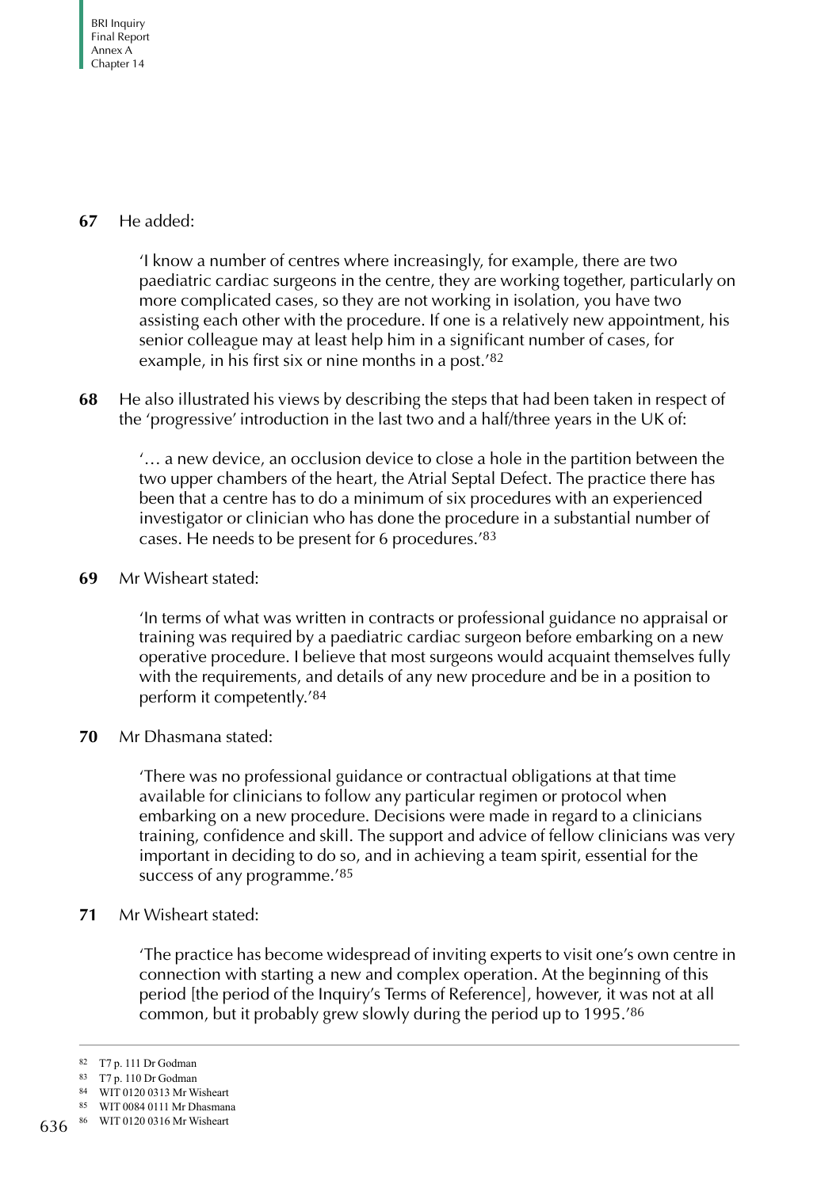**67** He added:

> 'I know a number of centres where increasingly, for example, there are two paediatric cardiac surgeons in the centre, they are working together, particularly on more complicated cases, so they are not working in isolation, you have two assisting each other with the procedure. If one is a relatively new appointment, his senior colleague may at least help him in a significant number of cases, for example, in his first six or nine months in a post.'[82]

**68** He also illustrated his views by describing the steps that had been taken in respect of the 'progressive' introduction in the last two and a half/three years in the UK of:

> '… a new device, an occlusion device to close a hole in the partition between the two upper chambers of the heart, the Atrial Septal Defect. The practice there has been that a centre has to do a minimum of six procedures with an experienced investigator or clinician who has done the procedure in a substantial number of cases. He needs to be present for 6 procedures.'[83]

**69** Mr Wisheart stated:

> 'In terms of what was written in contracts or professional guidance no appraisal or training was required by a paediatric cardiac surgeon before embarking on a new operative procedure. I believe that most surgeons would acquaint themselves fully with the requirements, and details of any new procedure and be in a position to perform it competently.'[84]

**70** Mr Dhasmana stated:

> 'There was no professional guidance or contractual obligations at that time available for clinicians to follow any particular regimen or protocol when embarking on a new procedure. Decisions were made in regard to a clinicians training, confidence and skill. The support and advice of fellow clinicians was very important in deciding to do so, and in achieving a team spirit, essential for the success of any programme.'[85]

**71** Mr Wisheart stated:

> 'The practice has become widespread of inviting experts to visit one's own centre in connection with starting a new and complex operation. At the beginning of this period [the period of the Inquiry's Terms of Reference], however, it was not at all common, but it probably grew slowly during the period up to 1995.'[86]

---

[82] T7 p. 111 Dr Godman

[83] T7 p. 110 Dr Godman

[84] WIT 0120 0313 Mr Wisheart

[85] WIT 0084 0111 Mr Dhasmana

[86] WIT 0120 0316 Mr Wisheart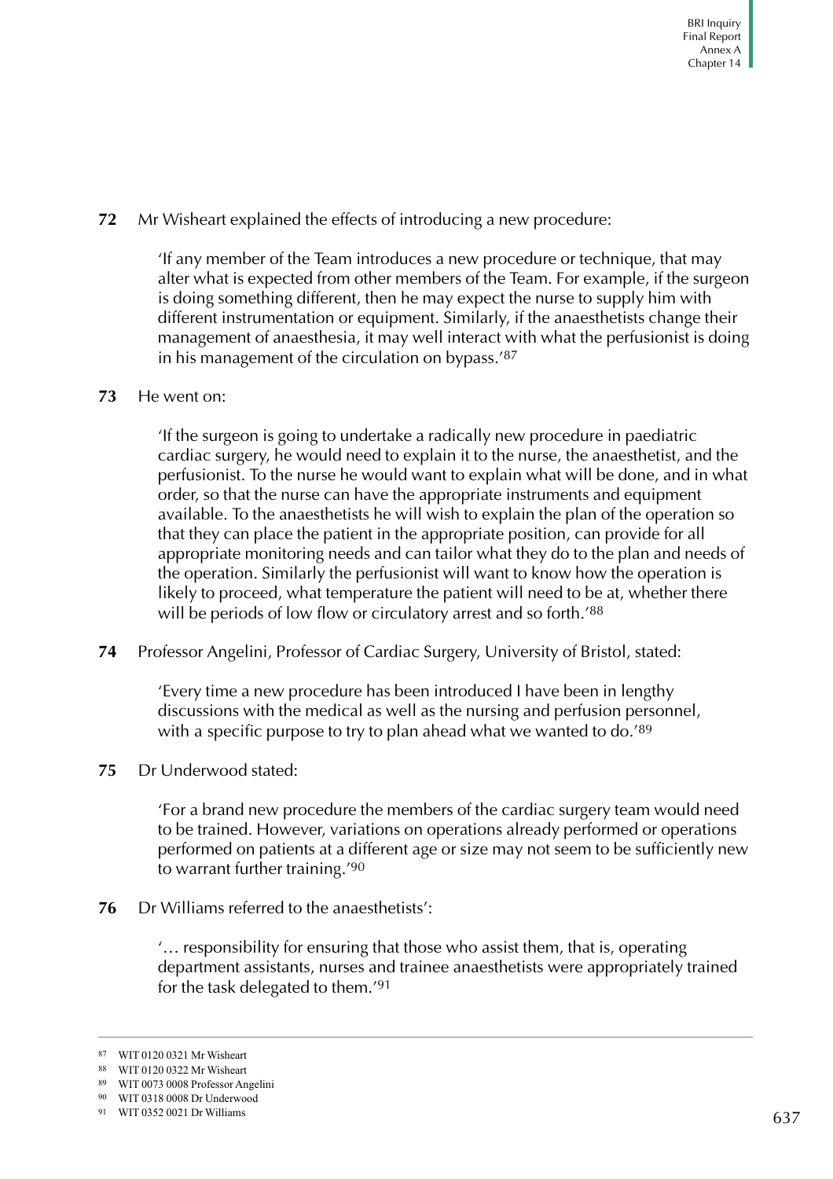**72** Mr Wisheart explained the effects of introducing a new procedure:

> 'If any member of the Team introduces a new procedure or technique, that may alter what is expected from other members of the Team. For example, if the surgeon is doing something different, then he may expect the nurse to supply him with different instrumentation or equipment. Similarly, if the anaesthetists change their management of anaesthesia, it may well interact with what the perfusionist is doing in his management of the circulation on bypass.'[87]

**73** He went on:

> 'If the surgeon is going to undertake a radically new procedure in paediatric cardiac surgery, he would need to explain it to the nurse, the anaesthetist, and the perfusionist. To the nurse he would want to explain what will be done, and in what order, so that the nurse can have the appropriate instruments and equipment available. To the anaesthetists he will wish to explain the plan of the operation so that they can place the patient in the appropriate position, can provide for all appropriate monitoring needs and can tailor what they do to the plan and needs of the operation. Similarly the perfusionist will want to know how the operation is likely to proceed, what temperature the patient will need to be at, whether there will be periods of low flow or circulatory arrest and so forth.'[88]

**74** Professor Angelini, Professor of Cardiac Surgery, University of Bristol, stated:

> 'Every time a new procedure has been introduced I have been in lengthy discussions with the medical as well as the nursing and perfusion personnel, with a specific purpose to try to plan ahead what we wanted to do.'[89]

**75** Dr Underwood stated:

> 'For a brand new procedure the members of the cardiac surgery team would need to be trained. However, variations on operations already performed or operations performed on patients at a different age or size may not seem to be sufficiently new to warrant further training.'[90]

**76** Dr Williams referred to the anaesthetists':

> '… responsibility for ensuring that those who assist them, that is, operating department assistants, nurses and trainee anaesthetists were appropriately trained for the task delegated to them.'[91]

---

[87] WIT 0120 0321 Mr Wisheart

[88] WIT 0120 0322 Mr Wisheart

[89] WIT 0073 0008 Professor Angelini

[90] WIT 0318 0008 Dr Underwood

[91] WIT 0352 0021 Dr Williams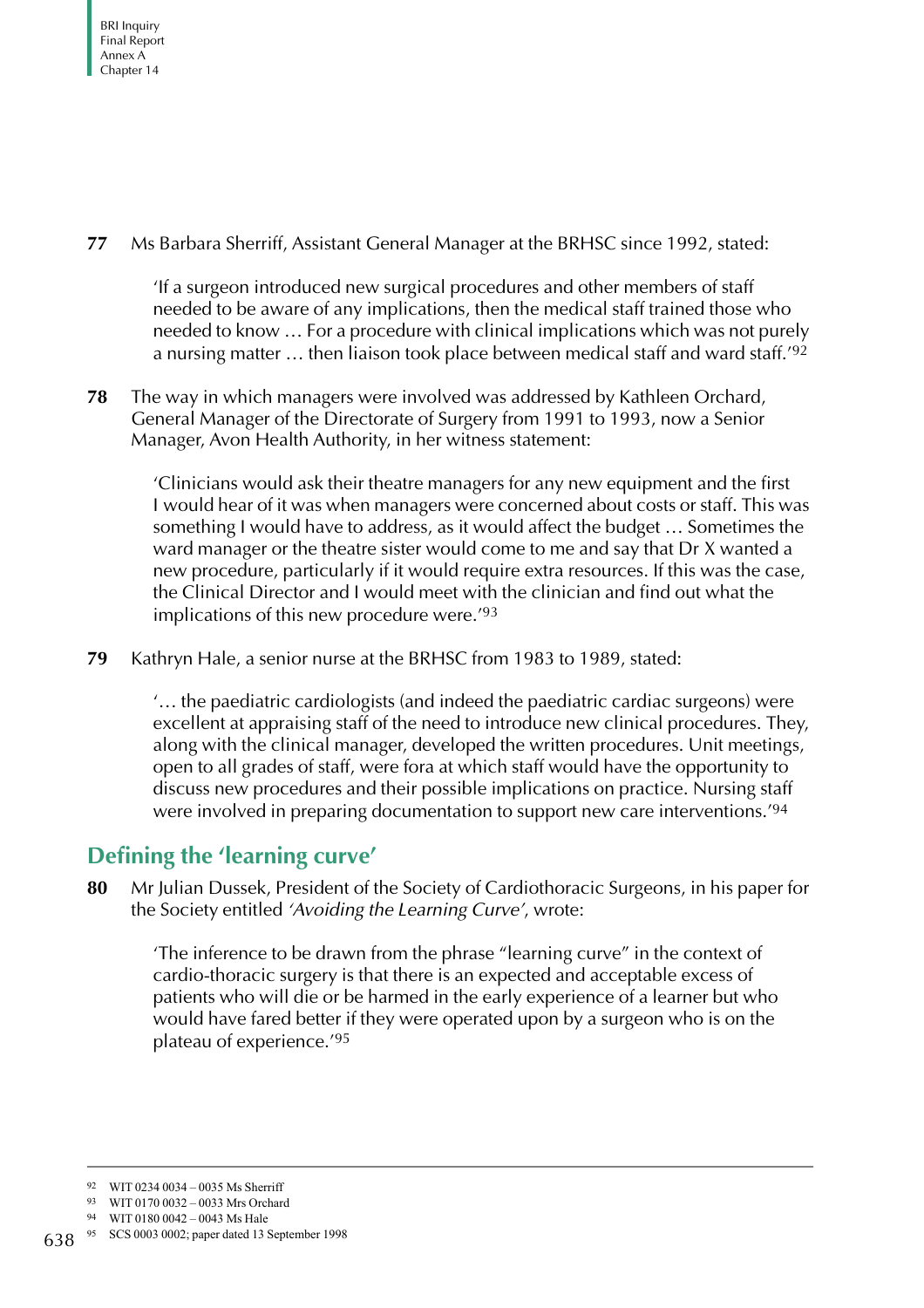**77** Ms Barbara Sherriff, Assistant General Manager at the BRHSC since 1992, stated:

> 'If a surgeon introduced new surgical procedures and other members of staff needed to be aware of any implications, then the medical staff trained those who needed to know … For a procedure with clinical implications which was not purely a nursing matter … then liaison took place between medical staff and ward staff.'[92]

**78** The way in which managers were involved was addressed by Kathleen Orchard, General Manager of the Directorate of Surgery from 1991 to 1993, now a Senior Manager, Avon Health Authority, in her witness statement:

> 'Clinicians would ask their theatre managers for any new equipment and the first I would hear of it was when managers were concerned about costs or staff. This was something I would have to address, as it would affect the budget … Sometimes the ward manager or the theatre sister would come to me and say that Dr X wanted a new procedure, particularly if it would require extra resources. If this was the case, the Clinical Director and I would meet with the clinician and find out what the implications of this new procedure were.'[93]

**79** Kathryn Hale, a senior nurse at the BRHSC from 1983 to 1989, stated:

> '… the paediatric cardiologists (and indeed the paediatric cardiac surgeons) were excellent at appraising staff of the need to introduce new clinical procedures. They, along with the clinical manager, developed the written procedures. Unit meetings, open to all grades of staff, were fora at which staff would have the opportunity to discuss new procedures and their possible implications on practice. Nursing staff were involved in preparing documentation to support new care interventions.'[94]

## Defining the 'learning curve'

**80** Mr Julian Dussek, President of the Society of Cardiothoracic Surgeons, in his paper for the Society entitled *'Avoiding the Learning Curve'*, wrote:

> 'The inference to be drawn from the phrase "learning curve" in the context of cardio-thoracic surgery is that there is an expected and acceptable excess of patients who will die or be harmed in the early experience of a learner but who would have fared better if they were operated upon by a surgeon who is on the plateau of experience.'[95]

---

[92] WIT 0234 0034 – 0035 Ms Sherriff

[93] WIT 0170 0032 – 0033 Mrs Orchard

[94] WIT 0180 0042 – 0043 Ms Hale

[95] SCS 0003 0002; paper dated 13 September 1998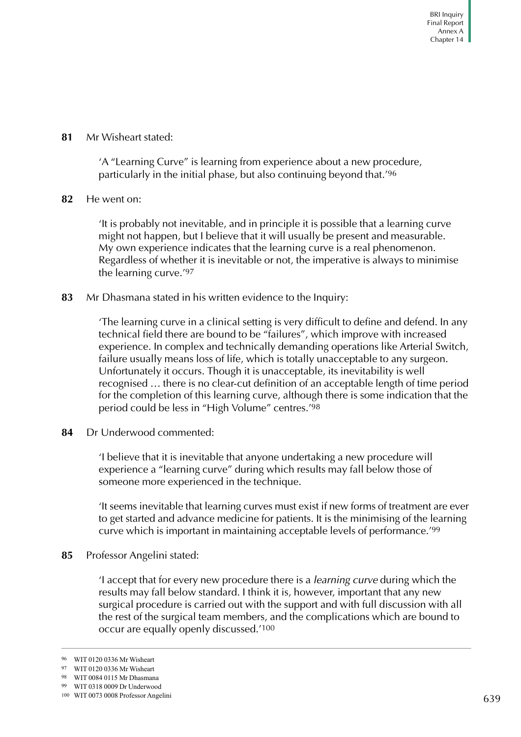**81** Mr Wisheart stated:

> 'A "Learning Curve" is learning from experience about a new procedure, particularly in the initial phase, but also continuing beyond that.'[96]

**82** He went on:

> 'It is probably not inevitable, and in principle it is possible that a learning curve might not happen, but I believe that it will usually be present and measurable. My own experience indicates that the learning curve is a real phenomenon. Regardless of whether it is inevitable or not, the imperative is always to minimise the learning curve.'[97]

**83** Mr Dhasmana stated in his written evidence to the Inquiry:

> 'The learning curve in a clinical setting is very difficult to define and defend. In any technical field there are bound to be "failures", which improve with increased experience. In complex and technically demanding operations like Arterial Switch, failure usually means loss of life, which is totally unacceptable to any surgeon. Unfortunately it occurs. Though it is unacceptable, its inevitability is well recognised … there is no clear-cut definition of an acceptable length of time period for the completion of this learning curve, although there is some indication that the period could be less in "High Volume" centres.'[98]

**84** Dr Underwood commented:

> 'I believe that it is inevitable that anyone undertaking a new procedure will experience a "learning curve" during which results may fall below those of someone more experienced in the technique.
>
> 'It seems inevitable that learning curves must exist if new forms of treatment are ever to get started and advance medicine for patients. It is the minimising of the learning curve which is important in maintaining acceptable levels of performance.'[99]

**85** Professor Angelini stated:

> 'I accept that for every new procedure there is a *learning curve* during which the results may fall below standard. I think it is, however, important that any new surgical procedure is carried out with the support and with full discussion with all the rest of the surgical team members, and the complications which are bound to occur are equally openly discussed.'[100]

---

[96] WIT 0120 0336 Mr Wisheart

[97] WIT 0120 0336 Mr Wisheart

[98] WIT 0084 0115 Mr Dhasmana

[99] WIT 0318 0009 Dr Underwood

[100] WIT 0073 0008 Professor Angelini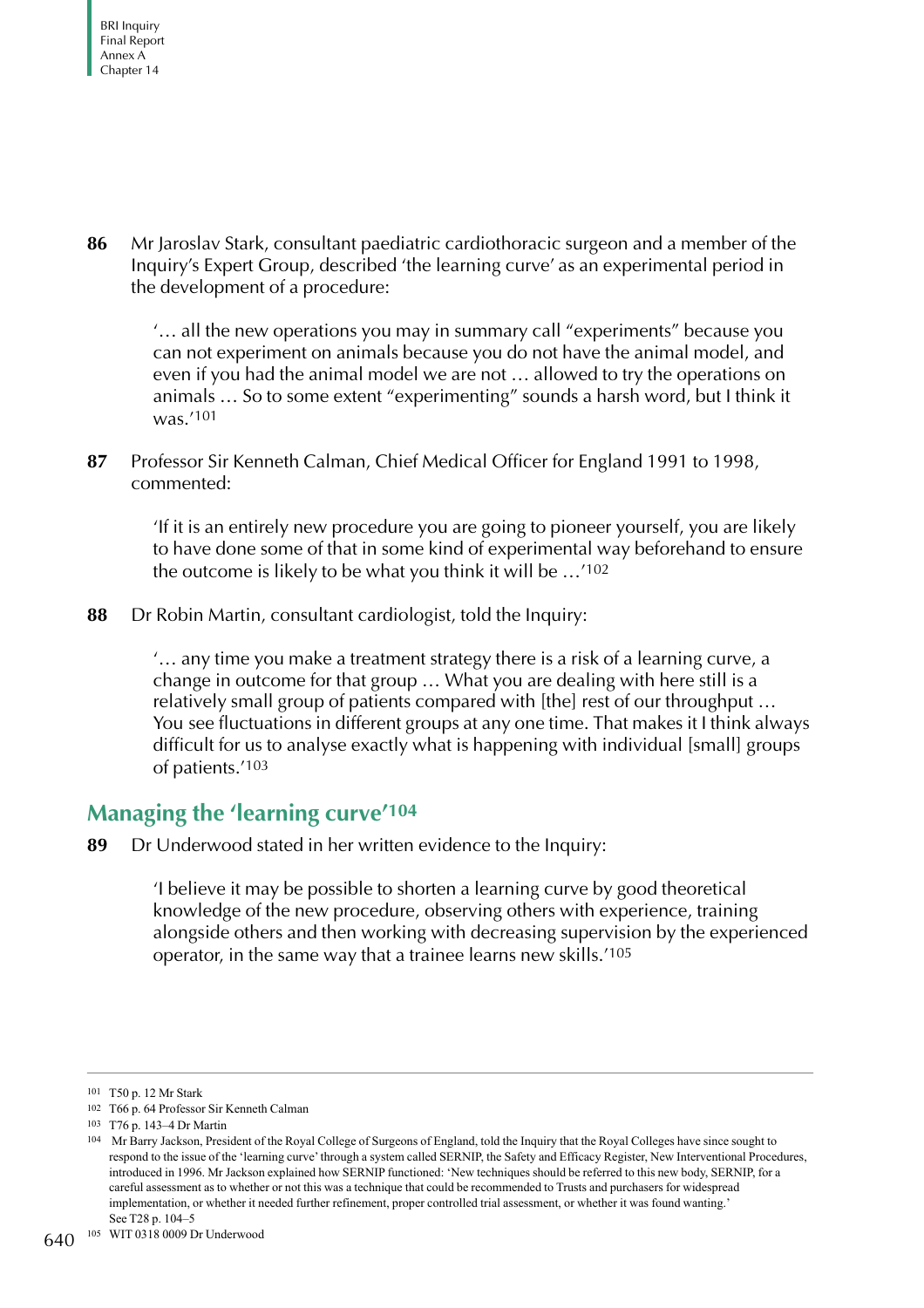**86** Mr Jaroslav Stark, consultant paediatric cardiothoracic surgeon and a member of the Inquiry's Expert Group, described 'the learning curve' as an experimental period in the development of a procedure:

> '… all the new operations you may in summary call "experiments" because you can not experiment on animals because you do not have the animal model, and even if you had the animal model we are not … allowed to try the operations on animals … So to some extent "experimenting" sounds a harsh word, but I think it was.'[101]

**87** Professor Sir Kenneth Calman, Chief Medical Officer for England 1991 to 1998, commented:

> 'If it is an entirely new procedure you are going to pioneer yourself, you are likely to have done some of that in some kind of experimental way beforehand to ensure the outcome is likely to be what you think it will be …'[102]

**88** Dr Robin Martin, consultant cardiologist, told the Inquiry:

> '… any time you make a treatment strategy there is a risk of a learning curve, a change in outcome for that group … What you are dealing with here still is a relatively small group of patients compared with [the] rest of our throughput … You see fluctuations in different groups at any one time. That makes it I think always difficult for us to analyse exactly what is happening with individual [small] groups of patients.'[103]

## Managing the 'learning curve'[104]

**89** Dr Underwood stated in her written evidence to the Inquiry:

> 'I believe it may be possible to shorten a learning curve by good theoretical knowledge of the new procedure, observing others with experience, training alongside others and then working with decreasing supervision by the experienced operator, in the same way that a trainee learns new skills.'[105]

---

[101] T50 p. 12 Mr Stark

[102] T66 p. 64 Professor Sir Kenneth Calman

[103] T76 p. 143–4 Dr Martin

[104] Mr Barry Jackson, President of the Royal College of Surgeons of England, told the Inquiry that the Royal Colleges have since sought to respond to the issue of the 'learning curve' through a system called SERNIP, the Safety and Efficacy Register, New Interventional Procedures, introduced in 1996. Mr Jackson explained how SERNIP functioned: 'New techniques should be referred to this new body, SERNIP, for a careful assessment as to whether or not this was a technique that could be recommended to Trusts and purchasers for widespread implementation, or whether it needed further refinement, proper controlled trial assessment, or whether it was found wanting.' See T28 p. 104–5

[105] WIT 0318 0009 Dr Underwood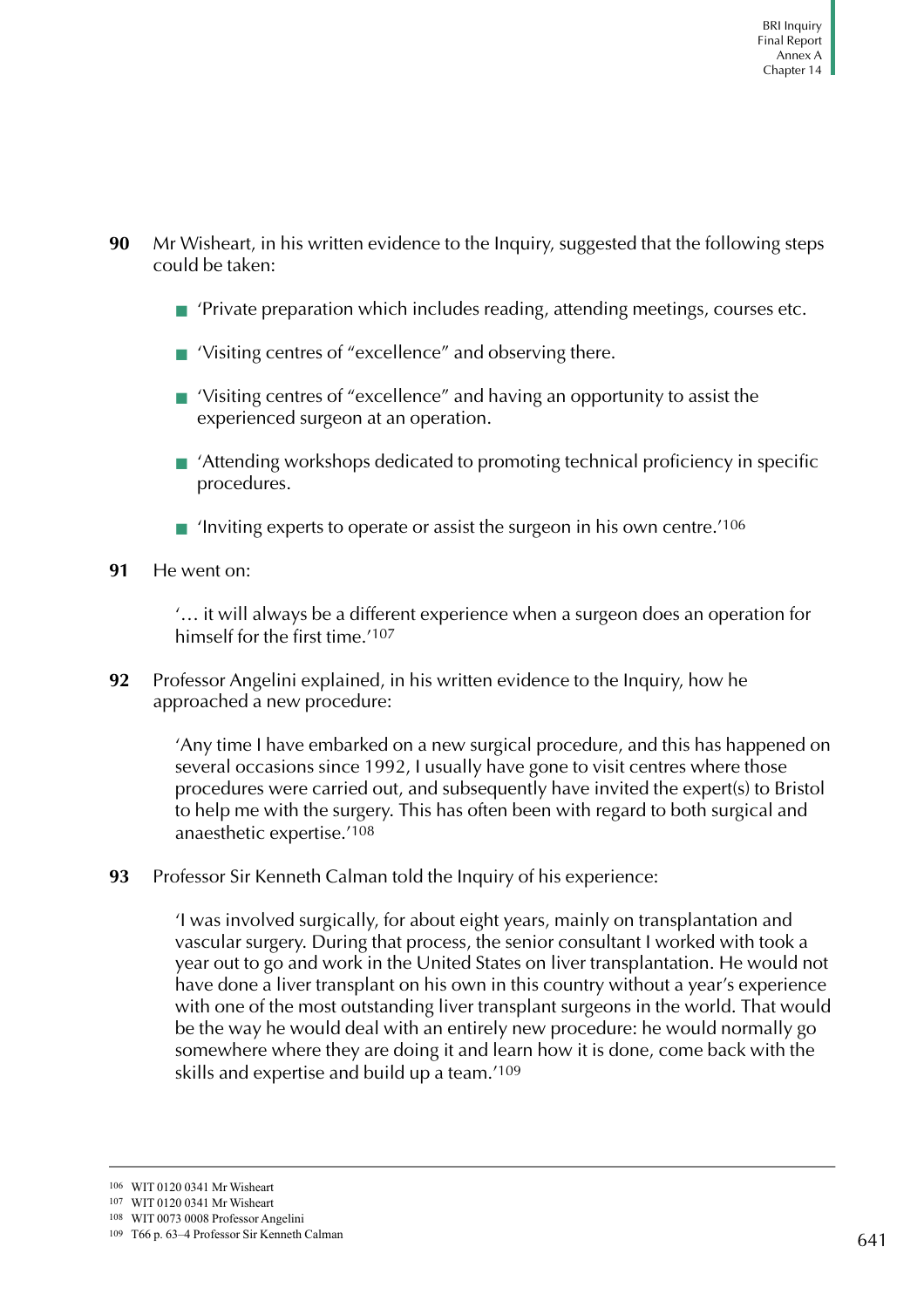**90** Mr Wisheart, in his written evidence to the Inquiry, suggested that the following steps could be taken:

- 'Private preparation which includes reading, attending meetings, courses etc.
- 'Visiting centres of "excellence" and observing there.
- 'Visiting centres of "excellence" and having an opportunity to assist the experienced surgeon at an operation.
- 'Attending workshops dedicated to promoting technical proficiency in specific procedures.
- 'Inviting experts to operate or assist the surgeon in his own centre.'[106]

**91** He went on:

> '… it will always be a different experience when a surgeon does an operation for himself for the first time.'[107]

**92** Professor Angelini explained, in his written evidence to the Inquiry, how he approached a new procedure:

> 'Any time I have embarked on a new surgical procedure, and this has happened on several occasions since 1992, I usually have gone to visit centres where those procedures were carried out, and subsequently have invited the expert(s) to Bristol to help me with the surgery. This has often been with regard to both surgical and anaesthetic expertise.'[108]

**93** Professor Sir Kenneth Calman told the Inquiry of his experience:

> 'I was involved surgically, for about eight years, mainly on transplantation and vascular surgery. During that process, the senior consultant I worked with took a year out to go and work in the United States on liver transplantation. He would not have done a liver transplant on his own in this country without a year's experience with one of the most outstanding liver transplant surgeons in the world. That would be the way he would deal with an entirely new procedure: he would normally go somewhere where they are doing it and learn how it is done, come back with the skills and expertise and build up a team.'[109]

---

[106] WIT 0120 0341 Mr Wisheart

[107] WIT 0120 0341 Mr Wisheart

[108] WIT 0073 0008 Professor Angelini

[109] T66 p. 63–4 Professor Sir Kenneth Calman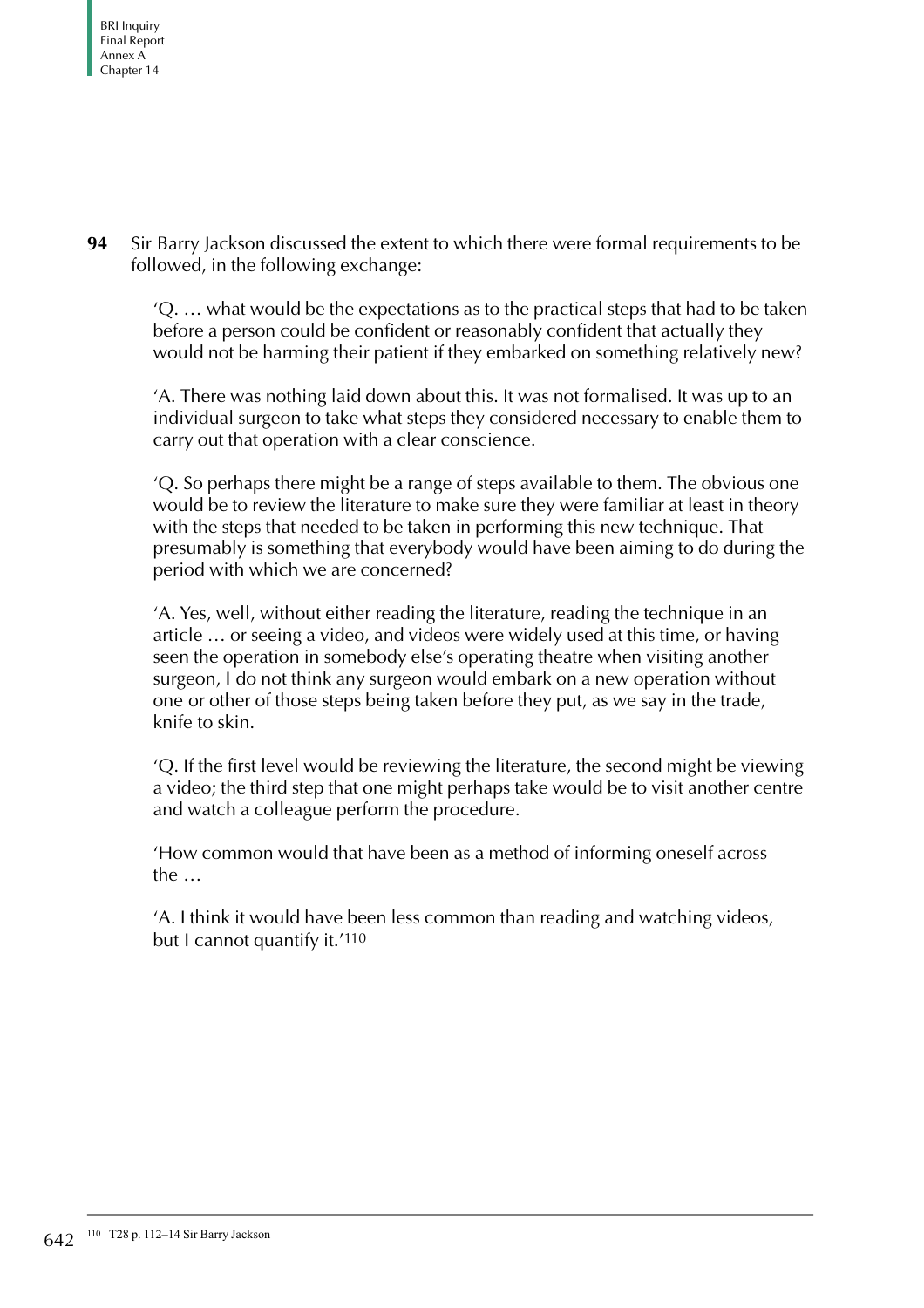**94** Sir Barry Jackson discussed the extent to which there were formal requirements to be followed, in the following exchange:

> 'Q. … what would be the expectations as to the practical steps that had to be taken before a person could be confident or reasonably confident that actually they would not be harming their patient if they embarked on something relatively new?
>
> 'A. There was nothing laid down about this. It was not formalised. It was up to an individual surgeon to take what steps they considered necessary to enable them to carry out that operation with a clear conscience.
>
> 'Q. So perhaps there might be a range of steps available to them. The obvious one would be to review the literature to make sure they were familiar at least in theory with the steps that needed to be taken in performing this new technique. That presumably is something that everybody would have been aiming to do during the period with which we are concerned?
>
> 'A. Yes, well, without either reading the literature, reading the technique in an article … or seeing a video, and videos were widely used at this time, or having seen the operation in somebody else's operating theatre when visiting another surgeon, I do not think any surgeon would embark on a new operation without one or other of those steps being taken before they put, as we say in the trade, knife to skin.
>
> 'Q. If the first level would be reviewing the literature, the second might be viewing a video; the third step that one might perhaps take would be to visit another centre and watch a colleague perform the procedure.
>
> 'How common would that have been as a method of informing oneself across the …
>
> 'A. I think it would have been less common than reading and watching videos, but I cannot quantify it.'[110]

---

[110] T28 p. 112–14 Sir Barry Jackson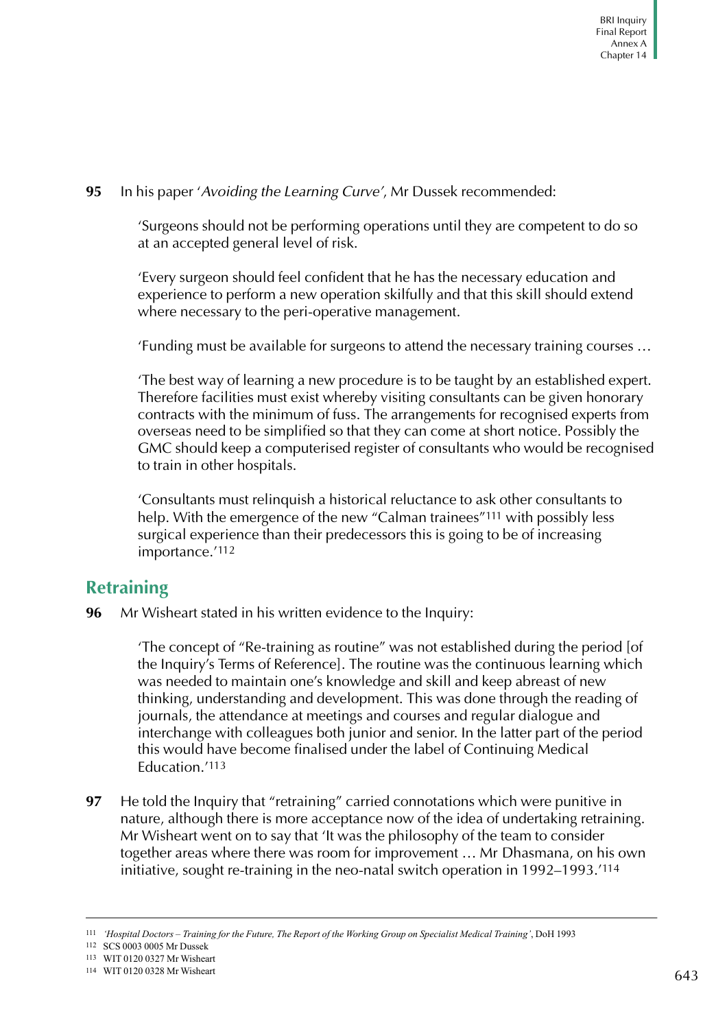**95** In his paper '*Avoiding the Learning Curve*', Mr Dussek recommended:

> 'Surgeons should not be performing operations until they are competent to do so at an accepted general level of risk.
>
> 'Every surgeon should feel confident that he has the necessary education and experience to perform a new operation skilfully and that this skill should extend where necessary to the peri-operative management.
>
> 'Funding must be available for surgeons to attend the necessary training courses …
>
> 'The best way of learning a new procedure is to be taught by an established expert. Therefore facilities must exist whereby visiting consultants can be given honorary contracts with the minimum of fuss. The arrangements for recognised experts from overseas need to be simplified so that they can come at short notice. Possibly the GMC should keep a computerised register of consultants who would be recognised to train in other hospitals.
>
> 'Consultants must relinquish a historical reluctance to ask other consultants to help. With the emergence of the new "Calman trainees"[111] with possibly less surgical experience than their predecessors this is going to be of increasing importance.'[112]

## Retraining

**96** Mr Wisheart stated in his written evidence to the Inquiry:

> 'The concept of "Re-training as routine" was not established during the period [of the Inquiry's Terms of Reference]. The routine was the continuous learning which was needed to maintain one's knowledge and skill and keep abreast of new thinking, understanding and development. This was done through the reading of journals, the attendance at meetings and courses and regular dialogue and interchange with colleagues both junior and senior. In the latter part of the period this would have become finalised under the label of Continuing Medical Education.'[113]

**97** He told the Inquiry that "retraining" carried connotations which were punitive in nature, although there is more acceptance now of the idea of undertaking retraining. Mr Wisheart went on to say that 'It was the philosophy of the team to consider together areas where there was room for improvement … Mr Dhasmana, on his own initiative, sought re-training in the neo-natal switch operation in 1992–1993.'[114]

---

111 *'Hospital Doctors – Training for the Future, The Report of the Working Group on Specialist Medical Training'*, DoH 1993

112 SCS 0003 0005 Mr Dussek

113 WIT 0120 0327 Mr Wisheart

114 WIT 0120 0328 Mr Wisheart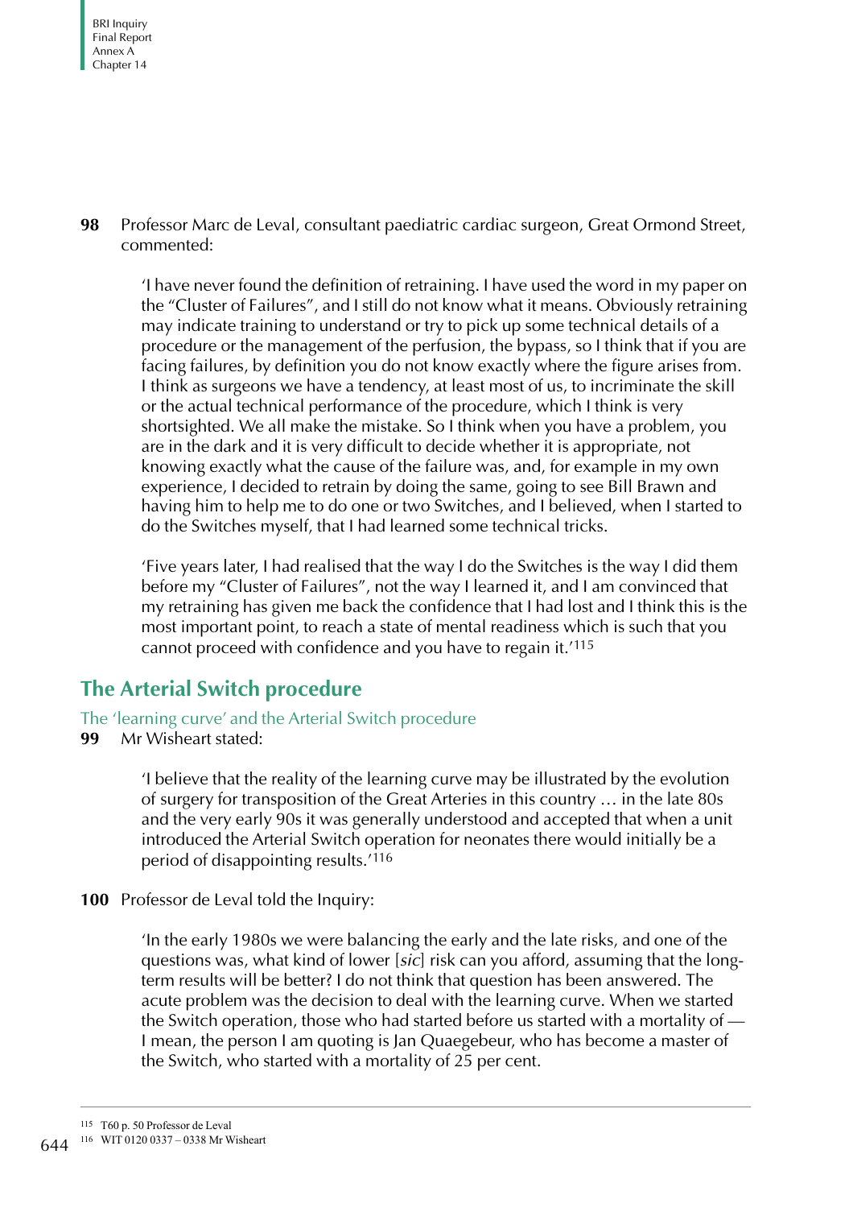**98** Professor Marc de Leval, consultant paediatric cardiac surgeon, Great Ormond Street, commented:

> 'I have never found the definition of retraining. I have used the word in my paper on the "Cluster of Failures", and I still do not know what it means. Obviously retraining may indicate training to understand or try to pick up some technical details of a procedure or the management of the perfusion, the bypass, so I think that if you are facing failures, by definition you do not know exactly where the figure arises from. I think as surgeons we have a tendency, at least most of us, to incriminate the skill or the actual technical performance of the procedure, which I think is very shortsighted. We all make the mistake. So I think when you have a problem, you are in the dark and it is very difficult to decide whether it is appropriate, not knowing exactly what the cause of the failure was, and, for example in my own experience, I decided to retrain by doing the same, going to see Bill Brawn and having him to help me to do one or two Switches, and I believed, when I started to do the Switches myself, that I had learned some technical tricks.
>
> 'Five years later, I had realised that the way I do the Switches is the way I did them before my "Cluster of Failures", not the way I learned it, and I am convinced that my retraining has given me back the confidence that I had lost and I think this is the most important point, to reach a state of mental readiness which is such that you cannot proceed with confidence and you have to regain it.'[115]

## The Arterial Switch procedure

### The 'learning curve' and the Arterial Switch procedure

**99** Mr Wisheart stated:

> 'I believe that the reality of the learning curve may be illustrated by the evolution of surgery for transposition of the Great Arteries in this country … in the late 80s and the very early 90s it was generally understood and accepted that when a unit introduced the Arterial Switch operation for neonates there would initially be a period of disappointing results.'[116]

**100** Professor de Leval told the Inquiry:

> 'In the early 1980s we were balancing the early and the late risks, and one of the questions was, what kind of lower [*sic*] risk can you afford, assuming that the long-term results will be better? I do not think that question has been answered. The acute problem was the decision to deal with the learning curve. When we started the Switch operation, those who had started before us started with a mortality of — I mean, the person I am quoting is Jan Quaegebeur, who has become a master of the Switch, who started with a mortality of 25 per cent.

---

[115] T60 p. 50 Professor de Leval

[116] WIT 0120 0337 – 0338 Mr Wisheart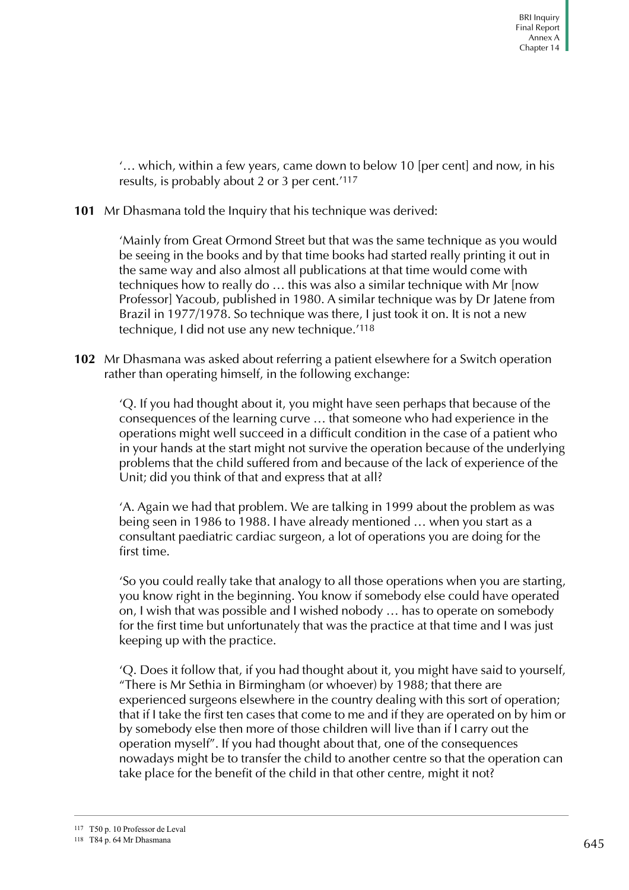'… which, within a few years, came down to below 10 [per cent] and now, in his results, is probably about 2 or 3 per cent.'[117]

**101** Mr Dhasmana told the Inquiry that his technique was derived:

'Mainly from Great Ormond Street but that was the same technique as you would be seeing in the books and by that time books had started really printing it out in the same way and also almost all publications at that time would come with techniques how to really do … this was also a similar technique with Mr [now Professor] Yacoub, published in 1980. A similar technique was by Dr Jatene from Brazil in 1977/1978. So technique was there, I just took it on. It is not a new technique, I did not use any new technique.'[118]

**102** Mr Dhasmana was asked about referring a patient elsewhere for a Switch operation rather than operating himself, in the following exchange:

'Q. If you had thought about it, you might have seen perhaps that because of the consequences of the learning curve … that someone who had experience in the operations might well succeed in a difficult condition in the case of a patient who in your hands at the start might not survive the operation because of the underlying problems that the child suffered from and because of the lack of experience of the Unit; did you think of that and express that at all?

'A. Again we had that problem. We are talking in 1999 about the problem as was being seen in 1986 to 1988. I have already mentioned … when you start as a consultant paediatric cardiac surgeon, a lot of operations you are doing for the first time.

'So you could really take that analogy to all those operations when you are starting, you know right in the beginning. You know if somebody else could have operated on, I wish that was possible and I wished nobody … has to operate on somebody for the first time but unfortunately that was the practice at that time and I was just keeping up with the practice.

'Q. Does it follow that, if you had thought about it, you might have said to yourself, "There is Mr Sethia in Birmingham (or whoever) by 1988; that there are experienced surgeons elsewhere in the country dealing with this sort of operation; that if I take the first ten cases that come to me and if they are operated on by him or by somebody else then more of those children will live than if I carry out the operation myself". If you had thought about that, one of the consequences nowadays might be to transfer the child to another centre so that the operation can take place for the benefit of the child in that other centre, might it not?

---

117 T50 p. 10 Professor de Leval

118 T84 p. 64 Mr Dhasmana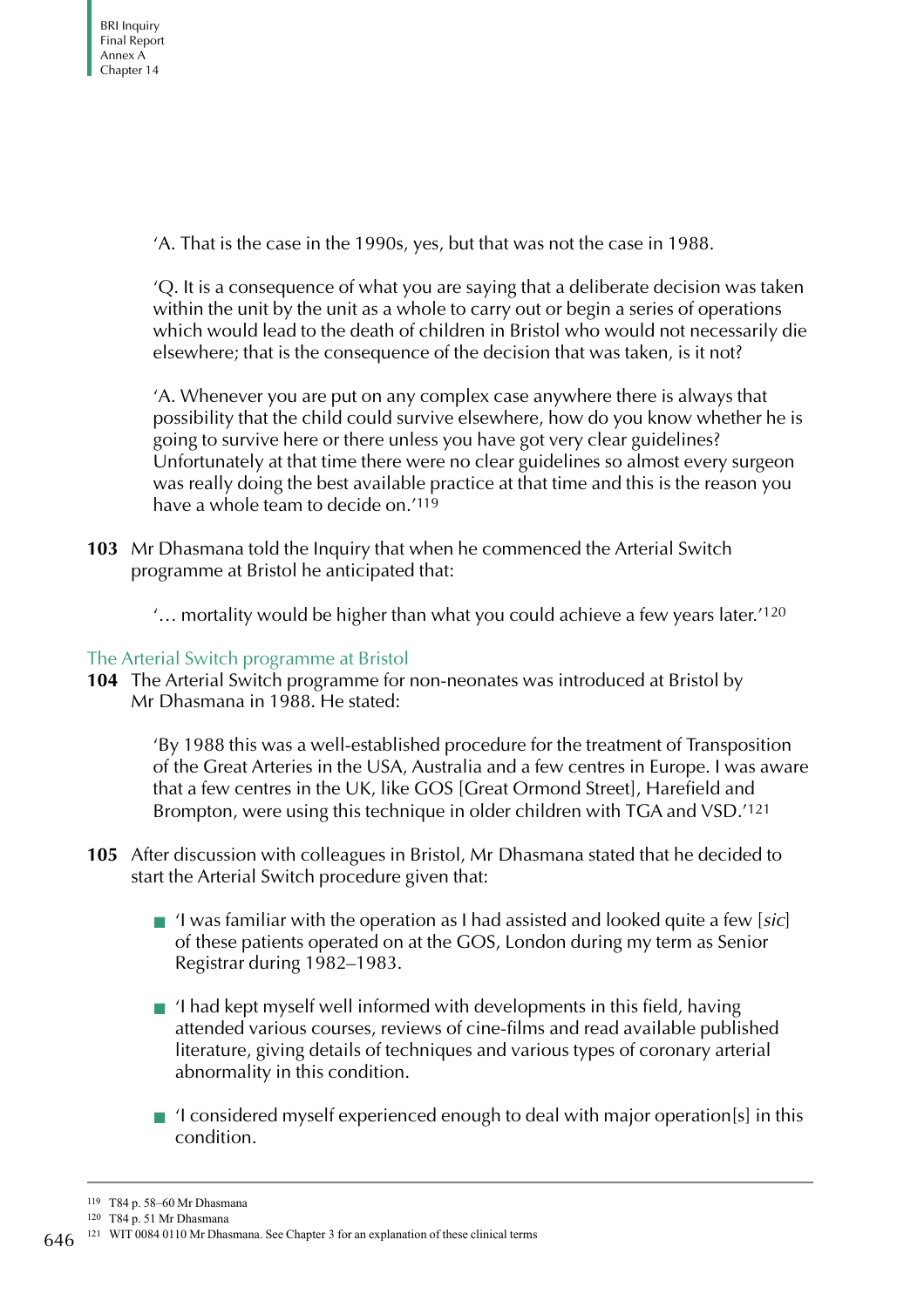'A. That is the case in the 1990s, yes, but that was not the case in 1988.

'Q. It is a consequence of what you are saying that a deliberate decision was taken within the unit by the unit as a whole to carry out or begin a series of operations which would lead to the death of children in Bristol who would not necessarily die elsewhere; that is the consequence of the decision that was taken, is it not?

'A. Whenever you are put on any complex case anywhere there is always that possibility that the child could survive elsewhere, how do you know whether he is going to survive here or there unless you have got very clear guidelines? Unfortunately at that time there were no clear guidelines so almost every surgeon was really doing the best available practice at that time and this is the reason you have a whole team to decide on.'[119]

**103** Mr Dhasmana told the Inquiry that when he commenced the Arterial Switch programme at Bristol he anticipated that:

'… mortality would be higher than what you could achieve a few years later.'[120]

## The Arterial Switch programme at Bristol

**104** The Arterial Switch programme for non-neonates was introduced at Bristol by Mr Dhasmana in 1988. He stated:

'By 1988 this was a well-established procedure for the treatment of Transposition of the Great Arteries in the USA, Australia and a few centres in Europe. I was aware that a few centres in the UK, like GOS [Great Ormond Street], Harefield and Brompton, were using this technique in older children with TGA and VSD.'[121]

**105** After discussion with colleagues in Bristol, Mr Dhasmana stated that he decided to start the Arterial Switch procedure given that:

- 'I was familiar with the operation as I had assisted and looked quite a few [*sic*] of these patients operated on at the GOS, London during my term as Senior Registrar during 1982–1983.
- 'I had kept myself well informed with developments in this field, having attended various courses, reviews of cine-films and read available published literature, giving details of techniques and various types of coronary arterial abnormality in this condition.
- 'I considered myself experienced enough to deal with major operation[s] in this condition.

---

119 T84 p. 58–60 Mr Dhasmana

120 T84 p. 51 Mr Dhasmana

121 WIT 0084 0110 Mr Dhasmana. See Chapter 3 for an explanation of these clinical terms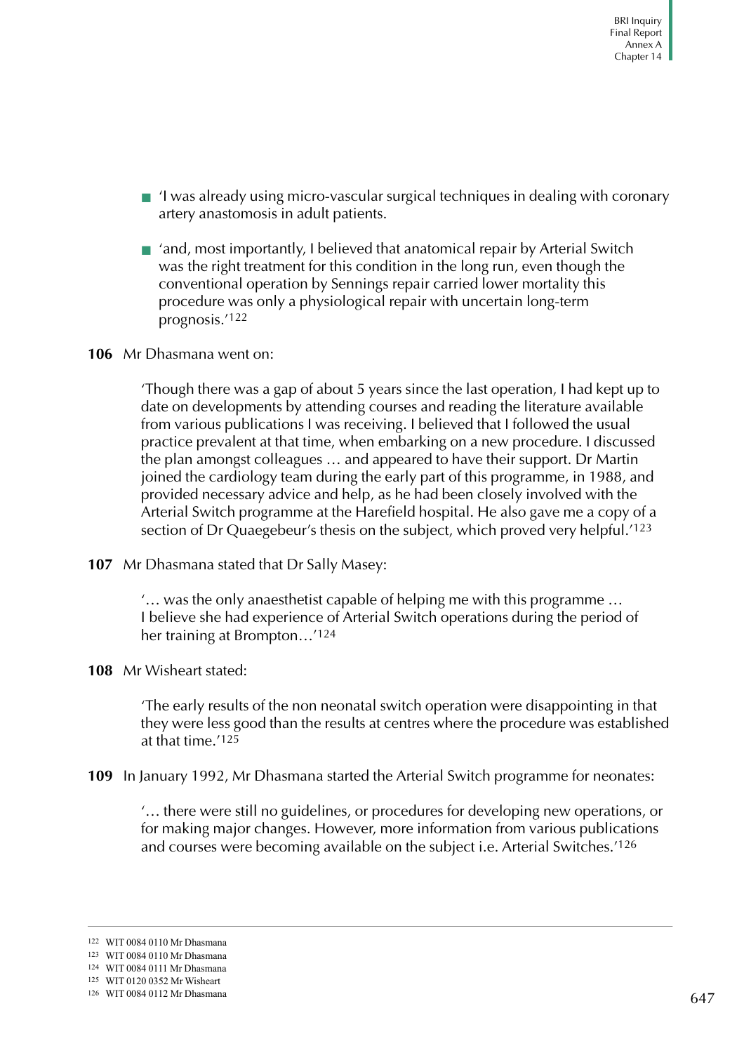- 'I was already using micro-vascular surgical techniques in dealing with coronary artery anastomosis in adult patients.

- 'and, most importantly, I believed that anatomical repair by Arterial Switch was the right treatment for this condition in the long run, even though the conventional operation by Sennings repair carried lower mortality this procedure was only a physiological repair with uncertain long-term prognosis.'[122]

**106** Mr Dhasmana went on:

> 'Though there was a gap of about 5 years since the last operation, I had kept up to date on developments by attending courses and reading the literature available from various publications I was receiving. I believed that I followed the usual practice prevalent at that time, when embarking on a new procedure. I discussed the plan amongst colleagues … and appeared to have their support. Dr Martin joined the cardiology team during the early part of this programme, in 1988, and provided necessary advice and help, as he had been closely involved with the Arterial Switch programme at the Harefield hospital. He also gave me a copy of a section of Dr Quaegebeur's thesis on the subject, which proved very helpful.'[123]

**107** Mr Dhasmana stated that Dr Sally Masey:

> '… was the only anaesthetist capable of helping me with this programme … I believe she had experience of Arterial Switch operations during the period of her training at Brompton…'[124]

**108** Mr Wisheart stated:

> 'The early results of the non neonatal switch operation were disappointing in that they were less good than the results at centres where the procedure was established at that time.'[125]

**109** In January 1992, Mr Dhasmana started the Arterial Switch programme for neonates:

> '… there were still no guidelines, or procedures for developing new operations, or for making major changes. However, more information from various publications and courses were becoming available on the subject i.e. Arterial Switches.'[126]

---

[122] WIT 0084 0110 Mr Dhasmana
[123] WIT 0084 0110 Mr Dhasmana
[124] WIT 0084 0111 Mr Dhasmana
[125] WIT 0120 0352 Mr Wisheart
[126] WIT 0084 0112 Mr Dhasmana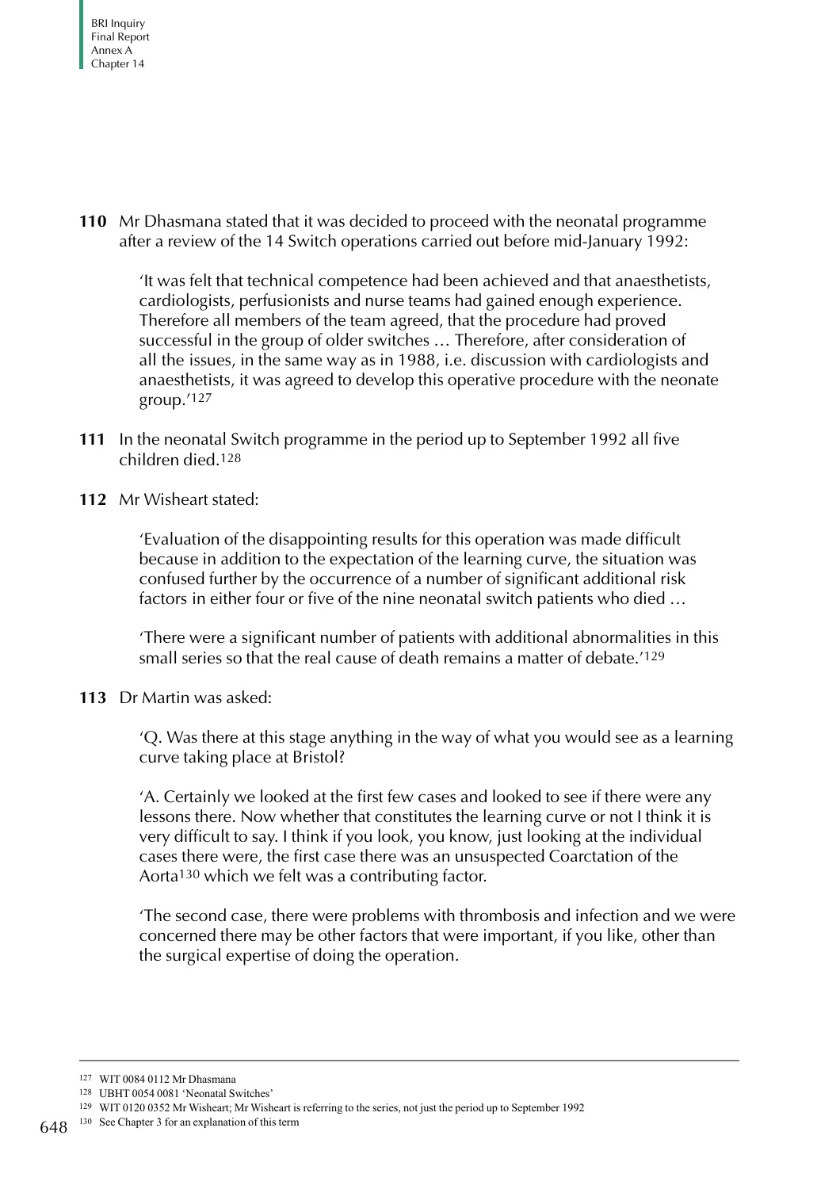**110** Mr Dhasmana stated that it was decided to proceed with the neonatal programme after a review of the 14 Switch operations carried out before mid-January 1992:

> 'It was felt that technical competence had been achieved and that anaesthetists, cardiologists, perfusionists and nurse teams had gained enough experience. Therefore all members of the team agreed, that the procedure had proved successful in the group of older switches … Therefore, after consideration of all the issues, in the same way as in 1988, i.e. discussion with cardiologists and anaesthetists, it was agreed to develop this operative procedure with the neonate group.'[127]

**111** In the neonatal Switch programme in the period up to September 1992 all five children died.[128]

**112** Mr Wisheart stated:

> 'Evaluation of the disappointing results for this operation was made difficult because in addition to the expectation of the learning curve, the situation was confused further by the occurrence of a number of significant additional risk factors in either four or five of the nine neonatal switch patients who died …
>
> 'There were a significant number of patients with additional abnormalities in this small series so that the real cause of death remains a matter of debate.'[129]

**113** Dr Martin was asked:

> 'Q. Was there at this stage anything in the way of what you would see as a learning curve taking place at Bristol?
>
> 'A. Certainly we looked at the first few cases and looked to see if there were any lessons there. Now whether that constitutes the learning curve or not I think it is very difficult to say. I think if you look, you know, just looking at the individual cases there were, the first case there was an unsuspected Coarctation of the Aorta[130] which we felt was a contributing factor.
>
> 'The second case, there were problems with thrombosis and infection and we were concerned there may be other factors that were important, if you like, other than the surgical expertise of doing the operation.

---

[127] WIT 0084 0112 Mr Dhasmana

[128] UBHT 0054 0081 'Neonatal Switches'

[129] WIT 0120 0352 Mr Wisheart; Mr Wisheart is referring to the series, not just the period up to September 1992

[130] See Chapter 3 for an explanation of this term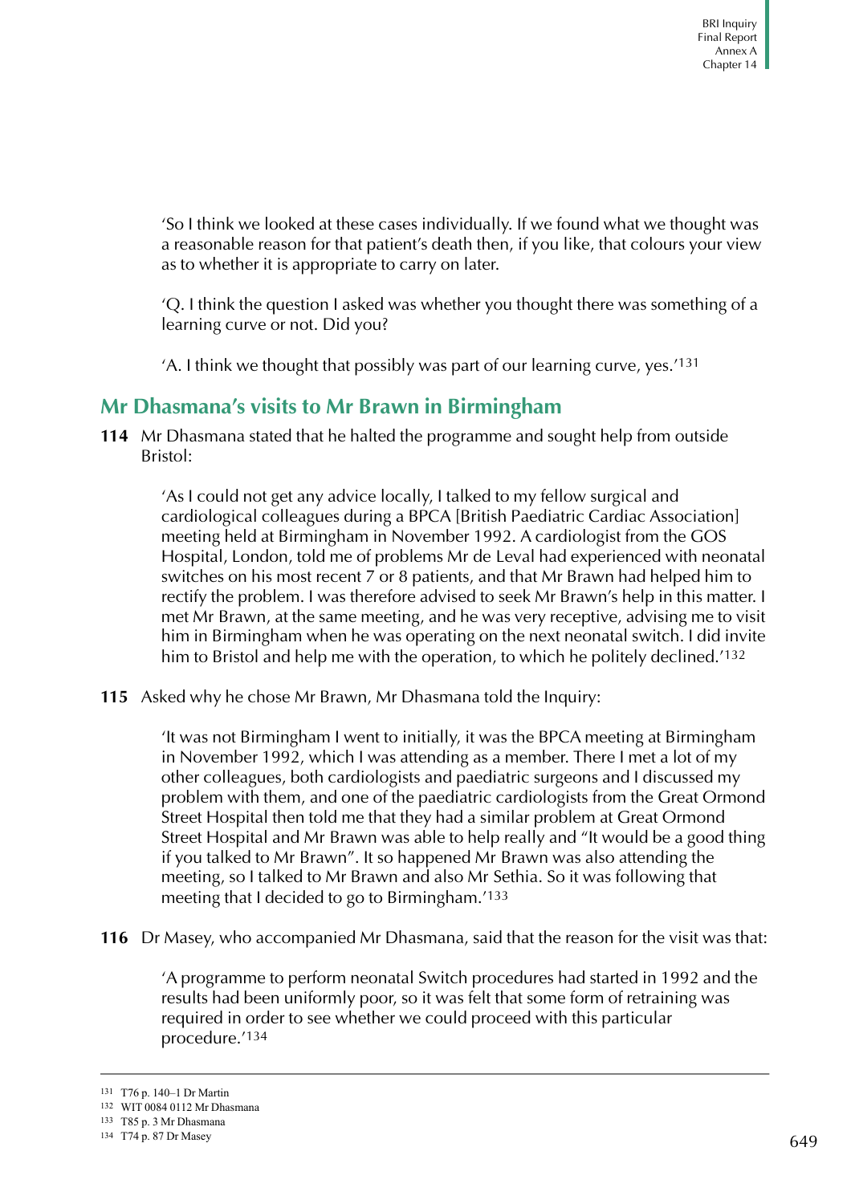'So I think we looked at these cases individually. If we found what we thought was a reasonable reason for that patient's death then, if you like, that colours your view as to whether it is appropriate to carry on later.

'Q. I think the question I asked was whether you thought there was something of a learning curve or not. Did you?

'A. I think we thought that possibly was part of our learning curve, yes.'[131]

## Mr Dhasmana's visits to Mr Brawn in Birmingham

**114** Mr Dhasmana stated that he halted the programme and sought help from outside Bristol:

> 'As I could not get any advice locally, I talked to my fellow surgical and cardiological colleagues during a BPCA [British Paediatric Cardiac Association] meeting held at Birmingham in November 1992. A cardiologist from the GOS Hospital, London, told me of problems Mr de Leval had experienced with neonatal switches on his most recent 7 or 8 patients, and that Mr Brawn had helped him to rectify the problem. I was therefore advised to seek Mr Brawn's help in this matter. I met Mr Brawn, at the same meeting, and he was very receptive, advising me to visit him in Birmingham when he was operating on the next neonatal switch. I did invite him to Bristol and help me with the operation, to which he politely declined.'[132]

**115** Asked why he chose Mr Brawn, Mr Dhasmana told the Inquiry:

> 'It was not Birmingham I went to initially, it was the BPCA meeting at Birmingham in November 1992, which I was attending as a member. There I met a lot of my other colleagues, both cardiologists and paediatric surgeons and I discussed my problem with them, and one of the paediatric cardiologists from the Great Ormond Street Hospital then told me that they had a similar problem at Great Ormond Street Hospital and Mr Brawn was able to help really and "It would be a good thing if you talked to Mr Brawn". It so happened Mr Brawn was also attending the meeting, so I talked to Mr Brawn and also Mr Sethia. So it was following that meeting that I decided to go to Birmingham.'[133]

**116** Dr Masey, who accompanied Mr Dhasmana, said that the reason for the visit was that:

> 'A programme to perform neonatal Switch procedures had started in 1992 and the results had been uniformly poor, so it was felt that some form of retraining was required in order to see whether we could proceed with this particular procedure.'[134]

---

131 T76 p. 140–1 Dr Martin
132 WIT 0084 0112 Mr Dhasmana
133 T85 p. 3 Mr Dhasmana
134 T74 p. 87 Dr Masey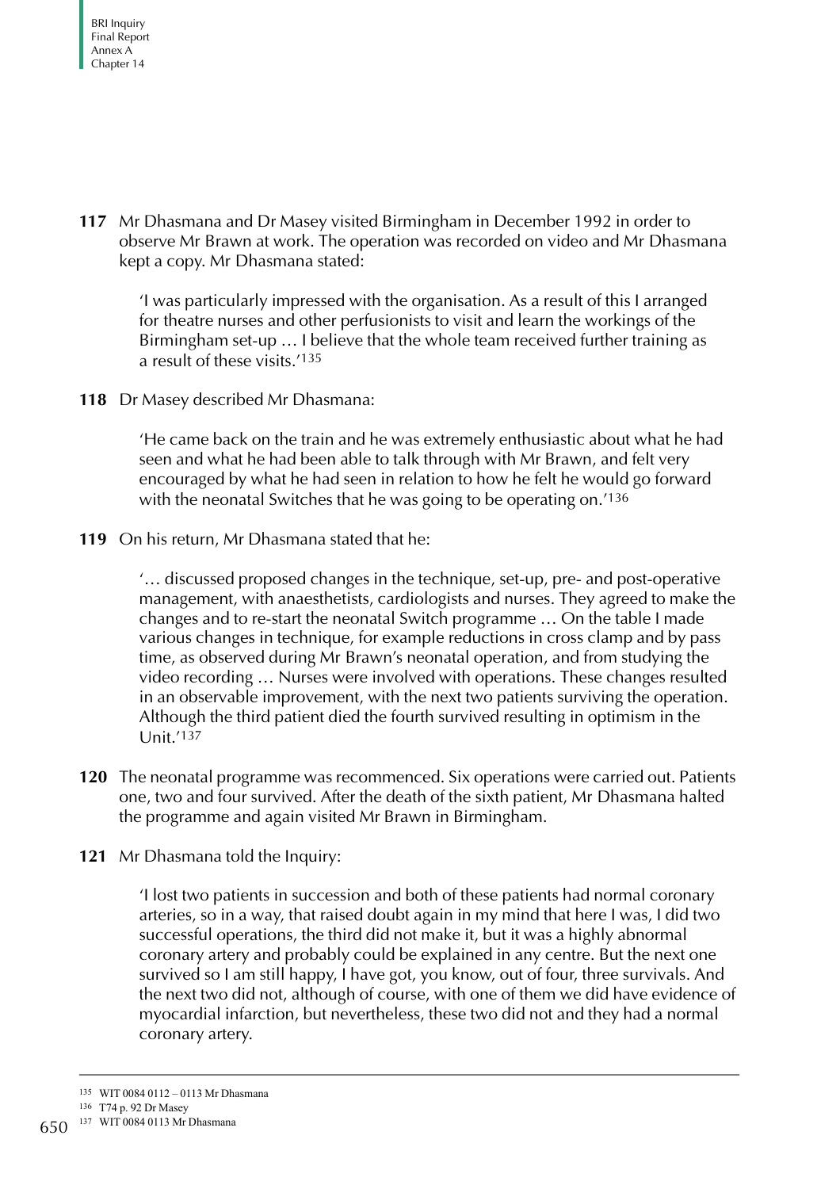**117** Mr Dhasmana and Dr Masey visited Birmingham in December 1992 in order to observe Mr Brawn at work. The operation was recorded on video and Mr Dhasmana kept a copy. Mr Dhasmana stated:

> 'I was particularly impressed with the organisation. As a result of this I arranged for theatre nurses and other perfusionists to visit and learn the workings of the Birmingham set-up … I believe that the whole team received further training as a result of these visits.'[135]

**118** Dr Masey described Mr Dhasmana:

> 'He came back on the train and he was extremely enthusiastic about what he had seen and what he had been able to talk through with Mr Brawn, and felt very encouraged by what he had seen in relation to how he felt he would go forward with the neonatal Switches that he was going to be operating on.'[136]

**119** On his return, Mr Dhasmana stated that he:

> '… discussed proposed changes in the technique, set-up, pre- and post-operative management, with anaesthetists, cardiologists and nurses. They agreed to make the changes and to re-start the neonatal Switch programme … On the table I made various changes in technique, for example reductions in cross clamp and by pass time, as observed during Mr Brawn's neonatal operation, and from studying the video recording … Nurses were involved with operations. These changes resulted in an observable improvement, with the next two patients surviving the operation. Although the third patient died the fourth survived resulting in optimism in the Unit.'[137]

**120** The neonatal programme was recommenced. Six operations were carried out. Patients one, two and four survived. After the death of the sixth patient, Mr Dhasmana halted the programme and again visited Mr Brawn in Birmingham.

**121** Mr Dhasmana told the Inquiry:

> 'I lost two patients in succession and both of these patients had normal coronary arteries, so in a way, that raised doubt again in my mind that here I was, I did two successful operations, the third did not make it, but it was a highly abnormal coronary artery and probably could be explained in any centre. But the next one survived so I am still happy, I have got, you know, out of four, three survivals. And the next two did not, although of course, with one of them we did have evidence of myocardial infarction, but nevertheless, these two did not and they had a normal coronary artery.

---

[135] WIT 0084 0112 – 0113 Mr Dhasmana

[136] T74 p. 92 Dr Masey

[137] WIT 0084 0113 Mr Dhasmana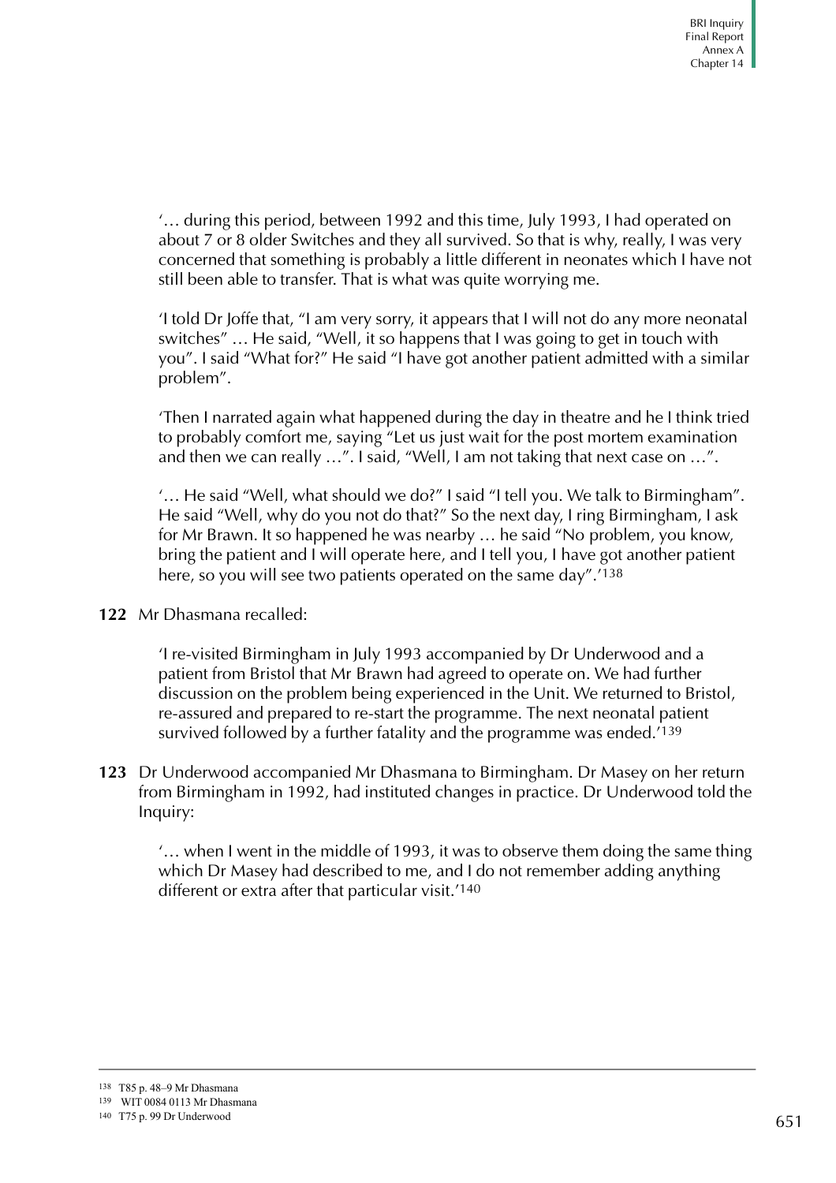'… during this period, between 1992 and this time, July 1993, I had operated on about 7 or 8 older Switches and they all survived. So that is why, really, I was very concerned that something is probably a little different in neonates which I have not still been able to transfer. That is what was quite worrying me.

'I told Dr Joffe that, "I am very sorry, it appears that I will not do any more neonatal switches" … He said, "Well, it so happens that I was going to get in touch with you". I said "What for?" He said "I have got another patient admitted with a similar problem".

'Then I narrated again what happened during the day in theatre and he I think tried to probably comfort me, saying "Let us just wait for the post mortem examination and then we can really …". I said, "Well, I am not taking that next case on …".

'… He said "Well, what should we do?" I said "I tell you. We talk to Birmingham". He said "Well, why do you not do that?" So the next day, I ring Birmingham, I ask for Mr Brawn. It so happened he was nearby … he said "No problem, you know, bring the patient and I will operate here, and I tell you, I have got another patient here, so you will see two patients operated on the same day".'[138]

**122** Mr Dhasmana recalled:

'I re-visited Birmingham in July 1993 accompanied by Dr Underwood and a patient from Bristol that Mr Brawn had agreed to operate on. We had further discussion on the problem being experienced in the Unit. We returned to Bristol, re-assured and prepared to re-start the programme. The next neonatal patient survived followed by a further fatality and the programme was ended.'[139]

**123** Dr Underwood accompanied Mr Dhasmana to Birmingham. Dr Masey on her return from Birmingham in 1992, had instituted changes in practice. Dr Underwood told the Inquiry:

'… when I went in the middle of 1993, it was to observe them doing the same thing which Dr Masey had described to me, and I do not remember adding anything different or extra after that particular visit.'[140]

---

138 T85 p. 48–9 Mr Dhasmana

139 WIT 0084 0113 Mr Dhasmana

140 T75 p. 99 Dr Underwood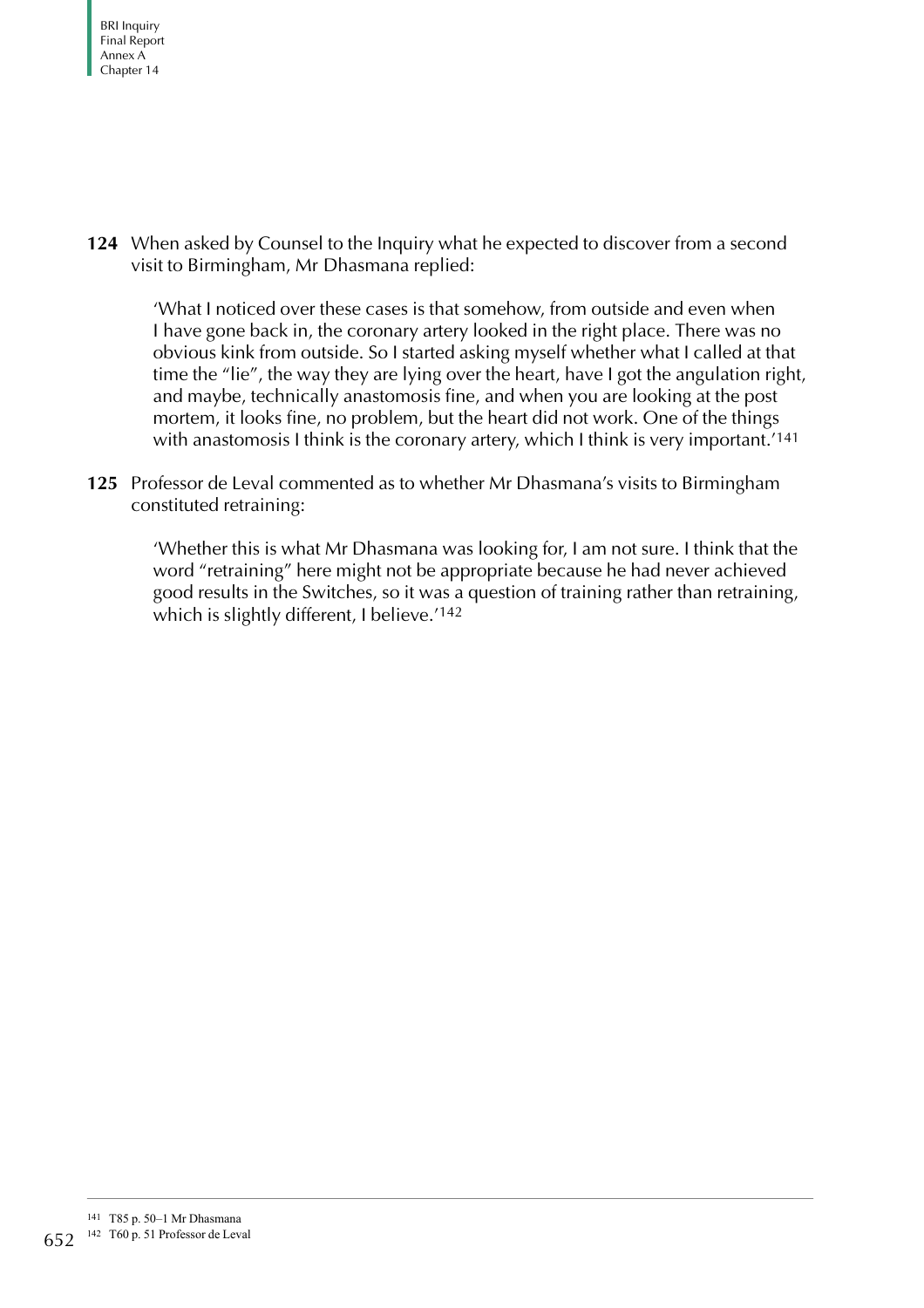**124** When asked by Counsel to the Inquiry what he expected to discover from a second visit to Birmingham, Mr Dhasmana replied:

> 'What I noticed over these cases is that somehow, from outside and even when I have gone back in, the coronary artery looked in the right place. There was no obvious kink from outside. So I started asking myself whether what I called at that time the "lie", the way they are lying over the heart, have I got the angulation right, and maybe, technically anastomosis fine, and when you are looking at the post mortem, it looks fine, no problem, but the heart did not work. One of the things with anastomosis I think is the coronary artery, which I think is very important.'[141]

**125** Professor de Leval commented as to whether Mr Dhasmana's visits to Birmingham constituted retraining:

> 'Whether this is what Mr Dhasmana was looking for, I am not sure. I think that the word "retraining" here might not be appropriate because he had never achieved good results in the Switches, so it was a question of training rather than retraining, which is slightly different, I believe.'[142]

---

[141] T85 p. 50–1 Mr Dhasmana

[142] T60 p. 51 Professor de Leval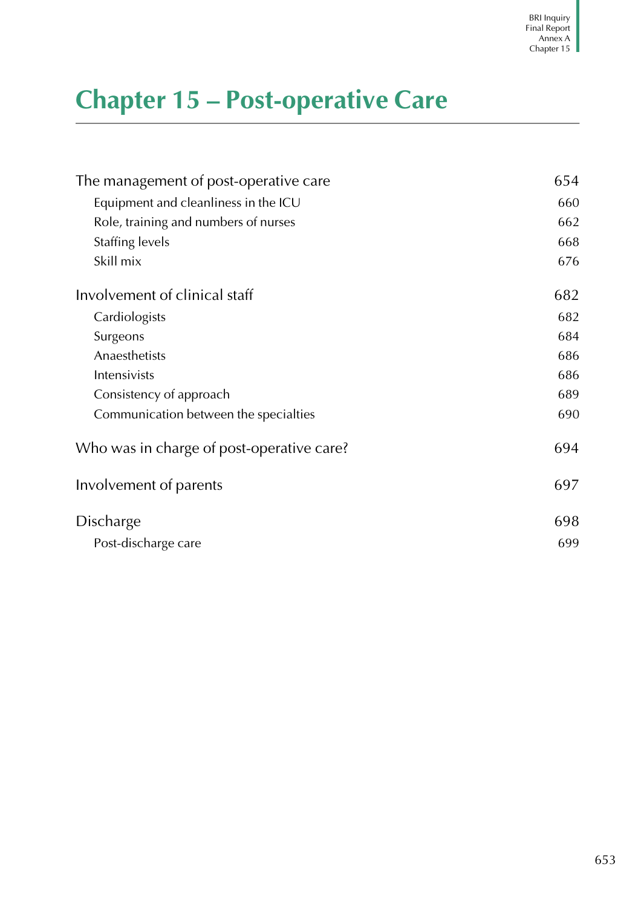# Chapter 15 – Post-operative Care

| | |
|---|---|
| The management of post-operative care | 654 |
| Equipment and cleanliness in the ICU | 660 |
| Role, training and numbers of nurses | 662 |
| Staffing levels | 668 |
| Skill mix | 676 |
| Involvement of clinical staff | 682 |
| Cardiologists | 682 |
| Surgeons | 684 |
| Anaesthetists | 686 |
| Intensivists | 686 |
| Consistency of approach | 689 |
| Communication between the specialties | 690 |
| Who was in charge of post-operative care? | 694 |
| Involvement of parents | 697 |
| Discharge | 698 |
| Post-discharge care | 699 |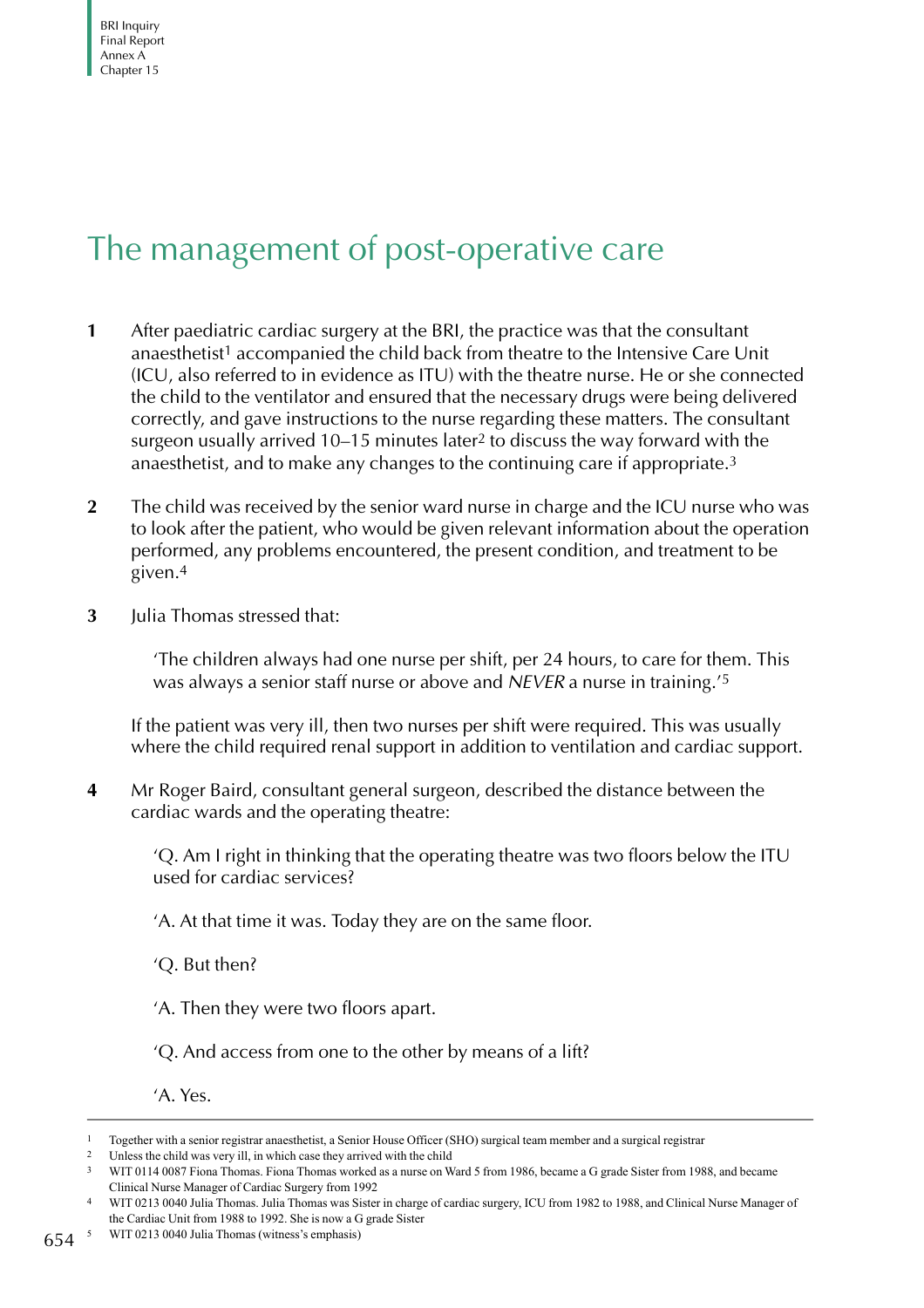# The management of post-operative care

**1** After paediatric cardiac surgery at the BRI, the practice was that the consultant anaesthetist[1] accompanied the child back from theatre to the Intensive Care Unit (ICU, also referred to in evidence as ITU) with the theatre nurse. He or she connected the child to the ventilator and ensured that the necessary drugs were being delivered correctly, and gave instructions to the nurse regarding these matters. The consultant surgeon usually arrived 10–15 minutes later[2] to discuss the way forward with the anaesthetist, and to make any changes to the continuing care if appropriate.[3]

**2** The child was received by the senior ward nurse in charge and the ICU nurse who was to look after the patient, who would be given relevant information about the operation performed, any problems encountered, the present condition, and treatment to be given.[4]

**3** Julia Thomas stressed that:

> 'The children always had one nurse per shift, per 24 hours, to care for them. This was always a senior staff nurse or above and *NEVER* a nurse in training.'[5]

If the patient was very ill, then two nurses per shift were required. This was usually where the child required renal support in addition to ventilation and cardiac support.

**4** Mr Roger Baird, consultant general surgeon, described the distance between the cardiac wards and the operating theatre:

> 'Q. Am I right in thinking that the operating theatre was two floors below the ITU used for cardiac services?
>
> 'A. At that time it was. Today they are on the same floor.
>
> 'Q. But then?
>
> 'A. Then they were two floors apart.
>
> 'Q. And access from one to the other by means of a lift?
>
> 'A. Yes.

---

1. Together with a senior registrar anaesthetist, a Senior House Officer (SHO) surgical team member and a surgical registrar
2. Unless the child was very ill, in which case they arrived with the child
3. WIT 0114 0087 Fiona Thomas. Fiona Thomas worked as a nurse on Ward 5 from 1986, became a G grade Sister from 1988, and became Clinical Nurse Manager of Cardiac Surgery from 1992
4. WIT 0213 0040 Julia Thomas. Julia Thomas was Sister in charge of cardiac surgery, ICU from 1982 to 1988, and Clinical Nurse Manager of the Cardiac Unit from 1988 to 1992. She is now a G grade Sister
5. WIT 0213 0040 Julia Thomas (witness's emphasis)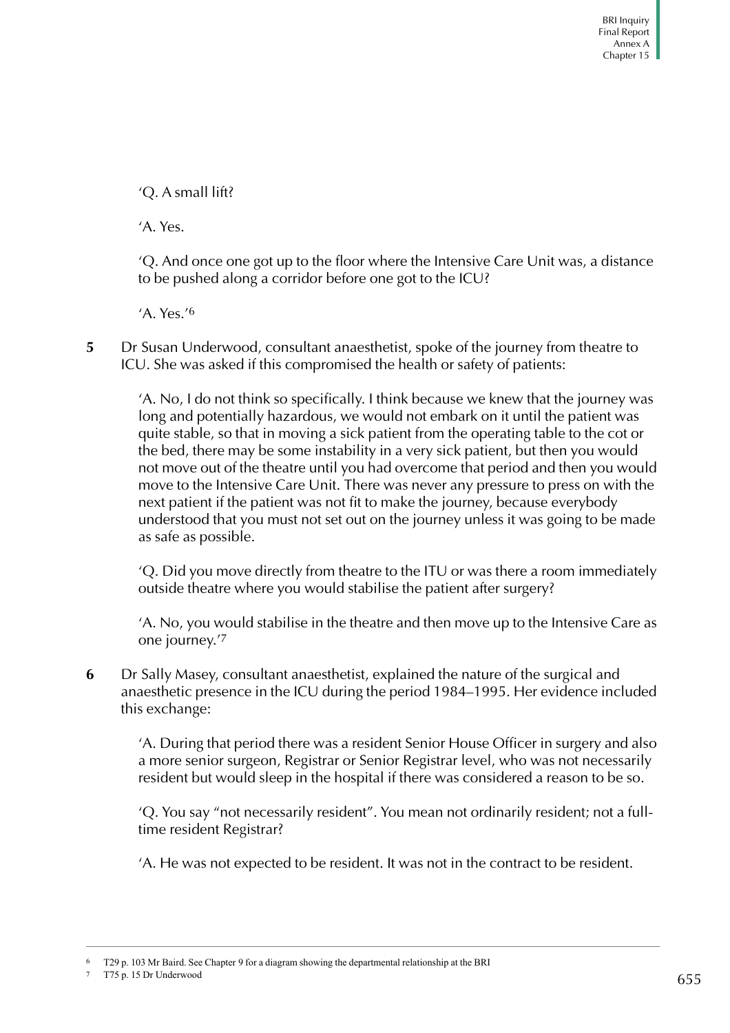'Q. A small lift?

'A. Yes.

'Q. And once one got up to the floor where the Intensive Care Unit was, a distance to be pushed along a corridor before one got to the ICU?

'A. Yes.'[6]

**5** Dr Susan Underwood, consultant anaesthetist, spoke of the journey from theatre to ICU. She was asked if this compromised the health or safety of patients:

> 'A. No, I do not think so specifically. I think because we knew that the journey was long and potentially hazardous, we would not embark on it until the patient was quite stable, so that in moving a sick patient from the operating table to the cot or the bed, there may be some instability in a very sick patient, but then you would not move out of the theatre until you had overcome that period and then you would move to the Intensive Care Unit. There was never any pressure to press on with the next patient if the patient was not fit to make the journey, because everybody understood that you must not set out on the journey unless it was going to be made as safe as possible.
>
> 'Q. Did you move directly from theatre to the ITU or was there a room immediately outside theatre where you would stabilise the patient after surgery?
>
> 'A. No, you would stabilise in the theatre and then move up to the Intensive Care as one journey.'[7]

**6** Dr Sally Masey, consultant anaesthetist, explained the nature of the surgical and anaesthetic presence in the ICU during the period 1984–1995. Her evidence included this exchange:

> 'A. During that period there was a resident Senior House Officer in surgery and also a more senior surgeon, Registrar or Senior Registrar level, who was not necessarily resident but would sleep in the hospital if there was considered a reason to be so.
>
> 'Q. You say "not necessarily resident". You mean not ordinarily resident; not a full-time resident Registrar?
>
> 'A. He was not expected to be resident. It was not in the contract to be resident.

---

[6] T29 p. 103 Mr Baird. See Chapter 9 for a diagram showing the departmental relationship at the BRI

[7] T75 p. 15 Dr Underwood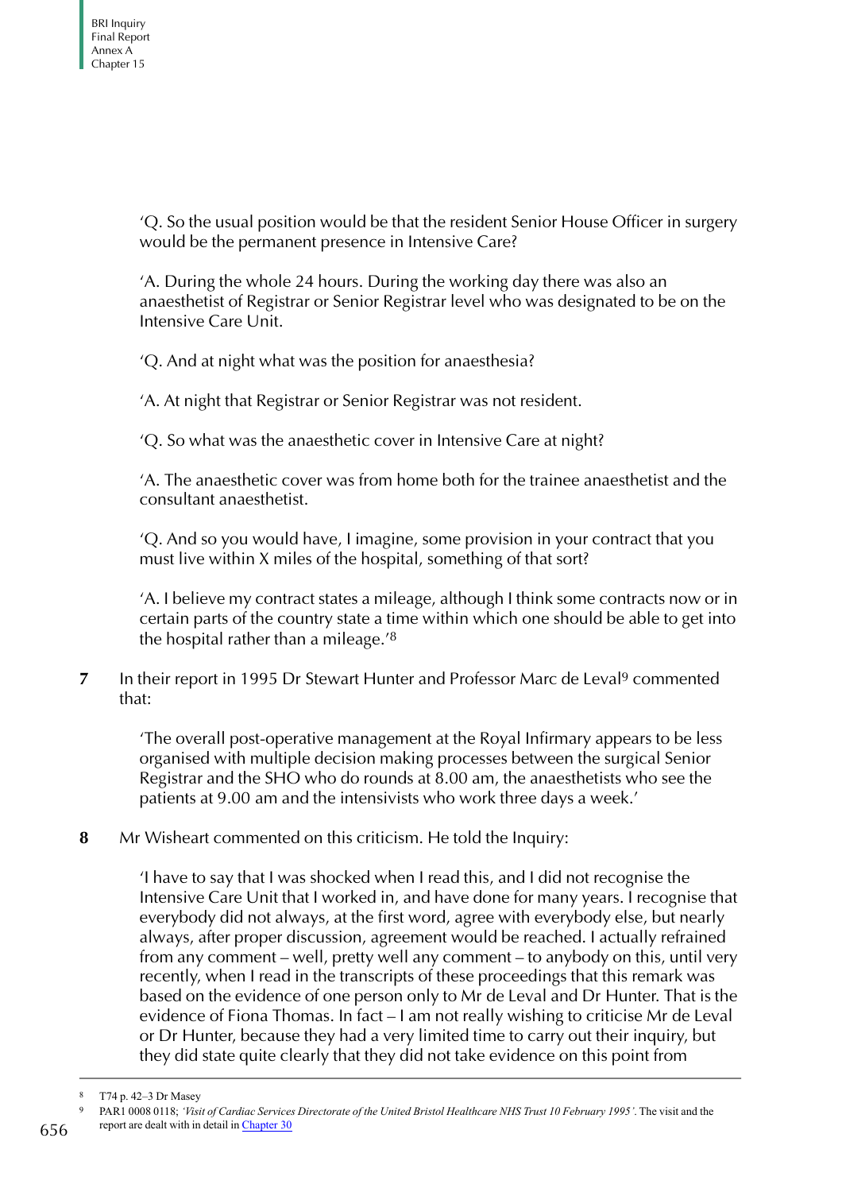'Q. So the usual position would be that the resident Senior House Officer in surgery would be the permanent presence in Intensive Care?

'A. During the whole 24 hours. During the working day there was also an anaesthetist of Registrar or Senior Registrar level who was designated to be on the Intensive Care Unit.

'Q. And at night what was the position for anaesthesia?

'A. At night that Registrar or Senior Registrar was not resident.

'Q. So what was the anaesthetic cover in Intensive Care at night?

'A. The anaesthetic cover was from home both for the trainee anaesthetist and the consultant anaesthetist.

'Q. And so you would have, I imagine, some provision in your contract that you must live within X miles of the hospital, something of that sort?

'A. I believe my contract states a mileage, although I think some contracts now or in certain parts of the country state a time within which one should be able to get into the hospital rather than a mileage.'[8]

**7** In their report in 1995 Dr Stewart Hunter and Professor Marc de Leval[9] commented that:

> 'The overall post-operative management at the Royal Infirmary appears to be less organised with multiple decision making processes between the surgical Senior Registrar and the SHO who do rounds at 8.00 am, the anaesthetists who see the patients at 9.00 am and the intensivists who work three days a week.'

**8** Mr Wisheart commented on this criticism. He told the Inquiry:

> 'I have to say that I was shocked when I read this, and I did not recognise the Intensive Care Unit that I worked in, and have done for many years. I recognise that everybody did not always, at the first word, agree with everybody else, but nearly always, after proper discussion, agreement would be reached. I actually refrained from any comment – well, pretty well any comment – to anybody on this, until very recently, when I read in the transcripts of these proceedings that this remark was based on the evidence of one person only to Mr de Leval and Dr Hunter. That is the evidence of Fiona Thomas. In fact – I am not really wishing to criticise Mr de Leval or Dr Hunter, because they had a very limited time to carry out their inquiry, but they did state quite clearly that they did not take evidence on this point from

---

[8] T74 p. 42–3 Dr Masey

[9] PAR1 0008 0118; *'Visit of Cardiac Services Directorate of the United Bristol Healthcare NHS Trust 10 February 1995'*. The visit and the report are dealt with in detail in Chapter 30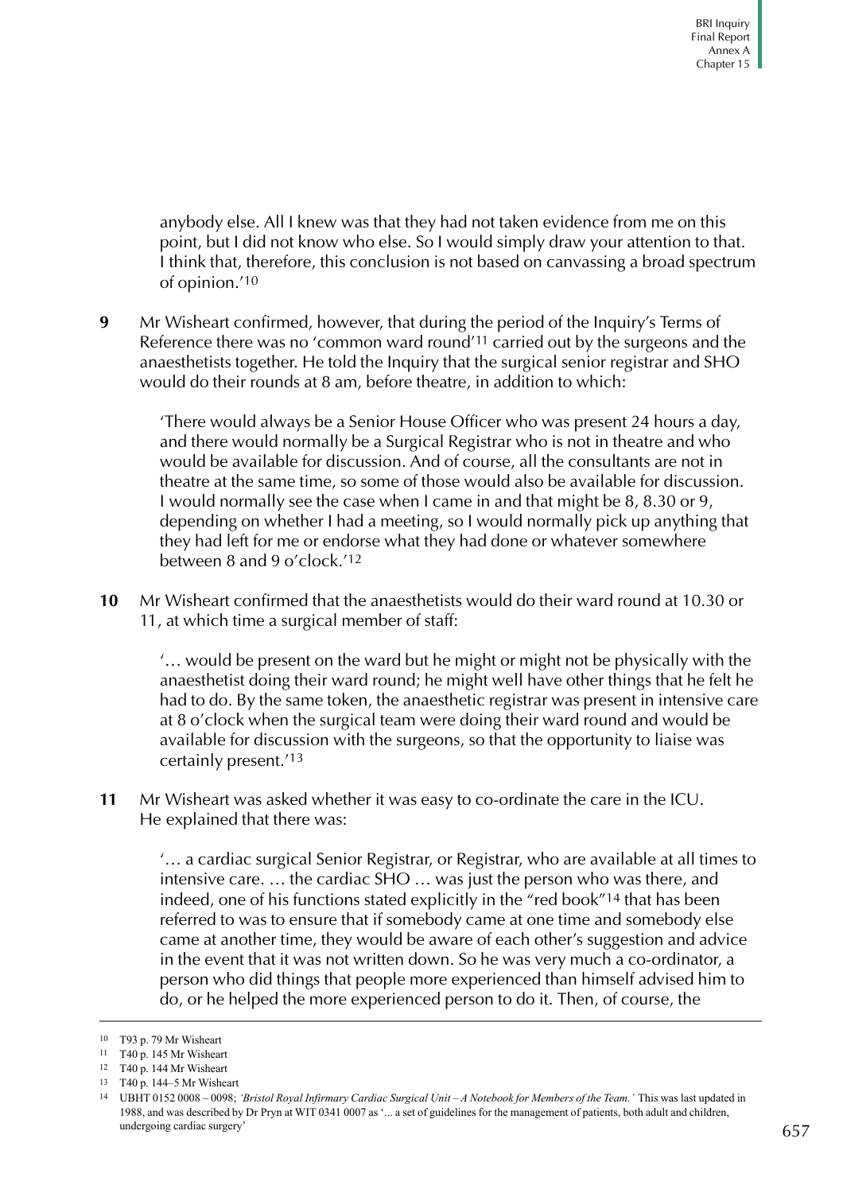anybody else. All I knew was that they had not taken evidence from me on this point, but I did not know who else. So I would simply draw your attention to that. I think that, therefore, this conclusion is not based on canvassing a broad spectrum of opinion.'[10]

**9** Mr Wisheart confirmed, however, that during the period of the Inquiry's Terms of Reference there was no 'common ward round'[11] carried out by the surgeons and the anaesthetists together. He told the Inquiry that the surgical senior registrar and SHO would do their rounds at 8 am, before theatre, in addition to which:

> 'There would always be a Senior House Officer who was present 24 hours a day, and there would normally be a Surgical Registrar who is not in theatre and who would be available for discussion. And of course, all the consultants are not in theatre at the same time, so some of those would also be available for discussion. I would normally see the case when I came in and that might be 8, 8.30 or 9, depending on whether I had a meeting, so I would normally pick up anything that they had left for me or endorse what they had done or whatever somewhere between 8 and 9 o'clock.'[12]

**10** Mr Wisheart confirmed that the anaesthetists would do their ward round at 10.30 or 11, at which time a surgical member of staff:

> '… would be present on the ward but he might or might not be physically with the anaesthetist doing their ward round; he might well have other things that he felt he had to do. By the same token, the anaesthetic registrar was present in intensive care at 8 o'clock when the surgical team were doing their ward round and would be available for discussion with the surgeons, so that the opportunity to liaise was certainly present.'[13]

**11** Mr Wisheart was asked whether it was easy to co-ordinate the care in the ICU. He explained that there was:

> '… a cardiac surgical Senior Registrar, or Registrar, who are available at all times to intensive care. … the cardiac SHO … was just the person who was there, and indeed, one of his functions stated explicitly in the "red book"[14] that has been referred to was to ensure that if somebody came at one time and somebody else came at another time, they would be aware of each other's suggestion and advice in the event that it was not written down. So he was very much a co-ordinator, a person who did things that people more experienced than himself advised him to do, or he helped the more experienced person to do it. Then, of course, the

---

10 T93 p. 79 Mr Wisheart

11 T40 p. 145 Mr Wisheart

12 T40 p. 144 Mr Wisheart

13 T40 p. 144–5 Mr Wisheart

14 UBHT 0152 0008 – 0098; *'Bristol Royal Infirmary Cardiac Surgical Unit – A Notebook for Members of the Team.'* This was last updated in 1988, and was described by Dr Pryn at WIT 0341 0007 as '... a set of guidelines for the management of patients, both adult and children, undergoing cardiac surgery'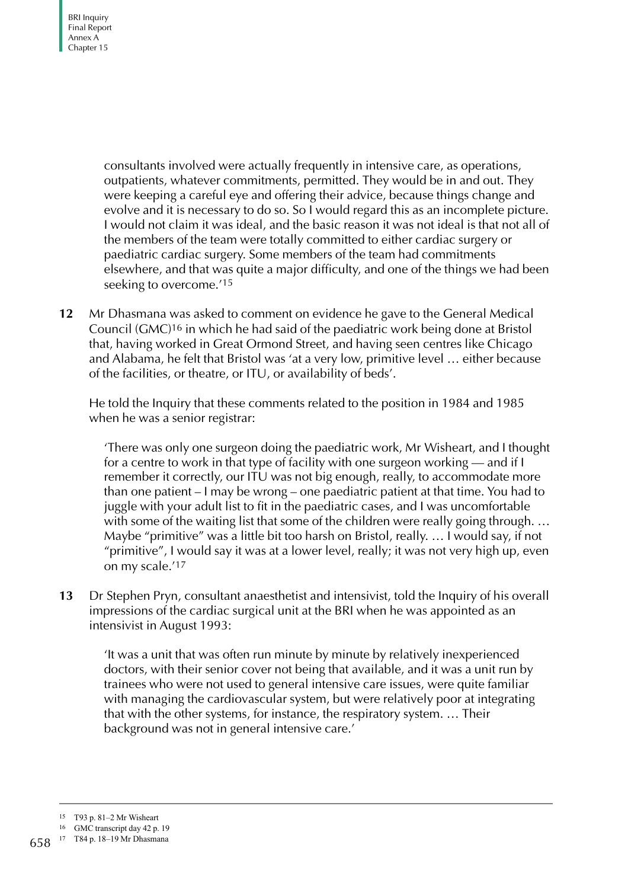consultants involved were actually frequently in intensive care, as operations, outpatients, whatever commitments, permitted. They would be in and out. They were keeping a careful eye and offering their advice, because things change and evolve and it is necessary to do so. So I would regard this as an incomplete picture. I would not claim it was ideal, and the basic reason it was not ideal is that not all of the members of the team were totally committed to either cardiac surgery or paediatric cardiac surgery. Some members of the team had commitments elsewhere, and that was quite a major difficulty, and one of the things we had been seeking to overcome.'[15]

**12** Mr Dhasmana was asked to comment on evidence he gave to the General Medical Council (GMC)[16] in which he had said of the paediatric work being done at Bristol that, having worked in Great Ormond Street, and having seen centres like Chicago and Alabama, he felt that Bristol was 'at a very low, primitive level … either because of the facilities, or theatre, or ITU, or availability of beds'.

He told the Inquiry that these comments related to the position in 1984 and 1985 when he was a senior registrar:

> 'There was only one surgeon doing the paediatric work, Mr Wisheart, and I thought for a centre to work in that type of facility with one surgeon working — and if I remember it correctly, our ITU was not big enough, really, to accommodate more than one patient – I may be wrong – one paediatric patient at that time. You had to juggle with your adult list to fit in the paediatric cases, and I was uncomfortable with some of the waiting list that some of the children were really going through. … Maybe "primitive" was a little bit too harsh on Bristol, really. … I would say, if not "primitive", I would say it was at a lower level, really; it was not very high up, even on my scale.'[17]

**13** Dr Stephen Pryn, consultant anaesthetist and intensivist, told the Inquiry of his overall impressions of the cardiac surgical unit at the BRI when he was appointed as an intensivist in August 1993:

> 'It was a unit that was often run minute by minute by relatively inexperienced doctors, with their senior cover not being that available, and it was a unit run by trainees who were not used to general intensive care issues, were quite familiar with managing the cardiovascular system, but were relatively poor at integrating that with the other systems, for instance, the respiratory system. … Their background was not in general intensive care.'

---

[15] T93 p. 81–2 Mr Wisheart

[16] GMC transcript day 42 p. 19

[17] T84 p. 18–19 Mr Dhasmana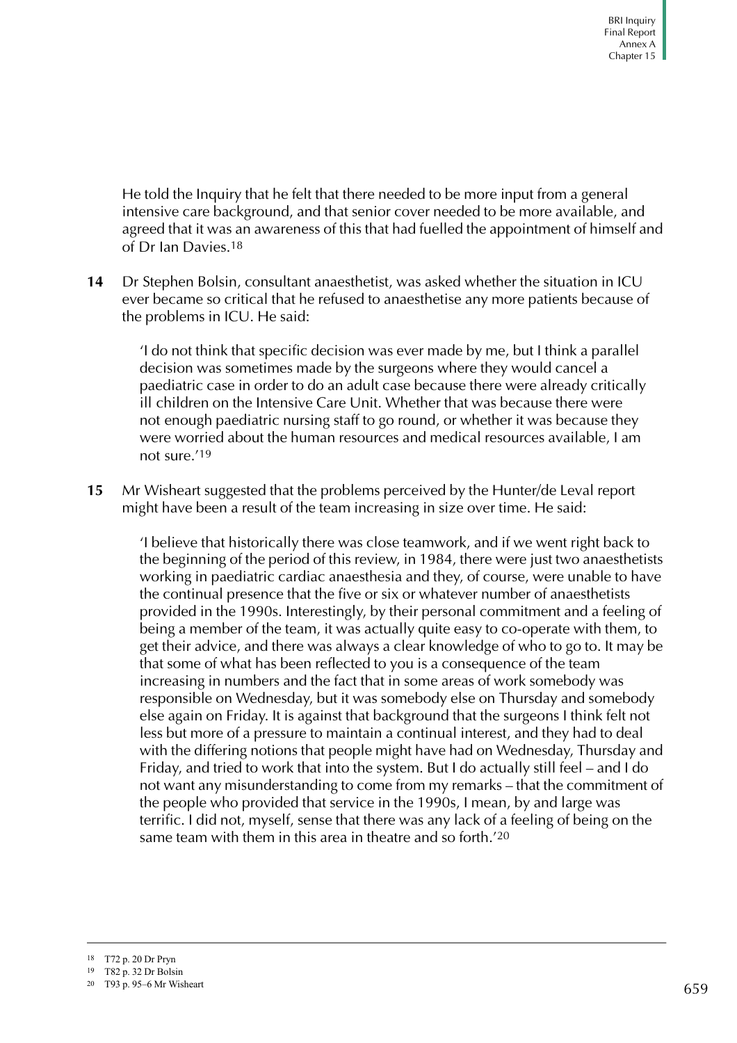He told the Inquiry that he felt that there needed to be more input from a general intensive care background, and that senior cover needed to be more available, and agreed that it was an awareness of this that had fuelled the appointment of himself and of Dr Ian Davies.[18]

**14** Dr Stephen Bolsin, consultant anaesthetist, was asked whether the situation in ICU ever became so critical that he refused to anaesthetise any more patients because of the problems in ICU. He said:

> 'I do not think that specific decision was ever made by me, but I think a parallel decision was sometimes made by the surgeons where they would cancel a paediatric case in order to do an adult case because there were already critically ill children on the Intensive Care Unit. Whether that was because there were not enough paediatric nursing staff to go round, or whether it was because they were worried about the human resources and medical resources available, I am not sure.'[19]

**15** Mr Wisheart suggested that the problems perceived by the Hunter/de Leval report might have been a result of the team increasing in size over time. He said:

> 'I believe that historically there was close teamwork, and if we went right back to the beginning of the period of this review, in 1984, there were just two anaesthetists working in paediatric cardiac anaesthesia and they, of course, were unable to have the continual presence that the five or six or whatever number of anaesthetists provided in the 1990s. Interestingly, by their personal commitment and a feeling of being a member of the team, it was actually quite easy to co-operate with them, to get their advice, and there was always a clear knowledge of who to go to. It may be that some of what has been reflected to you is a consequence of the team increasing in numbers and the fact that in some areas of work somebody was responsible on Wednesday, but it was somebody else on Thursday and somebody else again on Friday. It is against that background that the surgeons I think felt not less but more of a pressure to maintain a continual interest, and they had to deal with the differing notions that people might have had on Wednesday, Thursday and Friday, and tried to work that into the system. But I do actually still feel – and I do not want any misunderstanding to come from my remarks – that the commitment of the people who provided that service in the 1990s, I mean, by and large was terrific. I did not, myself, sense that there was any lack of a feeling of being on the same team with them in this area in theatre and so forth.'[20]

---

[18] T72 p. 20 Dr Pryn

[19] T82 p. 32 Dr Bolsin

[20] T93 p. 95–6 Mr Wisheart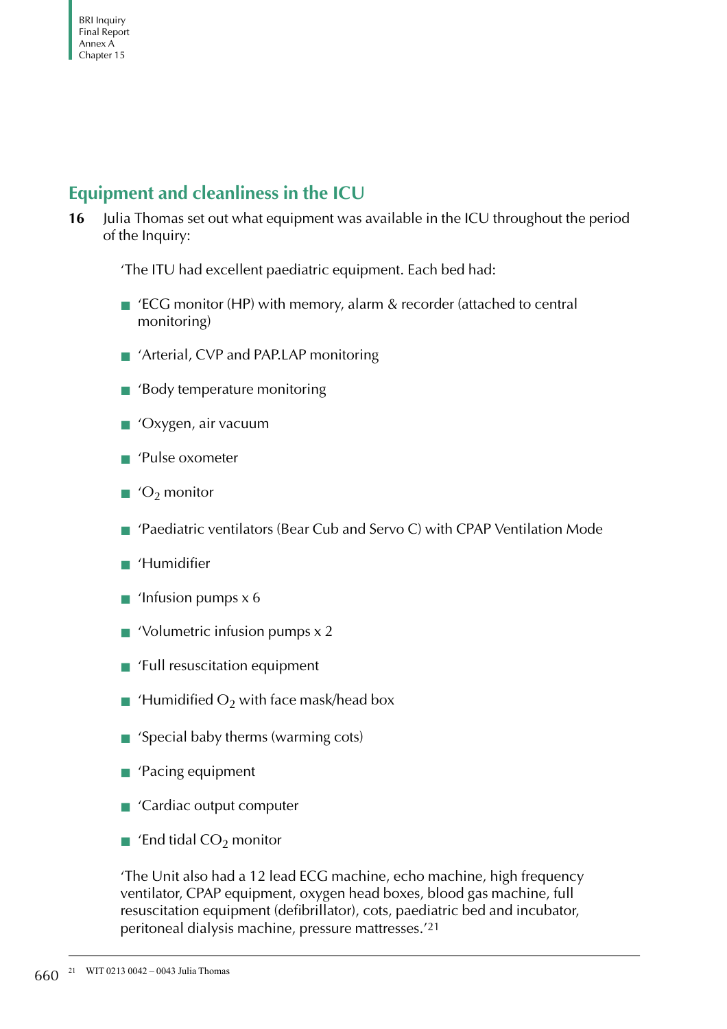## Equipment and cleanliness in the ICU

**16** Julia Thomas set out what equipment was available in the ICU throughout the period of the Inquiry:

'The ITU had excellent paediatric equipment. Each bed had:

- 'ECG monitor (HP) with memory, alarm & recorder (attached to central monitoring)
- 'Arterial, CVP and PAP.LAP monitoring
- 'Body temperature monitoring
- 'Oxygen, air vacuum
- 'Pulse oxometer
- '$O_2$ monitor
- 'Paediatric ventilators (Bear Cub and Servo C) with CPAP Ventilation Mode
- 'Humidifier
- 'Infusion pumps x 6
- 'Volumetric infusion pumps x 2
- 'Full resuscitation equipment
- 'Humidified $O_2$ with face mask/head box
- 'Special baby therms (warming cots)
- 'Pacing equipment
- 'Cardiac output computer
- 'End tidal $CO_2$ monitor

'The Unit also had a 12 lead ECG machine, echo machine, high frequency ventilator, CPAP equipment, oxygen head boxes, blood gas machine, full resuscitation equipment (defibrillator), cots, paediatric bed and incubator, peritoneal dialysis machine, pressure mattresses.'[21]

---

[21] WIT 0213 0042 – 0043 Julia Thomas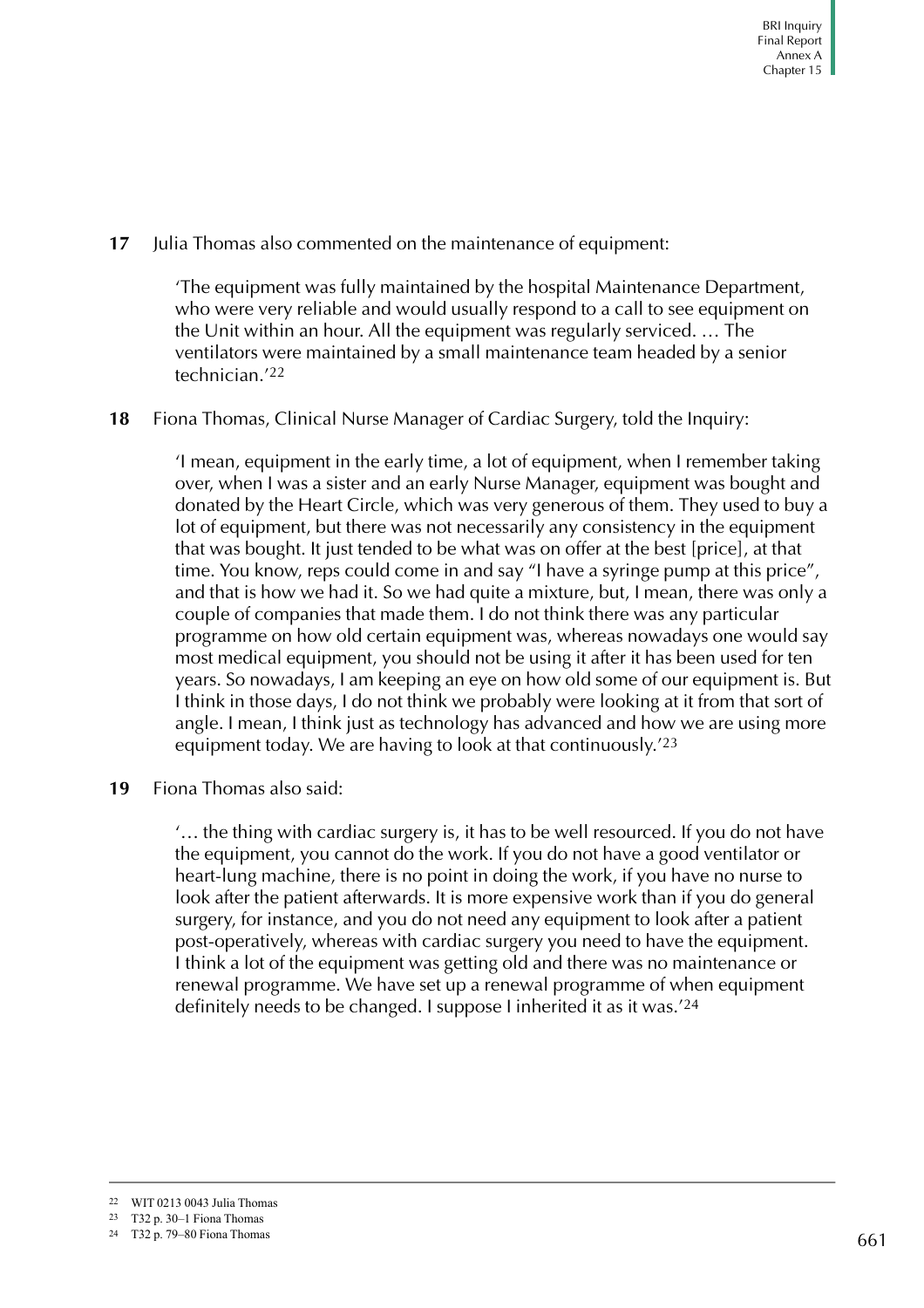**17** Julia Thomas also commented on the maintenance of equipment:

> 'The equipment was fully maintained by the hospital Maintenance Department, who were very reliable and would usually respond to a call to see equipment on the Unit within an hour. All the equipment was regularly serviced. … The ventilators were maintained by a small maintenance team headed by a senior technician.'[22]

**18** Fiona Thomas, Clinical Nurse Manager of Cardiac Surgery, told the Inquiry:

> 'I mean, equipment in the early time, a lot of equipment, when I remember taking over, when I was a sister and an early Nurse Manager, equipment was bought and donated by the Heart Circle, which was very generous of them. They used to buy a lot of equipment, but there was not necessarily any consistency in the equipment that was bought. It just tended to be what was on offer at the best [price], at that time. You know, reps could come in and say "I have a syringe pump at this price", and that is how we had it. So we had quite a mixture, but, I mean, there was only a couple of companies that made them. I do not think there was any particular programme on how old certain equipment was, whereas nowadays one would say most medical equipment, you should not be using it after it has been used for ten years. So nowadays, I am keeping an eye on how old some of our equipment is. But I think in those days, I do not think we probably were looking at it from that sort of angle. I mean, I think just as technology has advanced and how we are using more equipment today. We are having to look at that continuously.'[23]

**19** Fiona Thomas also said:

> '… the thing with cardiac surgery is, it has to be well resourced. If you do not have the equipment, you cannot do the work. If you do not have a good ventilator or heart-lung machine, there is no point in doing the work, if you have no nurse to look after the patient afterwards. It is more expensive work than if you do general surgery, for instance, and you do not need any equipment to look after a patient post-operatively, whereas with cardiac surgery you need to have the equipment. I think a lot of the equipment was getting old and there was no maintenance or renewal programme. We have set up a renewal programme of when equipment definitely needs to be changed. I suppose I inherited it as it was.'[24]

---

[22] WIT 0213 0043 Julia Thomas

[23] T32 p. 30–1 Fiona Thomas

[24] T32 p. 79–80 Fiona Thomas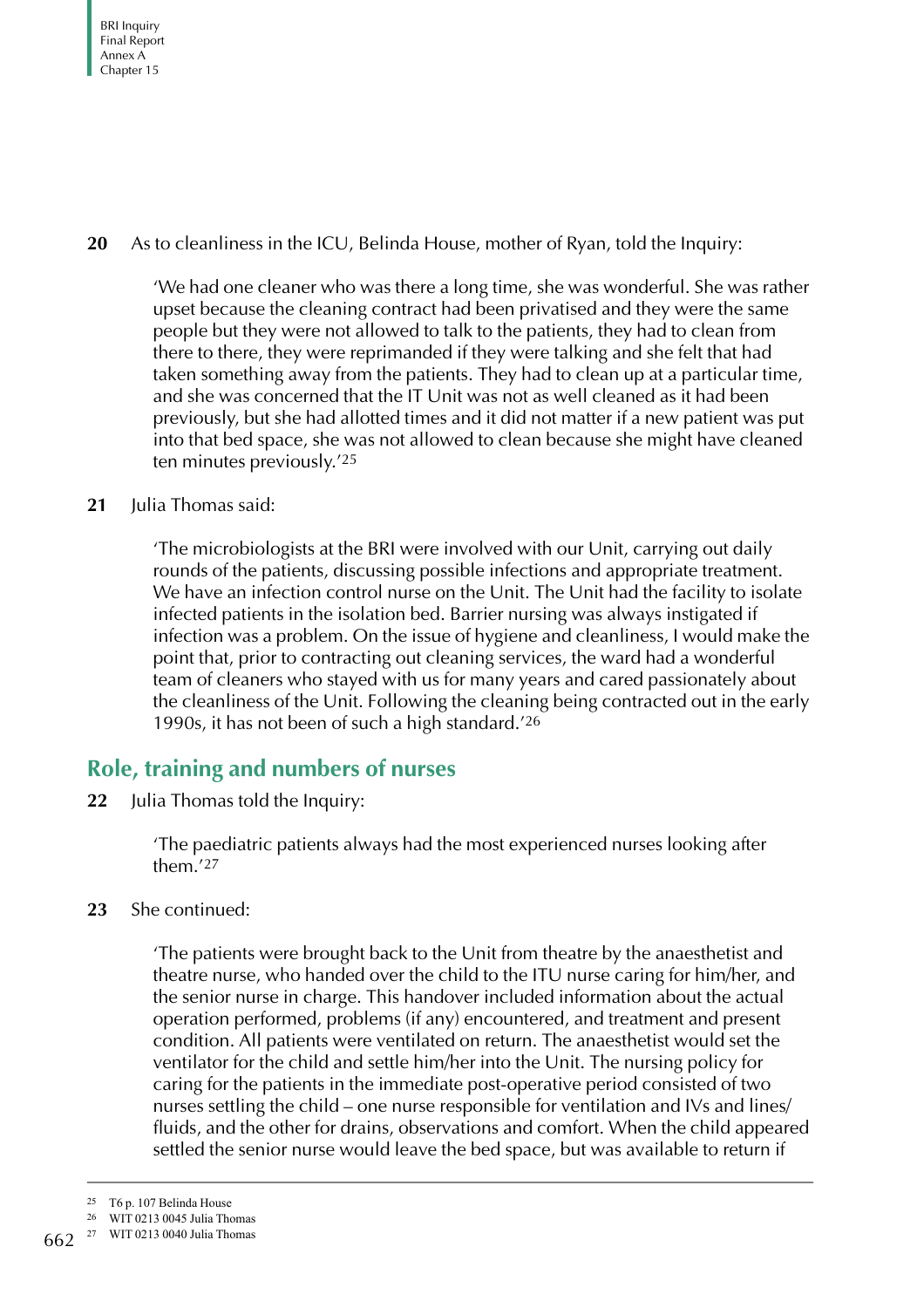**20** As to cleanliness in the ICU, Belinda House, mother of Ryan, told the Inquiry:

> 'We had one cleaner who was there a long time, she was wonderful. She was rather upset because the cleaning contract had been privatised and they were the same people but they were not allowed to talk to the patients, they had to clean from there to there, they were reprimanded if they were talking and she felt that had taken something away from the patients. They had to clean up at a particular time, and she was concerned that the IT Unit was not as well cleaned as it had been previously, but she had allotted times and it did not matter if a new patient was put into that bed space, she was not allowed to clean because she might have cleaned ten minutes previously.'[25]

**21** Julia Thomas said:

> 'The microbiologists at the BRI were involved with our Unit, carrying out daily rounds of the patients, discussing possible infections and appropriate treatment. We have an infection control nurse on the Unit. The Unit had the facility to isolate infected patients in the isolation bed. Barrier nursing was always instigated if infection was a problem. On the issue of hygiene and cleanliness, I would make the point that, prior to contracting out cleaning services, the ward had a wonderful team of cleaners who stayed with us for many years and cared passionately about the cleanliness of the Unit. Following the cleaning being contracted out in the early 1990s, it has not been of such a high standard.'[26]

## Role, training and numbers of nurses

**22** Julia Thomas told the Inquiry:

> 'The paediatric patients always had the most experienced nurses looking after them.'[27]

**23** She continued:

> 'The patients were brought back to the Unit from theatre by the anaesthetist and theatre nurse, who handed over the child to the ITU nurse caring for him/her, and the senior nurse in charge. This handover included information about the actual operation performed, problems (if any) encountered, and treatment and present condition. All patients were ventilated on return. The anaesthetist would set the ventilator for the child and settle him/her into the Unit. The nursing policy for caring for the patients in the immediate post-operative period consisted of two nurses settling the child – one nurse responsible for ventilation and IVs and lines/fluids, and the other for drains, observations and comfort. When the child appeared settled the senior nurse would leave the bed space, but was available to return if

---

[25] T6 p. 107 Belinda House

[26] WIT 0213 0045 Julia Thomas

[27] WIT 0213 0040 Julia Thomas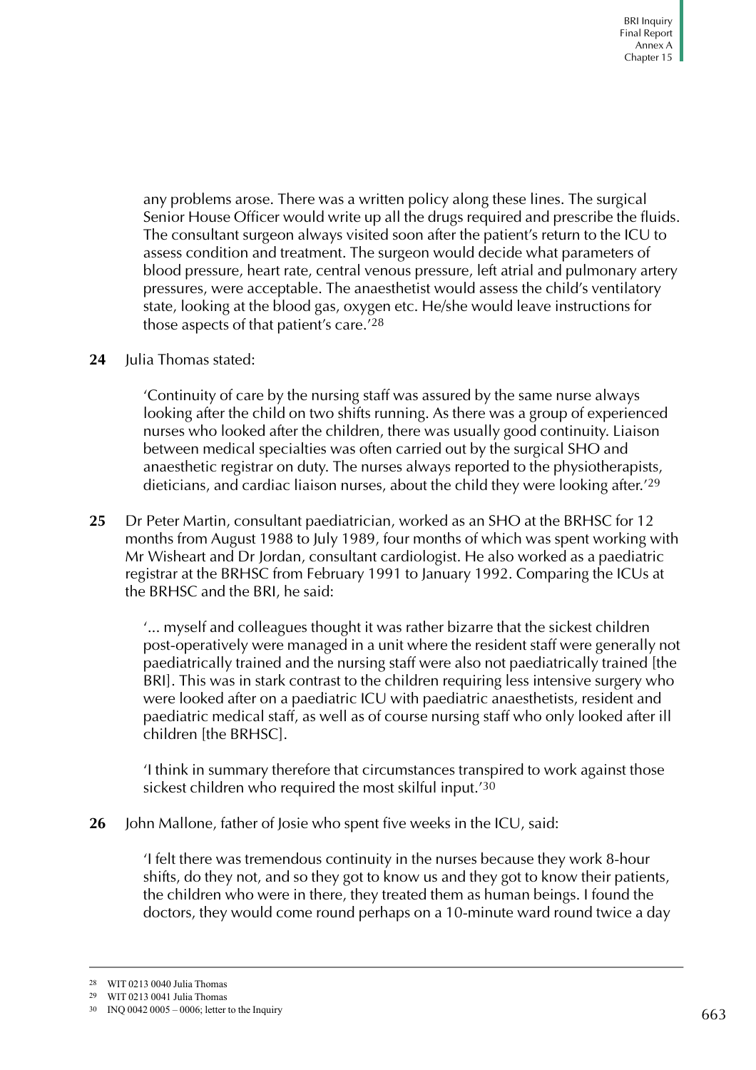any problems arose. There was a written policy along these lines. The surgical Senior House Officer would write up all the drugs required and prescribe the fluids. The consultant surgeon always visited soon after the patient's return to the ICU to assess condition and treatment. The surgeon would decide what parameters of blood pressure, heart rate, central venous pressure, left atrial and pulmonary artery pressures, were acceptable. The anaesthetist would assess the child's ventilatory state, looking at the blood gas, oxygen etc. He/she would leave instructions for those aspects of that patient's care.'[28]

**24** Julia Thomas stated:

> 'Continuity of care by the nursing staff was assured by the same nurse always looking after the child on two shifts running. As there was a group of experienced nurses who looked after the children, there was usually good continuity. Liaison between medical specialties was often carried out by the surgical SHO and anaesthetic registrar on duty. The nurses always reported to the physiotherapists, dieticians, and cardiac liaison nurses, about the child they were looking after.'[29]

**25** Dr Peter Martin, consultant paediatrician, worked as an SHO at the BRHSC for 12 months from August 1988 to July 1989, four months of which was spent working with Mr Wisheart and Dr Jordan, consultant cardiologist. He also worked as a paediatric registrar at the BRHSC from February 1991 to January 1992. Comparing the ICUs at the BRHSC and the BRI, he said:

> '... myself and colleagues thought it was rather bizarre that the sickest children post-operatively were managed in a unit where the resident staff were generally not paediatrically trained and the nursing staff were also not paediatrically trained [the BRI]. This was in stark contrast to the children requiring less intensive surgery who were looked after on a paediatric ICU with paediatric anaesthetists, resident and paediatric medical staff, as well as of course nursing staff who only looked after ill children [the BRHSC].
>
> 'I think in summary therefore that circumstances transpired to work against those sickest children who required the most skilful input.'[30]

**26** John Mallone, father of Josie who spent five weeks in the ICU, said:

> 'I felt there was tremendous continuity in the nurses because they work 8-hour shifts, do they not, and so they got to know us and they got to know their patients, the children who were in there, they treated them as human beings. I found the doctors, they would come round perhaps on a 10-minute ward round twice a day

---

28 WIT 0213 0040 Julia Thomas

29 WIT 0213 0041 Julia Thomas

30 INQ 0042 0005 – 0006; letter to the Inquiry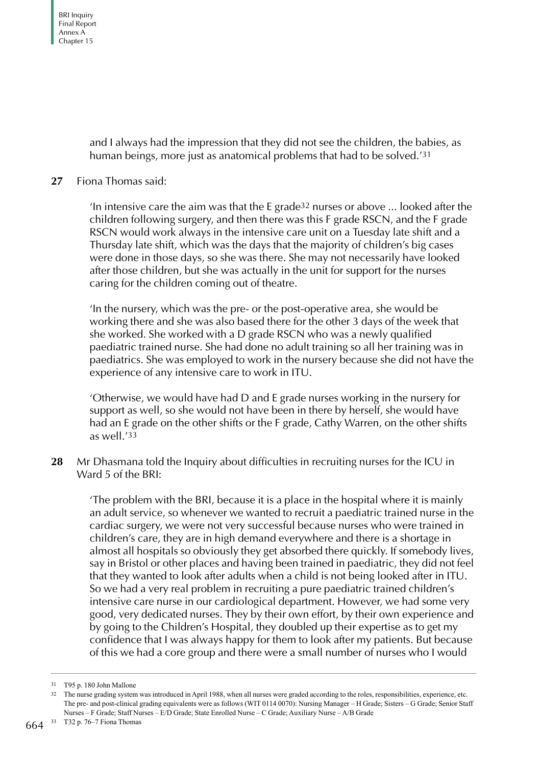and I always had the impression that they did not see the children, the babies, as human beings, more just as anatomical problems that had to be solved.'[31]

**27** Fiona Thomas said:

> 'In intensive care the aim was that the E grade[32] nurses or above ... looked after the children following surgery, and then there was this F grade RSCN, and the F grade RSCN would work always in the intensive care unit on a Tuesday late shift and a Thursday late shift, which was the days that the majority of children's big cases were done in those days, so she was there. She may not necessarily have looked after those children, but she was actually in the unit for support for the nurses caring for the children coming out of theatre.
>
> 'In the nursery, which was the pre- or the post-operative area, she would be working there and she was also based there for the other 3 days of the week that she worked. She worked with a D grade RSCN who was a newly qualified paediatric trained nurse. She had done no adult training so all her training was in paediatrics. She was employed to work in the nursery because she did not have the experience of any intensive care to work in ITU.
>
> 'Otherwise, we would have had D and E grade nurses working in the nursery for support as well, so she would not have been in there by herself, she would have had an E grade on the other shifts or the F grade, Cathy Warren, on the other shifts as well.'[33]

**28** Mr Dhasmana told the Inquiry about difficulties in recruiting nurses for the ICU in Ward 5 of the BRI:

> 'The problem with the BRI, because it is a place in the hospital where it is mainly an adult service, so whenever we wanted to recruit a paediatric trained nurse in the cardiac surgery, we were not very successful because nurses who were trained in children's care, they are in high demand everywhere and there is a shortage in almost all hospitals so obviously they get absorbed there quickly. If somebody lives, say in Bristol or other places and having been trained in paediatric, they did not feel that they wanted to look after adults when a child is not being looked after in ITU. So we had a very real problem in recruiting a pure paediatric trained children's intensive care nurse in our cardiological department. However, we had some very good, very dedicated nurses. They by their own effort, by their own experience and by going to the Children's Hospital, they doubled up their expertise as to get my confidence that I was always happy for them to look after my patients. But because of this we had a core group and there were a small number of nurses who I would

---

[31] T95 p. 180 John Mallone

[32] The nurse grading system was introduced in April 1988, when all nurses were graded according to the roles, responsibilities, experience, etc. The pre- and post-clinical grading equivalents were as follows (WIT 0114 0070): Nursing Manager – H Grade; Sisters – G Grade; Senior Staff Nurses – F Grade; Staff Nurses – E/D Grade; State Enrolled Nurse – C Grade; Auxiliary Nurse – A/B Grade

[33] T32 p. 76–7 Fiona Thomas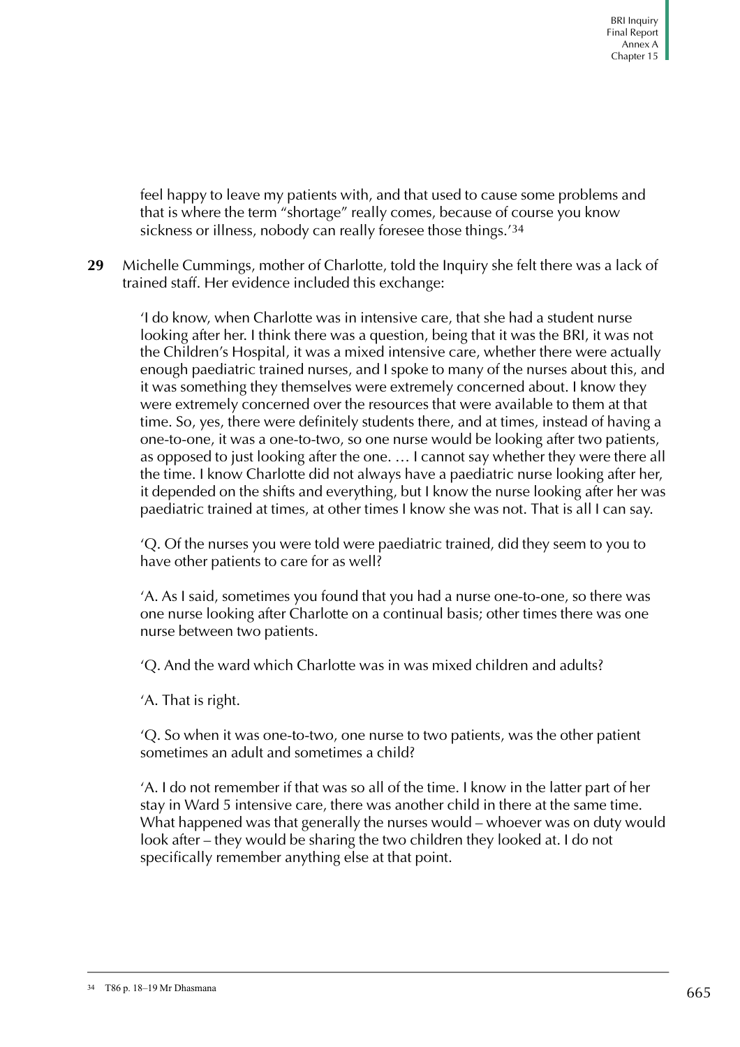feel happy to leave my patients with, and that used to cause some problems and that is where the term "shortage" really comes, because of course you know sickness or illness, nobody can really foresee those things.'[34]

**29** Michelle Cummings, mother of Charlotte, told the Inquiry she felt there was a lack of trained staff. Her evidence included this exchange:

> 'I do know, when Charlotte was in intensive care, that she had a student nurse looking after her. I think there was a question, being that it was the BRI, it was not the Children's Hospital, it was a mixed intensive care, whether there were actually enough paediatric trained nurses, and I spoke to many of the nurses about this, and it was something they themselves were extremely concerned about. I know they were extremely concerned over the resources that were available to them at that time. So, yes, there were definitely students there, and at times, instead of having a one-to-one, it was a one-to-two, so one nurse would be looking after two patients, as opposed to just looking after the one. … I cannot say whether they were there all the time. I know Charlotte did not always have a paediatric nurse looking after her, it depended on the shifts and everything, but I know the nurse looking after her was paediatric trained at times, at other times I know she was not. That is all I can say.
>
> 'Q. Of the nurses you were told were paediatric trained, did they seem to you to have other patients to care for as well?
>
> 'A. As I said, sometimes you found that you had a nurse one-to-one, so there was one nurse looking after Charlotte on a continual basis; other times there was one nurse between two patients.
>
> 'Q. And the ward which Charlotte was in was mixed children and adults?
>
> 'A. That is right.
>
> 'Q. So when it was one-to-two, one nurse to two patients, was the other patient sometimes an adult and sometimes a child?
>
> 'A. I do not remember if that was so all of the time. I know in the latter part of her stay in Ward 5 intensive care, there was another child in there at the same time. What happened was that generally the nurses would – whoever was on duty would look after – they would be sharing the two children they looked at. I do not specifically remember anything else at that point.

[34] T86 p. 18–19 Mr Dhasmana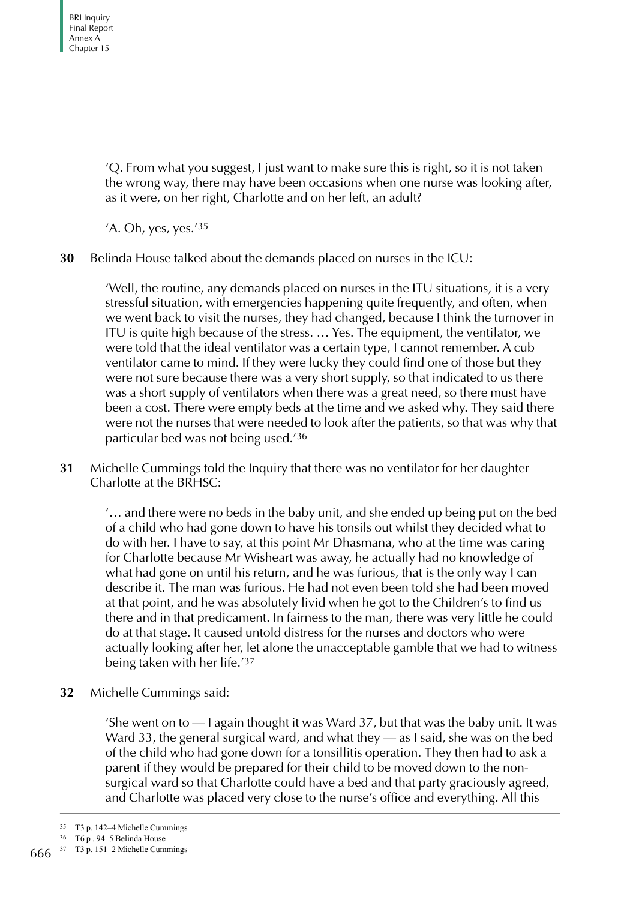'Q. From what you suggest, I just want to make sure this is right, so it is not taken the wrong way, there may have been occasions when one nurse was looking after, as it were, on her right, Charlotte and on her left, an adult?

'A. Oh, yes, yes.'[35]

**30** Belinda House talked about the demands placed on nurses in the ICU:

> 'Well, the routine, any demands placed on nurses in the ITU situations, it is a very stressful situation, with emergencies happening quite frequently, and often, when we went back to visit the nurses, they had changed, because I think the turnover in ITU is quite high because of the stress. … Yes. The equipment, the ventilator, we were told that the ideal ventilator was a certain type, I cannot remember. A cub ventilator came to mind. If they were lucky they could find one of those but they were not sure because there was a very short supply, so that indicated to us there was a short supply of ventilators when there was a great need, so there must have been a cost. There were empty beds at the time and we asked why. They said there were not the nurses that were needed to look after the patients, so that was why that particular bed was not being used.'[36]

**31** Michelle Cummings told the Inquiry that there was no ventilator for her daughter Charlotte at the BRHSC:

> '… and there were no beds in the baby unit, and she ended up being put on the bed of a child who had gone down to have his tonsils out whilst they decided what to do with her. I have to say, at this point Mr Dhasmana, who at the time was caring for Charlotte because Mr Wisheart was away, he actually had no knowledge of what had gone on until his return, and he was furious, that is the only way I can describe it. The man was furious. He had not even been told she had been moved at that point, and he was absolutely livid when he got to the Children's to find us there and in that predicament. In fairness to the man, there was very little he could do at that stage. It caused untold distress for the nurses and doctors who were actually looking after her, let alone the unacceptable gamble that we had to witness being taken with her life.'[37]

**32** Michelle Cummings said:

> 'She went on to — I again thought it was Ward 37, but that was the baby unit. It was Ward 33, the general surgical ward, and what they — as I said, she was on the bed of the child who had gone down for a tonsillitis operation. They then had to ask a parent if they would be prepared for their child to be moved down to the non-surgical ward so that Charlotte could have a bed and that party graciously agreed, and Charlotte was placed very close to the nurse's office and everything. All this

---

[35] T3 p. 142–4 Michelle Cummings

[36] T6 p . 94–5 Belinda House

[37] T3 p. 151–2 Michelle Cummings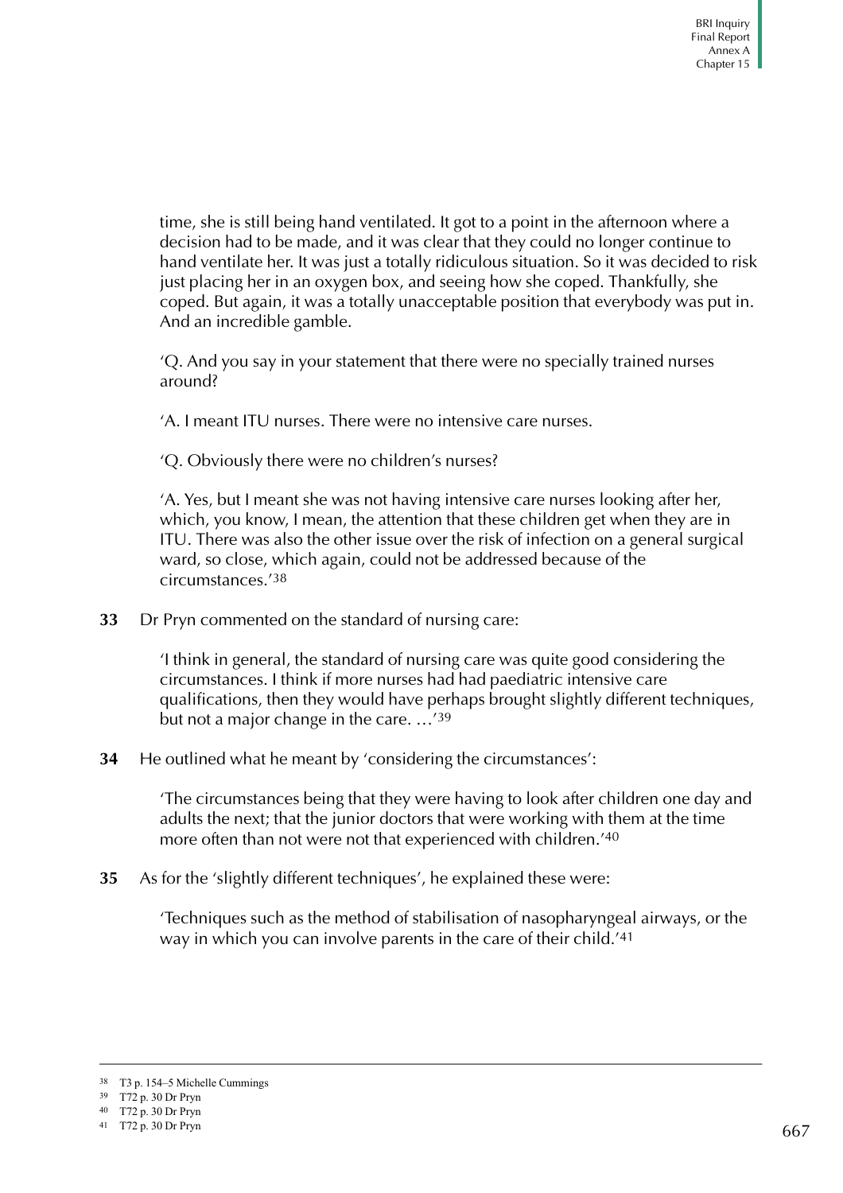time, she is still being hand ventilated. It got to a point in the afternoon where a decision had to be made, and it was clear that they could no longer continue to hand ventilate her. It was just a totally ridiculous situation. So it was decided to risk just placing her in an oxygen box, and seeing how she coped. Thankfully, she coped. But again, it was a totally unacceptable position that everybody was put in. And an incredible gamble.

> 'Q. And you say in your statement that there were no specially trained nurses around?
>
> 'A. I meant ITU nurses. There were no intensive care nurses.
>
> 'Q. Obviously there were no children's nurses?
>
> 'A. Yes, but I meant she was not having intensive care nurses looking after her, which, you know, I mean, the attention that these children get when they are in ITU. There was also the other issue over the risk of infection on a general surgical ward, so close, which again, could not be addressed because of the circumstances.'[38]

**33** Dr Pryn commented on the standard of nursing care:

> 'I think in general, the standard of nursing care was quite good considering the circumstances. I think if more nurses had had paediatric intensive care qualifications, then they would have perhaps brought slightly different techniques, but not a major change in the care. …'[39]

**34** He outlined what he meant by 'considering the circumstances':

> 'The circumstances being that they were having to look after children one day and adults the next; that the junior doctors that were working with them at the time more often than not were not that experienced with children.'[40]

**35** As for the 'slightly different techniques', he explained these were:

> 'Techniques such as the method of stabilisation of nasopharyngeal airways, or the way in which you can involve parents in the care of their child.'[41]

---

[38] T3 p. 154–5 Michelle Cummings

[39] T72 p. 30 Dr Pryn

[40] T72 p. 30 Dr Pryn

[41] T72 p. 30 Dr Pryn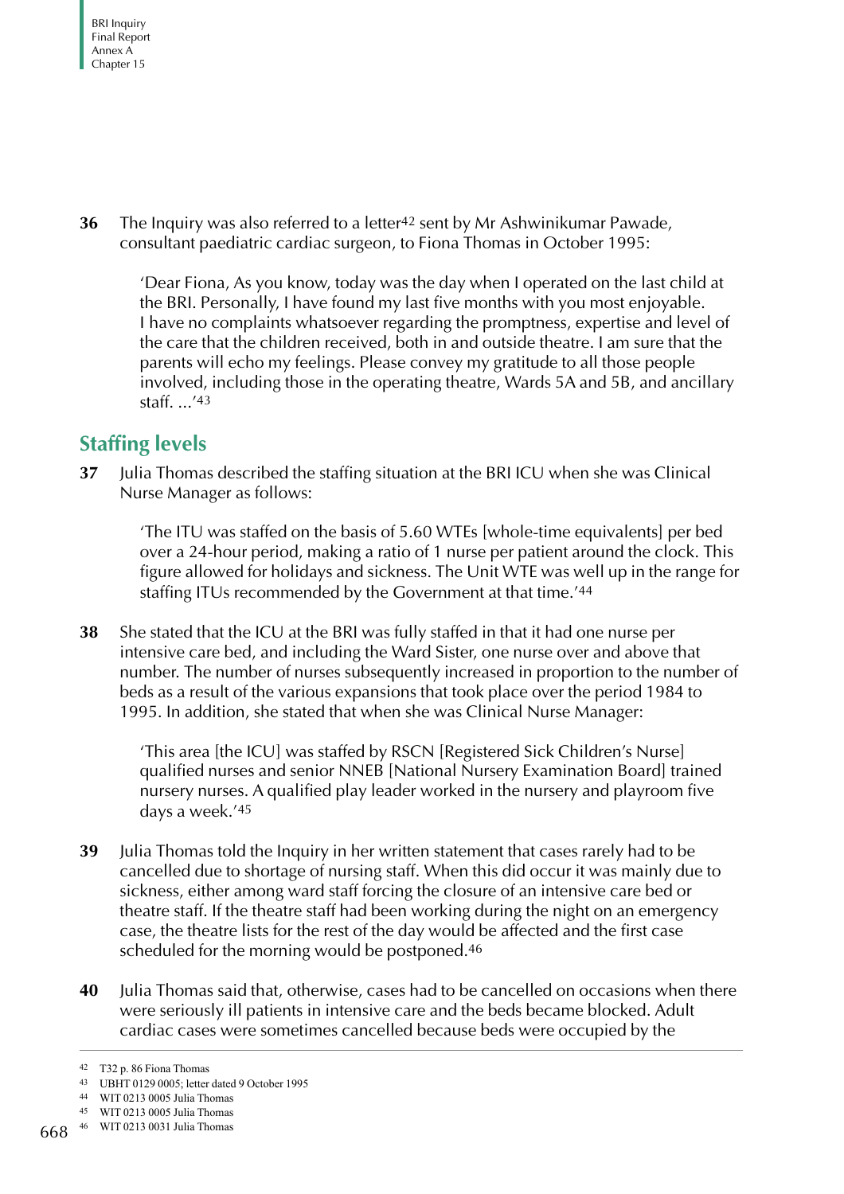**36** The Inquiry was also referred to a letter[42] sent by Mr Ashwinikumar Pawade, consultant paediatric cardiac surgeon, to Fiona Thomas in October 1995:

> 'Dear Fiona, As you know, today was the day when I operated on the last child at the BRI. Personally, I have found my last five months with you most enjoyable. I have no complaints whatsoever regarding the promptness, expertise and level of the care that the children received, both in and outside theatre. I am sure that the parents will echo my feelings. Please convey my gratitude to all those people involved, including those in the operating theatre, Wards 5A and 5B, and ancillary staff. ...'[43]

## Staffing levels

**37** Julia Thomas described the staffing situation at the BRI ICU when she was Clinical Nurse Manager as follows:

> 'The ITU was staffed on the basis of 5.60 WTEs [whole-time equivalents] per bed over a 24-hour period, making a ratio of 1 nurse per patient around the clock. This figure allowed for holidays and sickness. The Unit WTE was well up in the range for staffing ITUs recommended by the Government at that time.'[44]

**38** She stated that the ICU at the BRI was fully staffed in that it had one nurse per intensive care bed, and including the Ward Sister, one nurse over and above that number. The number of nurses subsequently increased in proportion to the number of beds as a result of the various expansions that took place over the period 1984 to 1995. In addition, she stated that when she was Clinical Nurse Manager:

> 'This area [the ICU] was staffed by RSCN [Registered Sick Children's Nurse] qualified nurses and senior NNEB [National Nursery Examination Board] trained nursery nurses. A qualified play leader worked in the nursery and playroom five days a week.'[45]

**39** Julia Thomas told the Inquiry in her written statement that cases rarely had to be cancelled due to shortage of nursing staff. When this did occur it was mainly due to sickness, either among ward staff forcing the closure of an intensive care bed or theatre staff. If the theatre staff had been working during the night on an emergency case, the theatre lists for the rest of the day would be affected and the first case scheduled for the morning would be postponed.[46]

**40** Julia Thomas said that, otherwise, cases had to be cancelled on occasions when there were seriously ill patients in intensive care and the beds became blocked. Adult cardiac cases were sometimes cancelled because beds were occupied by the

---

42 T32 p. 86 Fiona Thomas

43 UBHT 0129 0005; letter dated 9 October 1995

44 WIT 0213 0005 Julia Thomas

45 WIT 0213 0005 Julia Thomas

46 WIT 0213 0031 Julia Thomas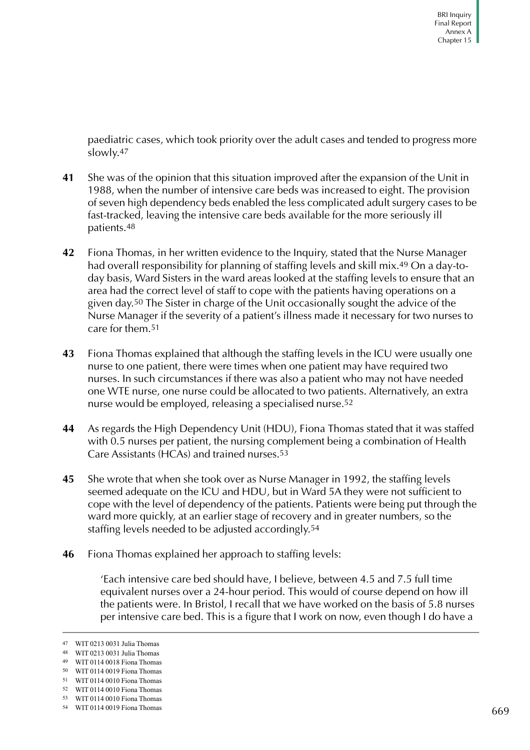paediatric cases, which took priority over the adult cases and tended to progress more slowly.[47]

**41** She was of the opinion that this situation improved after the expansion of the Unit in 1988, when the number of intensive care beds was increased to eight. The provision of seven high dependency beds enabled the less complicated adult surgery cases to be fast-tracked, leaving the intensive care beds available for the more seriously ill patients.[48]

**42** Fiona Thomas, in her written evidence to the Inquiry, stated that the Nurse Manager had overall responsibility for planning of staffing levels and skill mix.[49] On a day-to-day basis, Ward Sisters in the ward areas looked at the staffing levels to ensure that an area had the correct level of staff to cope with the patients having operations on a given day.[50] The Sister in charge of the Unit occasionally sought the advice of the Nurse Manager if the severity of a patient's illness made it necessary for two nurses to care for them.[51]

**43** Fiona Thomas explained that although the staffing levels in the ICU were usually one nurse to one patient, there were times when one patient may have required two nurses. In such circumstances if there was also a patient who may not have needed one WTE nurse, one nurse could be allocated to two patients. Alternatively, an extra nurse would be employed, releasing a specialised nurse.[52]

**44** As regards the High Dependency Unit (HDU), Fiona Thomas stated that it was staffed with 0.5 nurses per patient, the nursing complement being a combination of Health Care Assistants (HCAs) and trained nurses.[53]

**45** She wrote that when she took over as Nurse Manager in 1992, the staffing levels seemed adequate on the ICU and HDU, but in Ward 5A they were not sufficient to cope with the level of dependency of the patients. Patients were being put through the ward more quickly, at an earlier stage of recovery and in greater numbers, so the staffing levels needed to be adjusted accordingly.[54]

**46** Fiona Thomas explained her approach to staffing levels:

> 'Each intensive care bed should have, I believe, between 4.5 and 7.5 full time equivalent nurses over a 24-hour period. This would of course depend on how ill the patients were. In Bristol, I recall that we have worked on the basis of 5.8 nurses per intensive care bed. This is a figure that I work on now, even though I do have a

---

47 WIT 0213 0031 Julia Thomas
48 WIT 0213 0031 Julia Thomas
49 WIT 0114 0018 Fiona Thomas
50 WIT 0114 0019 Fiona Thomas
51 WIT 0114 0010 Fiona Thomas
52 WIT 0114 0010 Fiona Thomas
53 WIT 0114 0010 Fiona Thomas
54 WIT 0114 0019 Fiona Thomas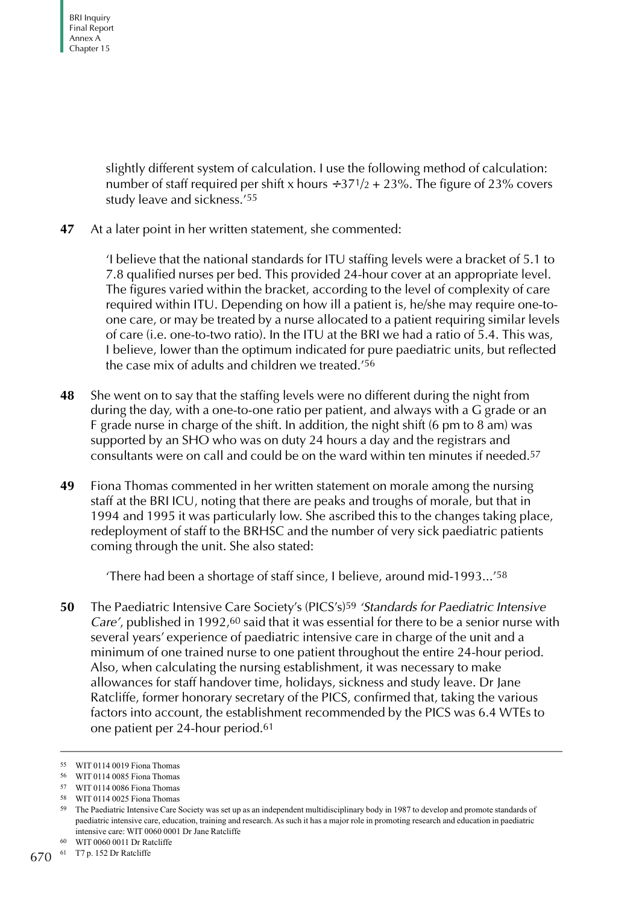> slightly different system of calculation. I use the following method of calculation: number of staff required per shift x hours ÷37½ + 23%. The figure of 23% covers study leave and sickness.'[55]

**47** At a later point in her written statement, she commented:

> 'I believe that the national standards for ITU staffing levels were a bracket of 5.1 to 7.8 qualified nurses per bed. This provided 24-hour cover at an appropriate level. The figures varied within the bracket, according to the level of complexity of care required within ITU. Depending on how ill a patient is, he/she may require one-to-one care, or may be treated by a nurse allocated to a patient requiring similar levels of care (i.e. one-to-two ratio). In the ITU at the BRI we had a ratio of 5.4. This was, I believe, lower than the optimum indicated for pure paediatric units, but reflected the case mix of adults and children we treated.'[56]

**48** She went on to say that the staffing levels were no different during the night from during the day, with a one-to-one ratio per patient, and always with a G grade or an F grade nurse in charge of the shift. In addition, the night shift (6 pm to 8 am) was supported by an SHO who was on duty 24 hours a day and the registrars and consultants were on call and could be on the ward within ten minutes if needed.[57]

**49** Fiona Thomas commented in her written statement on morale among the nursing staff at the BRI ICU, noting that there are peaks and troughs of morale, but that in 1994 and 1995 it was particularly low. She ascribed this to the changes taking place, redeployment of staff to the BRHSC and the number of very sick paediatric patients coming through the unit. She also stated:

> 'There had been a shortage of staff since, I believe, around mid-1993...'[58]

**50** The Paediatric Intensive Care Society's (PICS's)[59] *'Standards for Paediatric Intensive Care'*, published in 1992,[60] said that it was essential for there to be a senior nurse with several years' experience of paediatric intensive care in charge of the unit and a minimum of one trained nurse to one patient throughout the entire 24-hour period. Also, when calculating the nursing establishment, it was necessary to make allowances for staff handover time, holidays, sickness and study leave. Dr Jane Ratcliffe, former honorary secretary of the PICS, confirmed that, taking the various factors into account, the establishment recommended by the PICS was 6.4 WTEs to one patient per 24-hour period.[61]

---

55 WIT 0114 0019 Fiona Thomas

56 WIT 0114 0085 Fiona Thomas

57 WIT 0114 0086 Fiona Thomas

58 WIT 0114 0025 Fiona Thomas

59 The Paediatric Intensive Care Society was set up as an independent multidisciplinary body in 1987 to develop and promote standards of paediatric intensive care, education, training and research. As such it has a major role in promoting research and education in paediatric intensive care: WIT 0060 0001 Dr Jane Ratcliffe

60 WIT 0060 0011 Dr Ratcliffe

61 T7 p. 152 Dr Ratcliffe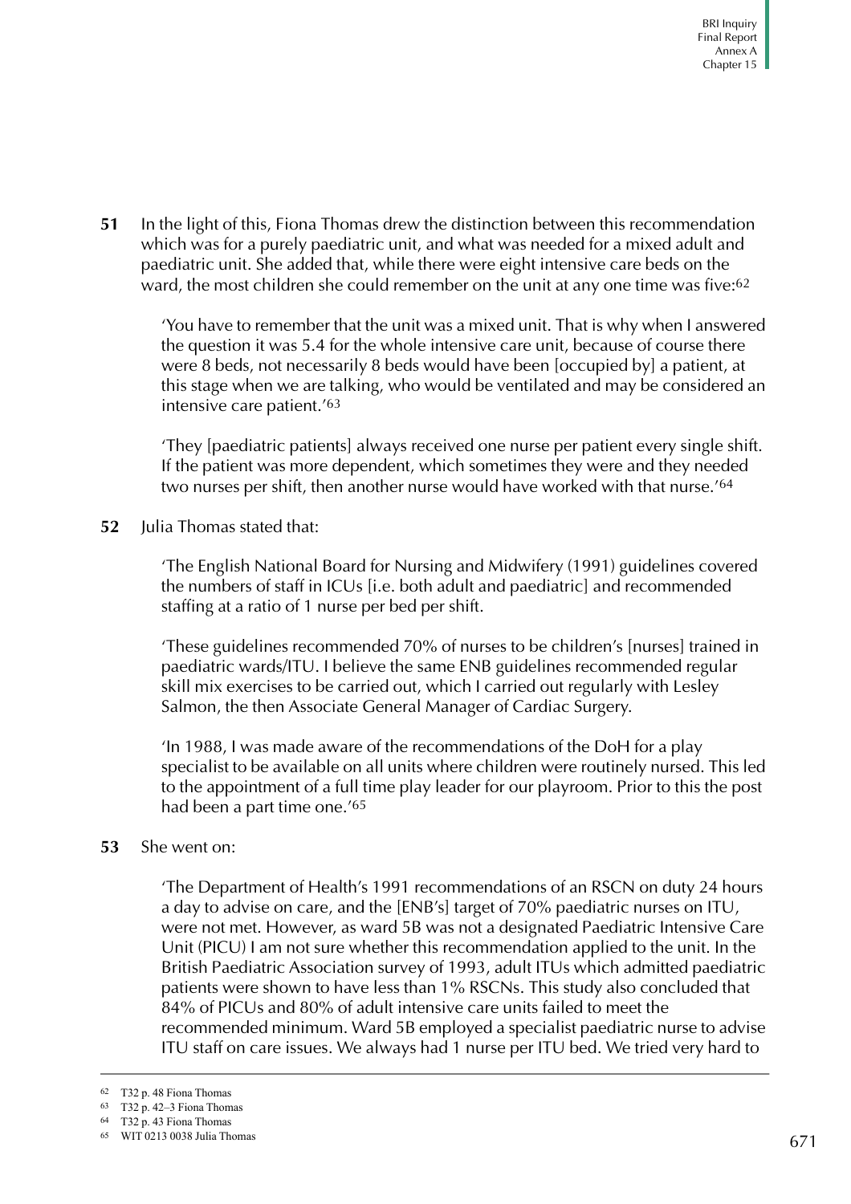**51** In the light of this, Fiona Thomas drew the distinction between this recommendation which was for a purely paediatric unit, and what was needed for a mixed adult and paediatric unit. She added that, while there were eight intensive care beds on the ward, the most children she could remember on the unit at any one time was five:[62]

> 'You have to remember that the unit was a mixed unit. That is why when I answered the question it was 5.4 for the whole intensive care unit, because of course there were 8 beds, not necessarily 8 beds would have been [occupied by] a patient, at this stage when we are talking, who would be ventilated and may be considered an intensive care patient.'[63]

> 'They [paediatric patients] always received one nurse per patient every single shift. If the patient was more dependent, which sometimes they were and they needed two nurses per shift, then another nurse would have worked with that nurse.'[64]

**52** Julia Thomas stated that:

> 'The English National Board for Nursing and Midwifery (1991) guidelines covered the numbers of staff in ICUs [i.e. both adult and paediatric] and recommended staffing at a ratio of 1 nurse per bed per shift.
>
> 'These guidelines recommended 70% of nurses to be children's [nurses] trained in paediatric wards/ITU. I believe the same ENB guidelines recommended regular skill mix exercises to be carried out, which I carried out regularly with Lesley Salmon, the then Associate General Manager of Cardiac Surgery.
>
> 'In 1988, I was made aware of the recommendations of the DoH for a play specialist to be available on all units where children were routinely nursed. This led to the appointment of a full time play leader for our playroom. Prior to this the post had been a part time one.'[65]

**53** She went on:

> 'The Department of Health's 1991 recommendations of an RSCN on duty 24 hours a day to advise on care, and the [ENB's] target of 70% paediatric nurses on ITU, were not met. However, as ward 5B was not a designated Paediatric Intensive Care Unit (PICU) I am not sure whether this recommendation applied to the unit. In the British Paediatric Association survey of 1993, adult ITUs which admitted paediatric patients were shown to have less than 1% RSCNs. This study also concluded that 84% of PICUs and 80% of adult intensive care units failed to meet the recommended minimum. Ward 5B employed a specialist paediatric nurse to advise ITU staff on care issues. We always had 1 nurse per ITU bed. We tried very hard to

---

62 T32 p. 48 Fiona Thomas

63 T32 p. 42–3 Fiona Thomas

64 T32 p. 43 Fiona Thomas

65 WIT 0213 0038 Julia Thomas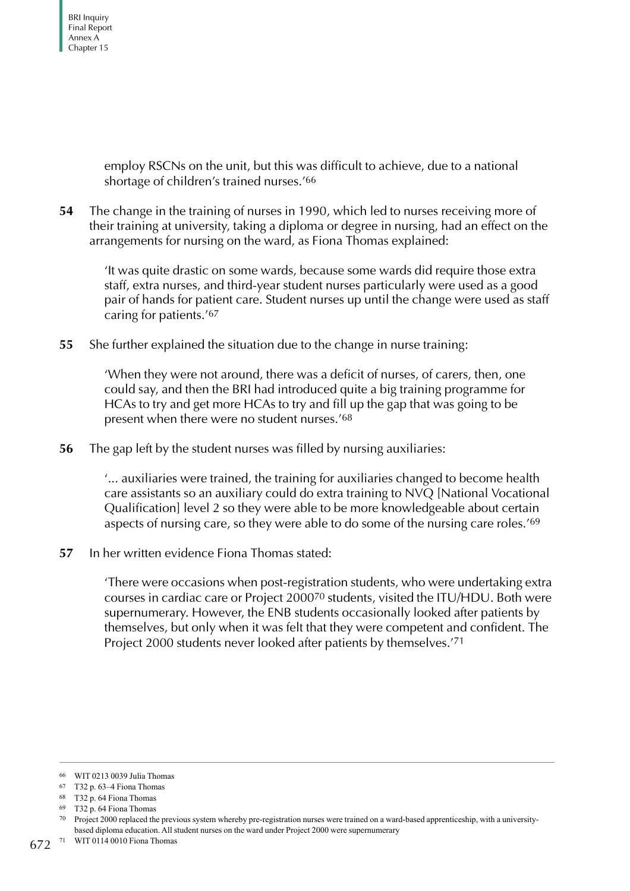employ RSCNs on the unit, but this was difficult to achieve, due to a national shortage of children's trained nurses.'[66]

**54** The change in the training of nurses in 1990, which led to nurses receiving more of their training at university, taking a diploma or degree in nursing, had an effect on the arrangements for nursing on the ward, as Fiona Thomas explained:

> 'It was quite drastic on some wards, because some wards did require those extra staff, extra nurses, and third-year student nurses particularly were used as a good pair of hands for patient care. Student nurses up until the change were used as staff caring for patients.'[67]

**55** She further explained the situation due to the change in nurse training:

> 'When they were not around, there was a deficit of nurses, of carers, then, one could say, and then the BRI had introduced quite a big training programme for HCAs to try and get more HCAs to try and fill up the gap that was going to be present when there were no student nurses.'[68]

**56** The gap left by the student nurses was filled by nursing auxiliaries:

> '... auxiliaries were trained, the training for auxiliaries changed to become health care assistants so an auxiliary could do extra training to NVQ [National Vocational Qualification] level 2 so they were able to be more knowledgeable about certain aspects of nursing care, so they were able to do some of the nursing care roles.'[69]

**57** In her written evidence Fiona Thomas stated:

> 'There were occasions when post-registration students, who were undertaking extra courses in cardiac care or Project 2000[70] students, visited the ITU/HDU. Both were supernumerary. However, the ENB students occasionally looked after patients by themselves, but only when it was felt that they were competent and confident. The Project 2000 students never looked after patients by themselves.'[71]

---

[66] WIT 0213 0039 Julia Thomas

[67] T32 p. 63–4 Fiona Thomas

[68] T32 p. 64 Fiona Thomas

[69] T32 p. 64 Fiona Thomas

[70] Project 2000 replaced the previous system whereby pre-registration nurses were trained on a ward-based apprenticeship, with a university-based diploma education. All student nurses on the ward under Project 2000 were supernumerary

[71] WIT 0114 0010 Fiona Thomas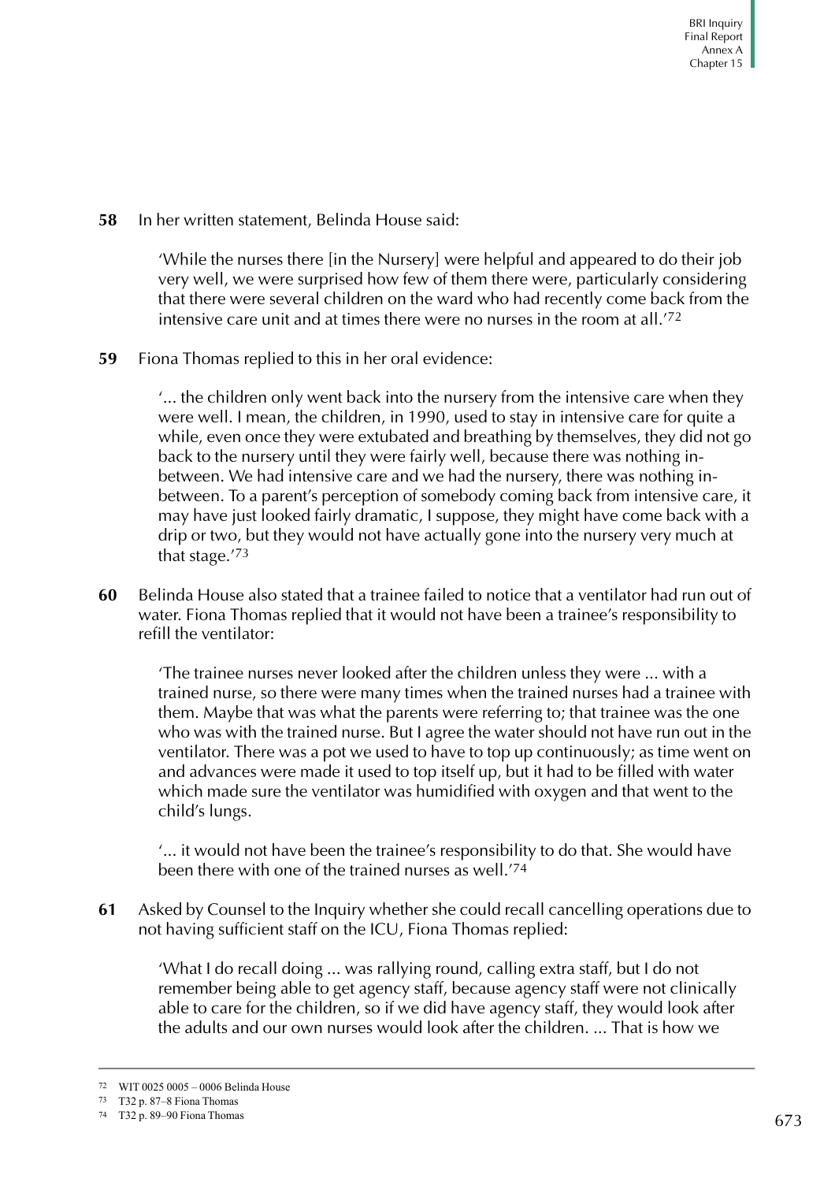**58** In her written statement, Belinda House said:

> 'While the nurses there [in the Nursery] were helpful and appeared to do their job very well, we were surprised how few of them there were, particularly considering that there were several children on the ward who had recently come back from the intensive care unit and at times there were no nurses in the room at all.'[72]

**59** Fiona Thomas replied to this in her oral evidence:

> '... the children only went back into the nursery from the intensive care when they were well. I mean, the children, in 1990, used to stay in intensive care for quite a while, even once they were extubated and breathing by themselves, they did not go back to the nursery until they were fairly well, because there was nothing in-between. We had intensive care and we had the nursery, there was nothing in-between. To a parent's perception of somebody coming back from intensive care, it may have just looked fairly dramatic, I suppose, they might have come back with a drip or two, but they would not have actually gone into the nursery very much at that stage.'[73]

**60** Belinda House also stated that a trainee failed to notice that a ventilator had run out of water. Fiona Thomas replied that it would not have been a trainee's responsibility to refill the ventilator:

> 'The trainee nurses never looked after the children unless they were ... with a trained nurse, so there were many times when the trained nurses had a trainee with them. Maybe that was what the parents were referring to; that trainee was the one who was with the trained nurse. But I agree the water should not have run out in the ventilator. There was a pot we used to have to top up continuously; as time went on and advances were made it used to top itself up, but it had to be filled with water which made sure the ventilator was humidified with oxygen and that went to the child's lungs.
>
> '... it would not have been the trainee's responsibility to do that. She would have been there with one of the trained nurses as well.'[74]

**61** Asked by Counsel to the Inquiry whether she could recall cancelling operations due to not having sufficient staff on the ICU, Fiona Thomas replied:

> 'What I do recall doing ... was rallying round, calling extra staff, but I do not remember being able to get agency staff, because agency staff were not clinically able to care for the children, so if we did have agency staff, they would look after the adults and our own nurses would look after the children. ... That is how we

---

72 WIT 0025 0005 – 0006 Belinda House

73 T32 p. 87–8 Fiona Thomas

74 T32 p. 89–90 Fiona Thomas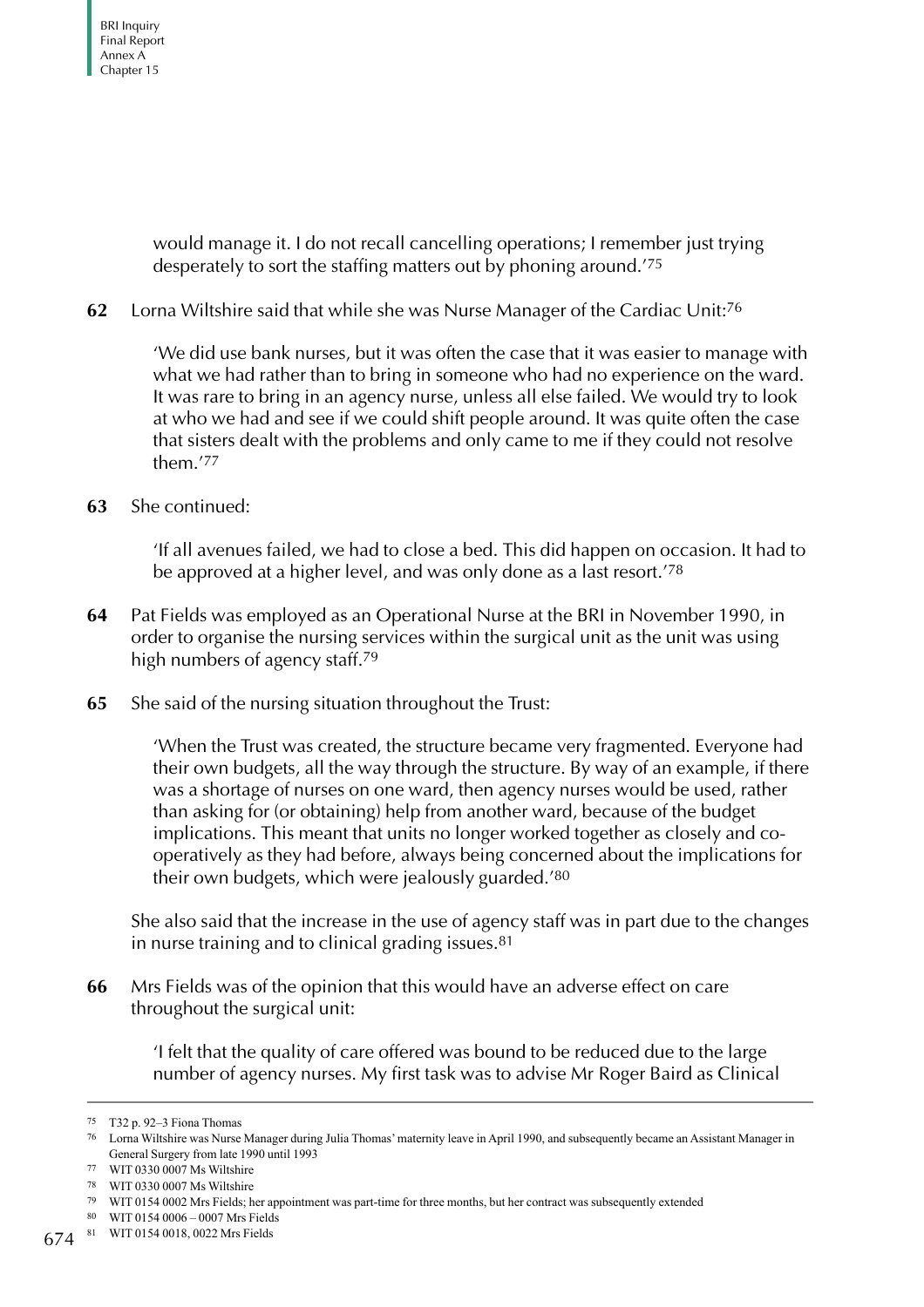would manage it. I do not recall cancelling operations; I remember just trying desperately to sort the staffing matters out by phoning around.'[75]

**62** Lorna Wiltshire said that while she was Nurse Manager of the Cardiac Unit:[76]

> 'We did use bank nurses, but it was often the case that it was easier to manage with what we had rather than to bring in someone who had no experience on the ward. It was rare to bring in an agency nurse, unless all else failed. We would try to look at who we had and see if we could shift people around. It was quite often the case that sisters dealt with the problems and only came to me if they could not resolve them.'[77]

**63** She continued:

> 'If all avenues failed, we had to close a bed. This did happen on occasion. It had to be approved at a higher level, and was only done as a last resort.'[78]

**64** Pat Fields was employed as an Operational Nurse at the BRI in November 1990, in order to organise the nursing services within the surgical unit as the unit was using high numbers of agency staff.[79]

**65** She said of the nursing situation throughout the Trust:

> 'When the Trust was created, the structure became very fragmented. Everyone had their own budgets, all the way through the structure. By way of an example, if there was a shortage of nurses on one ward, then agency nurses would be used, rather than asking for (or obtaining) help from another ward, because of the budget implications. This meant that units no longer worked together as closely and co-operatively as they had before, always being concerned about the implications for their own budgets, which were jealously guarded.'[80]

She also said that the increase in the use of agency staff was in part due to the changes in nurse training and to clinical grading issues.[81]

**66** Mrs Fields was of the opinion that this would have an adverse effect on care throughout the surgical unit:

> 'I felt that the quality of care offered was bound to be reduced due to the large number of agency nurses. My first task was to advise Mr Roger Baird as Clinical

---

[75] T32 p. 92–3 Fiona Thomas

[76] Lorna Wiltshire was Nurse Manager during Julia Thomas' maternity leave in April 1990, and subsequently became an Assistant Manager in General Surgery from late 1990 until 1993

[77] WIT 0330 0007 Ms Wiltshire

[78] WIT 0330 0007 Ms Wiltshire

[79] WIT 0154 0002 Mrs Fields; her appointment was part-time for three months, but her contract was subsequently extended

[80] WIT 0154 0006 – 0007 Mrs Fields

[81] WIT 0154 0018, 0022 Mrs Fields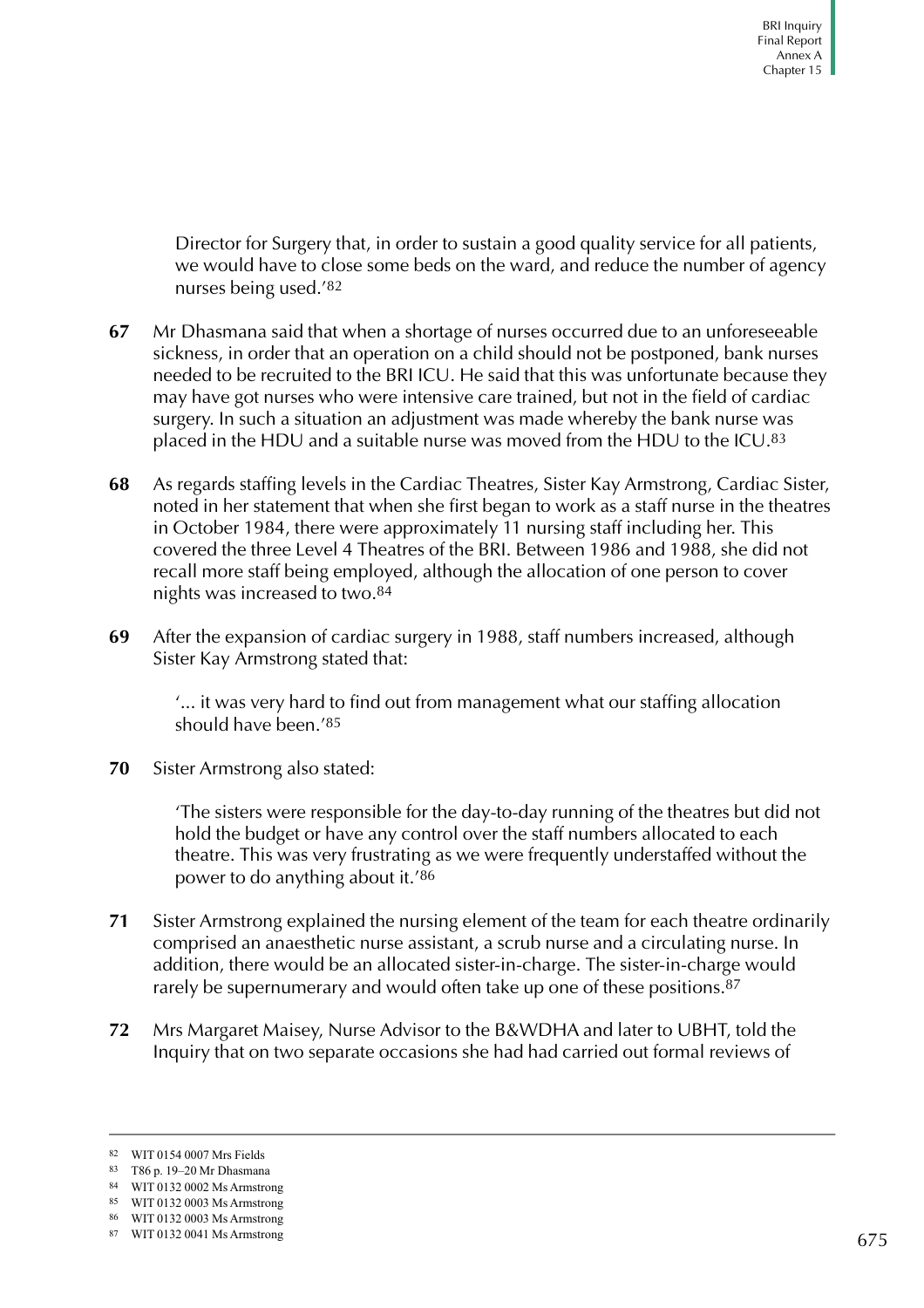Director for Surgery that, in order to sustain a good quality service for all patients, we would have to close some beds on the ward, and reduce the number of agency nurses being used.'[82]

**67** Mr Dhasmana said that when a shortage of nurses occurred due to an unforeseeable sickness, in order that an operation on a child should not be postponed, bank nurses needed to be recruited to the BRI ICU. He said that this was unfortunate because they may have got nurses who were intensive care trained, but not in the field of cardiac surgery. In such a situation an adjustment was made whereby the bank nurse was placed in the HDU and a suitable nurse was moved from the HDU to the ICU.[83]

**68** As regards staffing levels in the Cardiac Theatres, Sister Kay Armstrong, Cardiac Sister, noted in her statement that when she first began to work as a staff nurse in the theatres in October 1984, there were approximately 11 nursing staff including her. This covered the three Level 4 Theatres of the BRI. Between 1986 and 1988, she did not recall more staff being employed, although the allocation of one person to cover nights was increased to two.[84]

**69** After the expansion of cardiac surgery in 1988, staff numbers increased, although Sister Kay Armstrong stated that:

> '... it was very hard to find out from management what our staffing allocation should have been.'[85]

**70** Sister Armstrong also stated:

> 'The sisters were responsible for the day-to-day running of the theatres but did not hold the budget or have any control over the staff numbers allocated to each theatre. This was very frustrating as we were frequently understaffed without the power to do anything about it.'[86]

**71** Sister Armstrong explained the nursing element of the team for each theatre ordinarily comprised an anaesthetic nurse assistant, a scrub nurse and a circulating nurse. In addition, there would be an allocated sister-in-charge. The sister-in-charge would rarely be supernumerary and would often take up one of these positions.[87]

**72** Mrs Margaret Maisey, Nurse Advisor to the B&WDHA and later to UBHT, told the Inquiry that on two separate occasions she had had carried out formal reviews of

---

82 WIT 0154 0007 Mrs Fields

83 T86 p. 19–20 Mr Dhasmana

84 WIT 0132 0002 Ms Armstrong

85 WIT 0132 0003 Ms Armstrong

86 WIT 0132 0003 Ms Armstrong

87 WIT 0132 0041 Ms Armstrong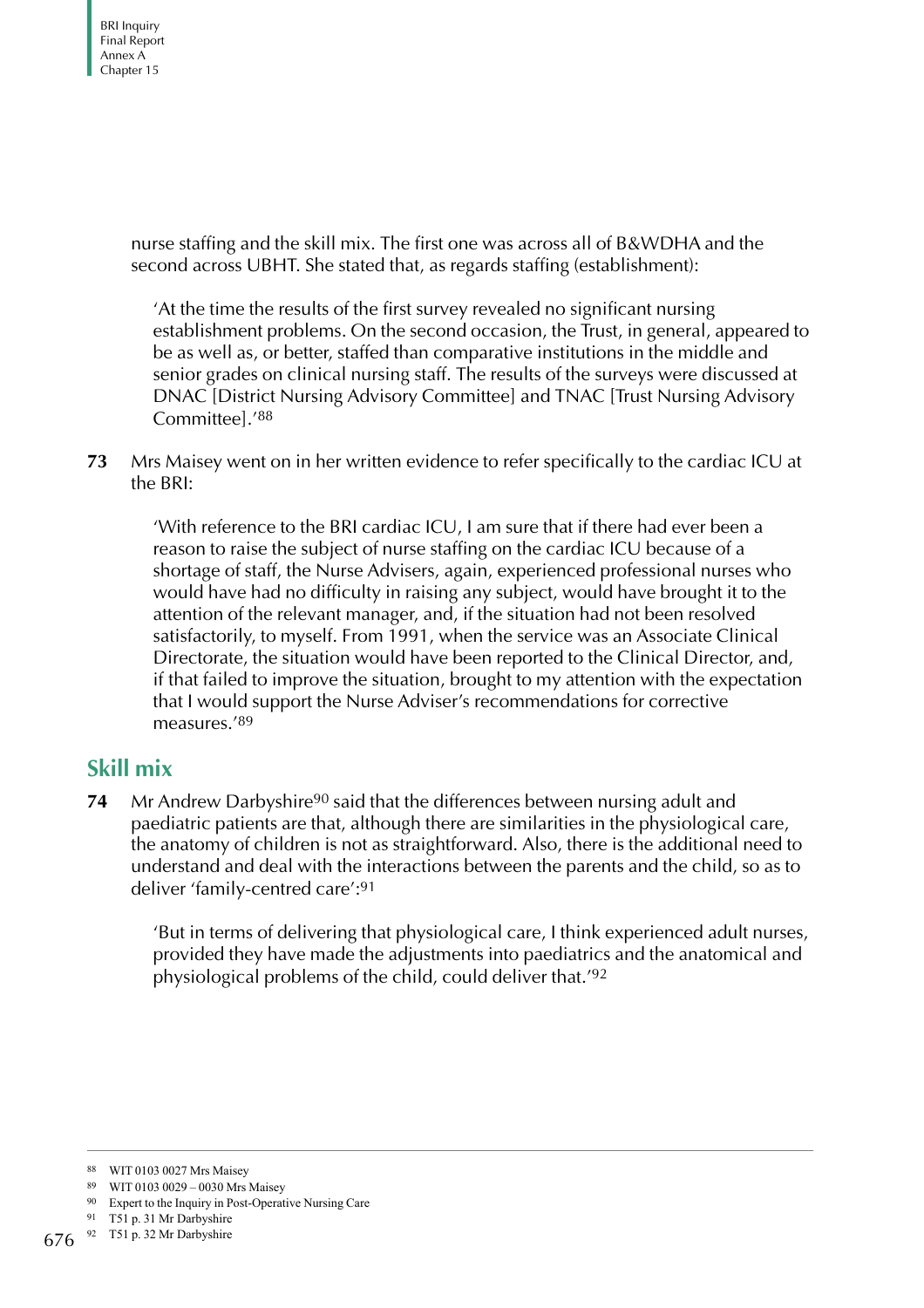nurse staffing and the skill mix. The first one was across all of B&WDHA and the second across UBHT. She stated that, as regards staffing (establishment):

> 'At the time the results of the first survey revealed no significant nursing establishment problems. On the second occasion, the Trust, in general, appeared to be as well as, or better, staffed than comparative institutions in the middle and senior grades on clinical nursing staff. The results of the surveys were discussed at DNAC [District Nursing Advisory Committee] and TNAC [Trust Nursing Advisory Committee].'[88]

**73** Mrs Maisey went on in her written evidence to refer specifically to the cardiac ICU at the BRI:

> 'With reference to the BRI cardiac ICU, I am sure that if there had ever been a reason to raise the subject of nurse staffing on the cardiac ICU because of a shortage of staff, the Nurse Advisers, again, experienced professional nurses who would have had no difficulty in raising any subject, would have brought it to the attention of the relevant manager, and, if the situation had not been resolved satisfactorily, to myself. From 1991, when the service was an Associate Clinical Directorate, the situation would have been reported to the Clinical Director, and, if that failed to improve the situation, brought to my attention with the expectation that I would support the Nurse Adviser's recommendations for corrective measures.'[89]

## Skill mix

**74** Mr Andrew Darbyshire[90] said that the differences between nursing adult and paediatric patients are that, although there are similarities in the physiological care, the anatomy of children is not as straightforward. Also, there is the additional need to understand and deal with the interactions between the parents and the child, so as to deliver 'family-centred care':[91]

> 'But in terms of delivering that physiological care, I think experienced adult nurses, provided they have made the adjustments into paediatrics and the anatomical and physiological problems of the child, could deliver that.'[92]

---

88 WIT 0103 0027 Mrs Maisey

89 WIT 0103 0029 – 0030 Mrs Maisey

90 Expert to the Inquiry in Post-Operative Nursing Care

91 T51 p. 31 Mr Darbyshire

92 T51 p. 32 Mr Darbyshire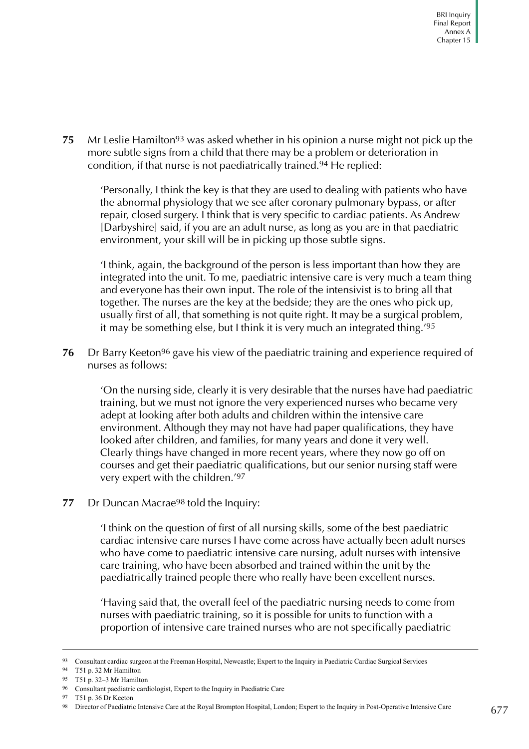**75** Mr Leslie Hamilton[93] was asked whether in his opinion a nurse might not pick up the more subtle signs from a child that there may be a problem or deterioration in condition, if that nurse is not paediatrically trained.[94] He replied:

> 'Personally, I think the key is that they are used to dealing with patients who have the abnormal physiology that we see after coronary pulmonary bypass, or after repair, closed surgery. I think that is very specific to cardiac patients. As Andrew [Darbyshire] said, if you are an adult nurse, as long as you are in that paediatric environment, your skill will be in picking up those subtle signs.
>
> 'I think, again, the background of the person is less important than how they are integrated into the unit. To me, paediatric intensive care is very much a team thing and everyone has their own input. The role of the intensivist is to bring all that together. The nurses are the key at the bedside; they are the ones who pick up, usually first of all, that something is not quite right. It may be a surgical problem, it may be something else, but I think it is very much an integrated thing.'[95]

**76** Dr Barry Keeton[96] gave his view of the paediatric training and experience required of nurses as follows:

> 'On the nursing side, clearly it is very desirable that the nurses have had paediatric training, but we must not ignore the very experienced nurses who became very adept at looking after both adults and children within the intensive care environment. Although they may not have had paper qualifications, they have looked after children, and families, for many years and done it very well. Clearly things have changed in more recent years, where they now go off on courses and get their paediatric qualifications, but our senior nursing staff were very expert with the children.'[97]

**77** Dr Duncan Macrae[98] told the Inquiry:

> 'I think on the question of first of all nursing skills, some of the best paediatric cardiac intensive care nurses I have come across have actually been adult nurses who have come to paediatric intensive care nursing, adult nurses with intensive care training, who have been absorbed and trained within the unit by the paediatrically trained people there who really have been excellent nurses.
>
> 'Having said that, the overall feel of the paediatric nursing needs to come from nurses with paediatric training, so it is possible for units to function with a proportion of intensive care trained nurses who are not specifically paediatric

---

93 Consultant cardiac surgeon at the Freeman Hospital, Newcastle; Expert to the Inquiry in Paediatric Cardiac Surgical Services

94 T51 p. 32 Mr Hamilton

95 T51 p. 32–3 Mr Hamilton

96 Consultant paediatric cardiologist, Expert to the Inquiry in Paediatric Care

97 T51 p. 36 Dr Keeton

98 Director of Paediatric Intensive Care at the Royal Brompton Hospital, London; Expert to the Inquiry in Post-Operative Intensive Care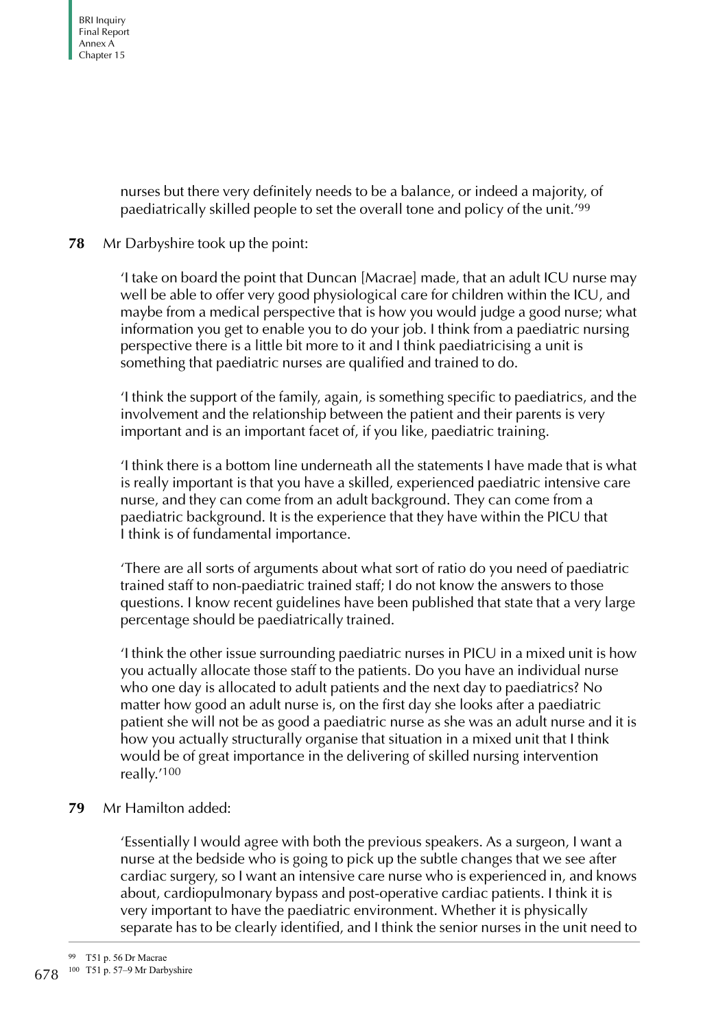nurses but there very definitely needs to be a balance, or indeed a majority, of paediatrically skilled people to set the overall tone and policy of the unit.'[99]

**78** Mr Darbyshire took up the point:

> 'I take on board the point that Duncan [Macrae] made, that an adult ICU nurse may well be able to offer very good physiological care for children within the ICU, and maybe from a medical perspective that is how you would judge a good nurse; what information you get to enable you to do your job. I think from a paediatric nursing perspective there is a little bit more to it and I think paediatricising a unit is something that paediatric nurses are qualified and trained to do.
>
> 'I think the support of the family, again, is something specific to paediatrics, and the involvement and the relationship between the patient and their parents is very important and is an important facet of, if you like, paediatric training.
>
> 'I think there is a bottom line underneath all the statements I have made that is what is really important is that you have a skilled, experienced paediatric intensive care nurse, and they can come from an adult background. They can come from a paediatric background. It is the experience that they have within the PICU that I think is of fundamental importance.
>
> 'There are all sorts of arguments about what sort of ratio do you need of paediatric trained staff to non-paediatric trained staff; I do not know the answers to those questions. I know recent guidelines have been published that state that a very large percentage should be paediatrically trained.
>
> 'I think the other issue surrounding paediatric nurses in PICU in a mixed unit is how you actually allocate those staff to the patients. Do you have an individual nurse who one day is allocated to adult patients and the next day to paediatrics? No matter how good an adult nurse is, on the first day she looks after a paediatric patient she will not be as good a paediatric nurse as she was an adult nurse and it is how you actually structurally organise that situation in a mixed unit that I think would be of great importance in the delivering of skilled nursing intervention really.'[100]

**79** Mr Hamilton added:

> 'Essentially I would agree with both the previous speakers. As a surgeon, I want a nurse at the bedside who is going to pick up the subtle changes that we see after cardiac surgery, so I want an intensive care nurse who is experienced in, and knows about, cardiopulmonary bypass and post-operative cardiac patients. I think it is very important to have the paediatric environment. Whether it is physically separate has to be clearly identified, and I think the senior nurses in the unit need to

---

[99] T51 p. 56 Dr Macrae

[100] T51 p. 57–9 Mr Darbyshire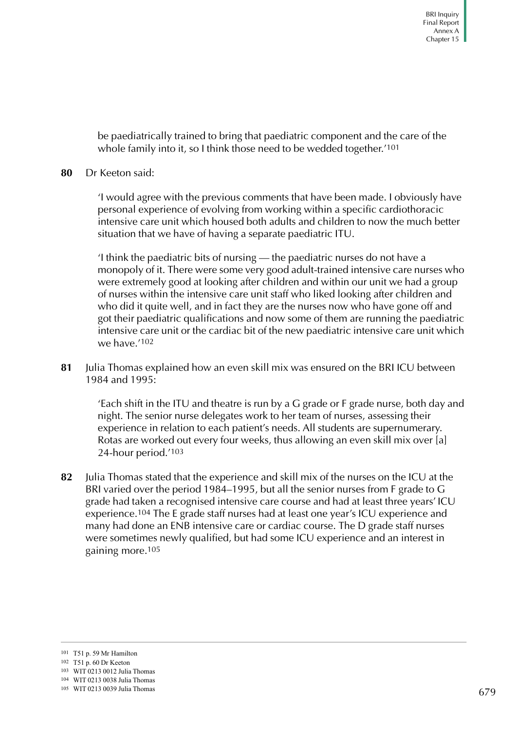be paediatrically trained to bring that paediatric component and the care of the whole family into it, so I think those need to be wedded together.'[101]

**80** Dr Keeton said:

> 'I would agree with the previous comments that have been made. I obviously have personal experience of evolving from working within a specific cardiothoracic intensive care unit which housed both adults and children to now the much better situation that we have of having a separate paediatric ITU.
>
> 'I think the paediatric bits of nursing — the paediatric nurses do not have a monopoly of it. There were some very good adult-trained intensive care nurses who were extremely good at looking after children and within our unit we had a group of nurses within the intensive care unit staff who liked looking after children and who did it quite well, and in fact they are the nurses now who have gone off and got their paediatric qualifications and now some of them are running the paediatric intensive care unit or the cardiac bit of the new paediatric intensive care unit which we have.'[102]

**81** Julia Thomas explained how an even skill mix was ensured on the BRI ICU between 1984 and 1995:

> 'Each shift in the ITU and theatre is run by a G grade or F grade nurse, both day and night. The senior nurse delegates work to her team of nurses, assessing their experience in relation to each patient's needs. All students are supernumerary. Rotas are worked out every four weeks, thus allowing an even skill mix over [a] 24-hour period.'[103]

**82** Julia Thomas stated that the experience and skill mix of the nurses on the ICU at the BRI varied over the period 1984–1995, but all the senior nurses from F grade to G grade had taken a recognised intensive care course and had at least three years' ICU experience.[104] The E grade staff nurses had at least one year's ICU experience and many had done an ENB intensive care or cardiac course. The D grade staff nurses were sometimes newly qualified, but had some ICU experience and an interest in gaining more.[105]

---

101 T51 p. 59 Mr Hamilton

102 T51 p. 60 Dr Keeton

103 WIT 0213 0012 Julia Thomas

104 WIT 0213 0038 Julia Thomas

105 WIT 0213 0039 Julia Thomas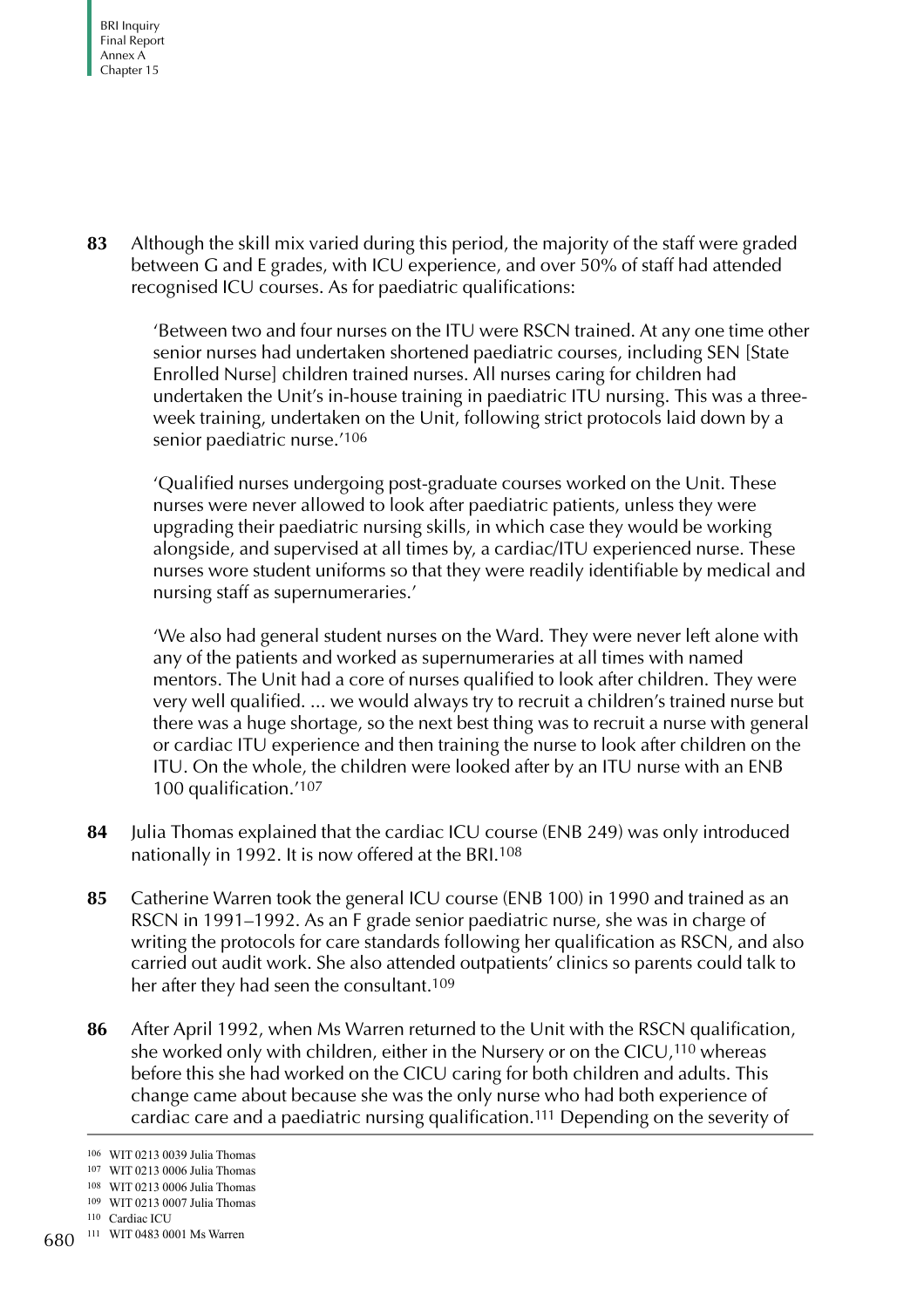**83** Although the skill mix varied during this period, the majority of the staff were graded between G and E grades, with ICU experience, and over 50% of staff had attended recognised ICU courses. As for paediatric qualifications:

> 'Between two and four nurses on the ITU were RSCN trained. At any one time other senior nurses had undertaken shortened paediatric courses, including SEN [State Enrolled Nurse] children trained nurses. All nurses caring for children had undertaken the Unit's in-house training in paediatric ITU nursing. This was a three-week training, undertaken on the Unit, following strict protocols laid down by a senior paediatric nurse.'[106]

> 'Qualified nurses undergoing post-graduate courses worked on the Unit. These nurses were never allowed to look after paediatric patients, unless they were upgrading their paediatric nursing skills, in which case they would be working alongside, and supervised at all times by, a cardiac/ITU experienced nurse. These nurses wore student uniforms so that they were readily identifiable by medical and nursing staff as supernumeraries.'

> 'We also had general student nurses on the Ward. They were never left alone with any of the patients and worked as supernumeraries at all times with named mentors. The Unit had a core of nurses qualified to look after children. They were very well qualified. ... we would always try to recruit a children's trained nurse but there was a huge shortage, so the next best thing was to recruit a nurse with general or cardiac ITU experience and then training the nurse to look after children on the ITU. On the whole, the children were looked after by an ITU nurse with an ENB 100 qualification.'[107]

**84** Julia Thomas explained that the cardiac ICU course (ENB 249) was only introduced nationally in 1992. It is now offered at the BRI.[108]

**85** Catherine Warren took the general ICU course (ENB 100) in 1990 and trained as an RSCN in 1991–1992. As an F grade senior paediatric nurse, she was in charge of writing the protocols for care standards following her qualification as RSCN, and also carried out audit work. She also attended outpatients' clinics so parents could talk to her after they had seen the consultant.[109]

**86** After April 1992, when Ms Warren returned to the Unit with the RSCN qualification, she worked only with children, either in the Nursery or on the CICU,[110] whereas before this she had worked on the CICU caring for both children and adults. This change came about because she was the only nurse who had both experience of cardiac care and a paediatric nursing qualification.[111] Depending on the severity of

---

[106] WIT 0213 0039 Julia Thomas
[107] WIT 0213 0006 Julia Thomas
[108] WIT 0213 0006 Julia Thomas
[109] WIT 0213 0007 Julia Thomas
[110] Cardiac ICU
[111] WIT 0483 0001 Ms Warren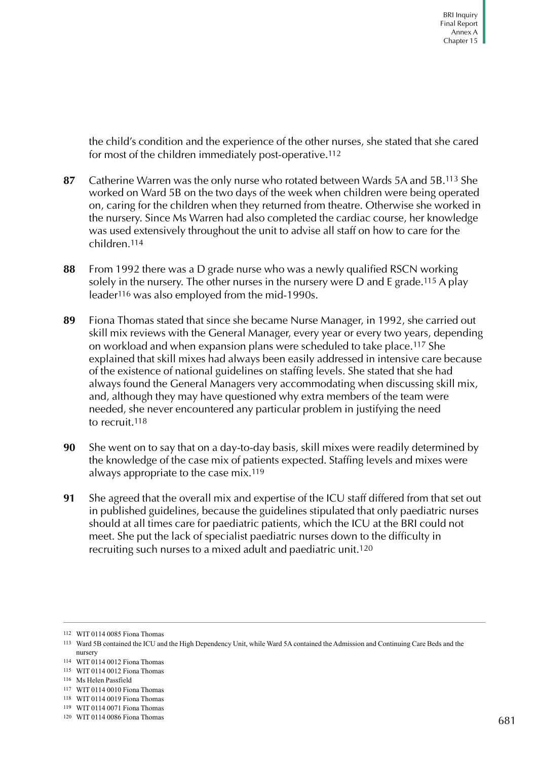the child's condition and the experience of the other nurses, she stated that she cared for most of the children immediately post-operative.[112]

**87** Catherine Warren was the only nurse who rotated between Wards 5A and 5B.[113] She worked on Ward 5B on the two days of the week when children were being operated on, caring for the children when they returned from theatre. Otherwise she worked in the nursery. Since Ms Warren had also completed the cardiac course, her knowledge was used extensively throughout the unit to advise all staff on how to care for the children.[114]

**88** From 1992 there was a D grade nurse who was a newly qualified RSCN working solely in the nursery. The other nurses in the nursery were D and E grade.[115] A play leader[116] was also employed from the mid-1990s.

**89** Fiona Thomas stated that since she became Nurse Manager, in 1992, she carried out skill mix reviews with the General Manager, every year or every two years, depending on workload and when expansion plans were scheduled to take place.[117] She explained that skill mixes had always been easily addressed in intensive care because of the existence of national guidelines on staffing levels. She stated that she had always found the General Managers very accommodating when discussing skill mix, and, although they may have questioned why extra members of the team were needed, she never encountered any particular problem in justifying the need to recruit.[118]

**90** She went on to say that on a day-to-day basis, skill mixes were readily determined by the knowledge of the case mix of patients expected. Staffing levels and mixes were always appropriate to the case mix.[119]

**91** She agreed that the overall mix and expertise of the ICU staff differed from that set out in published guidelines, because the guidelines stipulated that only paediatric nurses should at all times care for paediatric patients, which the ICU at the BRI could not meet. She put the lack of specialist paediatric nurses down to the difficulty in recruiting such nurses to a mixed adult and paediatric unit.[120]

---

112 WIT 0114 0085 Fiona Thomas

113 Ward 5B contained the ICU and the High Dependency Unit, while Ward 5A contained the Admission and Continuing Care Beds and the nursery

114 WIT 0114 0012 Fiona Thomas

115 WIT 0114 0012 Fiona Thomas

116 Ms Helen Passfield

117 WIT 0114 0010 Fiona Thomas

118 WIT 0114 0019 Fiona Thomas

119 WIT 0114 0071 Fiona Thomas

120 WIT 0114 0086 Fiona Thomas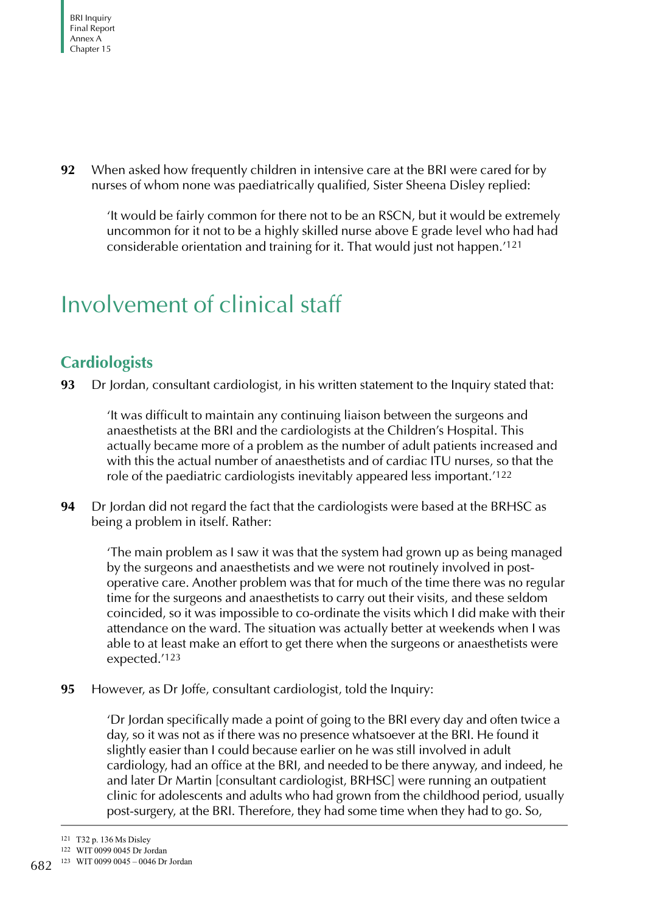92 When asked how frequently children in intensive care at the BRI were cared for by nurses of whom none was paediatrically qualified, Sister Sheena Disley replied:

> 'It would be fairly common for there not to be an RSCN, but it would be extremely uncommon for it not to be a highly skilled nurse above E grade level who had had considerable orientation and training for it. That would just not happen.'[121]

# Involvement of clinical staff

## Cardiologists

93 Dr Jordan, consultant cardiologist, in his written statement to the Inquiry stated that:

> 'It was difficult to maintain any continuing liaison between the surgeons and anaesthetists at the BRI and the cardiologists at the Children's Hospital. This actually became more of a problem as the number of adult patients increased and with this the actual number of anaesthetists and of cardiac ITU nurses, so that the role of the paediatric cardiologists inevitably appeared less important.'[122]

94 Dr Jordan did not regard the fact that the cardiologists were based at the BRHSC as being a problem in itself. Rather:

> 'The main problem as I saw it was that the system had grown up as being managed by the surgeons and anaesthetists and we were not routinely involved in post-operative care. Another problem was that for much of the time there was no regular time for the surgeons and anaesthetists to carry out their visits, and these seldom coincided, so it was impossible to co-ordinate the visits which I did make with their attendance on the ward. The situation was actually better at weekends when I was able to at least make an effort to get there when the surgeons or anaesthetists were expected.'[123]

95 However, as Dr Joffe, consultant cardiologist, told the Inquiry:

> 'Dr Jordan specifically made a point of going to the BRI every day and often twice a day, so it was not as if there was no presence whatsoever at the BRI. He found it slightly easier than I could because earlier on he was still involved in adult cardiology, had an office at the BRI, and needed to be there anyway, and indeed, he and later Dr Martin [consultant cardiologist, BRHSC] were running an outpatient clinic for adolescents and adults who had grown from the childhood period, usually post-surgery, at the BRI. Therefore, they had some time when they had to go. So,

[121] T32 p. 136 Ms Disley

[122] WIT 0099 0045 Dr Jordan

[123] WIT 0099 0045 – 0046 Dr Jordan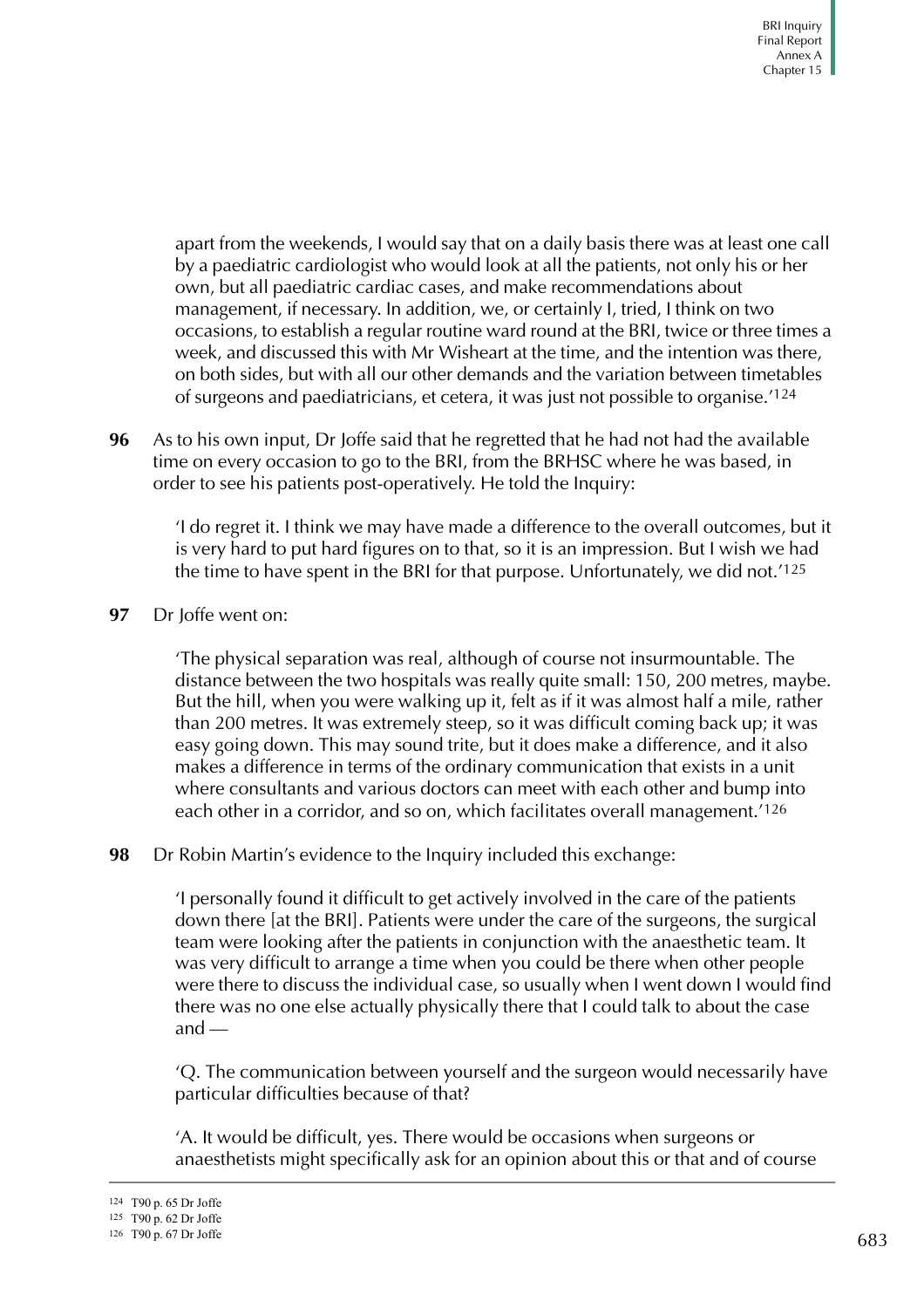apart from the weekends, I would say that on a daily basis there was at least one call by a paediatric cardiologist who would look at all the patients, not only his or her own, but all paediatric cardiac cases, and make recommendations about management, if necessary. In addition, we, or certainly I, tried, I think on two occasions, to establish a regular routine ward round at the BRI, twice or three times a week, and discussed this with Mr Wisheart at the time, and the intention was there, on both sides, but with all our other demands and the variation between timetables of surgeons and paediatricians, et cetera, it was just not possible to organise.'[124]

**96** As to his own input, Dr Joffe said that he regretted that he had not had the available time on every occasion to go to the BRI, from the BRHSC where he was based, in order to see his patients post-operatively. He told the Inquiry:

> 'I do regret it. I think we may have made a difference to the overall outcomes, but it is very hard to put hard figures on to that, so it is an impression. But I wish we had the time to have spent in the BRI for that purpose. Unfortunately, we did not.'[125]

**97** Dr Joffe went on:

> 'The physical separation was real, although of course not insurmountable. The distance between the two hospitals was really quite small: 150, 200 metres, maybe. But the hill, when you were walking up it, felt as if it was almost half a mile, rather than 200 metres. It was extremely steep, so it was difficult coming back up; it was easy going down. This may sound trite, but it does make a difference, and it also makes a difference in terms of the ordinary communication that exists in a unit where consultants and various doctors can meet with each other and bump into each other in a corridor, and so on, which facilitates overall management.'[126]

**98** Dr Robin Martin's evidence to the Inquiry included this exchange:

> 'I personally found it difficult to get actively involved in the care of the patients down there [at the BRI]. Patients were under the care of the surgeons, the surgical team were looking after the patients in conjunction with the anaesthetic team. It was very difficult to arrange a time when you could be there when other people were there to discuss the individual case, so usually when I went down I would find there was no one else actually physically there that I could talk to about the case and —
>
> 'Q. The communication between yourself and the surgeon would necessarily have particular difficulties because of that?
>
> 'A. It would be difficult, yes. There would be occasions when surgeons or anaesthetists might specifically ask for an opinion about this or that and of course

---

124 T90 p. 65 Dr Joffe

125 T90 p. 62 Dr Joffe

126 T90 p. 67 Dr Joffe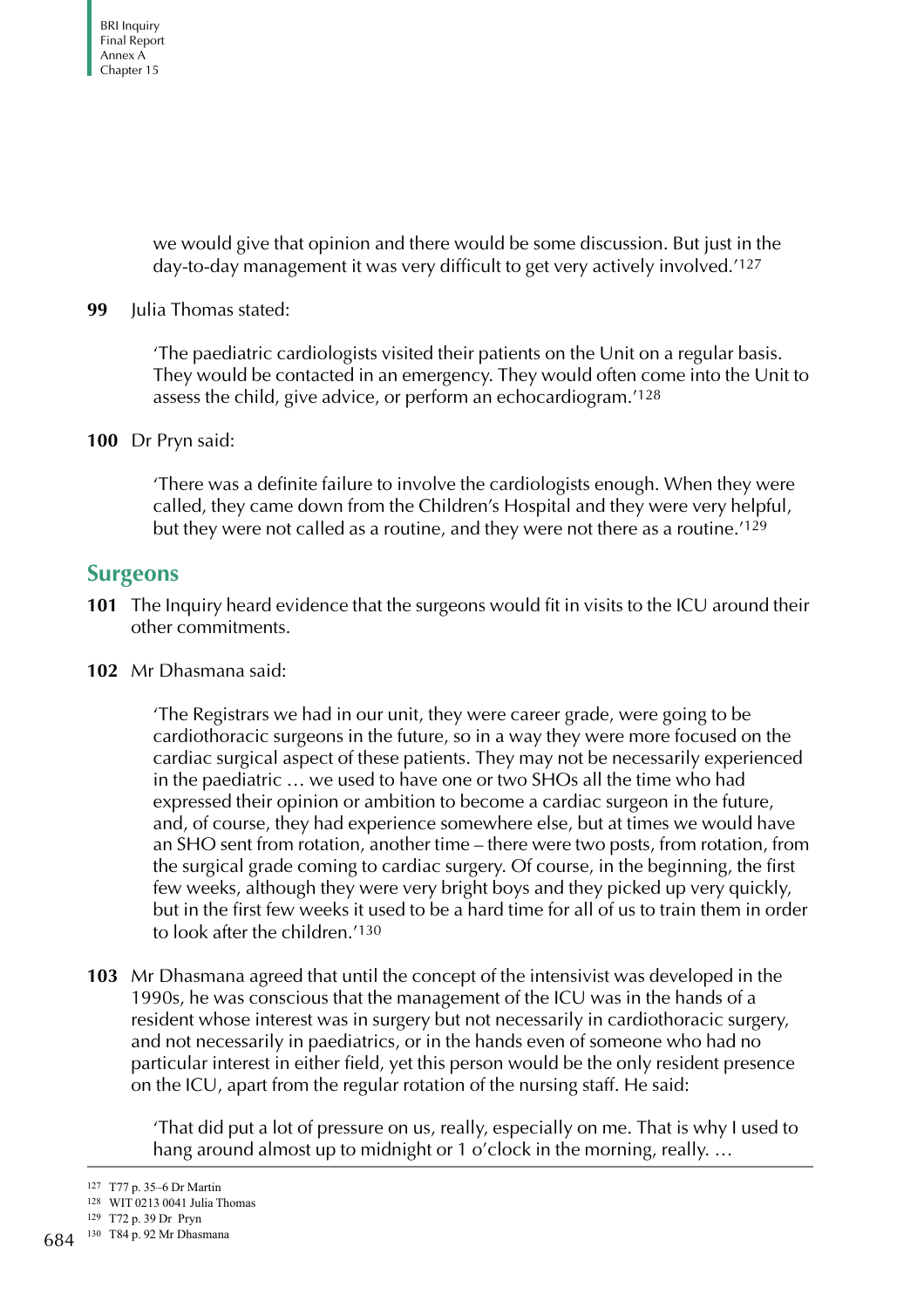we would give that opinion and there would be some discussion. But just in the day-to-day management it was very difficult to get very actively involved.'[127]

**99** Julia Thomas stated:

> 'The paediatric cardiologists visited their patients on the Unit on a regular basis. They would be contacted in an emergency. They would often come into the Unit to assess the child, give advice, or perform an echocardiogram.'[128]

**100** Dr Pryn said:

> 'There was a definite failure to involve the cardiologists enough. When they were called, they came down from the Children's Hospital and they were very helpful, but they were not called as a routine, and they were not there as a routine.'[129]

## Surgeons

**101** The Inquiry heard evidence that the surgeons would fit in visits to the ICU around their other commitments.

**102** Mr Dhasmana said:

> 'The Registrars we had in our unit, they were career grade, were going to be cardiothoracic surgeons in the future, so in a way they were more focused on the cardiac surgical aspect of these patients. They may not be necessarily experienced in the paediatric … we used to have one or two SHOs all the time who had expressed their opinion or ambition to become a cardiac surgeon in the future, and, of course, they had experience somewhere else, but at times we would have an SHO sent from rotation, another time – there were two posts, from rotation, from the surgical grade coming to cardiac surgery. Of course, in the beginning, the first few weeks, although they were very bright boys and they picked up very quickly, but in the first few weeks it used to be a hard time for all of us to train them in order to look after the children.'[130]

**103** Mr Dhasmana agreed that until the concept of the intensivist was developed in the 1990s, he was conscious that the management of the ICU was in the hands of a resident whose interest was in surgery but not necessarily in cardiothoracic surgery, and not necessarily in paediatrics, or in the hands even of someone who had no particular interest in either field, yet this person would be the only resident presence on the ICU, apart from the regular rotation of the nursing staff. He said:

> 'That did put a lot of pressure on us, really, especially on me. That is why I used to hang around almost up to midnight or 1 o'clock in the morning, really. …

---

127 T77 p. 35–6 Dr Martin
128 WIT 0213 0041 Julia Thomas
129 T72 p. 39 Dr Pryn
130 T84 p. 92 Mr Dhasmana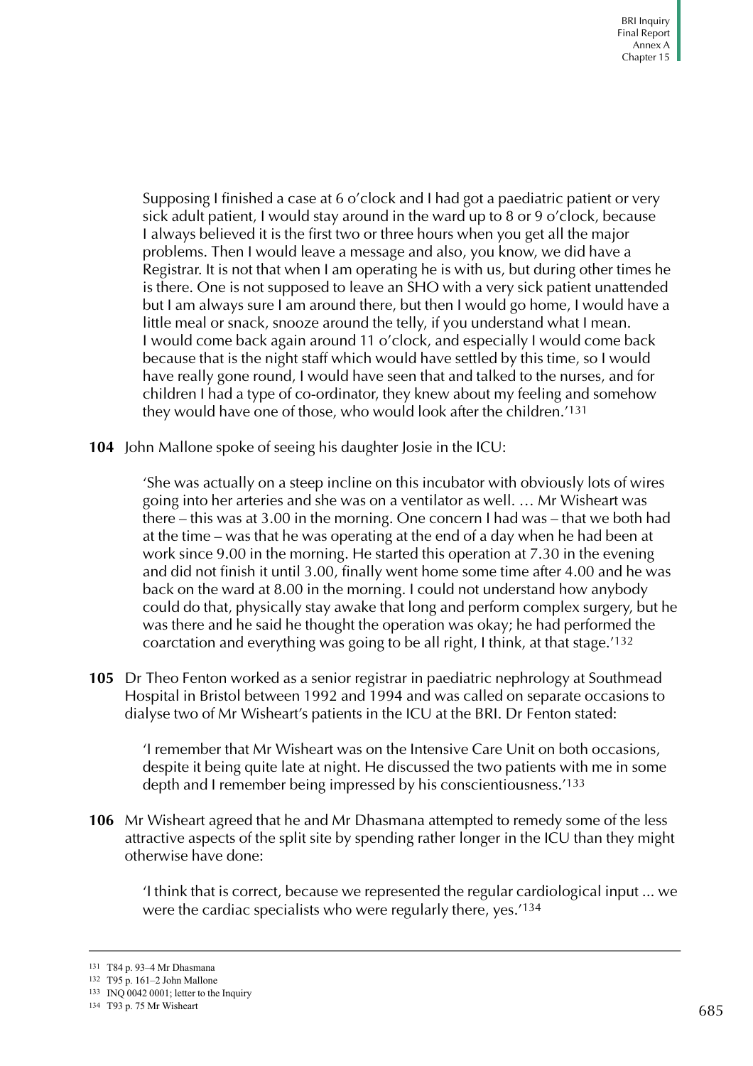Supposing I finished a case at 6 o'clock and I had got a paediatric patient or very sick adult patient, I would stay around in the ward up to 8 or 9 o'clock, because I always believed it is the first two or three hours when you get all the major problems. Then I would leave a message and also, you know, we did have a Registrar. It is not that when I am operating he is with us, but during other times he is there. One is not supposed to leave an SHO with a very sick patient unattended but I am always sure I am around there, but then I would go home, I would have a little meal or snack, snooze around the telly, if you understand what I mean. I would come back again around 11 o'clock, and especially I would come back because that is the night staff which would have settled by this time, so I would have really gone round, I would have seen that and talked to the nurses, and for children I had a type of co-ordinator, they knew about my feeling and somehow they would have one of those, who would look after the children.'[131]

**104** John Mallone spoke of seeing his daughter Josie in the ICU:

> 'She was actually on a steep incline on this incubator with obviously lots of wires going into her arteries and she was on a ventilator as well. … Mr Wisheart was there – this was at 3.00 in the morning. One concern I had was – that we both had at the time – was that he was operating at the end of a day when he had been at work since 9.00 in the morning. He started this operation at 7.30 in the evening and did not finish it until 3.00, finally went home some time after 4.00 and he was back on the ward at 8.00 in the morning. I could not understand how anybody could do that, physically stay awake that long and perform complex surgery, but he was there and he said he thought the operation was okay; he had performed the coarctation and everything was going to be all right, I think, at that stage.'[132]

**105** Dr Theo Fenton worked as a senior registrar in paediatric nephrology at Southmead Hospital in Bristol between 1992 and 1994 and was called on separate occasions to dialyse two of Mr Wisheart's patients in the ICU at the BRI. Dr Fenton stated:

> 'I remember that Mr Wisheart was on the Intensive Care Unit on both occasions, despite it being quite late at night. He discussed the two patients with me in some depth and I remember being impressed by his conscientiousness.'[133]

**106** Mr Wisheart agreed that he and Mr Dhasmana attempted to remedy some of the less attractive aspects of the split site by spending rather longer in the ICU than they might otherwise have done:

> 'I think that is correct, because we represented the regular cardiological input ... we were the cardiac specialists who were regularly there, yes.'[134]

---

[131] T84 p. 93–4 Mr Dhasmana

[132] T95 p. 161–2 John Mallone

[133] INQ 0042 0001; letter to the Inquiry

[134] T93 p. 75 Mr Wisheart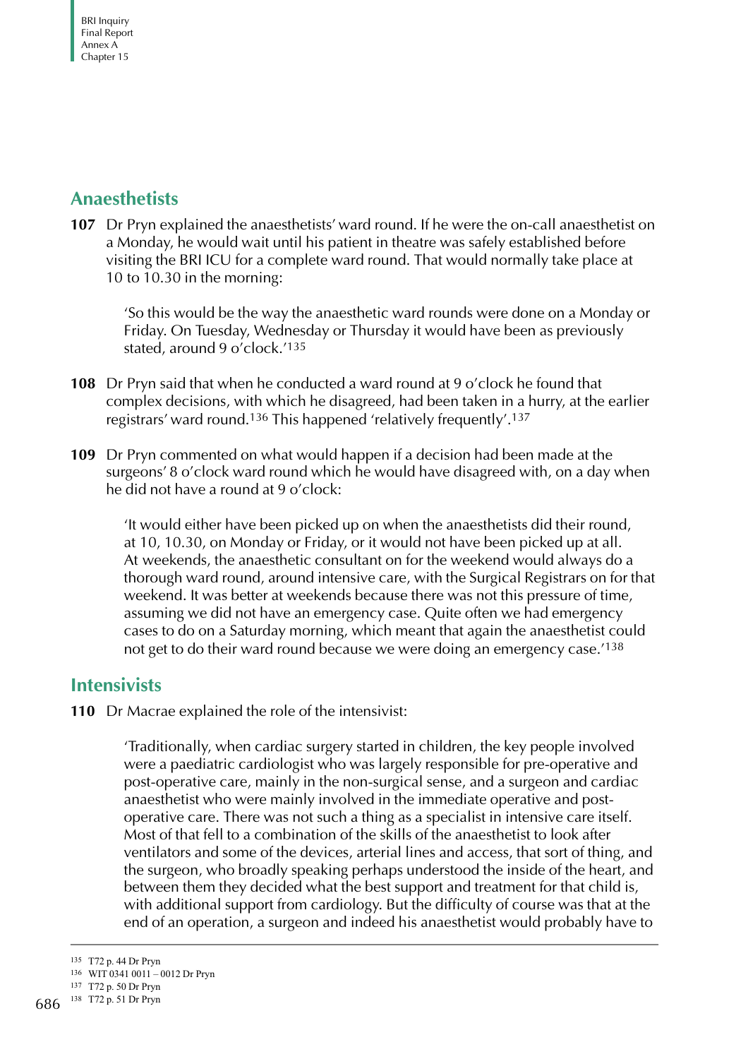## Anaesthetists

**107** Dr Pryn explained the anaesthetists' ward round. If he were the on-call anaesthetist on a Monday, he would wait until his patient in theatre was safely established before visiting the BRI ICU for a complete ward round. That would normally take place at 10 to 10.30 in the morning:

> 'So this would be the way the anaesthetic ward rounds were done on a Monday or Friday. On Tuesday, Wednesday or Thursday it would have been as previously stated, around 9 o'clock.'[135]

**108** Dr Pryn said that when he conducted a ward round at 9 o'clock he found that complex decisions, with which he disagreed, had been taken in a hurry, at the earlier registrars' ward round.[136] This happened 'relatively frequently'.[137]

**109** Dr Pryn commented on what would happen if a decision had been made at the surgeons' 8 o'clock ward round which he would have disagreed with, on a day when he did not have a round at 9 o'clock:

> 'It would either have been picked up on when the anaesthetists did their round, at 10, 10.30, on Monday or Friday, or it would not have been picked up at all. At weekends, the anaesthetic consultant on for the weekend would always do a thorough ward round, around intensive care, with the Surgical Registrars on for that weekend. It was better at weekends because there was not this pressure of time, assuming we did not have an emergency case. Quite often we had emergency cases to do on a Saturday morning, which meant that again the anaesthetist could not get to do their ward round because we were doing an emergency case.'[138]

## Intensivists

**110** Dr Macrae explained the role of the intensivist:

> 'Traditionally, when cardiac surgery started in children, the key people involved were a paediatric cardiologist who was largely responsible for pre-operative and post-operative care, mainly in the non-surgical sense, and a surgeon and cardiac anaesthetist who were mainly involved in the immediate operative and post-operative care. There was not such a thing as a specialist in intensive care itself. Most of that fell to a combination of the skills of the anaesthetist to look after ventilators and some of the devices, arterial lines and access, that sort of thing, and the surgeon, who broadly speaking perhaps understood the inside of the heart, and between them they decided what the best support and treatment for that child is, with additional support from cardiology. But the difficulty of course was that at the end of an operation, a surgeon and indeed his anaesthetist would probably have to

---

135 T72 p. 44 Dr Pryn

136 WIT 0341 0011 – 0012 Dr Pryn

137 T72 p. 50 Dr Pryn

138 T72 p. 51 Dr Pryn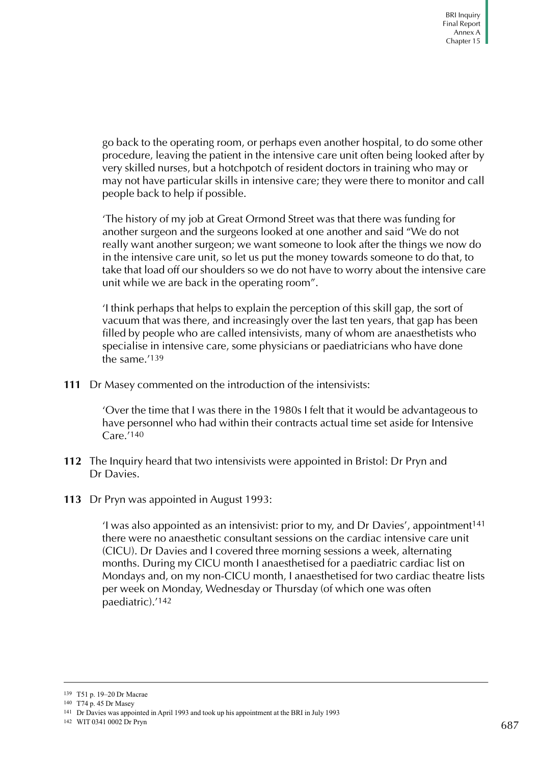go back to the operating room, or perhaps even another hospital, to do some other procedure, leaving the patient in the intensive care unit often being looked after by very skilled nurses, but a hotchpotch of resident doctors in training who may or may not have particular skills in intensive care; they were there to monitor and call people back to help if possible.

'The history of my job at Great Ormond Street was that there was funding for another surgeon and the surgeons looked at one another and said "We do not really want another surgeon; we want someone to look after the things we now do in the intensive care unit, so let us put the money towards someone to do that, to take that load off our shoulders so we do not have to worry about the intensive care unit while we are back in the operating room".

'I think perhaps that helps to explain the perception of this skill gap, the sort of vacuum that was there, and increasingly over the last ten years, that gap has been filled by people who are called intensivists, many of whom are anaesthetists who specialise in intensive care, some physicians or paediatricians who have done the same.'[139]

**111** Dr Masey commented on the introduction of the intensivists:

> 'Over the time that I was there in the 1980s I felt that it would be advantageous to have personnel who had within their contracts actual time set aside for Intensive Care.'[140]

**112** The Inquiry heard that two intensivists were appointed in Bristol: Dr Pryn and Dr Davies.

**113** Dr Pryn was appointed in August 1993:

> 'I was also appointed as an intensivist: prior to my, and Dr Davies', appointment[141] there were no anaesthetic consultant sessions on the cardiac intensive care unit (CICU). Dr Davies and I covered three morning sessions a week, alternating months. During my CICU month I anaesthetised for a paediatric cardiac list on Mondays and, on my non-CICU month, I anaesthetised for two cardiac theatre lists per week on Monday, Wednesday or Thursday (of which one was often paediatric).'[142]

---

[139] T51 p. 19–20 Dr Macrae

[140] T74 p. 45 Dr Masey

[141] Dr Davies was appointed in April 1993 and took up his appointment at the BRI in July 1993

[142] WIT 0341 0002 Dr Pryn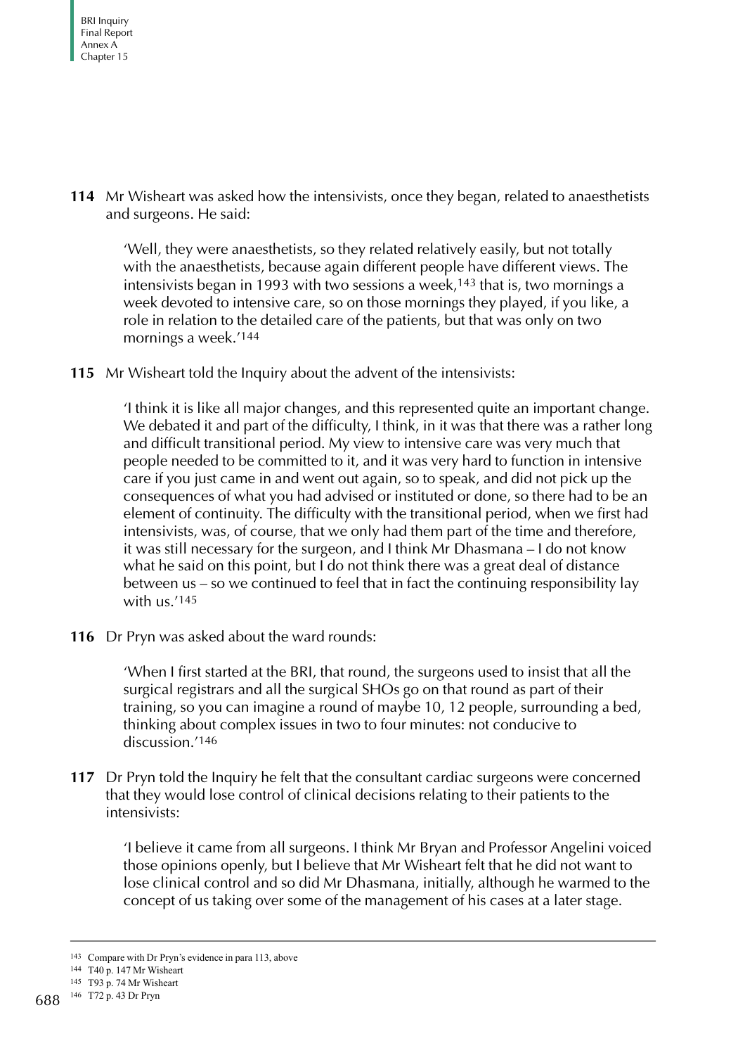**114** Mr Wisheart was asked how the intensivists, once they began, related to anaesthetists and surgeons. He said:

> 'Well, they were anaesthetists, so they related relatively easily, but not totally with the anaesthetists, because again different people have different views. The intensivists began in 1993 with two sessions a week,[143] that is, two mornings a week devoted to intensive care, so on those mornings they played, if you like, a role in relation to the detailed care of the patients, but that was only on two mornings a week.'[144]

**115** Mr Wisheart told the Inquiry about the advent of the intensivists:

> 'I think it is like all major changes, and this represented quite an important change. We debated it and part of the difficulty, I think, in it was that there was a rather long and difficult transitional period. My view to intensive care was very much that people needed to be committed to it, and it was very hard to function in intensive care if you just came in and went out again, so to speak, and did not pick up the consequences of what you had advised or instituted or done, so there had to be an element of continuity. The difficulty with the transitional period, when we first had intensivists, was, of course, that we only had them part of the time and therefore, it was still necessary for the surgeon, and I think Mr Dhasmana – I do not know what he said on this point, but I do not think there was a great deal of distance between us – so we continued to feel that in fact the continuing responsibility lay with us.'[145]

**116** Dr Pryn was asked about the ward rounds:

> 'When I first started at the BRI, that round, the surgeons used to insist that all the surgical registrars and all the surgical SHOs go on that round as part of their training, so you can imagine a round of maybe 10, 12 people, surrounding a bed, thinking about complex issues in two to four minutes: not conducive to discussion.'[146]

**117** Dr Pryn told the Inquiry he felt that the consultant cardiac surgeons were concerned that they would lose control of clinical decisions relating to their patients to the intensivists:

> 'I believe it came from all surgeons. I think Mr Bryan and Professor Angelini voiced those opinions openly, but I believe that Mr Wisheart felt that he did not want to lose clinical control and so did Mr Dhasmana, initially, although he warmed to the concept of us taking over some of the management of his cases at a later stage.

---

143 Compare with Dr Pryn's evidence in para 113, above

144 T40 p. 147 Mr Wisheart

145 T93 p. 74 Mr Wisheart

146 T72 p. 43 Dr Pryn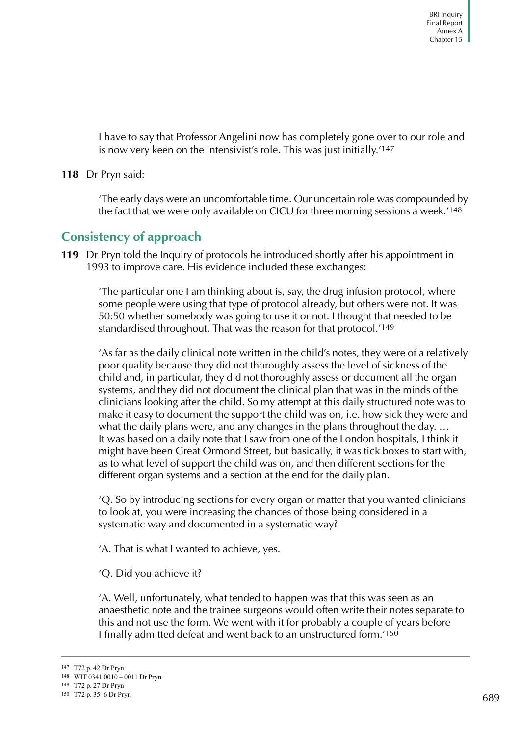I have to say that Professor Angelini now has completely gone over to our role and is now very keen on the intensivist's role. This was just initially.'[147]

**118** Dr Pryn said:

> 'The early days were an uncomfortable time. Our uncertain role was compounded by the fact that we were only available on CICU for three morning sessions a week.'[148]

## Consistency of approach

**119** Dr Pryn told the Inquiry of protocols he introduced shortly after his appointment in 1993 to improve care. His evidence included these exchanges:

> 'The particular one I am thinking about is, say, the drug infusion protocol, where some people were using that type of protocol already, but others were not. It was 50:50 whether somebody was going to use it or not. I thought that needed to be standardised throughout. That was the reason for that protocol.'[149]

> 'As far as the daily clinical note written in the child's notes, they were of a relatively poor quality because they did not thoroughly assess the level of sickness of the child and, in particular, they did not thoroughly assess or document all the organ systems, and they did not document the clinical plan that was in the minds of the clinicians looking after the child. So my attempt at this daily structured note was to make it easy to document the support the child was on, i.e. how sick they were and what the daily plans were, and any changes in the plans throughout the day. … It was based on a daily note that I saw from one of the London hospitals, I think it might have been Great Ormond Street, but basically, it was tick boxes to start with, as to what level of support the child was on, and then different sections for the different organ systems and a section at the end for the daily plan.

> 'Q. So by introducing sections for every organ or matter that you wanted clinicians to look at, you were increasing the chances of those being considered in a systematic way and documented in a systematic way?

> 'A. That is what I wanted to achieve, yes.

> 'Q. Did you achieve it?

> 'A. Well, unfortunately, what tended to happen was that this was seen as an anaesthetic note and the trainee surgeons would often write their notes separate to this and not use the form. We went with it for probably a couple of years before I finally admitted defeat and went back to an unstructured form.'[150]

---

147 T72 p. 42 Dr Pryn
148 WIT 0341 0010 – 0011 Dr Pryn
149 T72 p. 27 Dr Pryn
150 T72 p. 35–6 Dr Pryn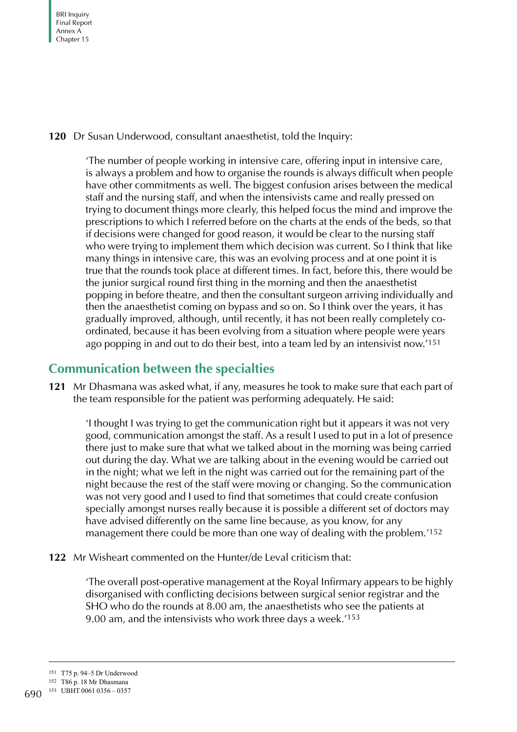**120** Dr Susan Underwood, consultant anaesthetist, told the Inquiry:

> 'The number of people working in intensive care, offering input in intensive care, is always a problem and how to organise the rounds is always difficult when people have other commitments as well. The biggest confusion arises between the medical staff and the nursing staff, and when the intensivists came and really pressed on trying to document things more clearly, this helped focus the mind and improve the prescriptions to which I referred before on the charts at the ends of the beds, so that if decisions were changed for good reason, it would be clear to the nursing staff who were trying to implement them which decision was current. So I think that like many things in intensive care, this was an evolving process and at one point it is true that the rounds took place at different times. In fact, before this, there would be the junior surgical round first thing in the morning and then the anaesthetist popping in before theatre, and then the consultant surgeon arriving individually and then the anaesthetist coming on bypass and so on. So I think over the years, it has gradually improved, although, until recently, it has not been really completely co-ordinated, because it has been evolving from a situation where people were years ago popping in and out to do their best, into a team led by an intensivist now.'[151]

## Communication between the specialties

**121** Mr Dhasmana was asked what, if any, measures he took to make sure that each part of the team responsible for the patient was performing adequately. He said:

> 'I thought I was trying to get the communication right but it appears it was not very good, communication amongst the staff. As a result I used to put in a lot of presence there just to make sure that what we talked about in the morning was being carried out during the day. What we are talking about in the evening would be carried out in the night; what we left in the night was carried out for the remaining part of the night because the rest of the staff were moving or changing. So the communication was not very good and I used to find that sometimes that could create confusion specially amongst nurses really because it is possible a different set of doctors may have advised differently on the same line because, as you know, for any management there could be more than one way of dealing with the problem.'[152]

**122** Mr Wisheart commented on the Hunter/de Leval criticism that:

> 'The overall post-operative management at the Royal Infirmary appears to be highly disorganised with conflicting decisions between surgical senior registrar and the SHO who do the rounds at 8.00 am, the anaesthetists who see the patients at 9.00 am, and the intensivists who work three days a week.'[153]

---

151 T75 p. 94–5 Dr Underwood

152 T86 p. 18 Mr Dhasmana

153 UBHT 0061 0356 – 0357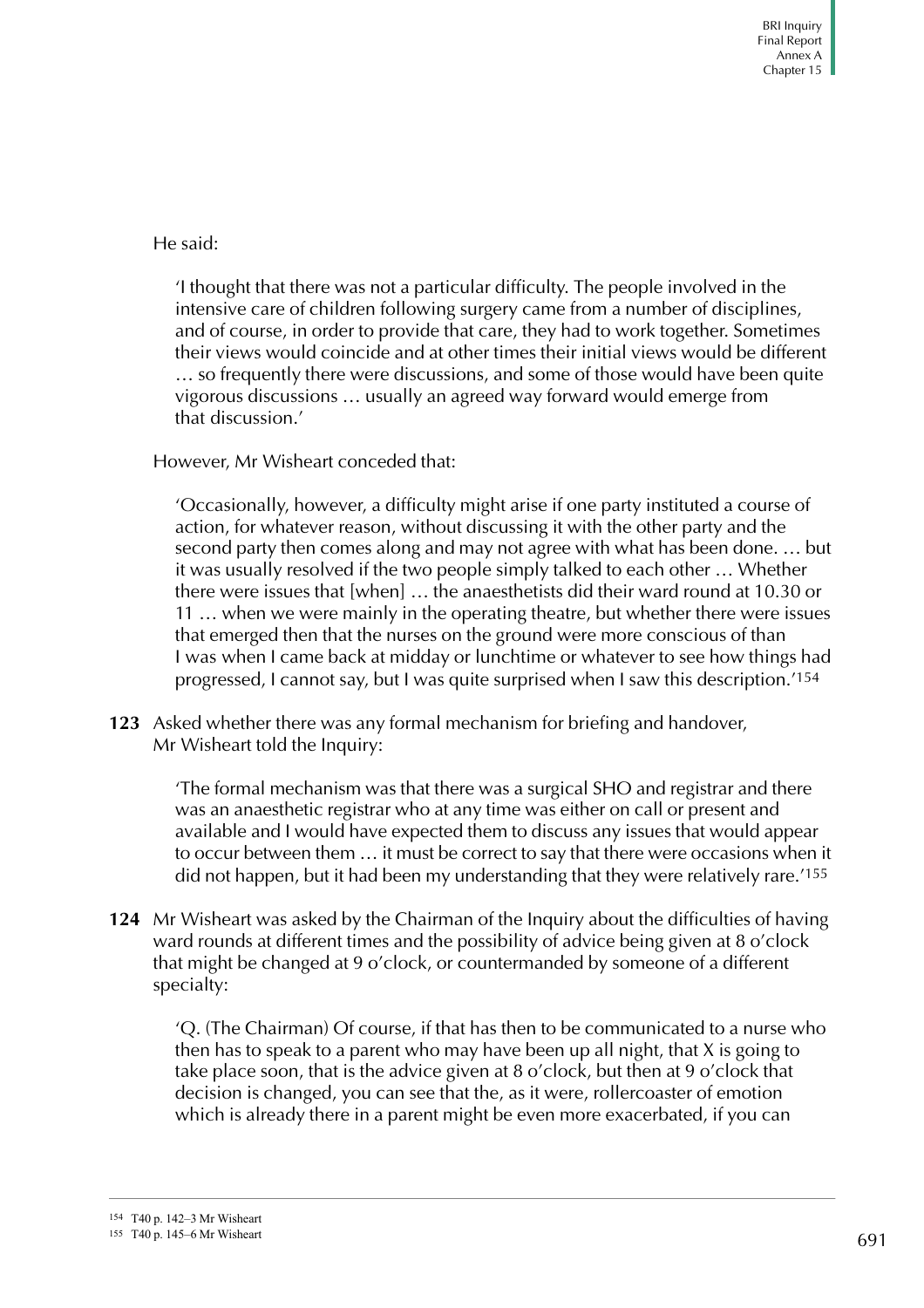He said:

> 'I thought that there was not a particular difficulty. The people involved in the intensive care of children following surgery came from a number of disciplines, and of course, in order to provide that care, they had to work together. Sometimes their views would coincide and at other times their initial views would be different … so frequently there were discussions, and some of those would have been quite vigorous discussions … usually an agreed way forward would emerge from that discussion.'

However, Mr Wisheart conceded that:

> 'Occasionally, however, a difficulty might arise if one party instituted a course of action, for whatever reason, without discussing it with the other party and the second party then comes along and may not agree with what has been done. … but it was usually resolved if the two people simply talked to each other … Whether there were issues that [when] … the anaesthetists did their ward round at 10.30 or 11 … when we were mainly in the operating theatre, but whether there were issues that emerged then that the nurses on the ground were more conscious of than I was when I came back at midday or lunchtime or whatever to see how things had progressed, I cannot say, but I was quite surprised when I saw this description.'[154]

**123** Asked whether there was any formal mechanism for briefing and handover, Mr Wisheart told the Inquiry:

> 'The formal mechanism was that there was a surgical SHO and registrar and there was an anaesthetic registrar who at any time was either on call or present and available and I would have expected them to discuss any issues that would appear to occur between them … it must be correct to say that there were occasions when it did not happen, but it had been my understanding that they were relatively rare.'[155]

**124** Mr Wisheart was asked by the Chairman of the Inquiry about the difficulties of having ward rounds at different times and the possibility of advice being given at 8 o'clock that might be changed at 9 o'clock, or countermanded by someone of a different specialty:

> 'Q. (The Chairman) Of course, if that has then to be communicated to a nurse who then has to speak to a parent who may have been up all night, that X is going to take place soon, that is the advice given at 8 o'clock, but then at 9 o'clock that decision is changed, you can see that the, as it were, rollercoaster of emotion which is already there in a parent might be even more exacerbated, if you can

---

[154] T40 p. 142–3 Mr Wisheart

[155] T40 p. 145–6 Mr Wisheart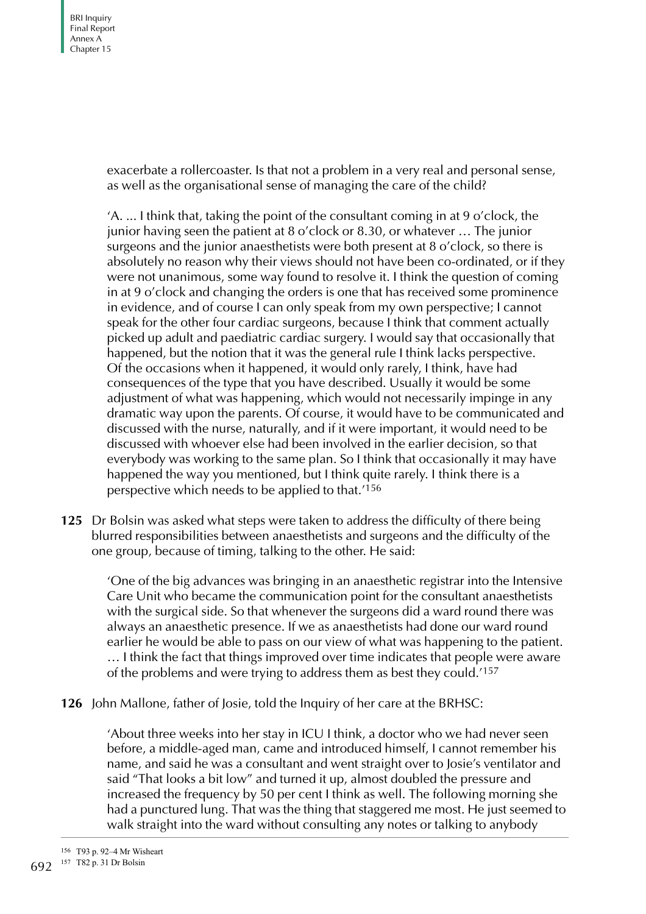exacerbate a rollercoaster. Is that not a problem in a very real and personal sense, as well as the organisational sense of managing the care of the child?

'A. ... I think that, taking the point of the consultant coming in at 9 o'clock, the junior having seen the patient at 8 o'clock or 8.30, or whatever … The junior surgeons and the junior anaesthetists were both present at 8 o'clock, so there is absolutely no reason why their views should not have been co-ordinated, or if they were not unanimous, some way found to resolve it. I think the question of coming in at 9 o'clock and changing the orders is one that has received some prominence in evidence, and of course I can only speak from my own perspective; I cannot speak for the other four cardiac surgeons, because I think that comment actually picked up adult and paediatric cardiac surgery. I would say that occasionally that happened, but the notion that it was the general rule I think lacks perspective. Of the occasions when it happened, it would only rarely, I think, have had consequences of the type that you have described. Usually it would be some adjustment of what was happening, which would not necessarily impinge in any dramatic way upon the parents. Of course, it would have to be communicated and discussed with the nurse, naturally, and if it were important, it would need to be discussed with whoever else had been involved in the earlier decision, so that everybody was working to the same plan. So I think that occasionally it may have happened the way you mentioned, but I think quite rarely. I think there is a perspective which needs to be applied to that.'[156]

**125** Dr Bolsin was asked what steps were taken to address the difficulty of there being blurred responsibilities between anaesthetists and surgeons and the difficulty of the one group, because of timing, talking to the other. He said:

'One of the big advances was bringing in an anaesthetic registrar into the Intensive Care Unit who became the communication point for the consultant anaesthetists with the surgical side. So that whenever the surgeons did a ward round there was always an anaesthetic presence. If we as anaesthetists had done our ward round earlier he would be able to pass on our view of what was happening to the patient. … I think the fact that things improved over time indicates that people were aware of the problems and were trying to address them as best they could.'[157]

**126** John Mallone, father of Josie, told the Inquiry of her care at the BRHSC:

'About three weeks into her stay in ICU I think, a doctor who we had never seen before, a middle-aged man, came and introduced himself, I cannot remember his name, and said he was a consultant and went straight over to Josie's ventilator and said "That looks a bit low" and turned it up, almost doubled the pressure and increased the frequency by 50 per cent I think as well. The following morning she had a punctured lung. That was the thing that staggered me most. He just seemed to walk straight into the ward without consulting any notes or talking to anybody

---

[156] T93 p. 92–4 Mr Wisheart

[157] T82 p. 31 Dr Bolsin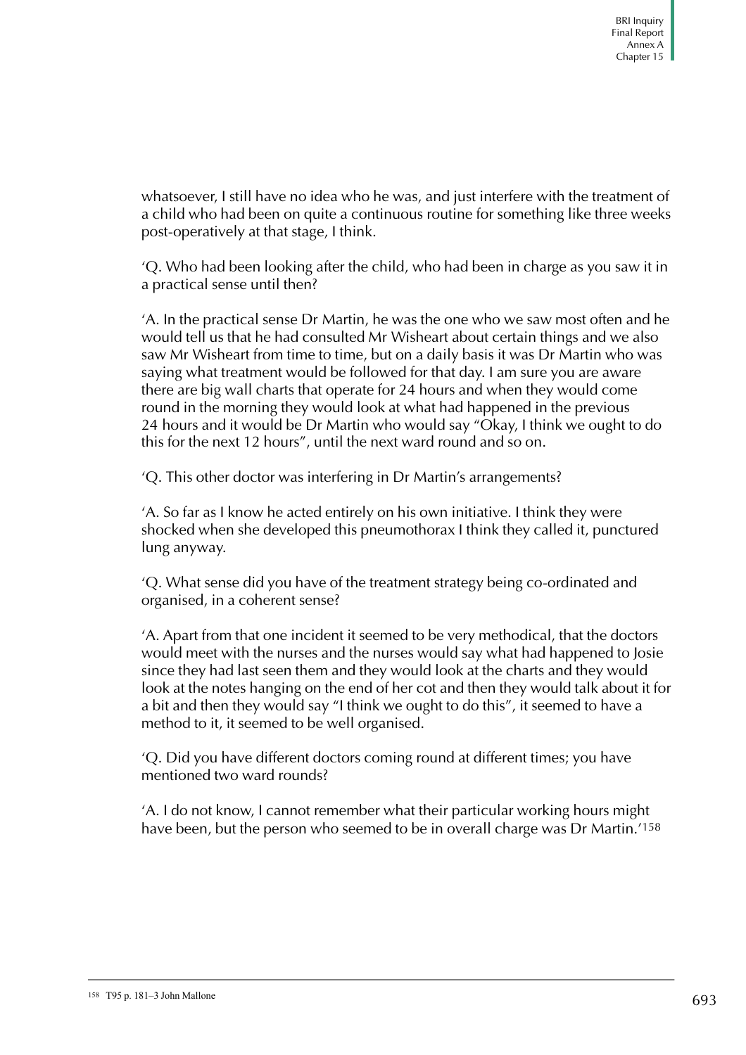whatsoever, I still have no idea who he was, and just interfere with the treatment of a child who had been on quite a continuous routine for something like three weeks post-operatively at that stage, I think.

'Q. Who had been looking after the child, who had been in charge as you saw it in a practical sense until then?

'A. In the practical sense Dr Martin, he was the one who we saw most often and he would tell us that he had consulted Mr Wisheart about certain things and we also saw Mr Wisheart from time to time, but on a daily basis it was Dr Martin who was saying what treatment would be followed for that day. I am sure you are aware there are big wall charts that operate for 24 hours and when they would come round in the morning they would look at what had happened in the previous 24 hours and it would be Dr Martin who would say "Okay, I think we ought to do this for the next 12 hours", until the next ward round and so on.

'Q. This other doctor was interfering in Dr Martin's arrangements?

'A. So far as I know he acted entirely on his own initiative. I think they were shocked when she developed this pneumothorax I think they called it, punctured lung anyway.

'Q. What sense did you have of the treatment strategy being co-ordinated and organised, in a coherent sense?

'A. Apart from that one incident it seemed to be very methodical, that the doctors would meet with the nurses and the nurses would say what had happened to Josie since they had last seen them and they would look at the charts and they would look at the notes hanging on the end of her cot and then they would talk about it for a bit and then they would say "I think we ought to do this", it seemed to have a method to it, it seemed to be well organised.

'Q. Did you have different doctors coming round at different times; you have mentioned two ward rounds?

'A. I do not know, I cannot remember what their particular working hours might have been, but the person who seemed to be in overall charge was Dr Martin.'[158]

[158] T95 p. 181–3 John Mallone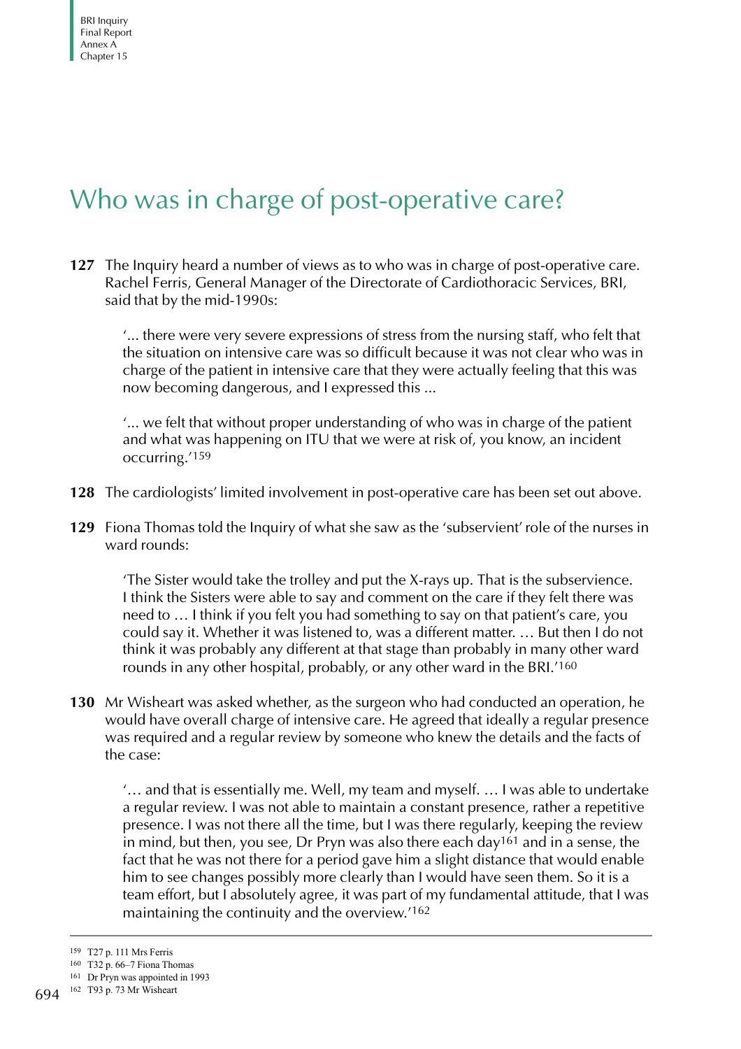# Who was in charge of post-operative care?

**127** The Inquiry heard a number of views as to who was in charge of post-operative care. Rachel Ferris, General Manager of the Directorate of Cardiothoracic Services, BRI, said that by the mid-1990s:

> '... there were very severe expressions of stress from the nursing staff, who felt that the situation on intensive care was so difficult because it was not clear who was in charge of the patient in intensive care that they were actually feeling that this was now becoming dangerous, and I expressed this ...
>
> '... we felt that without proper understanding of who was in charge of the patient and what was happening on ITU that we were at risk of, you know, an incident occurring.'[159]

**128** The cardiologists' limited involvement in post-operative care has been set out above.

**129** Fiona Thomas told the Inquiry of what she saw as the 'subservient' role of the nurses in ward rounds:

> 'The Sister would take the trolley and put the X-rays up. That is the subservience. I think the Sisters were able to say and comment on the care if they felt there was need to … I think if you felt you had something to say on that patient's care, you could say it. Whether it was listened to, was a different matter. … But then I do not think it was probably any different at that stage than probably in many other ward rounds in any other hospital, probably, or any other ward in the BRI.'[160]

**130** Mr Wisheart was asked whether, as the surgeon who had conducted an operation, he would have overall charge of intensive care. He agreed that ideally a regular presence was required and a regular review by someone who knew the details and the facts of the case:

> '… and that is essentially me. Well, my team and myself. … I was able to undertake a regular review. I was not able to maintain a constant presence, rather a repetitive presence. I was not there all the time, but I was there regularly, keeping the review in mind, but then, you see, Dr Pryn was also there each day[161] and in a sense, the fact that he was not there for a period gave him a slight distance that would enable him to see changes possibly more clearly than I would have seen them. So it is a team effort, but I absolutely agree, it was part of my fundamental attitude, that I was maintaining the continuity and the overview.'[162]

---

[159] T27 p. 111 Mrs Ferris

[160] T32 p. 66–7 Fiona Thomas

[161] Dr Pryn was appointed in 1993

[162] T93 p. 73 Mr Wisheart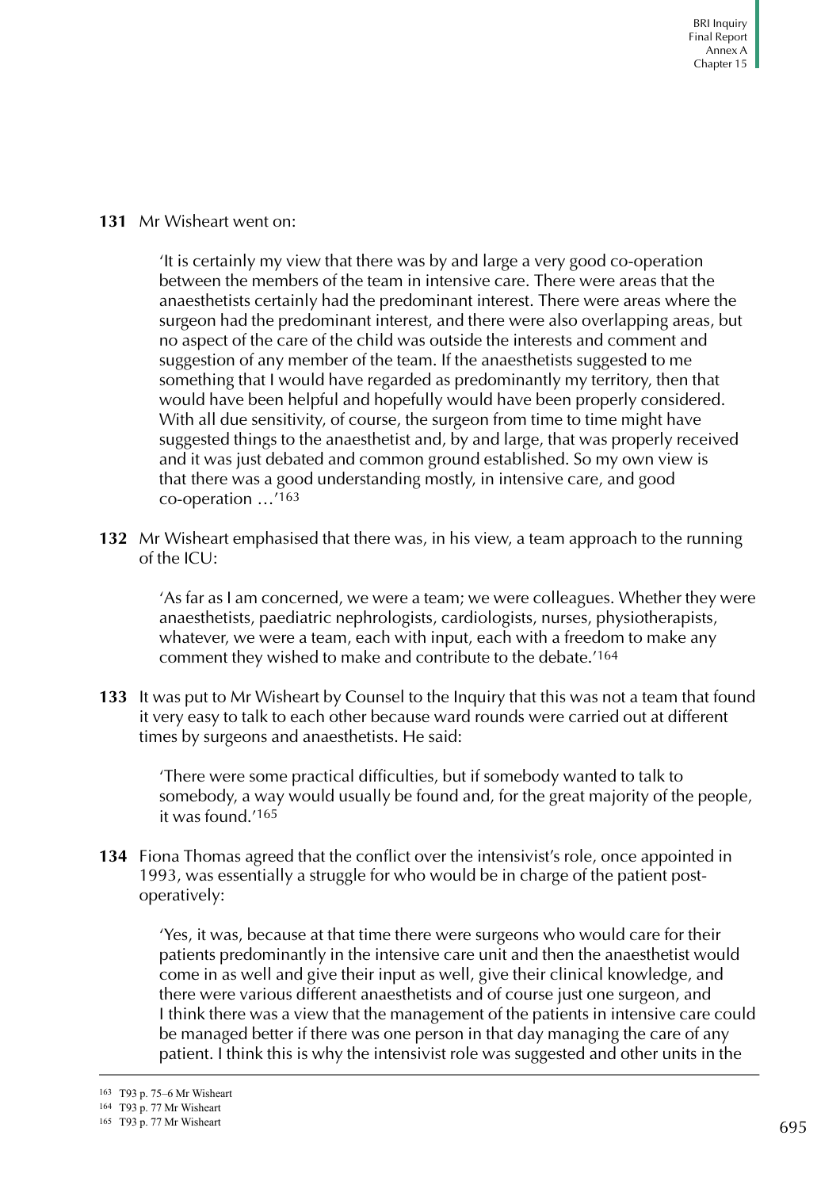**131** Mr Wisheart went on:

> 'It is certainly my view that there was by and large a very good co-operation between the members of the team in intensive care. There were areas that the anaesthetists certainly had the predominant interest. There were areas where the surgeon had the predominant interest, and there were also overlapping areas, but no aspect of the care of the child was outside the interests and comment and suggestion of any member of the team. If the anaesthetists suggested to me something that I would have regarded as predominantly my territory, then that would have been helpful and hopefully would have been properly considered. With all due sensitivity, of course, the surgeon from time to time might have suggested things to the anaesthetist and, by and large, that was properly received and it was just debated and common ground established. So my own view is that there was a good understanding mostly, in intensive care, and good co-operation …'[163]

**132** Mr Wisheart emphasised that there was, in his view, a team approach to the running of the ICU:

> 'As far as I am concerned, we were a team; we were colleagues. Whether they were anaesthetists, paediatric nephrologists, cardiologists, nurses, physiotherapists, whatever, we were a team, each with input, each with a freedom to make any comment they wished to make and contribute to the debate.'[164]

**133** It was put to Mr Wisheart by Counsel to the Inquiry that this was not a team that found it very easy to talk to each other because ward rounds were carried out at different times by surgeons and anaesthetists. He said:

> 'There were some practical difficulties, but if somebody wanted to talk to somebody, a way would usually be found and, for the great majority of the people, it was found.'[165]

**134** Fiona Thomas agreed that the conflict over the intensivist's role, once appointed in 1993, was essentially a struggle for who would be in charge of the patient post-operatively:

> 'Yes, it was, because at that time there were surgeons who would care for their patients predominantly in the intensive care unit and then the anaesthetist would come in as well and give their input as well, give their clinical knowledge, and there were various different anaesthetists and of course just one surgeon, and I think there was a view that the management of the patients in intensive care could be managed better if there was one person in that day managing the care of any patient. I think this is why the intensivist role was suggested and other units in the

---

[163] T93 p. 75–6 Mr Wisheart

[164] T93 p. 77 Mr Wisheart

[165] T93 p. 77 Mr Wisheart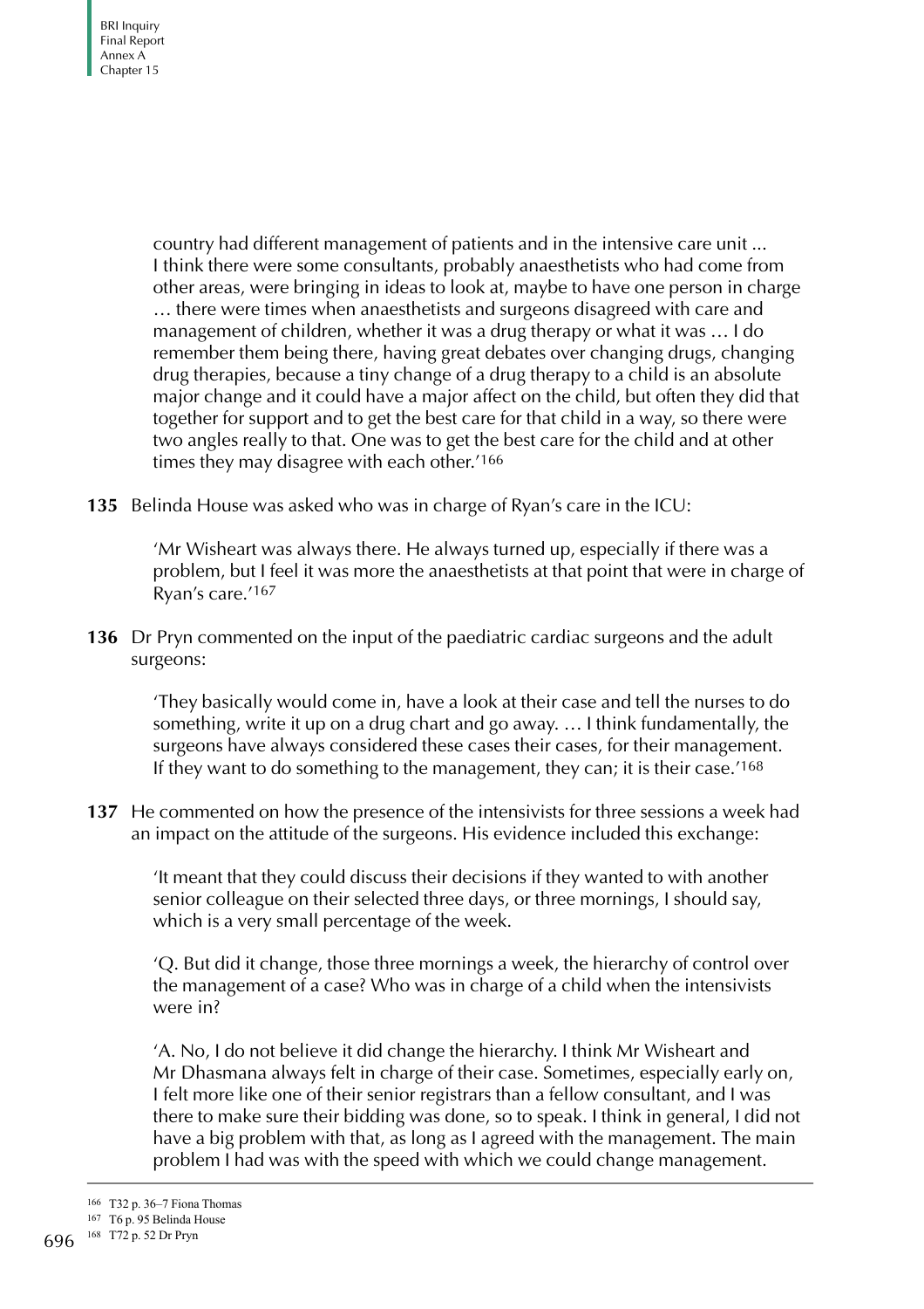country had different management of patients and in the intensive care unit ... I think there were some consultants, probably anaesthetists who had come from other areas, were bringing in ideas to look at, maybe to have one person in charge … there were times when anaesthetists and surgeons disagreed with care and management of children, whether it was a drug therapy or what it was … I do remember them being there, having great debates over changing drugs, changing drug therapies, because a tiny change of a drug therapy to a child is an absolute major change and it could have a major affect on the child, but often they did that together for support and to get the best care for that child in a way, so there were two angles really to that. One was to get the best care for the child and at other times they may disagree with each other.'[166]

**135** Belinda House was asked who was in charge of Ryan's care in the ICU:

> 'Mr Wisheart was always there. He always turned up, especially if there was a problem, but I feel it was more the anaesthetists at that point that were in charge of Ryan's care.'[167]

**136** Dr Pryn commented on the input of the paediatric cardiac surgeons and the adult surgeons:

> 'They basically would come in, have a look at their case and tell the nurses to do something, write it up on a drug chart and go away. … I think fundamentally, the surgeons have always considered these cases their cases, for their management. If they want to do something to the management, they can; it is their case.'[168]

**137** He commented on how the presence of the intensivists for three sessions a week had an impact on the attitude of the surgeons. His evidence included this exchange:

> 'It meant that they could discuss their decisions if they wanted to with another senior colleague on their selected three days, or three mornings, I should say, which is a very small percentage of the week.
>
> 'Q. But did it change, those three mornings a week, the hierarchy of control over the management of a case? Who was in charge of a child when the intensivists were in?
>
> 'A. No, I do not believe it did change the hierarchy. I think Mr Wisheart and Mr Dhasmana always felt in charge of their case. Sometimes, especially early on, I felt more like one of their senior registrars than a fellow consultant, and I was there to make sure their bidding was done, so to speak. I think in general, I did not have a big problem with that, as long as I agreed with the management. The main problem I had was with the speed with which we could change management.

---

166 T32 p. 36–7 Fiona Thomas

167 T6 p. 95 Belinda House

168 T72 p. 52 Dr Pryn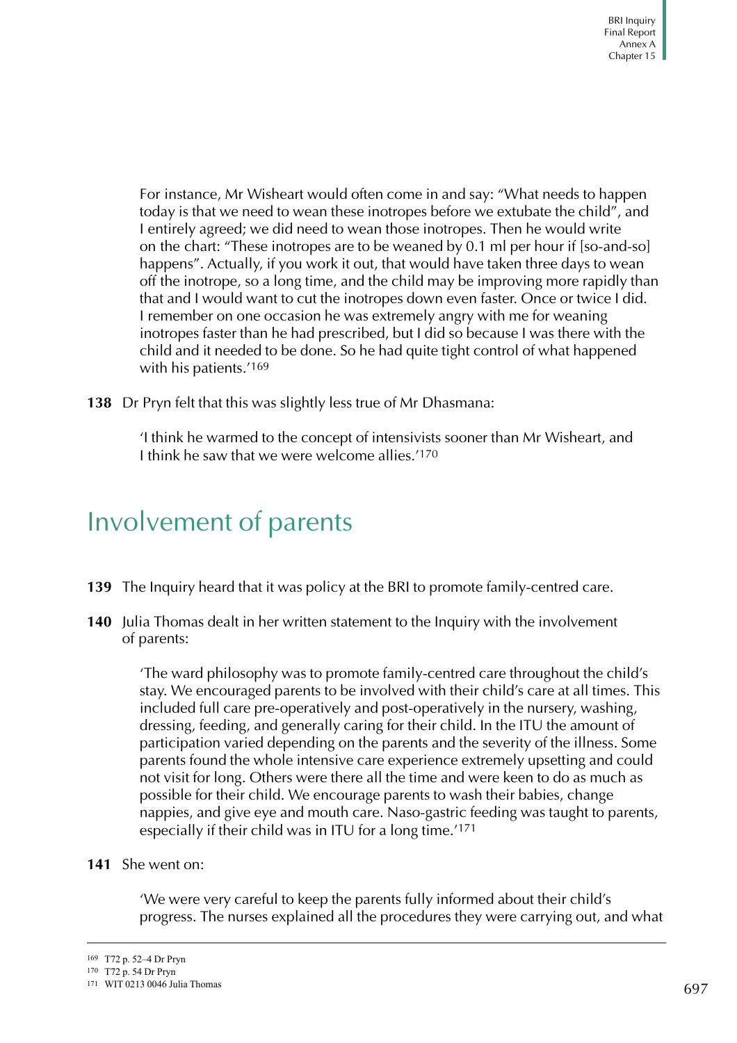For instance, Mr Wisheart would often come in and say: "What needs to happen today is that we need to wean these inotropes before we extubate the child", and I entirely agreed; we did need to wean those inotropes. Then he would write on the chart: "These inotropes are to be weaned by 0.1 ml per hour if [so-and-so] happens". Actually, if you work it out, that would have taken three days to wean off the inotrope, so a long time, and the child may be improving more rapidly than that and I would want to cut the inotropes down even faster. Once or twice I did. I remember on one occasion he was extremely angry with me for weaning inotropes faster than he had prescribed, but I did so because I was there with the child and it needed to be done. So he had quite tight control of what happened with his patients.'[169]

**138** Dr Pryn felt that this was slightly less true of Mr Dhasmana:

> 'I think he warmed to the concept of intensivists sooner than Mr Wisheart, and I think he saw that we were welcome allies.'[170]

## Involvement of parents

**139** The Inquiry heard that it was policy at the BRI to promote family-centred care.

**140** Julia Thomas dealt in her written statement to the Inquiry with the involvement of parents:

> 'The ward philosophy was to promote family-centred care throughout the child's stay. We encouraged parents to be involved with their child's care at all times. This included full care pre-operatively and post-operatively in the nursery, washing, dressing, feeding, and generally caring for their child. In the ITU the amount of participation varied depending on the parents and the severity of the illness. Some parents found the whole intensive care experience extremely upsetting and could not visit for long. Others were there all the time and were keen to do as much as possible for their child. We encourage parents to wash their babies, change nappies, and give eye and mouth care. Naso-gastric feeding was taught to parents, especially if their child was in ITU for a long time.'[171]

**141** She went on:

> 'We were very careful to keep the parents fully informed about their child's progress. The nurses explained all the procedures they were carrying out, and what

---

169 T72 p. 52–4 Dr Pryn

170 T72 p. 54 Dr Pryn

171 WIT 0213 0046 Julia Thomas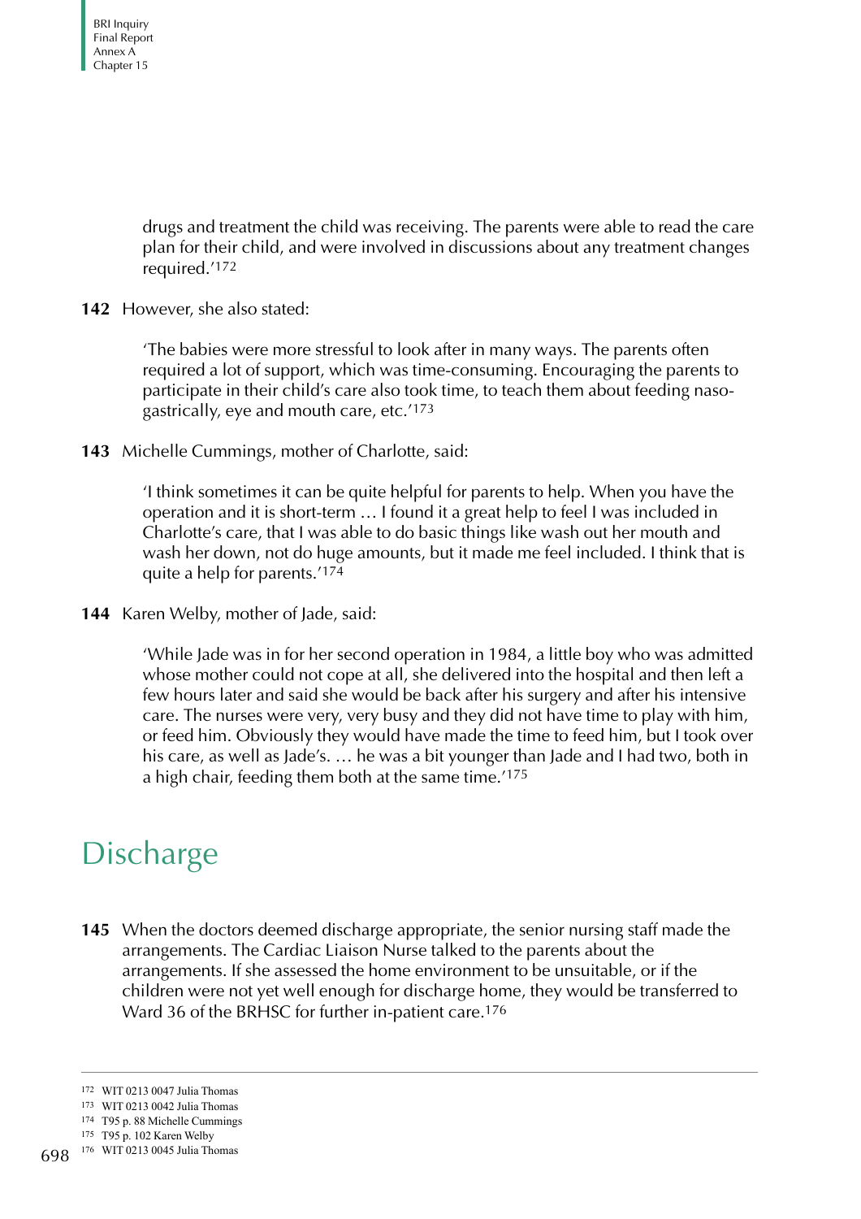drugs and treatment the child was receiving. The parents were able to read the care plan for their child, and were involved in discussions about any treatment changes required.'[172]

**142** However, she also stated:

> 'The babies were more stressful to look after in many ways. The parents often required a lot of support, which was time-consuming. Encouraging the parents to participate in their child's care also took time, to teach them about feeding naso-gastrically, eye and mouth care, etc.'[173]

**143** Michelle Cummings, mother of Charlotte, said:

> 'I think sometimes it can be quite helpful for parents to help. When you have the operation and it is short-term … I found it a great help to feel I was included in Charlotte's care, that I was able to do basic things like wash out her mouth and wash her down, not do huge amounts, but it made me feel included. I think that is quite a help for parents.'[174]

**144** Karen Welby, mother of Jade, said:

> 'While Jade was in for her second operation in 1984, a little boy who was admitted whose mother could not cope at all, she delivered into the hospital and then left a few hours later and said she would be back after his surgery and after his intensive care. The nurses were very, very busy and they did not have time to play with him, or feed him. Obviously they would have made the time to feed him, but I took over his care, as well as Jade's. … he was a bit younger than Jade and I had two, both in a high chair, feeding them both at the same time.'[175]

## Discharge

**145** When the doctors deemed discharge appropriate, the senior nursing staff made the arrangements. The Cardiac Liaison Nurse talked to the parents about the arrangements. If she assessed the home environment to be unsuitable, or if the children were not yet well enough for discharge home, they would be transferred to Ward 36 of the BRHSC for further in-patient care.[176]

---

172 WIT 0213 0047 Julia Thomas
173 WIT 0213 0042 Julia Thomas
174 T95 p. 88 Michelle Cummings
175 T95 p. 102 Karen Welby
176 WIT 0213 0045 Julia Thomas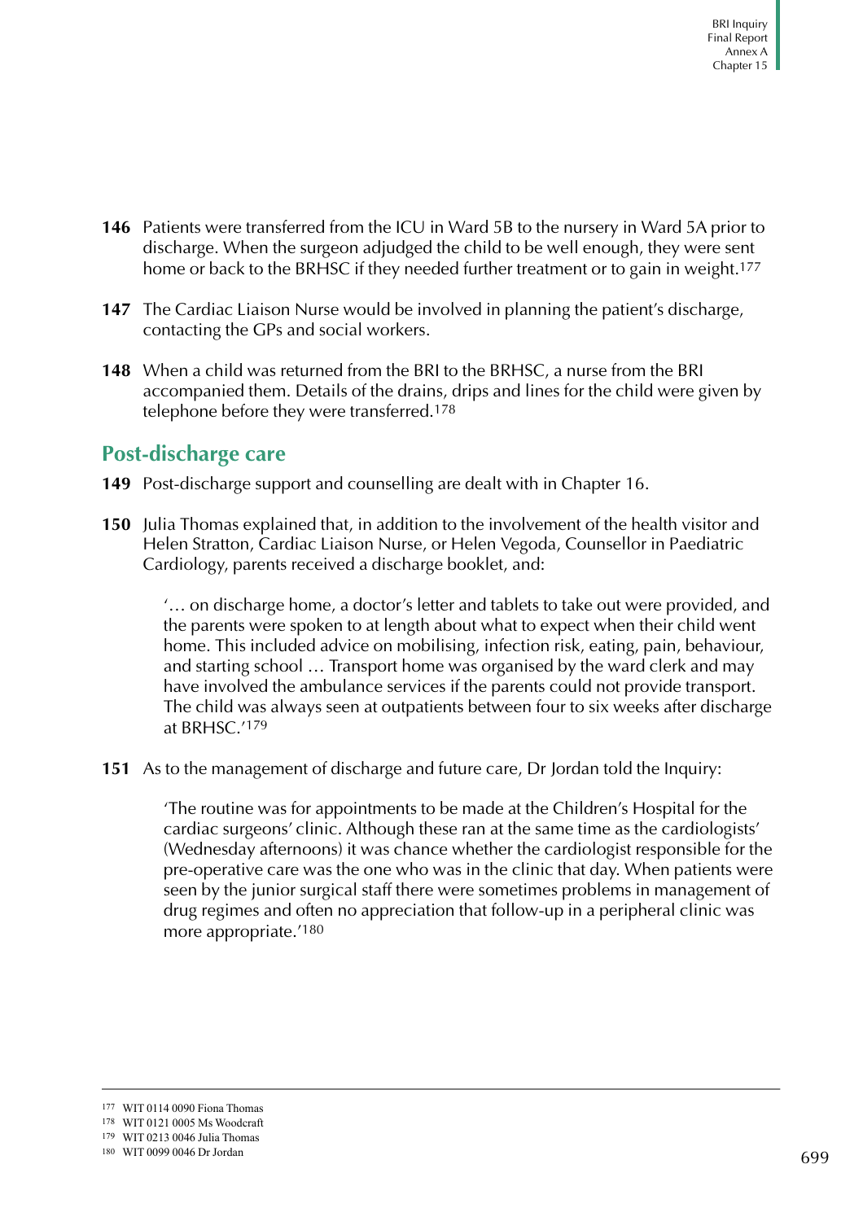**146** Patients were transferred from the ICU in Ward 5B to the nursery in Ward 5A prior to discharge. When the surgeon adjudged the child to be well enough, they were sent home or back to the BRHSC if they needed further treatment or to gain in weight.[177]

**147** The Cardiac Liaison Nurse would be involved in planning the patient's discharge, contacting the GPs and social workers.

**148** When a child was returned from the BRI to the BRHSC, a nurse from the BRI accompanied them. Details of the drains, drips and lines for the child were given by telephone before they were transferred.[178]

## Post-discharge care

**149** Post-discharge support and counselling are dealt with in Chapter 16.

**150** Julia Thomas explained that, in addition to the involvement of the health visitor and Helen Stratton, Cardiac Liaison Nurse, or Helen Vegoda, Counsellor in Paediatric Cardiology, parents received a discharge booklet, and:

> '… on discharge home, a doctor's letter and tablets to take out were provided, and the parents were spoken to at length about what to expect when their child went home. This included advice on mobilising, infection risk, eating, pain, behaviour, and starting school … Transport home was organised by the ward clerk and may have involved the ambulance services if the parents could not provide transport. The child was always seen at outpatients between four to six weeks after discharge at BRHSC.'[179]

**151** As to the management of discharge and future care, Dr Jordan told the Inquiry:

> 'The routine was for appointments to be made at the Children's Hospital for the cardiac surgeons' clinic. Although these ran at the same time as the cardiologists' (Wednesday afternoons) it was chance whether the cardiologist responsible for the pre-operative care was the one who was in the clinic that day. When patients were seen by the junior surgical staff there were sometimes problems in management of drug regimes and often no appreciation that follow-up in a peripheral clinic was more appropriate.'[180]

---

[177] WIT 0114 0090 Fiona Thomas
[178] WIT 0121 0005 Ms Woodcraft
[179] WIT 0213 0046 Julia Thomas
[180] WIT 0099 0046 Dr Jordan